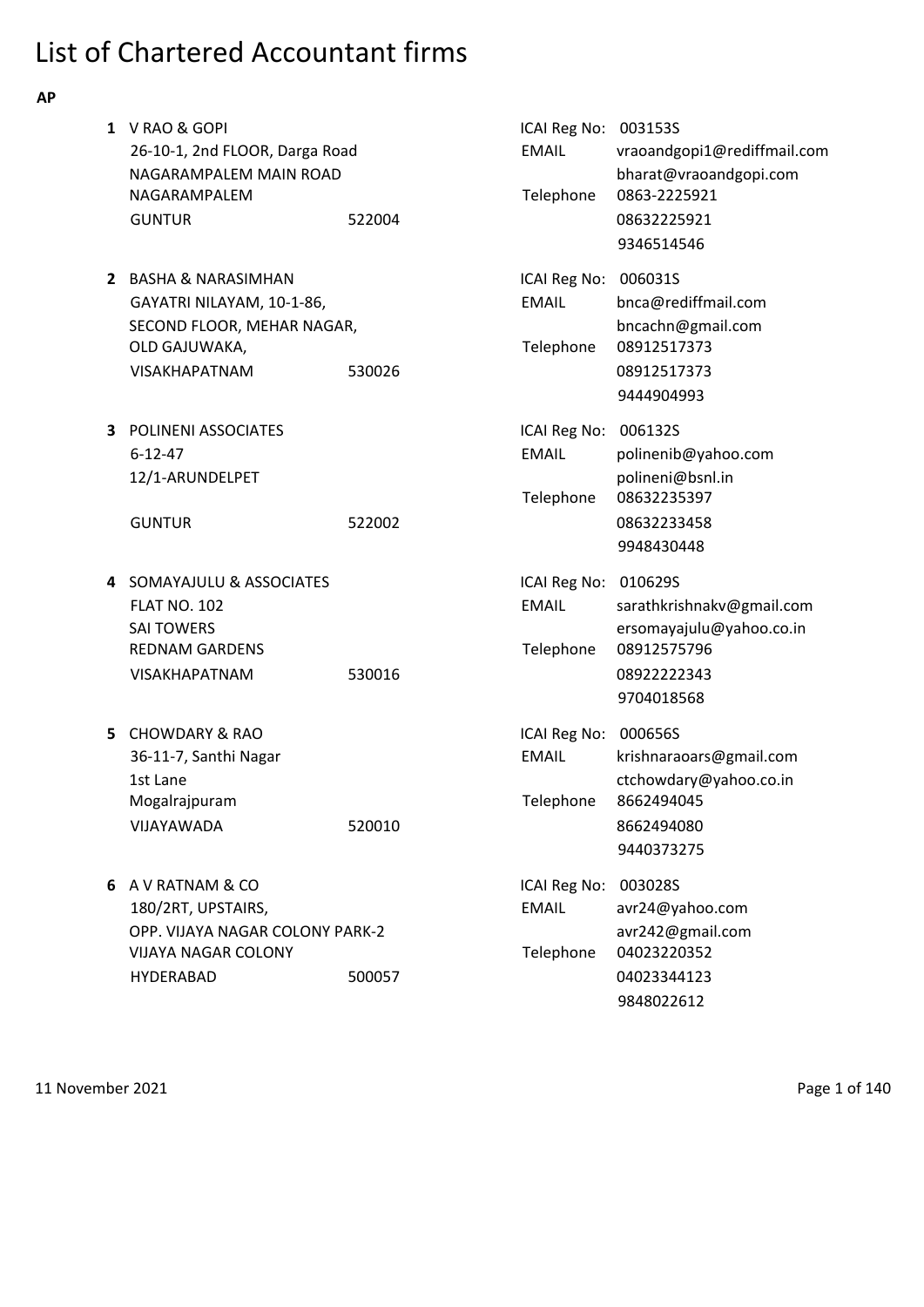# List of Chartered Accountant firms

**AP**

**1** V RAO & GOPI
26-10-1, 2nd FLOOR, Darga Road
NAGARAMPALEM MAIN ROAD
NAGARAMPALEM
GUNTUR 522004

ICAI Reg No: 003153S
EMAIL vraoandgopi1@rediffmail.com
bharat@vraoandgopi.com
Telephone 0863-2225921
08632225921
9346514546

**2** BASHA & NARASIMHAN
GAYATRI NILAYAM, 10-1-86,
SECOND FLOOR, MEHAR NAGAR,
OLD GAJUWAKA,
VISAKHAPATNAM 530026

ICAI Reg No: 006031S
EMAIL bnca@rediffmail.com
bncachn@gmail.com
Telephone 08912517373
08912517373
9444904993

**3** POLINENI ASSOCIATES
6-12-47
12/1-ARUNDELPET
GUNTUR 522002

ICAI Reg No: 006132S
EMAIL polinenib@yahoo.com
polineni@bsnl.in
Telephone 08632235397
08632233458
9948430448

**4** SOMAYAJULU & ASSOCIATES
FLAT NO. 102
SAI TOWERS
REDNAM GARDENS
VISAKHAPATNAM 530016

ICAI Reg No: 010629S
EMAIL sarathkrishnakv@gmail.com
ersomayajulu@yahoo.co.in
Telephone 08912575796
08922222343
9704018568

**5** CHOWDARY & RAO
36-11-7, Santhi Nagar
1st Lane
Mogalrajpuram
VIJAYAWADA 520010

ICAI Reg No: 000656S
EMAIL krishnaraoars@gmail.com
ctchowdary@yahoo.co.in
Telephone 8662494045
8662494080
9440373275

**6** A V RATNAM & CO
180/2RT, UPSTAIRS,
OPP. VIJAYA NAGAR COLONY PARK-2
VIJAYA NAGAR COLONY
HYDERABAD 500057

ICAI Reg No: 003028S
EMAIL avr24@yahoo.com
avr242@gmail.com
Telephone 04023220352
04023344123
9848022612

11 November 2021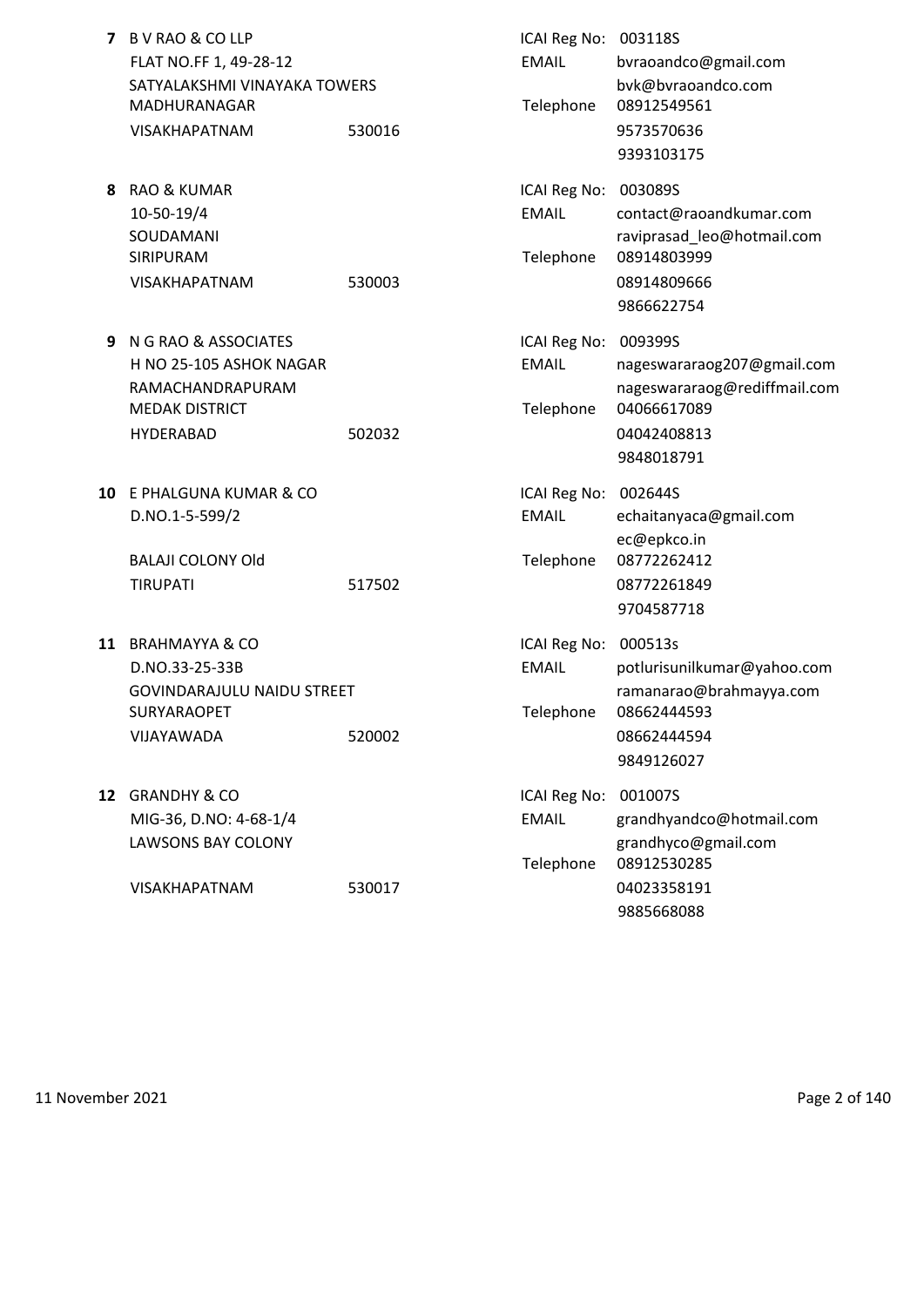**7** B V RAO & CO LLP
FLAT NO.FF 1, 49-28-12
SATYALAKSHMI VINAYAKA TOWERS
MADHURANAGAR
VISAKHAPATNAM 530016

ICAI Reg No: 003118S
EMAIL bvraoandco@gmail.com
bvk@bvraoandco.com
Telephone 08912549561
9573570636
9393103175

**8** RAO & KUMAR
10-50-19/4
SOUDAMANI
SIRIPURAM
VISAKHAPATNAM 530003

ICAI Reg No: 003089S
EMAIL contact@raoandkumar.com
raviprasad_leo@hotmail.com
Telephone 08914803999
08914809666
9866622754

**9** N G RAO & ASSOCIATES
H NO 25-105 ASHOK NAGAR
RAMACHANDRAPURAM
MEDAK DISTRICT
HYDERABAD 502032

ICAI Reg No: 009399S
EMAIL nageswararaog207@gmail.com
nageswararaog@rediffmail.com
Telephone 04066617089
04042408813
9848018791

**10** E PHALGUNA KUMAR & CO
D.NO.1-5-599/2
BALAJI COLONY Old
TIRUPATI 517502

ICAI Reg No: 002644S
EMAIL echaitanyaca@gmail.com
ec@epkco.in
Telephone 08772262412
08772261849
9704587718

**11** BRAHMAYYA & CO
D.NO.33-25-33B
GOVINDARAJULU NAIDU STREET
SURYARAOPET
VIJAYAWADA 520002

ICAI Reg No: 000513s
EMAIL potlurisunilkumar@yahoo.com
ramanarao@brahmayya.com
Telephone 08662444593
08662444594
9849126027

**12** GRANDHY & CO
MIG-36, D.NO: 4-68-1/4
LAWSONS BAY COLONY
VISAKHAPATNAM 530017

ICAI Reg No: 001007S
EMAIL grandhyandco@hotmail.com
grandhyco@gmail.com
Telephone 08912530285
04023358191
9885668088

11 November 2021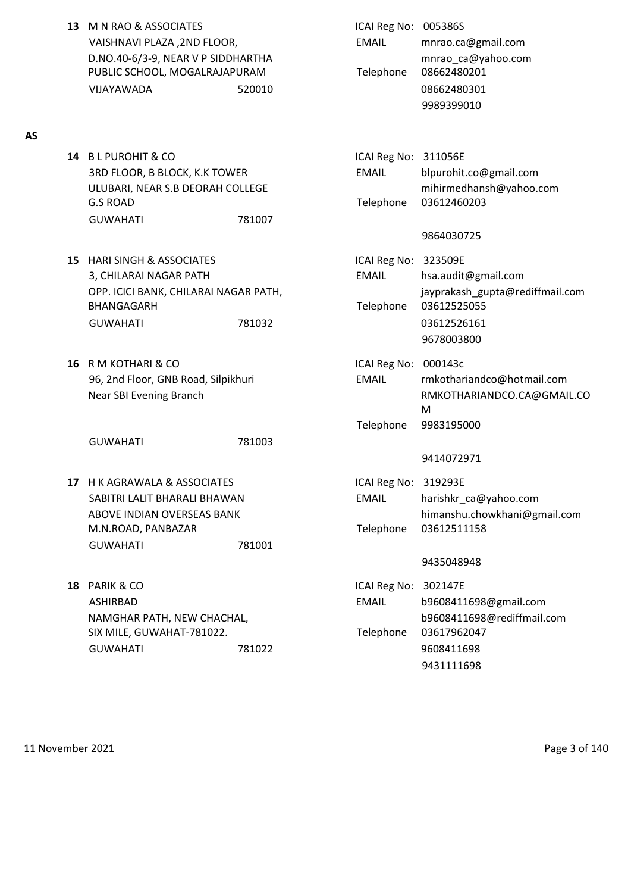**13** M N RAO & ASSOCIATES
VAISHNAVI PLAZA ,2ND FLOOR,
D.NO.40-6/3-9, NEAR V P SIDDHARTHA PUBLIC SCHOOL, MOGALRAJAPURAM
VIJAYAWADA 520010

ICAI Reg No: 005386S
EMAIL mnrao.ca@gmail.com
mnrao_ca@yahoo.com
Telephone 08662480201
08662480301
9989399010

**AS**

**14** B L PUROHIT & CO
3RD FLOOR, B BLOCK, K.K TOWER
ULUBARI, NEAR S.B DEORAH COLLEGE
G.S ROAD
GUWAHATI 781007

ICAI Reg No: 311056E
EMAIL blpurohit.co@gmail.com
mihirmedhansh@yahoo.com
Telephone 03612460203
9864030725

**15** HARI SINGH & ASSOCIATES
3, CHILARAI NAGAR PATH
OPP. ICICI BANK, CHILARAI NAGAR PATH, BHANGAGARH
GUWAHATI 781032

ICAI Reg No: 323509E
EMAIL hsa.audit@gmail.com
jayprakash_gupta@rediffmail.com
Telephone 03612525055
03612526161
9678003800

**16** R M KOTHARI & CO
96, 2nd Floor, GNB Road, Silpikhuri
Near SBI Evening Branch
GUWAHATI 781003

ICAI Reg No: 000143c
EMAIL rmkothariandco@hotmail.com
RMKOTHARIANDCO.CA@GMAIL.COM
Telephone 9983195000
9414072971

**17** H K AGRAWALA & ASSOCIATES
SABITRI LALIT BHARALI BHAWAN
ABOVE INDIAN OVERSEAS BANK
M.N.ROAD, PANBAZAR
GUWAHATI 781001

ICAI Reg No: 319293E
EMAIL harishkr_ca@yahoo.com
himanshu.chowkhani@gmail.com
Telephone 03612511158
9435048948

**18** PARIK & CO
ASHIRBAD
NAMGHAR PATH, NEW CHACHAL,
SIX MILE, GUWAHAT-781022.
GUWAHATI 781022

ICAI Reg No: 302147E
EMAIL b9608411698@gmail.com
b9608411698@rediffmail.com
Telephone 03617962047
9608411698
9431111698

11 November 2021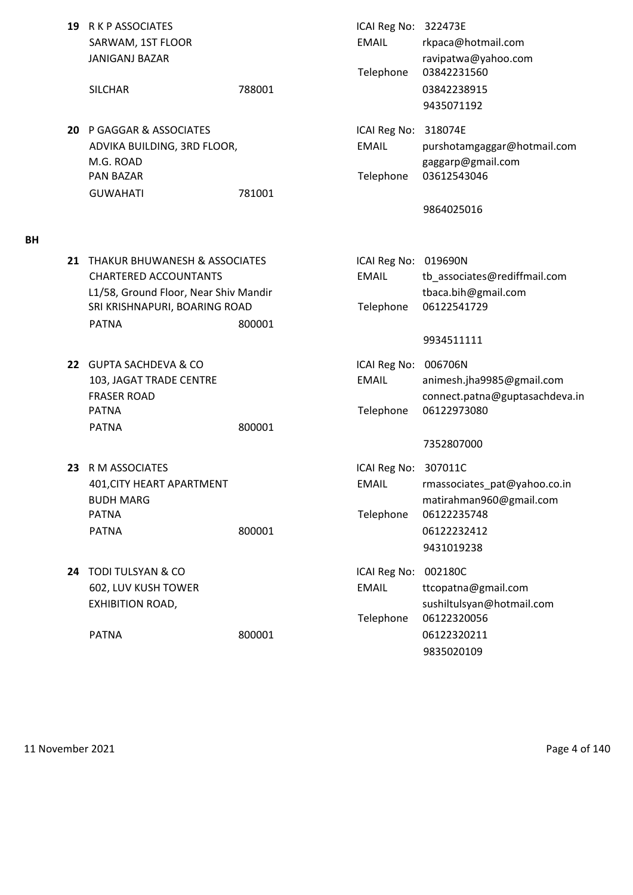**19** R K P ASSOCIATES
SARWAM, 1ST FLOOR
JANIGANJ BAZAR
SILCHAR 788001

ICAI Reg No: 322473E
EMAIL rkpaca@hotmail.com
ravipatwa@yahoo.com
Telephone 03842231560
03842238915
9435071192

**20** P GAGGAR & ASSOCIATES
ADVIKA BUILDING, 3RD FLOOR,
M.G. ROAD
PAN BAZAR
GUWAHATI 781001

ICAI Reg No: 318074E
EMAIL purshotamgaggar@hotmail.com
gaggarp@gmail.com
Telephone 03612543046
9864025016

**BH**

**21** THAKUR BHUWANESH & ASSOCIATES
CHARTERED ACCOUNTANTS
L1/58, Ground Floor, Near Shiv Mandir
SRI KRISHNAPURI, BOARING ROAD
PATNA 800001

ICAI Reg No: 019690N
EMAIL tb_associates@rediffmail.com
tbaca.bih@gmail.com
Telephone 06122541729
9934511111

**22** GUPTA SACHDEVA & CO
103, JAGAT TRADE CENTRE
FRASER ROAD
PATNA
PATNA 800001

ICAI Reg No: 006706N
EMAIL animesh.jha9985@gmail.com
connect.patna@guptasachdeva.in
Telephone 06122973080
7352807000

**23** R M ASSOCIATES
401,CITY HEART APARTMENT
BUDH MARG
PATNA
PATNA 800001

ICAI Reg No: 307011C
EMAIL rmassociates_pat@yahoo.co.in
matirahman960@gmail.com
Telephone 06122235748
06122232412
9431019238

**24** TODI TULSYAN & CO
602, LUV KUSH TOWER
EXHIBITION ROAD,
PATNA 800001

ICAI Reg No: 002180C
EMAIL ttcopatna@gmail.com
sushiltulsyan@hotmail.com
Telephone 06122320056
06122320211
9835020109

11 November 2021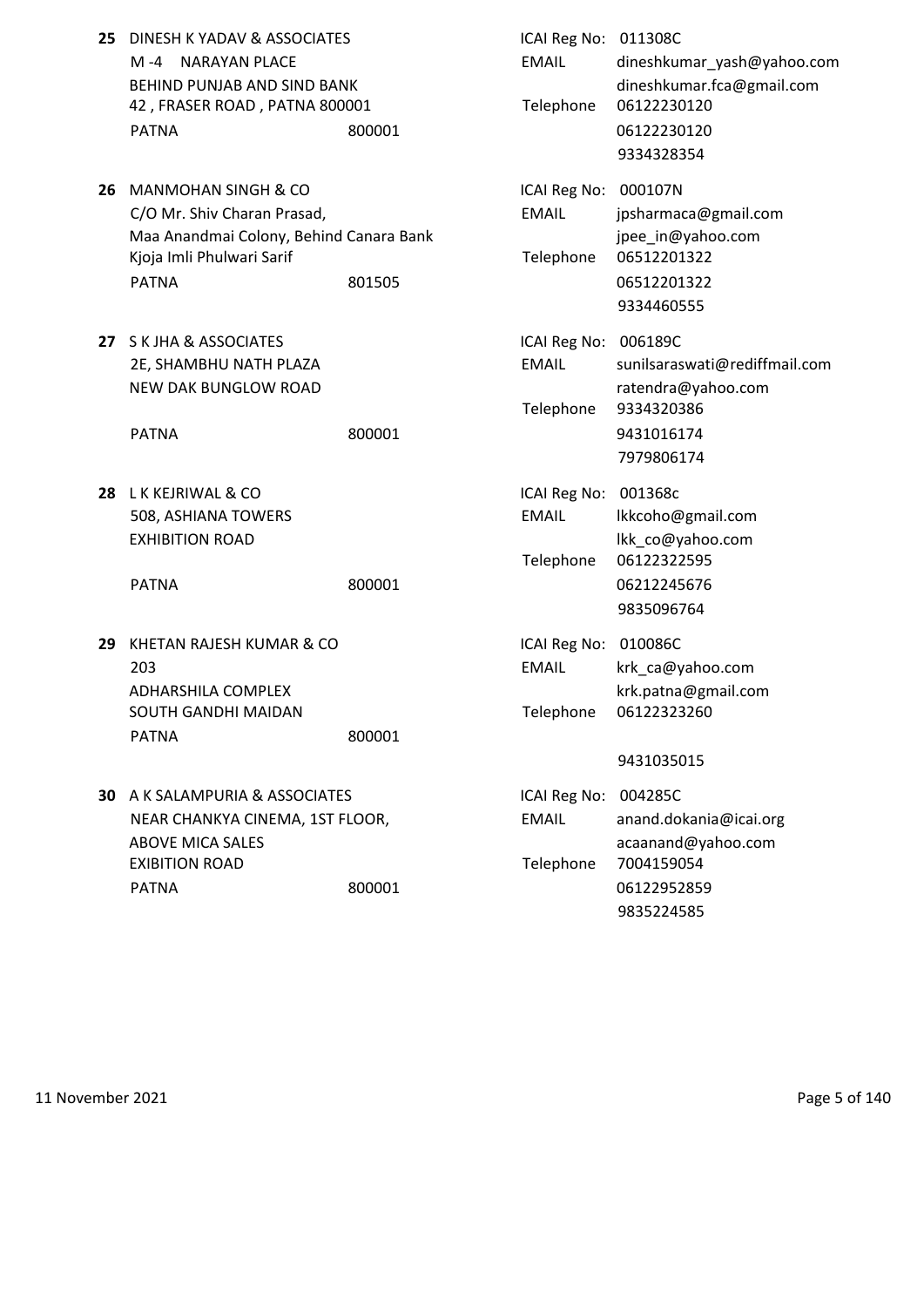**25** DINESH K YADAV & ASSOCIATES
M -4 NARAYAN PLACE
BEHIND PUNJAB AND SIND BANK
42 , FRASER ROAD , PATNA 800001
PATNA 800001

ICAI Reg No: 011308C
EMAIL dineshkumar_yash@yahoo.com
dineshkumar.fca@gmail.com
Telephone 06122230120
06122230120
9334328354

**26** MANMOHAN SINGH & CO
C/O Mr. Shiv Charan Prasad,
Maa Anandmai Colony, Behind Canara Bank
Kjoja Imli Phulwari Sarif
PATNA 801505

ICAI Reg No: 000107N
EMAIL jpsharmaca@gmail.com
jpee_in@yahoo.com
Telephone 06512201322
06512201322
9334460555

**27** S K JHA & ASSOCIATES
2E, SHAMBHU NATH PLAZA
NEW DAK BUNGLOW ROAD
PATNA 800001

ICAI Reg No: 006189C
EMAIL sunilsaraswati@rediffmail.com
ratendra@yahoo.com
Telephone 9334320386
9431016174
7979806174

**28** L K KEJRIWAL & CO
508, ASHIANA TOWERS
EXHIBITION ROAD
PATNA 800001

ICAI Reg No: 001368c
EMAIL lkkcoho@gmail.com
lkk_co@yahoo.com
Telephone 06122322595
06212245676
9835096764

**29** KHETAN RAJESH KUMAR & CO
203
ADHARSHILA COMPLEX
SOUTH GANDHI MAIDAN
PATNA 800001

ICAI Reg No: 010086C
EMAIL krk_ca@yahoo.com
krk.patna@gmail.com
Telephone 06122323260
9431035015

**30** A K SALAMPURIA & ASSOCIATES
NEAR CHANKYA CINEMA, 1ST FLOOR,
ABOVE MICA SALES
EXIBITION ROAD
PATNA 800001

ICAI Reg No: 004285C
EMAIL anand.dokania@icai.org
acaanand@yahoo.com
Telephone 7004159054
06122952859
9835224585

11 November 2021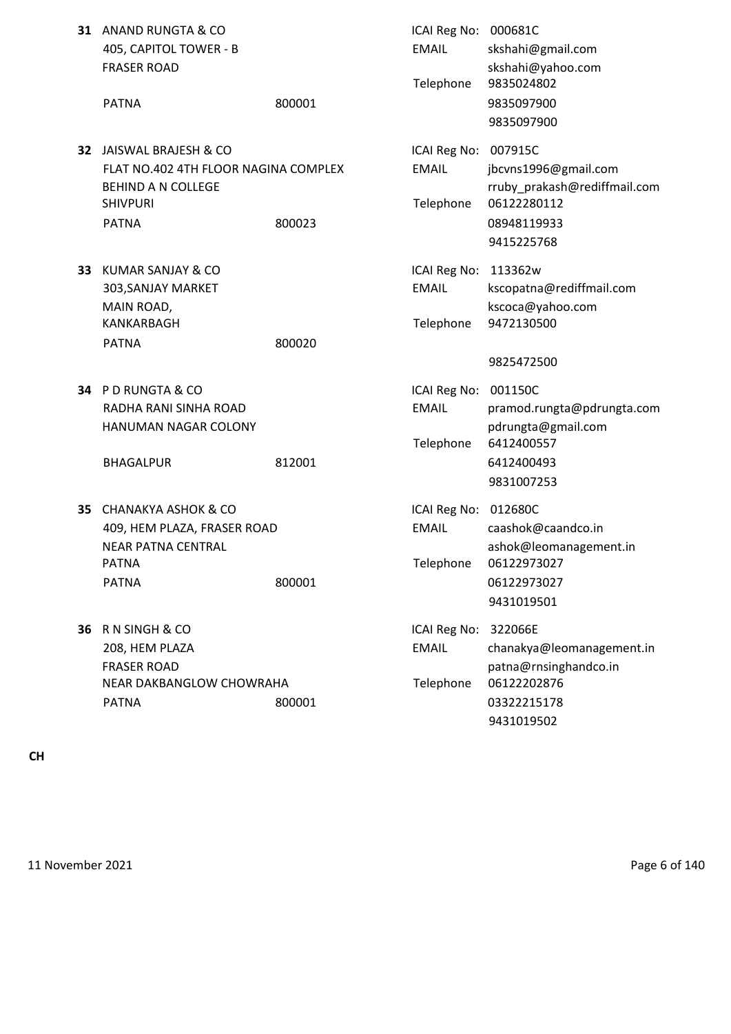**31** ANAND RUNGTA & CO
405, CAPITOL TOWER - B
FRASER ROAD
PATNA 800001

ICAI Reg No: 000681C
EMAIL skshahi@gmail.com
skshahi@yahoo.com
Telephone 9835024802
9835097900
9835097900

**32** JAISWAL BRAJESH & CO
FLAT NO.402 4TH FLOOR NAGINA COMPLEX
BEHIND A N COLLEGE
SHIVPURI
PATNA 800023

ICAI Reg No: 007915C
EMAIL jbcvns1996@gmail.com
rruby_prakash@rediffmail.com
Telephone 06122280112
08948119933
9415225768

**33** KUMAR SANJAY & CO
303,SANJAY MARKET
MAIN ROAD,
KANKARBAGH
PATNA 800020

ICAI Reg No: 113362w
EMAIL kscopatna@rediffmail.com
kscoca@yahoo.com
Telephone 9472130500
9825472500

**34** P D RUNGTA & CO
RADHA RANI SINHA ROAD
HANUMAN NAGAR COLONY
BHAGALPUR 812001

ICAI Reg No: 001150C
EMAIL pramod.rungta@pdrungta.com
pdrungta@gmail.com
Telephone 6412400557
6412400493
9831007253

**35** CHANAKYA ASHOK & CO
409, HEM PLAZA, FRASER ROAD
NEAR PATNA CENTRAL
PATNA
PATNA 800001

ICAI Reg No: 012680C
EMAIL caashok@caandco.in
ashok@leomanagement.in
Telephone 06122973027
06122973027
9431019501

**36** R N SINGH & CO
208, HEM PLAZA
FRASER ROAD
NEAR DAKBANGLOW CHOWRAHA
PATNA 800001

ICAI Reg No: 322066E
EMAIL chanakya@leomanagement.in
patna@rnsinghandco.in
Telephone 06122202876
03322215178
9431019502

**CH**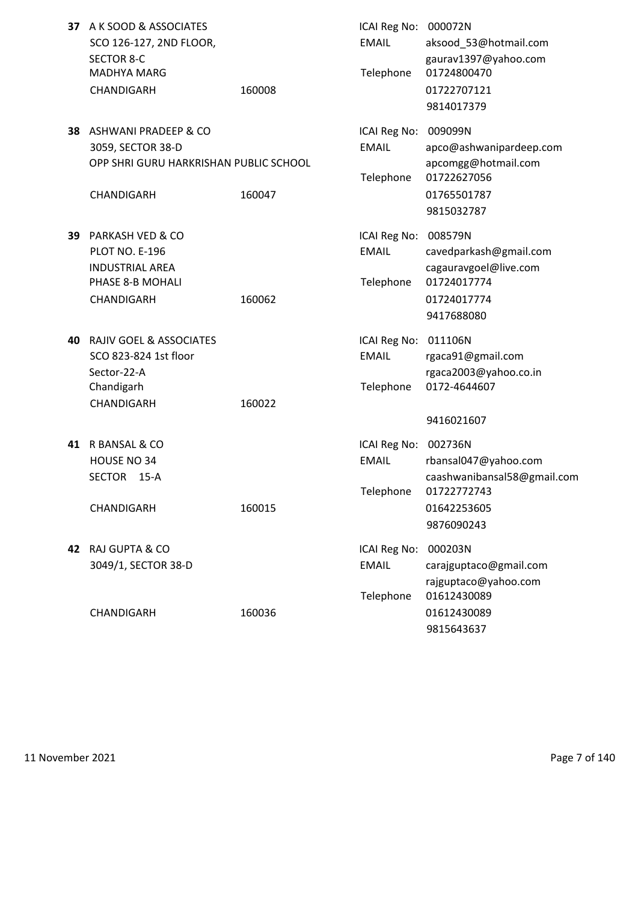**37** A K SOOD & ASSOCIATES
SCO 126-127, 2ND FLOOR,
SECTOR 8-C
MADHYA MARG
CHANDIGARH 160008

ICAI Reg No: 000072N
EMAIL aksood_53@hotmail.com
gaurav1397@yahoo.com
Telephone 01724800470
01722707121
9814017379

**38** ASHWANI PRADEEP & CO
3059, SECTOR 38-D
OPP SHRI GURU HARKRISHAN PUBLIC SCHOOL
CHANDIGARH 160047

ICAI Reg No: 009099N
EMAIL apco@ashwanipardeep.com
apcomgg@hotmail.com
Telephone 01722627056
01765501787
9815032787

**39** PARKASH VED & CO
PLOT NO. E-196
INDUSTRIAL AREA
PHASE 8-B MOHALI
CHANDIGARH 160062

ICAI Reg No: 008579N
EMAIL cavedparkash@gmail.com
cagauravgoel@live.com
Telephone 01724017774
01724017774
9417688080

**40** RAJIV GOEL & ASSOCIATES
SCO 823-824 1st floor
Sector-22-A
Chandigarh
CHANDIGARH 160022

ICAI Reg No: 011106N
EMAIL rgaca91@gmail.com
rgaca2003@yahoo.co.in
Telephone 0172-4644607
9416021607

**41** R BANSAL & CO
HOUSE NO 34
SECTOR 15-A
CHANDIGARH 160015

ICAI Reg No: 002736N
EMAIL rbansal047@yahoo.com
caashwanibansal58@gmail.com
Telephone 01722772743
01642253605
9876090243

**42** RAJ GUPTA & CO
3049/1, SECTOR 38-D
CHANDIGARH 160036

ICAI Reg No: 000203N
EMAIL carajguptaco@gmail.com
rajguptaco@yahoo.com
Telephone 01612430089
01612430089
9815643637

11 November 2021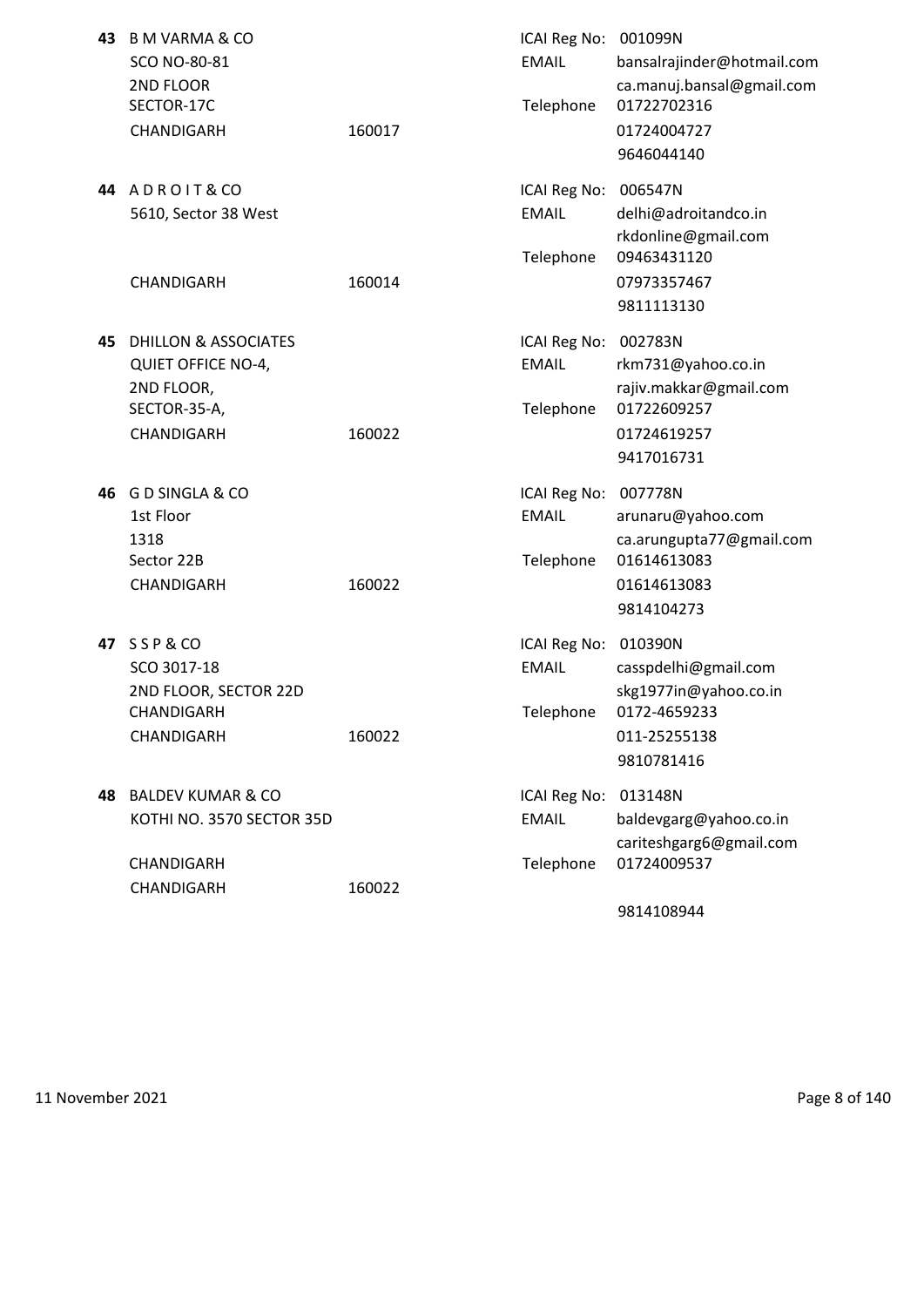**43** B M VARMA & CO
SCO NO-80-81
2ND FLOOR
SECTOR-17C
CHANDIGARH 160017

ICAI Reg No: 001099N
EMAIL bansalrajinder@hotmail.com
ca.manuj.bansal@gmail.com
Telephone 01722702316
01724004727
9646044140

**44** A D R O I T & CO
5610, Sector 38 West
CHANDIGARH 160014

ICAI Reg No: 006547N
EMAIL delhi@adroitandco.in
rkdonline@gmail.com
Telephone 09463431120
07973357467
9811113130

**45** DHILLON & ASSOCIATES
QUIET OFFICE NO-4,
2ND FLOOR,
SECTOR-35-A,
CHANDIGARH 160022

ICAI Reg No: 002783N
EMAIL rkm731@yahoo.co.in
rajiv.makkar@gmail.com
Telephone 01722609257
01724619257
9417016731

**46** G D SINGLA & CO
1st Floor
1318
Sector 22B
CHANDIGARH 160022

ICAI Reg No: 007778N
EMAIL arunaru@yahoo.com
ca.arungupta77@gmail.com
Telephone 01614613083
01614613083
9814104273

**47** S S P & CO
SCO 3017-18
2ND FLOOR, SECTOR 22D
CHANDIGARH
CHANDIGARH 160022

ICAI Reg No: 010390N
EMAIL casspdelhi@gmail.com
skg1977in@yahoo.co.in
Telephone 0172-4659233
011-25255138
9810781416

**48** BALDEV KUMAR & CO
KOTHI NO. 3570 SECTOR 35D
CHANDIGARH
CHANDIGARH 160022

ICAI Reg No: 013148N
EMAIL baldevgarg@yahoo.co.in
cariteshgarg6@gmail.com
Telephone 01724009537
9814108944

11 November 2021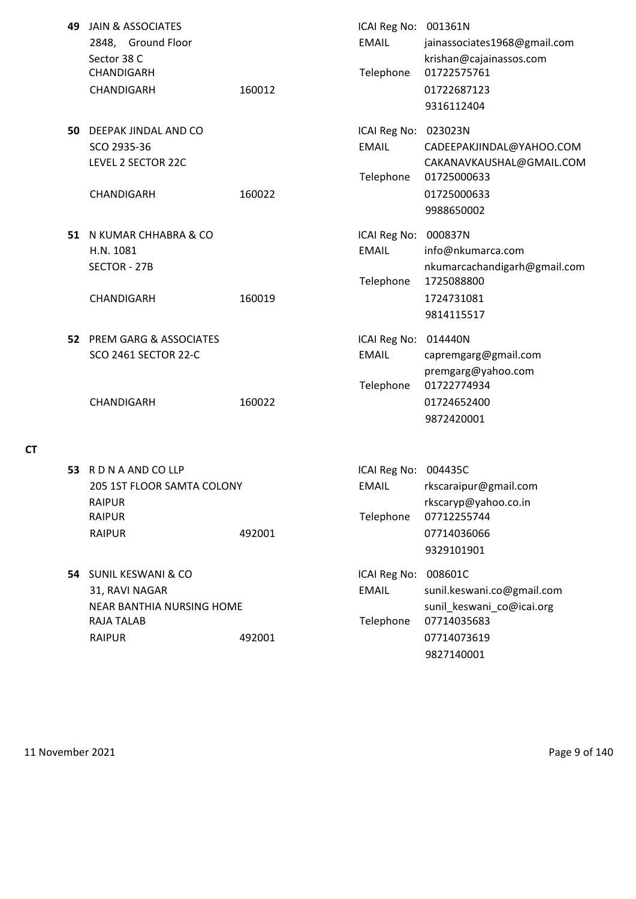**49** JAIN & ASSOCIATES
2848, Ground Floor
Sector 38 C
CHANDIGARH
CHANDIGARH 160012

ICAI Reg No: 001361N
EMAIL jainassociates1968@gmail.com
krishan@cajainassos.com
Telephone 01722575761
01722687123
9316112404

**50** DEEPAK JINDAL AND CO
SCO 2935-36
LEVEL 2 SECTOR 22C
CHANDIGARH 160022

ICAI Reg No: 023023N
EMAIL CADEEPAKJINDAL@YAHOO.COM
CAKANAVKAUSHAL@GMAIL.COM
Telephone 01725000633
01725000633
9988650002

**51** N KUMAR CHHABRA & CO
H.N. 1081
SECTOR - 27B
CHANDIGARH 160019

ICAI Reg No: 000837N
EMAIL info@nkumarca.com
nkumarcachandigarh@gmail.com
Telephone 1725088800
1724731081
9814115517

**52** PREM GARG & ASSOCIATES
SCO 2461 SECTOR 22-C
CHANDIGARH 160022

ICAI Reg No: 014440N
EMAIL capremgarg@gmail.com
premgarg@yahoo.com
Telephone 01722774934
01724652400
9872420001

## CT

**53** R D N A AND CO LLP
205 1ST FLOOR SAMTA COLONY
RAIPUR
RAIPUR
RAIPUR 492001

ICAI Reg No: 004435C
EMAIL rkscaraipur@gmail.com
rkscaryp@yahoo.co.in
Telephone 07712255744
07714036066
9329101901

**54** SUNIL KESWANI & CO
31, RAVI NAGAR
NEAR BANTHIA NURSING HOME
RAJA TALAB
RAIPUR 492001

ICAI Reg No: 008601C
EMAIL sunil.keswani.co@gmail.com
sunil_keswani_co@icai.org
Telephone 07714035683
07714073619
9827140001

11 November 2021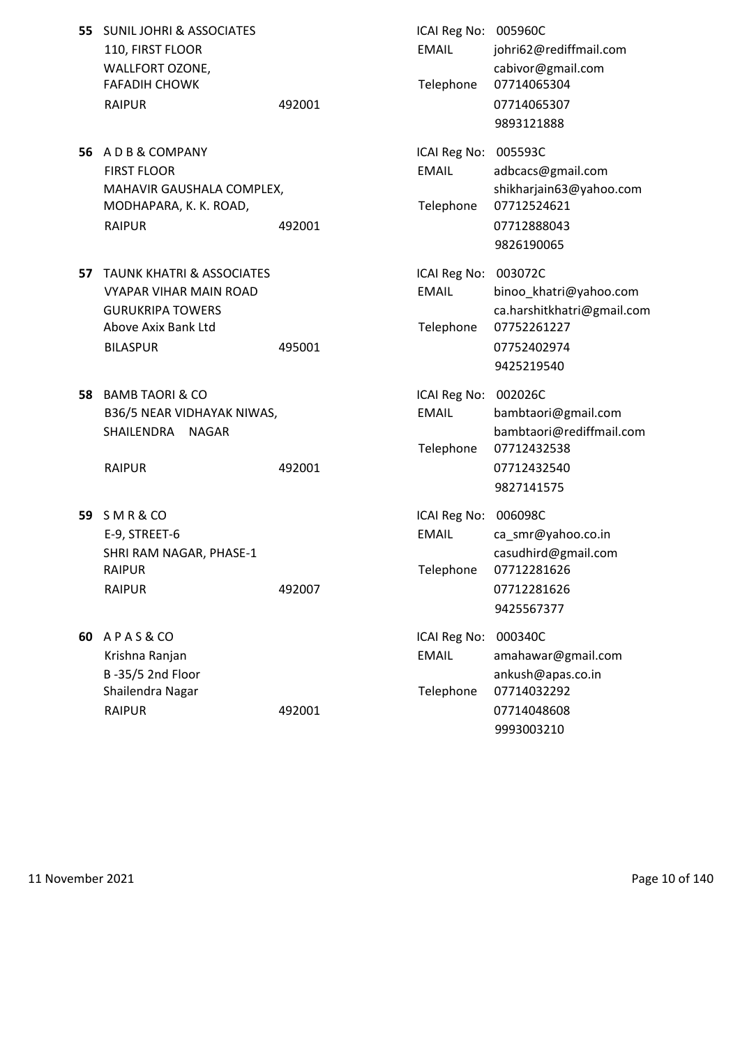**55** SUNIL JOHRI & ASSOCIATES
110, FIRST FLOOR
WALLFORT OZONE,
FAFADIH CHOWK
RAIPUR 492001

ICAI Reg No: 005960C
EMAIL johri62@rediffmail.com
cabivor@gmail.com
Telephone 07714065304
07714065307
9893121888

**56** A D B & COMPANY
FIRST FLOOR
MAHAVIR GAUSHALA COMPLEX,
MODHAPARA, K. K. ROAD,
RAIPUR 492001

ICAI Reg No: 005593C
EMAIL adbcacs@gmail.com
shikharjain63@yahoo.com
Telephone 07712524621
07712888043
9826190065

**57** TAUNK KHATRI & ASSOCIATES
VYAPAR VIHAR MAIN ROAD
GURUKRIPA TOWERS
Above Axix Bank Ltd
BILASPUR 495001

ICAI Reg No: 003072C
EMAIL binoo_khatri@yahoo.com
ca.harshitkhatri@gmail.com
Telephone 07752261227
07752402974
9425219540

**58** BAMB TAORI & CO
B36/5 NEAR VIDHAYAK NIWAS,
SHAILENDRA NAGAR
RAIPUR 492001

ICAI Reg No: 002026C
EMAIL bambtaori@gmail.com
bambtaori@rediffmail.com
Telephone 07712432538
07712432540
9827141575

**59** S M R & CO
E-9, STREET-6
SHRI RAM NAGAR, PHASE-1
RAIPUR
RAIPUR 492007

ICAI Reg No: 006098C
EMAIL ca_smr@yahoo.co.in
casudhird@gmail.com
Telephone 07712281626
07712281626
9425567377

**60** A P A S & CO
Krishna Ranjan
B -35/5 2nd Floor
Shailendra Nagar
RAIPUR 492001

ICAI Reg No: 000340C
EMAIL amahawar@gmail.com
ankush@apas.co.in
Telephone 07714032292
07714048608
9993003210

11 November 2021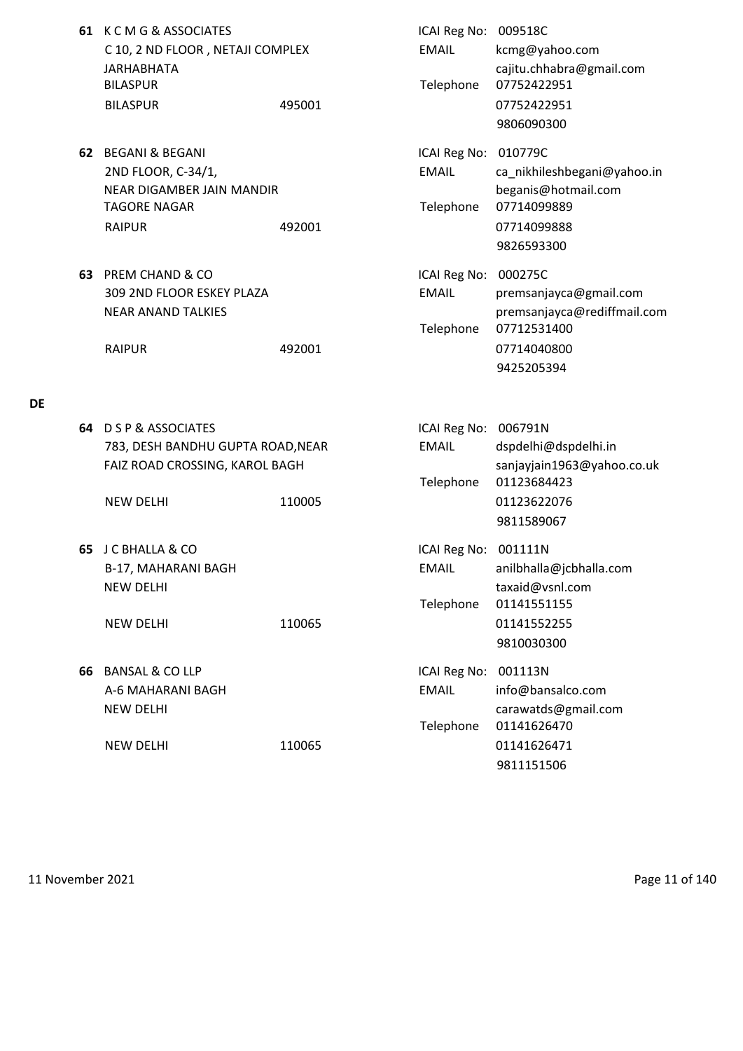**61** K C M G & ASSOCIATES
C 10, 2 ND FLOOR , NETAJI COMPLEX
JARHABHATA
BILASPUR
BILASPUR 495001

ICAI Reg No: 009518C
EMAIL kcmg@yahoo.com
cajitu.chhabra@gmail.com
Telephone 07752422951
07752422951
9806090300

**62** BEGANI & BEGANI
2ND FLOOR, C-34/1,
NEAR DIGAMBER JAIN MANDIR
TAGORE NAGAR
RAIPUR 492001

ICAI Reg No: 010779C
EMAIL ca_nikhileshbegani@yahoo.in
beganis@hotmail.com
Telephone 07714099889
07714099888
9826593300

**63** PREM CHAND & CO
309 2ND FLOOR ESKEY PLAZA
NEAR ANAND TALKIES
RAIPUR 492001

ICAI Reg No: 000275C
EMAIL premsanjayca@gmail.com
premsanjayca@rediffmail.com
Telephone 07712531400
07714040800
9425205394

**DE**

**64** D S P & ASSOCIATES
783, DESH BANDHU GUPTA ROAD,NEAR
FAIZ ROAD CROSSING, KAROL BAGH
NEW DELHI 110005

ICAI Reg No: 006791N
EMAIL dspdelhi@dspdelhi.in
sanjayjain1963@yahoo.co.uk
Telephone 01123684423
01123622076
9811589067

**65** J C BHALLA & CO
B-17, MAHARANI BAGH
NEW DELHI
NEW DELHI 110065

ICAI Reg No: 001111N
EMAIL anilbhalla@jcbhalla.com
taxaid@vsnl.com
Telephone 01141551155
01141552255
9810030300

**66** BANSAL & CO LLP
A-6 MAHARANI BAGH
NEW DELHI
NEW DELHI 110065

ICAI Reg No: 001113N
EMAIL info@bansalco.com
carawatds@gmail.com
Telephone 01141626470
01141626471
9811151506

11 November 2021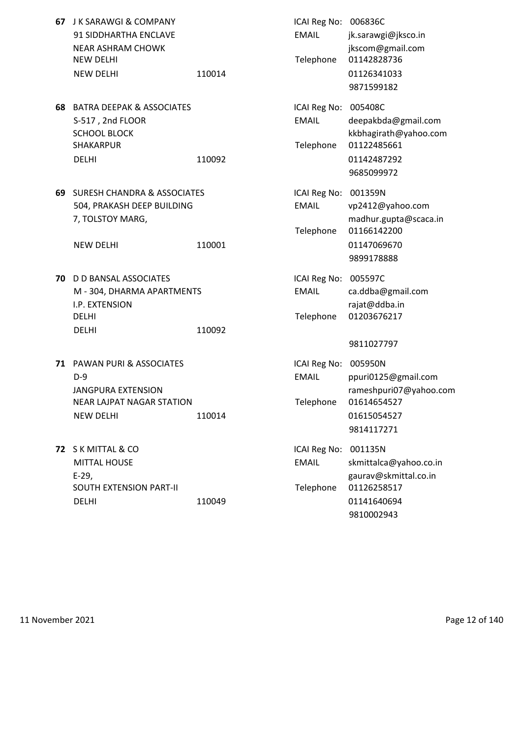**67** J K SARAWGI & COMPANY
91 SIDDHARTHA ENCLAVE
NEAR ASHRAM CHOWK
NEW DELHI
NEW DELHI 110014

ICAI Reg No: 006836C
EMAIL jk.sarawgi@jksco.in
jkscom@gmail.com
Telephone 01142828736
01126341033
9871599182

**68** BATRA DEEPAK & ASSOCIATES
S-517 , 2nd FLOOR
SCHOOL BLOCK
SHAKARPUR
DELHI 110092

ICAI Reg No: 005408C
EMAIL deepakbda@gmail.com
kkbhagirath@yahoo.com
Telephone 01122485661
01142487292
9685099972

**69** SURESH CHANDRA & ASSOCIATES
504, PRAKASH DEEP BUILDING
7, TOLSTOY MARG,
NEW DELHI 110001

ICAI Reg No: 001359N
EMAIL vp2412@yahoo.com
madhur.gupta@scaca.in
Telephone 01166142200
01147069670
9899178888

**70** D D BANSAL ASSOCIATES
M - 304, DHARMA APARTMENTS
I.P. EXTENSION
DELHI
DELHI 110092

ICAI Reg No: 005597C
EMAIL ca.ddba@gmail.com
rajat@ddba.in
Telephone 01203676217
9811027797

**71** PAWAN PURI & ASSOCIATES
D-9
JANGPURA EXTENSION
NEAR LAJPAT NAGAR STATION
NEW DELHI 110014

ICAI Reg No: 005950N
EMAIL ppuri0125@gmail.com
rameshpuri07@yahoo.com
Telephone 01614654527
01615054527
9814117271

**72** S K MITTAL & CO
MITTAL HOUSE
E-29,
SOUTH EXTENSION PART-II
DELHI 110049

ICAI Reg No: 001135N
EMAIL skmittalca@yahoo.co.in
gaurav@skmittal.co.in
Telephone 01126258517
01141640694
9810002943

11 November 2021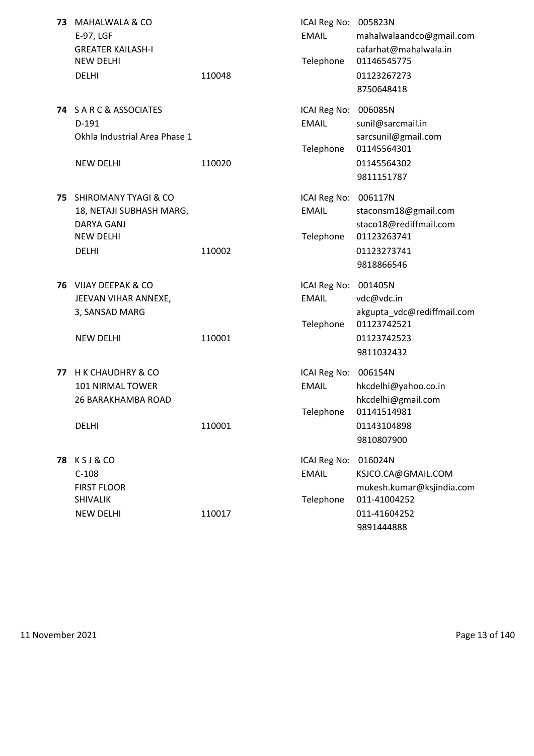| No. | Name & Address | PIN | | |
|---|---|---|---|---|
| 73 | MAHALWALA & CO<br>E-97, LGF<br>GREATER KAILASH-I<br>NEW DELHI<br>DELHI | 110048 | ICAI Reg No:<br>EMAIL<br><br>Telephone | 005823N<br>mahalwalaandco@gmail.com<br>cafarhat@mahalwala.in<br>01146545775<br>01123267273<br>8750648418 |
| 74 | S A R C & ASSOCIATES<br>D-191<br>Okhla Industrial Area Phase 1<br>NEW DELHI | 110020 | ICAI Reg No:<br>EMAIL<br><br>Telephone | 006085N<br>sunil@sarcmail.in<br>sarcsunil@gmail.com<br>01145564301<br>01145564302<br>9811151787 |
| 75 | SHIROMANY TYAGI & CO<br>18, NETAJI SUBHASH MARG,<br>DARYA GANJ<br>NEW DELHI<br>DELHI | 110002 | ICAI Reg No:<br>EMAIL<br><br>Telephone | 006117N<br>staconsm18@gmail.com<br>staco18@rediffmail.com<br>01123263741<br>01123273741<br>9818866546 |
| 76 | VIJAY DEEPAK & CO<br>JEEVAN VIHAR ANNEXE,<br>3, SANSAD MARG<br>NEW DELHI | 110001 | ICAI Reg No:<br>EMAIL<br><br>Telephone | 001405N<br>vdc@vdc.in<br>akgupta_vdc@rediffmail.com<br>01123742521<br>01123742523<br>9811032432 |
| 77 | H K CHAUDHRY & CO<br>101 NIRMAL TOWER<br>26 BARAKHAMBA ROAD<br>DELHI | 110001 | ICAI Reg No:<br>EMAIL<br><br>Telephone | 006154N<br>hkcdelhi@yahoo.co.in<br>hkcdelhi@gmail.com<br>01141514981<br>01143104898<br>9810807900 |
| 78 | K S J & CO<br>C-108<br>FIRST FLOOR<br>SHIVALIK<br>NEW DELHI | 110017 | ICAI Reg No:<br>EMAIL<br><br>Telephone | 016024N<br>KSJCO.CA@GMAIL.COM<br>mukesh.kumar@ksjindia.com<br>011-41004252<br>011-41604252<br>9891444888 |

11 November 2021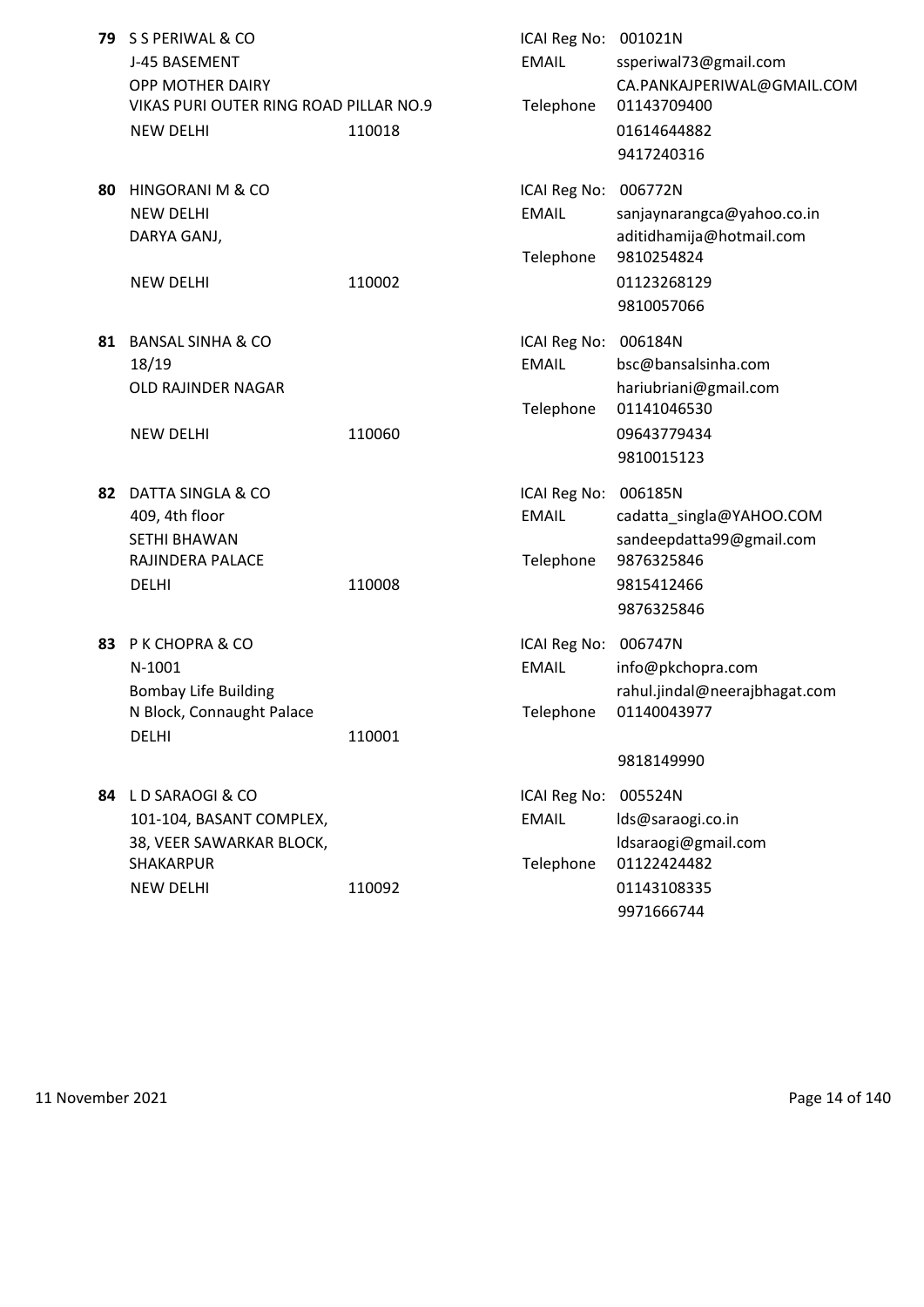**79** S S PERIWAL & CO
J-45 BASEMENT
OPP MOTHER DAIRY
VIKAS PURI OUTER RING ROAD PILLAR NO.9
NEW DELHI 110018

ICAI Reg No: 001021N
EMAIL ssperiwal73@gmail.com
CA.PANKAJPERIWAL@GMAIL.COM
Telephone 01143709400
01614644882
9417240316

**80** HINGORANI M & CO
NEW DELHI
DARYA GANJ,
NEW DELHI 110002

ICAI Reg No: 006772N
EMAIL sanjaynarangca@yahoo.co.in
aditidhamija@hotmail.com
Telephone 9810254824
01123268129
9810057066

**81** BANSAL SINHA & CO
18/19
OLD RAJINDER NAGAR
NEW DELHI 110060

ICAI Reg No: 006184N
EMAIL bsc@bansalsinha.com
hariubriani@gmail.com
Telephone 01141046530
09643779434
9810015123

**82** DATTA SINGLA & CO
409, 4th floor
SETHI BHAWAN
RAJINDERA PALACE
DELHI 110008

ICAI Reg No: 006185N
EMAIL cadatta_singla@YAHOO.COM
sandeepdatta99@gmail.com
Telephone 9876325846
9815412466
9876325846

**83** P K CHOPRA & CO
N-1001
Bombay Life Building
N Block, Connaught Palace
DELHI 110001

ICAI Reg No: 006747N
EMAIL info@pkchopra.com
rahul.jindal@neerajbhagat.com
Telephone 01140043977
9818149990

**84** L D SARAOGI & CO
101-104, BASANT COMPLEX,
38, VEER SAWARKAR BLOCK,
SHAKARPUR
NEW DELHI 110092

ICAI Reg No: 005524N
EMAIL lds@saraogi.co.in
ldsaraogi@gmail.com
Telephone 01122424482
01143108335
9971666744

11 November 2021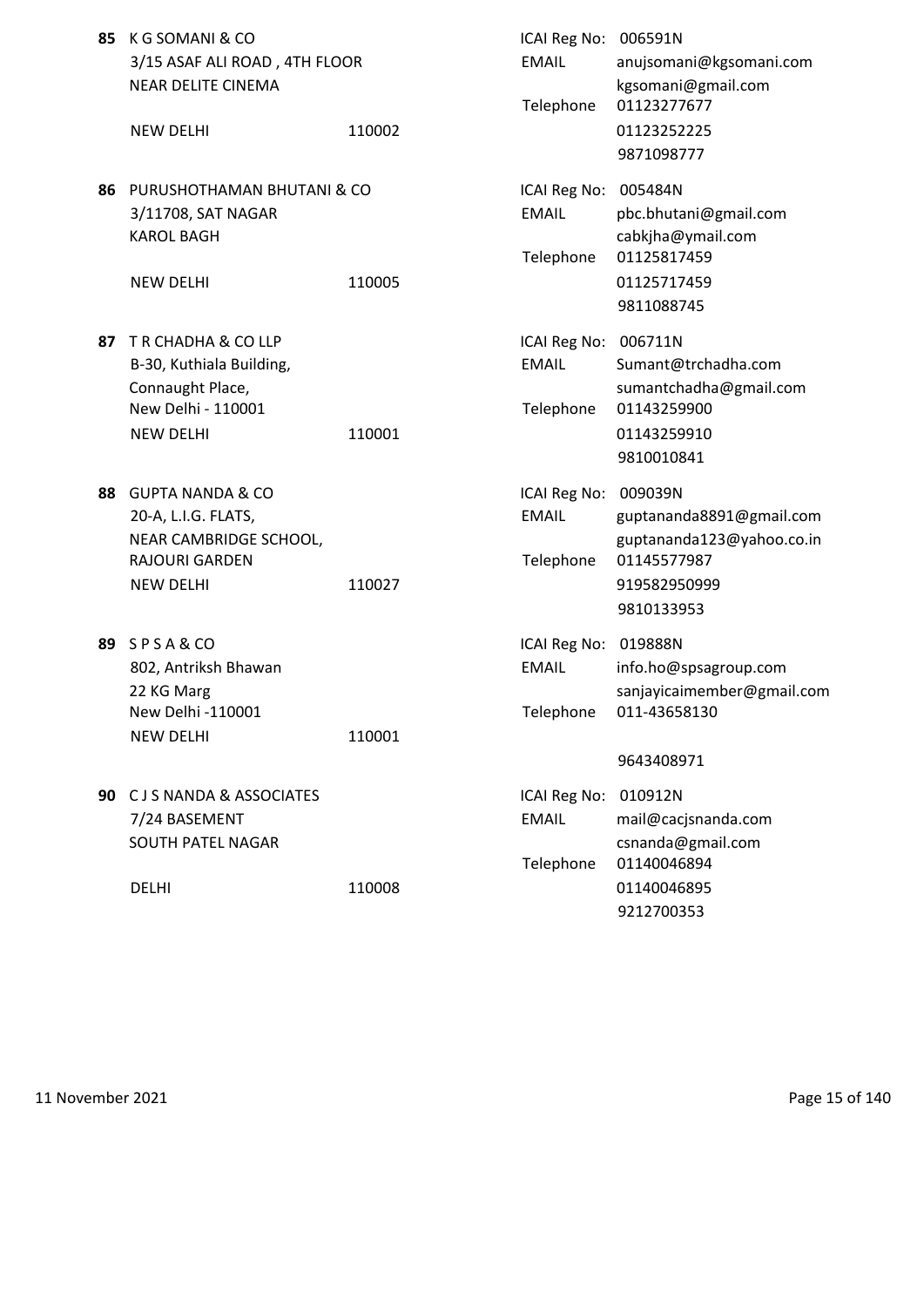**85** K G SOMANI & CO
3/15 ASAF ALI ROAD , 4TH FLOOR
NEAR DELITE CINEMA
NEW DELHI 110002

ICAI Reg No: 006591N
EMAIL anujsomani@kgsomani.com
kgsomani@gmail.com
Telephone 01123277677
01123252225
9871098777

**86** PURUSHOTHAMAN BHUTANI & CO
3/11708, SAT NAGAR
KAROL BAGH
NEW DELHI 110005

ICAI Reg No: 005484N
EMAIL pbc.bhutani@gmail.com
cabkjha@ymail.com
Telephone 01125817459
01125717459
9811088745

**87** T R CHADHA & CO LLP
B-30, Kuthiala Building,
Connaught Place,
New Delhi - 110001
NEW DELHI 110001

ICAI Reg No: 006711N
EMAIL Sumant@trchadha.com
sumantchadha@gmail.com
Telephone 01143259900
01143259910
9810010841

**88** GUPTA NANDA & CO
20-A, L.I.G. FLATS,
NEAR CAMBRIDGE SCHOOL,
RAJOURI GARDEN
NEW DELHI 110027

ICAI Reg No: 009039N
EMAIL guptananda8891@gmail.com
guptananda123@yahoo.co.in
Telephone 01145577987
919582950999
9810133953

**89** S P S A & CO
802, Antriksh Bhawan
22 KG Marg
New Delhi -110001
NEW DELHI 110001

ICAI Reg No: 019888N
EMAIL info.ho@spsagroup.com
sanjayicaimember@gmail.com
Telephone 011-43658130
9643408971

**90** C J S NANDA & ASSOCIATES
7/24 BASEMENT
SOUTH PATEL NAGAR
DELHI 110008

ICAI Reg No: 010912N
EMAIL mail@cacjsnanda.com
csnanda@gmail.com
Telephone 01140046894
01140046895
9212700353

11 November 2021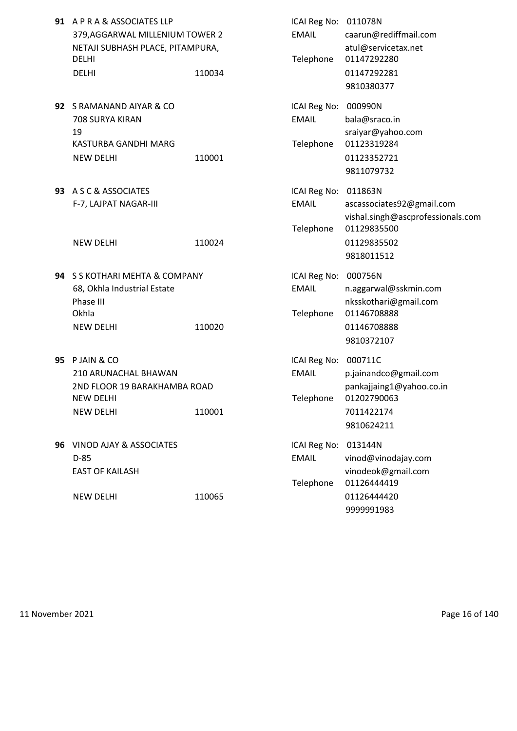**91** A P R A & ASSOCIATES LLP
379,AGGARWAL MILLENIUM TOWER 2
NETAJI SUBHASH PLACE, PITAMPURA,
DELHI
DELHI 110034

ICAI Reg No: 011078N
EMAIL caarun@rediffmail.com
atul@servicetax.net
Telephone 01147292280
01147292281
9810380377

**92** S RAMANAND AIYAR & CO
708 SURYA KIRAN
19
KASTURBA GANDHI MARG
NEW DELHI 110001

ICAI Reg No: 000990N
EMAIL bala@sraco.in
sraiyar@yahoo.com
Telephone 01123319284
01123352721
9811079732

**93** A S C & ASSOCIATES
F-7, LAJPAT NAGAR-III
NEW DELHI 110024

ICAI Reg No: 011863N
EMAIL ascassociates92@gmail.com
vishal.singh@ascprofessionals.com
Telephone 01129835500
01129835502
9818011512

**94** S S KOTHARI MEHTA & COMPANY
68, Okhla Industrial Estate
Phase III
Okhla
NEW DELHI 110020

ICAI Reg No: 000756N
EMAIL n.aggarwal@sskmin.com
nksskothari@gmail.com
Telephone 01146708888
01146708888
9810372107

**95** P JAIN & CO
210 ARUNACHAL BHAWAN
2ND FLOOR 19 BARAKHAMBA ROAD
NEW DELHI
NEW DELHI 110001

ICAI Reg No: 000711C
EMAIL p.jainandco@gmail.com
pankajjaing1@yahoo.co.in
Telephone 01202790063
7011422174
9810624211

**96** VINOD AJAY & ASSOCIATES
D-85
EAST OF KAILASH
NEW DELHI 110065

ICAI Reg No: 013144N
EMAIL vinod@vinodajay.com
vinodeok@gmail.com
Telephone 01126444419
01126444420
9999991983

11 November 2021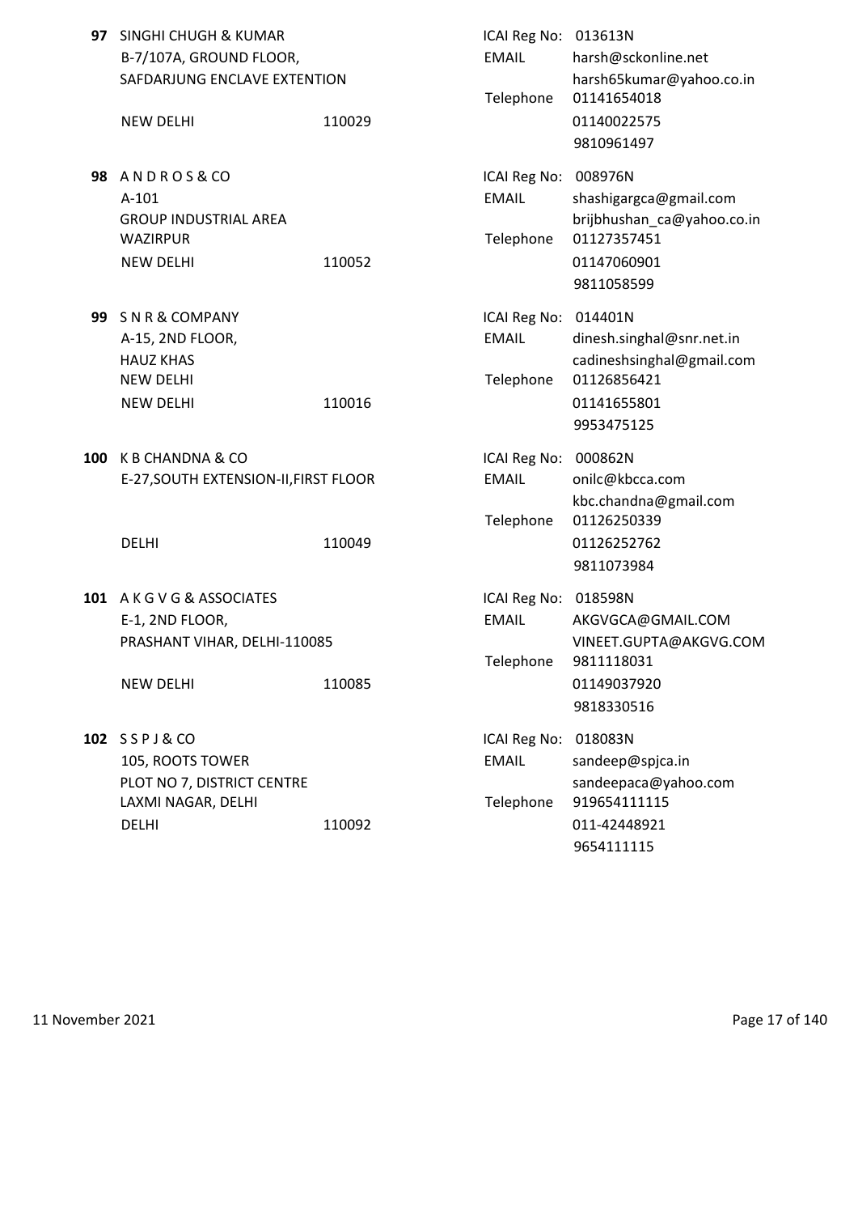**97** SINGHI CHUGH & KUMAR
B-7/107A, GROUND FLOOR,
SAFDARJUNG ENCLAVE EXTENTION
NEW DELHI 110029

ICAI Reg No: 013613N
EMAIL: harsh@sckonline.net
harsh65kumar@yahoo.co.in
Telephone: 01141654018
01140022575
9810961497

**98** A N D R O S & CO
A-101
GROUP INDUSTRIAL AREA
WAZIRPUR
NEW DELHI 110052

ICAI Reg No: 008976N
EMAIL: shashigargca@gmail.com
brijbhushan_ca@yahoo.co.in
Telephone: 01127357451
01147060901
9811058599

**99** S N R & COMPANY
A-15, 2ND FLOOR,
HAUZ KHAS
NEW DELHI
NEW DELHI 110016

ICAI Reg No: 014401N
EMAIL: dinesh.singhal@snr.net.in
cadineshsinghal@gmail.com
Telephone: 01126856421
01141655801
9953475125

**100** K B CHANDNA & CO
E-27,SOUTH EXTENSION-II,FIRST FLOOR
DELHI 110049

ICAI Reg No: 000862N
EMAIL: onilc@kbcca.com
kbc.chandna@gmail.com
Telephone: 01126250339
01126252762
9811073984

**101** A K G V G & ASSOCIATES
E-1, 2ND FLOOR,
PRASHANT VIHAR, DELHI-110085
NEW DELHI 110085

ICAI Reg No: 018598N
EMAIL: AKGVGCA@GMAIL.COM
VINEET.GUPTA@AKGVG.COM
Telephone: 9811118031
01149037920
9818330516

**102** S S P J & CO
105, ROOTS TOWER
PLOT NO 7, DISTRICT CENTRE
LAXMI NAGAR, DELHI
DELHI 110092

ICAI Reg No: 018083N
EMAIL: sandeep@spjca.in
sandeepaca@yahoo.com
Telephone: 919654111115
011-42448921
9654111115

11 November 2021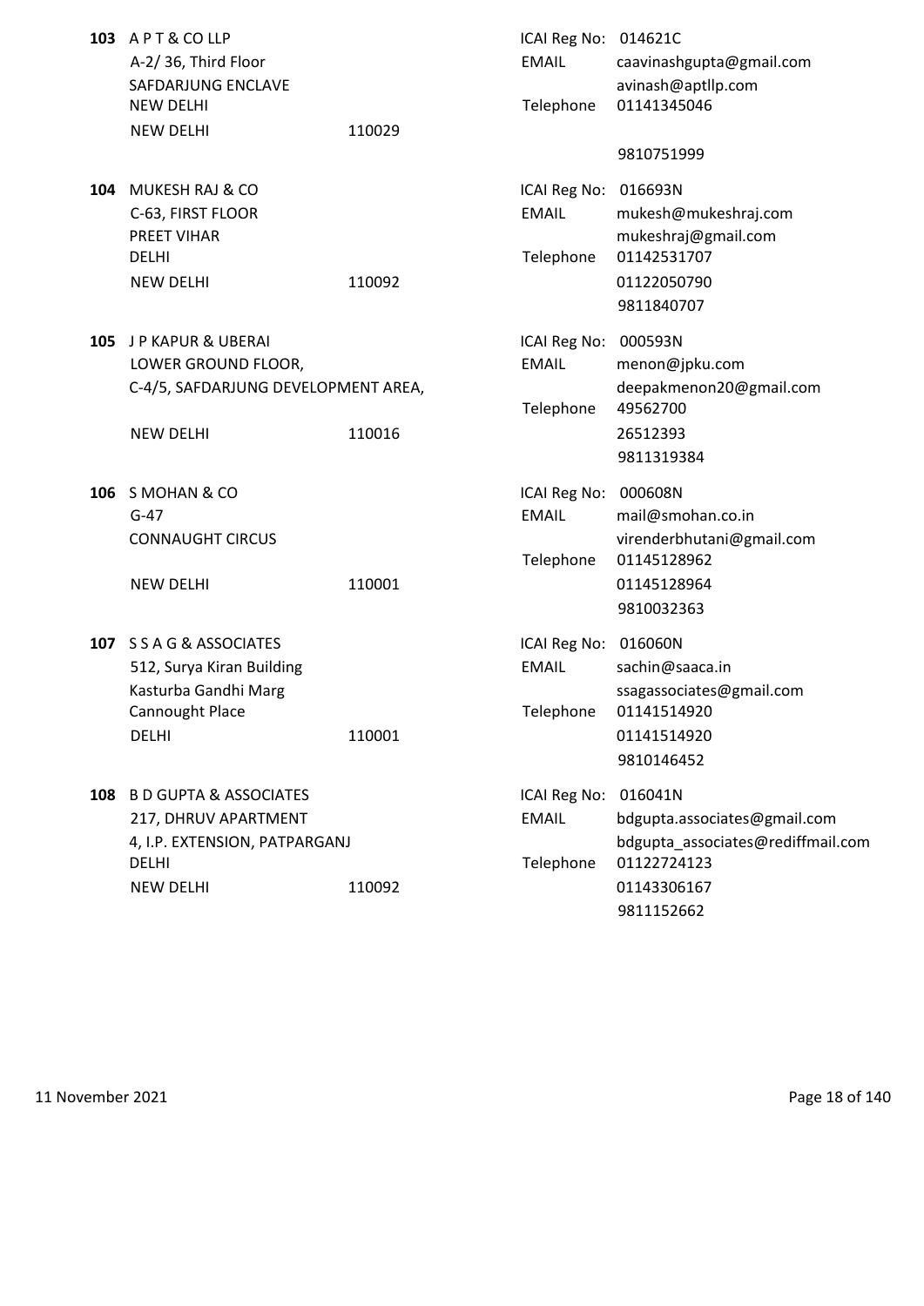**103** A P T & CO LLP
A-2/ 36, Third Floor
SAFDARJUNG ENCLAVE
NEW DELHI
NEW DELHI 110029

ICAI Reg No: 014621C
EMAIL caavinashgupta@gmail.com
avinash@aptllp.com
Telephone 01141345046
9810751999

**104** MUKESH RAJ & CO
C-63, FIRST FLOOR
PREET VIHAR
DELHI
NEW DELHI 110092

ICAI Reg No: 016693N
EMAIL mukesh@mukeshraj.com
mukeshraj@gmail.com
Telephone 01142531707
01122050790
9811840707

**105** J P KAPUR & UBERAI
LOWER GROUND FLOOR,
C-4/5, SAFDARJUNG DEVELOPMENT AREA,
NEW DELHI 110016

ICAI Reg No: 000593N
EMAIL menon@jpku.com
deepakmenon20@gmail.com
Telephone 49562700
26512393
9811319384

**106** S MOHAN & CO
G-47
CONNAUGHT CIRCUS
NEW DELHI 110001

ICAI Reg No: 000608N
EMAIL mail@smohan.co.in
virenderbhutani@gmail.com
Telephone 01145128962
01145128964
9810032363

**107** S S A G & ASSOCIATES
512, Surya Kiran Building
Kasturba Gandhi Marg
Cannought Place
DELHI 110001

ICAI Reg No: 016060N
EMAIL sachin@saaca.in
ssagassociates@gmail.com
Telephone 01141514920
01141514920
9810146452

**108** B D GUPTA & ASSOCIATES
217, DHRUV APARTMENT
4, I.P. EXTENSION, PATPARGANJ
DELHI
NEW DELHI 110092

ICAI Reg No: 016041N
EMAIL bdgupta.associates@gmail.com
bdgupta_associates@rediffmail.com
Telephone 01122724123
01143306167
9811152662

11 November 2021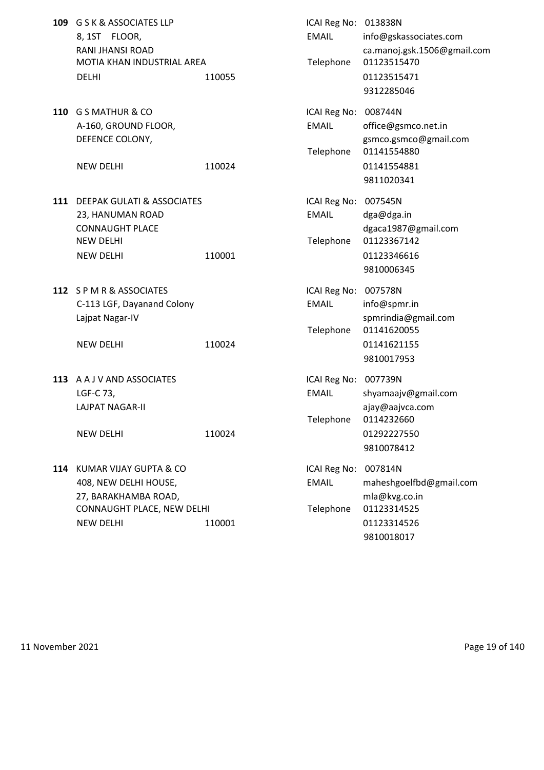**109** G S K & ASSOCIATES LLP
8, 1ST FLOOR,
RANI JHANSI ROAD
MOTIA KHAN INDUSTRIAL AREA
DELHI 110055

ICAI Reg No: 013838N
EMAIL info@gskassociates.com
ca.manoj.gsk.1506@gmail.com
Telephone 01123515470
01123515471
9312285046

**110** G S MATHUR & CO
A-160, GROUND FLOOR,
DEFENCE COLONY,
NEW DELHI 110024

ICAI Reg No: 008744N
EMAIL office@gsmco.net.in
gsmco.gsmco@gmail.com
Telephone 01141554880
01141554881
9811020341

**111** DEEPAK GULATI & ASSOCIATES
23, HANUMAN ROAD
CONNAUGHT PLACE
NEW DELHI
NEW DELHI 110001

ICAI Reg No: 007545N
EMAIL dga@dga.in
dgaca1987@gmail.com
Telephone 01123367142
01123346616
9810006345

**112** S P M R & ASSOCIATES
C-113 LGF, Dayanand Colony
Lajpat Nagar-IV
NEW DELHI 110024

ICAI Reg No: 007578N
EMAIL info@spmr.in
spmrindia@gmail.com
Telephone 01141620055
01141621155
9810017953

**113** A A J V AND ASSOCIATES
LGF-C 73,
LAJPAT NAGAR-II
NEW DELHI 110024

ICAI Reg No: 007739N
EMAIL shyamaajv@gmail.com
ajay@aajvca.com
Telephone 0114232660
01292227550
9810078412

**114** KUMAR VIJAY GUPTA & CO
408, NEW DELHI HOUSE,
27, BARAKHAMBA ROAD,
CONNAUGHT PLACE, NEW DELHI
NEW DELHI 110001

ICAI Reg No: 007814N
EMAIL maheshgoelfbd@gmail.com
mla@kvg.co.in
Telephone 01123314525
01123314526
9810018017

11 November 2021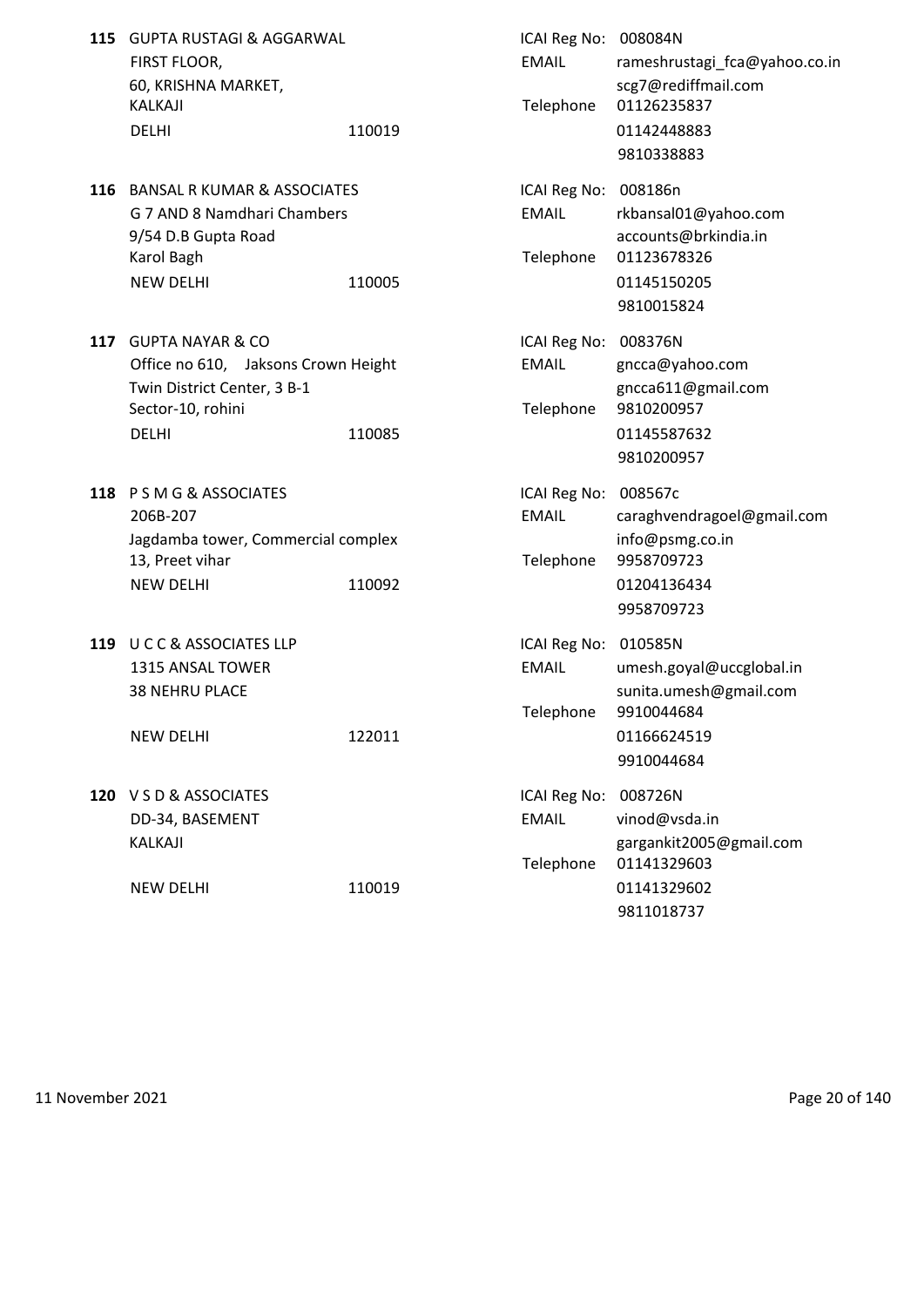**115** GUPTA RUSTAGI & AGGARWAL
FIRST FLOOR,
60, KRISHNA MARKET,
KALKAJI
DELHI 110019

ICAI Reg No: 008084N
EMAIL rameshrustagi_fca@yahoo.co.in
scg7@rediffmail.com
Telephone 01126235837
01142448883
9810338883

**116** BANSAL R KUMAR & ASSOCIATES
G 7 AND 8 Namdhari Chambers
9/54 D.B Gupta Road
Karol Bagh
NEW DELHI 110005

ICAI Reg No: 008186n
EMAIL rkbansal01@yahoo.com
accounts@brkindia.in
Telephone 01123678326
01145150205
9810015824

**117** GUPTA NAYAR & CO
Office no 610, Jaksons Crown Height
Twin District Center, 3 B-1
Sector-10, rohini
DELHI 110085

ICAI Reg No: 008376N
EMAIL gncca@yahoo.com
gncca611@gmail.com
Telephone 9810200957
01145587632
9810200957

**118** P S M G & ASSOCIATES
206B-207
Jagdamba tower, Commercial complex
13, Preet vihar
NEW DELHI 110092

ICAI Reg No: 008567c
EMAIL caraghvendragoel@gmail.com
info@psmg.co.in
Telephone 9958709723
01204136434
9958709723

**119** U C C & ASSOCIATES LLP
1315 ANSAL TOWER
38 NEHRU PLACE
NEW DELHI 122011

ICAI Reg No: 010585N
EMAIL umesh.goyal@uccglobal.in
sunita.umesh@gmail.com
Telephone 9910044684
01166624519
9910044684

**120** V S D & ASSOCIATES
DD-34, BASEMENT
KALKAJI
NEW DELHI 110019

ICAI Reg No: 008726N
EMAIL vinod@vsda.in
gargankit2005@gmail.com
Telephone 01141329603
01141329602
9811018737

11 November 2021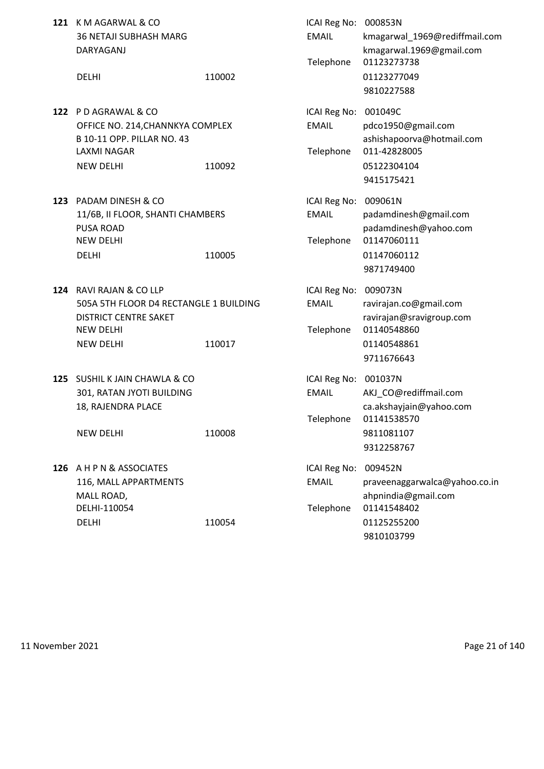**121** K M AGARWAL & CO
36 NETAJI SUBHASH MARG
DARYAGANJ
DELHI 110002

ICAI Reg No: 000853N
EMAIL: kmagarwal_1969@rediffmail.com
kmagarwal.1969@gmail.com
Telephone: 01123273738
01123277049
9810227588

**122** P D AGRAWAL & CO
OFFICE NO. 214,CHANNKYA COMPLEX
B 10-11 OPP. PILLAR NO. 43
LAXMI NAGAR
NEW DELHI 110092

ICAI Reg No: 001049C
EMAIL: pdco1950@gmail.com
ashishapoorva@hotmail.com
Telephone: 011-42828005
05122304104
9415175421

**123** PADAM DINESH & CO
11/6B, II FLOOR, SHANTI CHAMBERS
PUSA ROAD
NEW DELHI
DELHI 110005

ICAI Reg No: 009061N
EMAIL: padamdinesh@gmail.com
padamdinesh@yahoo.com
Telephone: 01147060111
01147060112
9871749400

**124** RAVI RAJAN & CO LLP
505A 5TH FLOOR D4 RECTANGLE 1 BUILDING
DISTRICT CENTRE SAKET
NEW DELHI
NEW DELHI 110017

ICAI Reg No: 009073N
EMAIL: ravirajan.co@gmail.com
ravirajan@sravigroup.com
Telephone: 01140548860
01140548861
9711676643

**125** SUSHIL K JAIN CHAWLA & CO
301, RATAN JYOTI BUILDING
18, RAJENDRA PLACE
NEW DELHI 110008

ICAI Reg No: 001037N
EMAIL: AKJ_CO@rediffmail.com
ca.akshayjain@yahoo.com
Telephone: 01141538570
9811081107
9312258767

**126** A H P N & ASSOCIATES
116, MALL APPARTMENTS
MALL ROAD,
DELHI-110054
DELHI 110054

ICAI Reg No: 009452N
EMAIL: praveenaggarwalca@yahoo.co.in
ahpnindia@gmail.com
Telephone: 01141548402
01125255200
9810103799

11 November 2021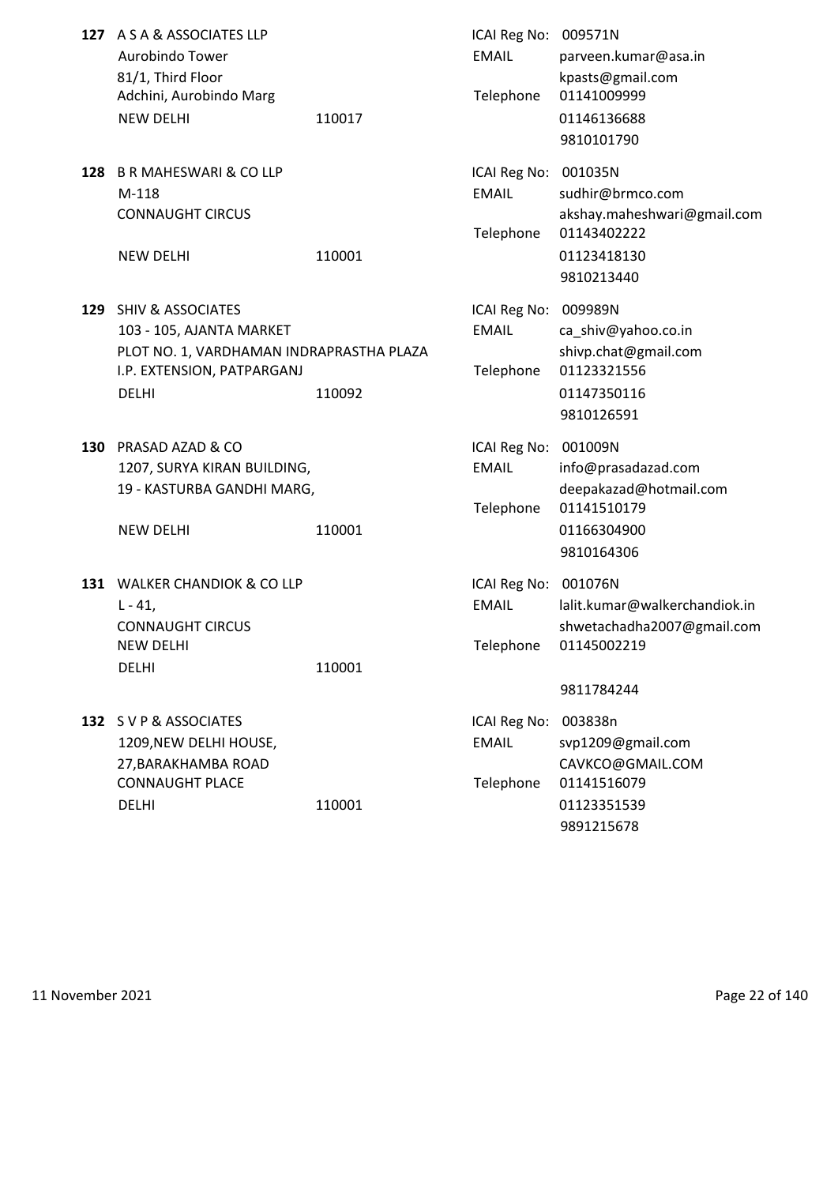**127** A S A & ASSOCIATES LLP
Aurobindo Tower
81/1, Third Floor
Adchini, Aurobindo Marg
NEW DELHI 110017

ICAI Reg No: 009571N
EMAIL parveen.kumar@asa.in
kpasts@gmail.com
Telephone 01141009999
01146136688
9810101790

**128** B R MAHESWARI & CO LLP
M-118
CONNAUGHT CIRCUS
NEW DELHI 110001

ICAI Reg No: 001035N
EMAIL sudhir@brmco.com
akshay.maheshwari@gmail.com
Telephone 01143402222
01123418130
9810213440

**129** SHIV & ASSOCIATES
103 - 105, AJANTA MARKET
PLOT NO. 1, VARDHAMAN INDRAPRASTHA PLAZA
I.P. EXTENSION, PATPARGANJ
DELHI 110092

ICAI Reg No: 009989N
EMAIL ca_shiv@yahoo.co.in
shivp.chat@gmail.com
Telephone 01123321556
01147350116
9810126591

**130** PRASAD AZAD & CO
1207, SURYA KIRAN BUILDING,
19 - KASTURBA GANDHI MARG,
NEW DELHI 110001

ICAI Reg No: 001009N
EMAIL info@prasadazad.com
deepakazad@hotmail.com
Telephone 01141510179
01166304900
9810164306

**131** WALKER CHANDIOK & CO LLP
L - 41,
CONNAUGHT CIRCUS
NEW DELHI
DELHI 110001

ICAI Reg No: 001076N
EMAIL lalit.kumar@walkerchandiok.in
shwetachadha2007@gmail.com
Telephone 01145002219
9811784244

**132** S V P & ASSOCIATES
1209,NEW DELHI HOUSE,
27,BARAKHAMBA ROAD
CONNAUGHT PLACE
DELHI 110001

ICAI Reg No: 003838n
EMAIL svp1209@gmail.com
CAVKCO@GMAIL.COM
Telephone 01141516079
01123351539
9891215678

11 November 2021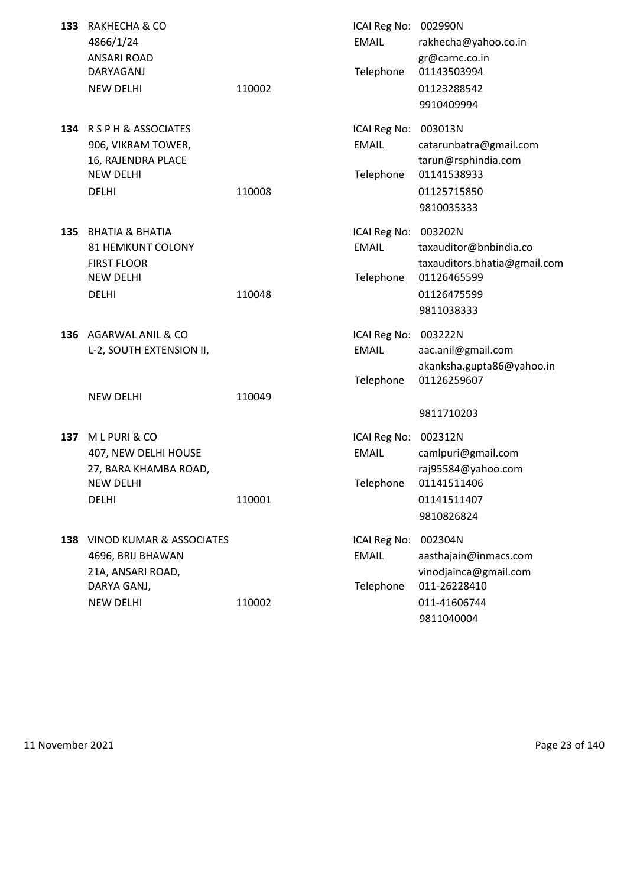**133** RAKHECHA & CO
4866/1/24
ANSARI ROAD
DARYAGANJ
NEW DELHI 110002

ICAI Reg No: 002990N
EMAIL rakhecha@yahoo.co.in
gr@carnc.co.in
Telephone 01143503994
01123288542
9910409994

**134** R S P H & ASSOCIATES
906, VIKRAM TOWER,
16, RAJENDRA PLACE
NEW DELHI
DELHI 110008

ICAI Reg No: 003013N
EMAIL catarunbatra@gmail.com
tarun@rsphindia.com
Telephone 01141538933
01125715850
9810035333

**135** BHATIA & BHATIA
81 HEMKUNT COLONY
FIRST FLOOR
NEW DELHI
DELHI 110048

ICAI Reg No: 003202N
EMAIL taxauditor@bnbindia.co
taxauditors.bhatia@gmail.com
Telephone 01126465599
01126475599
9811038333

**136** AGARWAL ANIL & CO
L-2, SOUTH EXTENSION II,
NEW DELHI 110049

ICAI Reg No: 003222N
EMAIL aac.anil@gmail.com
akanksha.gupta86@yahoo.in
Telephone 01126259607
9811710203

**137** M L PURI & CO
407, NEW DELHI HOUSE
27, BARA KHAMBA ROAD,
NEW DELHI
DELHI 110001

ICAI Reg No: 002312N
EMAIL camlpuri@gmail.com
raj95584@yahoo.com
Telephone 01141511406
01141511407
9810826824

**138** VINOD KUMAR & ASSOCIATES
4696, BRIJ BHAWAN
21A, ANSARI ROAD,
DARYA GANJ,
NEW DELHI 110002

ICAI Reg No: 002304N
EMAIL aasthajain@inmacs.com
vinodjainca@gmail.com
Telephone 011-26228410
011-41606744
9811040004

11 November 2021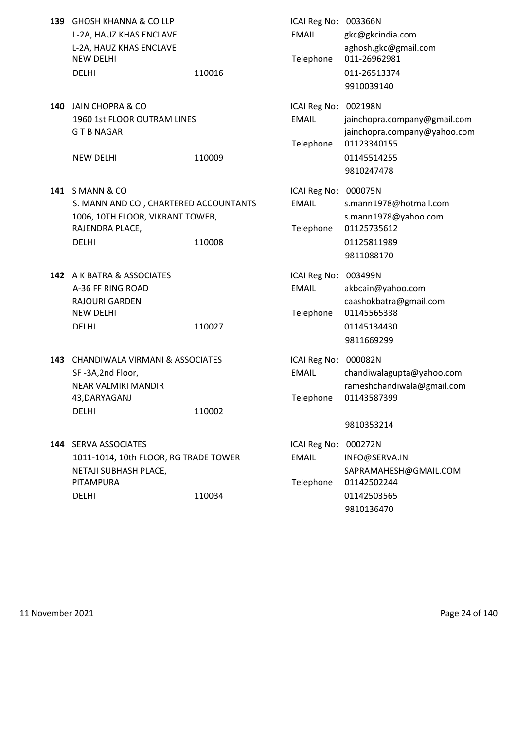**139** GHOSH KHANNA & CO LLP
L-2A, HAUZ KHAS ENCLAVE
L-2A, HAUZ KHAS ENCLAVE
NEW DELHI
DELHI 110016

ICAI Reg No: 003366N
EMAIL: gkc@gkcindia.com
aghosh.gkc@gmail.com
Telephone: 011-26962981
011-26513374
9910039140

**140** JAIN CHOPRA & CO
1960 1st FLOOR OUTRAM LINES
G T B NAGAR
NEW DELHI 110009

ICAI Reg No: 002198N
EMAIL: jainchopra.company@gmail.com
jainchopra.company@yahoo.com
Telephone: 01123340155
01145514255
9810247478

**141** S MANN & CO
S. MANN AND CO., CHARTERED ACCOUNTANTS
1006, 10TH FLOOR, VIKRANT TOWER,
RAJENDRA PLACE,
DELHI 110008

ICAI Reg No: 000075N
EMAIL: s.mann1978@hotmail.com
s.mann1978@yahoo.com
Telephone: 01125735612
01125811989
9811088170

**142** A K BATRA & ASSOCIATES
A-36 FF RING ROAD
RAJOURI GARDEN
NEW DELHI
DELHI 110027

ICAI Reg No: 003499N
EMAIL: akbcain@yahoo.com
caashokbatra@gmail.com
Telephone: 01145565338
01145134430
9811669299

**143** CHANDIWALA VIRMANI & ASSOCIATES
SF -3A,2nd Floor,
NEAR VALMIKI MANDIR
43,DARYAGANJ
DELHI 110002

ICAI Reg No: 000082N
EMAIL: chandiwalagupta@yahoo.com
rameshchandiwala@gmail.com
Telephone: 01143587399
9810353214

**144** SERVA ASSOCIATES
1011-1014, 10th FLOOR, RG TRADE TOWER
NETAJI SUBHASH PLACE,
PITAMPURA
DELHI 110034

ICAI Reg No: 000272N
EMAIL: INFO@SERVA.IN
SAPRAMAHESH@GMAIL.COM
Telephone: 01142502244
01142503565
9810136470

11 November 2021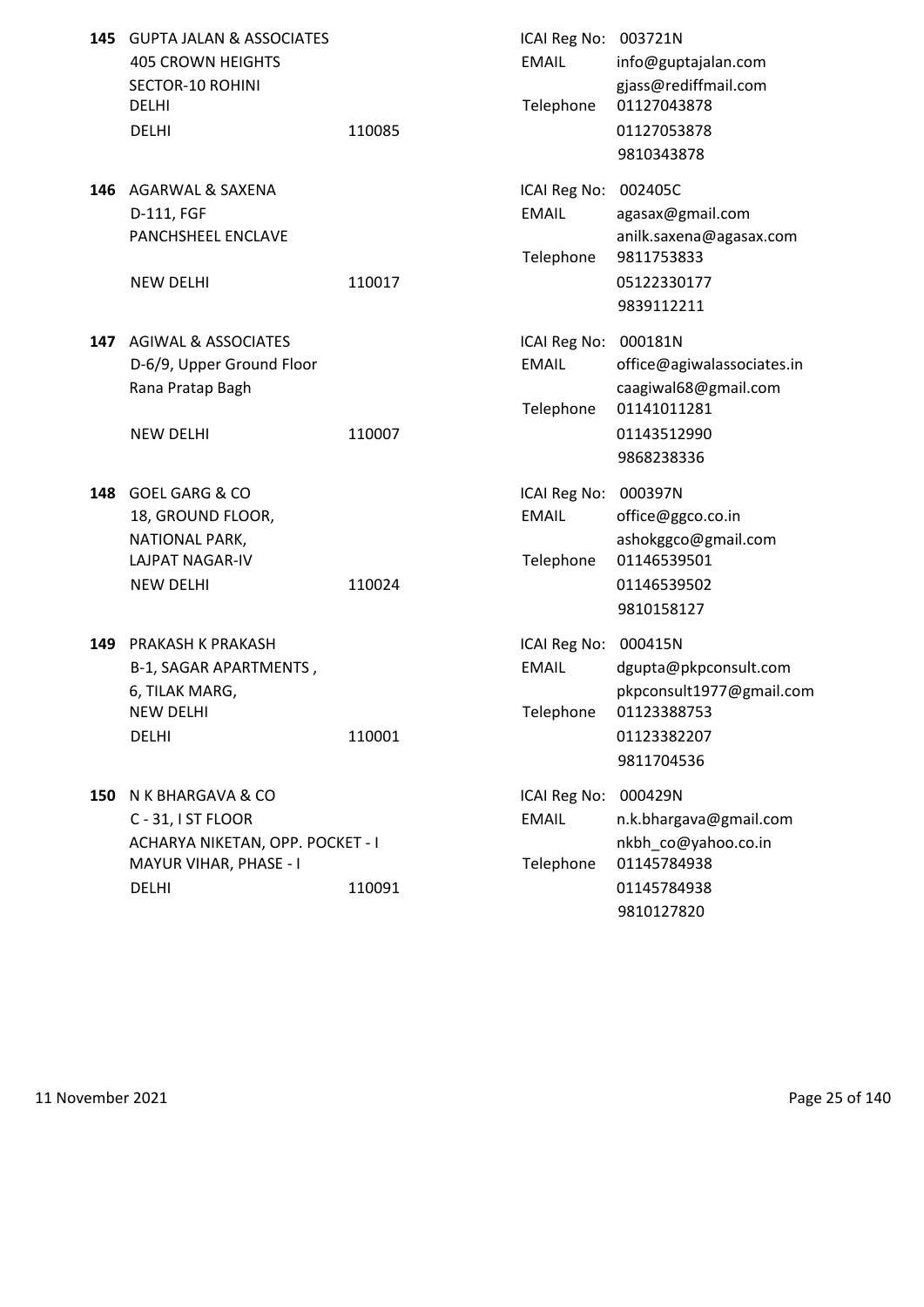**145** GUPTA JALAN & ASSOCIATES
405 CROWN HEIGHTS
SECTOR-10 ROHINI
DELHI
DELHI 110085

ICAI Reg No: 003721N
EMAIL info@guptajalan.com
gjass@rediffmail.com
Telephone 01127043878
01127053878
9810343878

**146** AGARWAL & SAXENA
D-111, FGF
PANCHSHEEL ENCLAVE
NEW DELHI 110017

ICAI Reg No: 002405C
EMAIL agasax@gmail.com
anilk.saxena@agasax.com
Telephone 9811753833
05122330177
9839112211

**147** AGIWAL & ASSOCIATES
D-6/9, Upper Ground Floor
Rana Pratap Bagh
NEW DELHI 110007

ICAI Reg No: 000181N
EMAIL office@agiwalassociates.in
caagiwal68@gmail.com
Telephone 01141011281
01143512990
9868238336

**148** GOEL GARG & CO
18, GROUND FLOOR,
NATIONAL PARK,
LAJPAT NAGAR-IV
NEW DELHI 110024

ICAI Reg No: 000397N
EMAIL office@ggco.co.in
ashokggco@gmail.com
Telephone 01146539501
01146539502
9810158127

**149** PRAKASH K PRAKASH
B-1, SAGAR APARTMENTS ,
6, TILAK MARG,
NEW DELHI
DELHI 110001

ICAI Reg No: 000415N
EMAIL dgupta@pkpconsult.com
pkpconsult1977@gmail.com
Telephone 01123388753
01123382207
9811704536

**150** N K BHARGAVA & CO
C - 31, I ST FLOOR
ACHARYA NIKETAN, OPP. POCKET - I
MAYUR VIHAR, PHASE - I
DELHI 110091

ICAI Reg No: 000429N
EMAIL n.k.bhargava@gmail.com
nkbh_co@yahoo.co.in
Telephone 01145784938
01145784938
9810127820

11 November 2021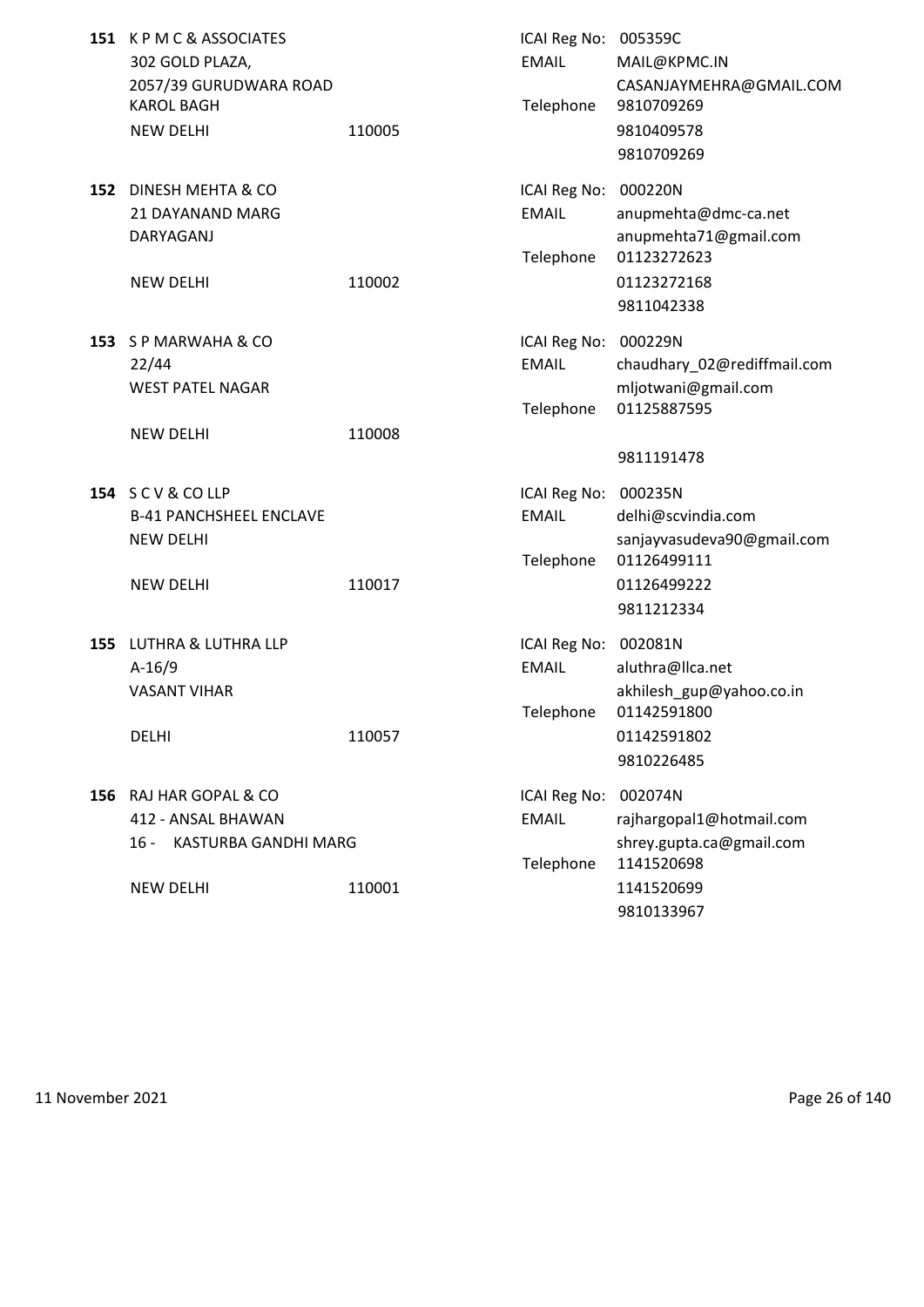**151** K P M C & ASSOCIATES
302 GOLD PLAZA,
2057/39 GURUDWARA ROAD
KAROL BAGH
NEW DELHI 110005

ICAI Reg No: 005359C
EMAIL MAIL@KPMC.IN
CASANJAYMEHRA@GMAIL.COM
Telephone 9810709269
9810409578
9810709269

**152** DINESH MEHTA & CO
21 DAYANAND MARG
DARYAGANJ
NEW DELHI 110002

ICAI Reg No: 000220N
EMAIL anupmehta@dmc-ca.net
anupmehta71@gmail.com
Telephone 01123272623
01123272168
9811042338

**153** S P MARWAHA & CO
22/44
WEST PATEL NAGAR
NEW DELHI 110008

ICAI Reg No: 000229N
EMAIL chaudhary_02@rediffmail.com
mljotwani@gmail.com
Telephone 01125887595
9811191478

**154** S C V & CO LLP
B-41 PANCHSHEEL ENCLAVE
NEW DELHI
NEW DELHI 110017

ICAI Reg No: 000235N
EMAIL delhi@scvindia.com
sanjayvasudeva90@gmail.com
Telephone 01126499111
01126499222
9811212334

**155** LUTHRA & LUTHRA LLP
A-16/9
VASANT VIHAR
DELHI 110057

ICAI Reg No: 002081N
EMAIL aluthra@llca.net
akhilesh_gup@yahoo.co.in
Telephone 01142591800
01142591802
9810226485

**156** RAJ HAR GOPAL & CO
412 - ANSAL BHAWAN
16 - KASTURBA GANDHI MARG
NEW DELHI 110001

ICAI Reg No: 002074N
EMAIL rajhargopal1@hotmail.com
shrey.gupta.ca@gmail.com
Telephone 1141520698
1141520699
9810133967

11 November 2021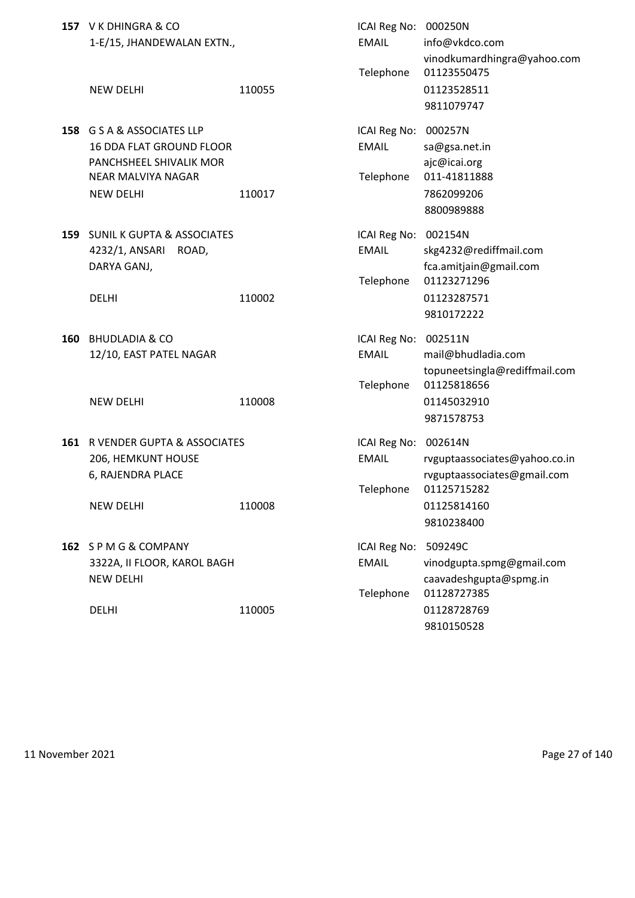**157** V K DHINGRA & CO
1-E/15, JHANDEWALAN EXTN.,
NEW DELHI 110055

ICAI Reg No: 000250N
EMAIL info@vkdco.com
vinodkumardhingra@yahoo.com
Telephone 01123550475
01123528511
9811079747

**158** G S A & ASSOCIATES LLP
16 DDA FLAT GROUND FLOOR
PANCHSHEEL SHIVALIK MOR
NEAR MALVIYA NAGAR
NEW DELHI 110017

ICAI Reg No: 000257N
EMAIL sa@gsa.net.in
ajc@icai.org
Telephone 011-41811888
7862099206
8800989888

**159** SUNIL K GUPTA & ASSOCIATES
4232/1, ANSARI ROAD,
DARYA GANJ,
DELHI 110002

ICAI Reg No: 002154N
EMAIL skg4232@rediffmail.com
fca.amitjain@gmail.com
Telephone 01123271296
01123287571
9810172222

**160** BHUDLADIA & CO
12/10, EAST PATEL NAGAR
NEW DELHI 110008

ICAI Reg No: 002511N
EMAIL mail@bhudladia.com
topuneetsingla@rediffmail.com
Telephone 01125818656
01145032910
9871578753

**161** R VENDER GUPTA & ASSOCIATES
206, HEMKUNT HOUSE
6, RAJENDRA PLACE
NEW DELHI 110008

ICAI Reg No: 002614N
EMAIL rvguptaassociates@yahoo.co.in
rvguptaassociates@gmail.com
Telephone 01125715282
01125814160
9810238400

**162** S P M G & COMPANY
3322A, II FLOOR, KAROL BAGH
NEW DELHI
DELHI 110005

ICAI Reg No: 509249C
EMAIL vinodgupta.spmg@gmail.com
caavadeshgupta@spmg.in
Telephone 01128727385
01128728769
9810150528

11 November 2021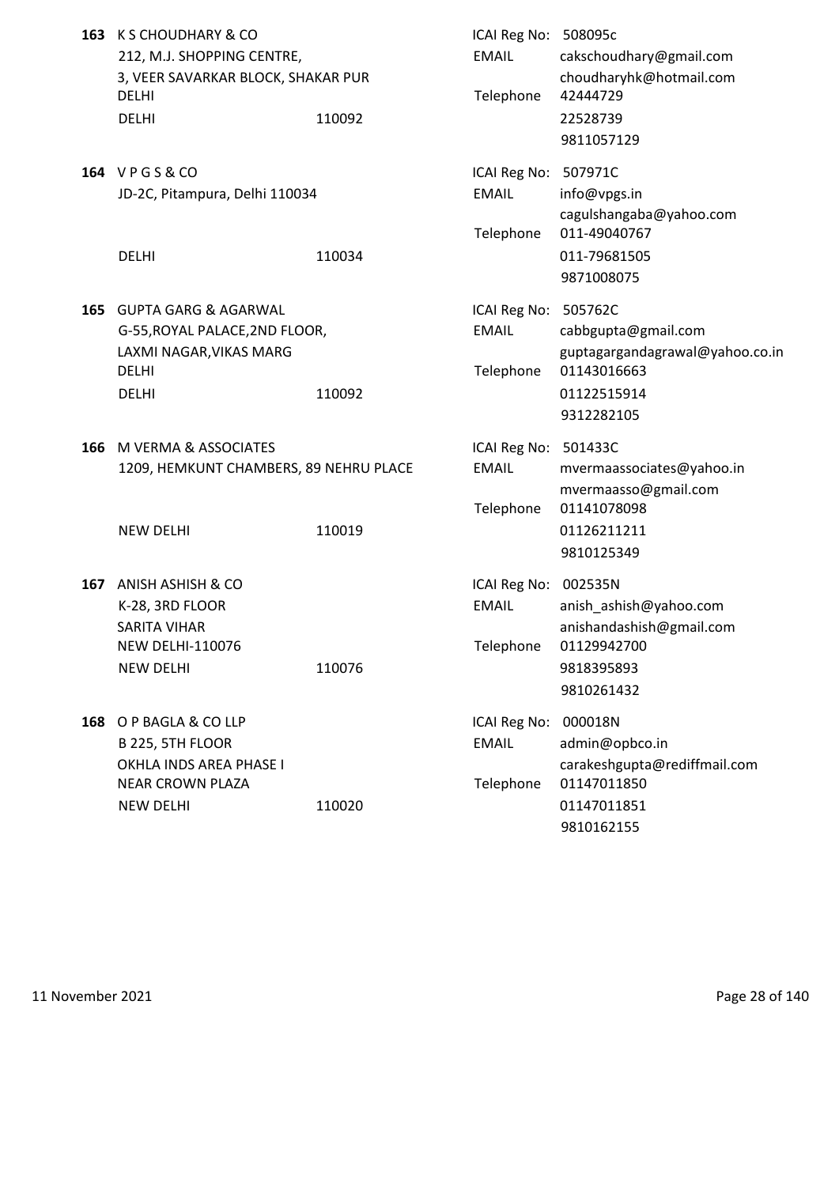**163** K S CHOUDHARY & CO
212, M.J. SHOPPING CENTRE,
3, VEER SAVARKAR BLOCK, SHAKAR PUR
DELHI
DELHI 110092

ICAI Reg No: 508095c
EMAIL cakschoudhary@gmail.com
choudharyhk@hotmail.com
Telephone 42444729
22528739
9811057129

**164** V P G S & CO
JD-2C, Pitampura, Delhi 110034
DELHI 110034

ICAI Reg No: 507971C
EMAIL info@vpgs.in
cagulshangaba@yahoo.com
Telephone 011-49040767
011-79681505
9871008075

**165** GUPTA GARG & AGARWAL
G-55,ROYAL PALACE,2ND FLOOR,
LAXMI NAGAR,VIKAS MARG
DELHI
DELHI 110092

ICAI Reg No: 505762C
EMAIL cabbgupta@gmail.com
guptagargandagrawal@yahoo.co.in
Telephone 01143016663
01122515914
9312282105

**166** M VERMA & ASSOCIATES
1209, HEMKUNT CHAMBERS, 89 NEHRU PLACE
NEW DELHI 110019

ICAI Reg No: 501433C
EMAIL mvermaassociates@yahoo.in
mvermaasso@gmail.com
Telephone 01141078098
01126211211
9810125349

**167** ANISH ASHISH & CO
K-28, 3RD FLOOR
SARITA VIHAR
NEW DELHI-110076
NEW DELHI 110076

ICAI Reg No: 002535N
EMAIL anish_ashish@yahoo.com
anishandashish@gmail.com
Telephone 01129942700
9818395893
9810261432

**168** O P BAGLA & CO LLP
B 225, 5TH FLOOR
OKHLA INDS AREA PHASE I
NEAR CROWN PLAZA
NEW DELHI 110020

ICAI Reg No: 000018N
EMAIL admin@opbco.in
carakeshgupta@rediffmail.com
Telephone 01147011850
01147011851
9810162155

11 November 2021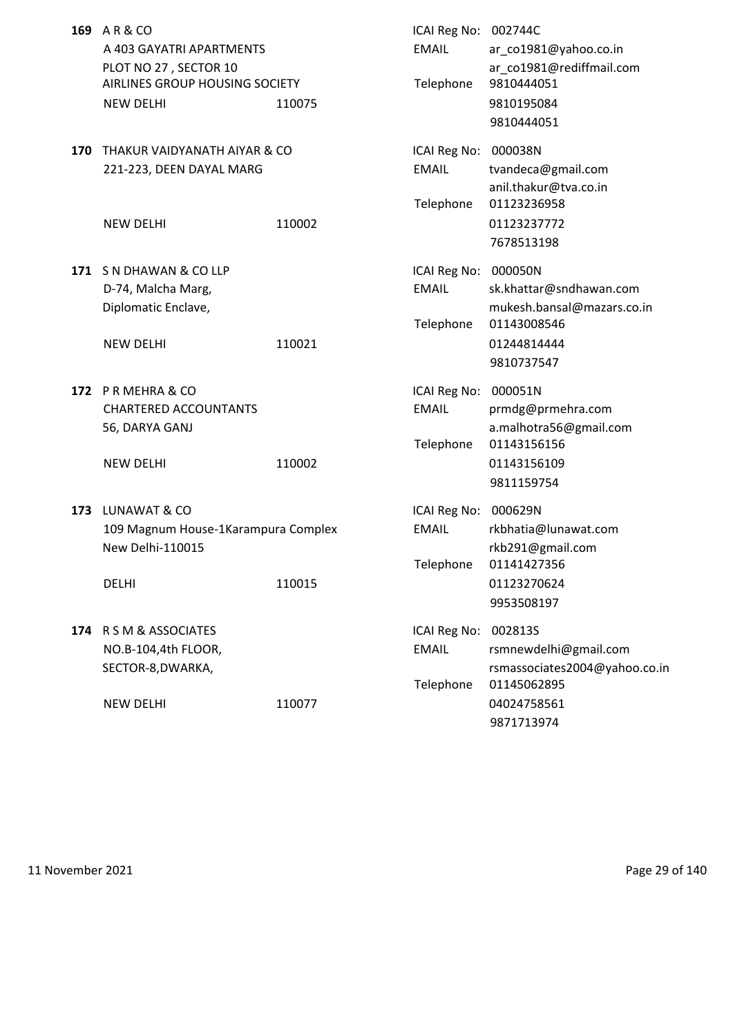**169** A R & CO
A 403 GAYATRI APARTMENTS
PLOT NO 27 , SECTOR 10
AIRLINES GROUP HOUSING SOCIETY
NEW DELHI 110075

ICAI Reg No: 002744C
EMAIL ar_co1981@yahoo.co.in
ar_co1981@rediffmail.com
Telephone 9810444051
9810195084
9810444051

**170** THAKUR VAIDYANATH AIYAR & CO
221-223, DEEN DAYAL MARG
NEW DELHI 110002

ICAI Reg No: 000038N
EMAIL tvandeca@gmail.com
anil.thakur@tva.co.in
Telephone 01123236958
01123237772
7678513198

**171** S N DHAWAN & CO LLP
D-74, Malcha Marg,
Diplomatic Enclave,
NEW DELHI 110021

ICAI Reg No: 000050N
EMAIL sk.khattar@sndhawan.com
mukesh.bansal@mazars.co.in
Telephone 01143008546
01244814444
9810737547

**172** P R MEHRA & CO
CHARTERED ACCOUNTANTS
56, DARYA GANJ
NEW DELHI 110002

ICAI Reg No: 000051N
EMAIL prmdg@prmehra.com
a.malhotra56@gmail.com
Telephone 01143156156
01143156109
9811159754

**173** LUNAWAT & CO
109 Magnum House-1Karampura Complex
New Delhi-110015
DELHI 110015

ICAI Reg No: 000629N
EMAIL rkbhatia@lunawat.com
rkb291@gmail.com
Telephone 01141427356
01123270624
9953508197

**174** R S M & ASSOCIATES
NO.B-104,4th FLOOR,
SECTOR-8,DWARKA,
NEW DELHI 110077

ICAI Reg No: 002813S
EMAIL rsmnewdelhi@gmail.com
rsmassociates2004@yahoo.co.in
Telephone 01145062895
04024758561
9871713974

11 November 2021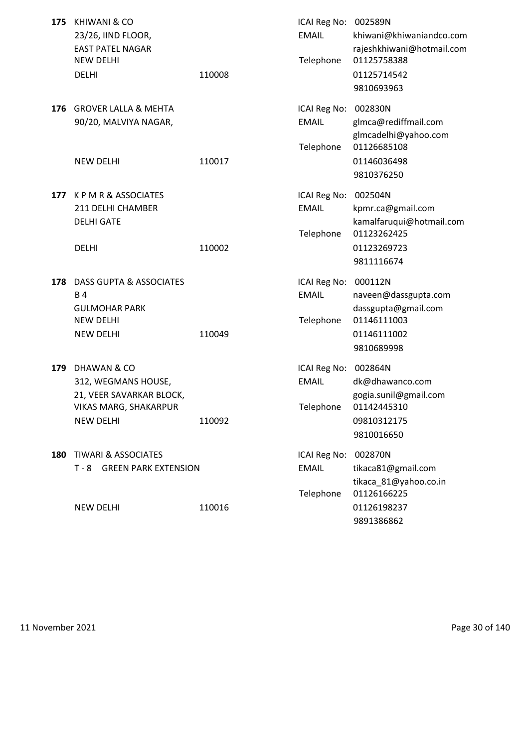**175** KHIWANI & CO
23/26, IIND FLOOR,
EAST PATEL NAGAR
NEW DELHI
DELHI 110008

ICAI Reg No: 002589N
EMAIL khiwani@khiwaniandco.com
rajeshkhiwani@hotmail.com
Telephone 01125758388
01125714542
9810693963

**176** GROVER LALLA & MEHTA
90/20, MALVIYA NAGAR,
NEW DELHI 110017

ICAI Reg No: 002830N
EMAIL glmca@rediffmail.com
glmcadelhi@yahoo.com
Telephone 01126685108
01146036498
9810376250

**177** K P M R & ASSOCIATES
211 DELHI CHAMBER
DELHI GATE
DELHI 110002

ICAI Reg No: 002504N
EMAIL kpmr.ca@gmail.com
kamalfaruqui@hotmail.com
Telephone 01123262425
01123269723
9811116674

**178** DASS GUPTA & ASSOCIATES
B 4
GULMOHAR PARK
NEW DELHI
NEW DELHI 110049

ICAI Reg No: 000112N
EMAIL naveen@dassgupta.com
dassgupta@gmail.com
Telephone 01146111003
01146111002
9810689998

**179** DHAWAN & CO
312, WEGMANS HOUSE,
21, VEER SAVARKAR BLOCK,
VIKAS MARG, SHAKARPUR
NEW DELHI 110092

ICAI Reg No: 002864N
EMAIL dk@dhawanco.com
gogia.sunil@gmail.com
Telephone 01142445310
09810312175
9810016650

**180** TIWARI & ASSOCIATES
T - 8 GREEN PARK EXTENSION
NEW DELHI 110016

ICAI Reg No: 002870N
EMAIL tikaca81@gmail.com
tikaca_81@yahoo.co.in
Telephone 01126166225
01126198237
9891386862

11 November 2021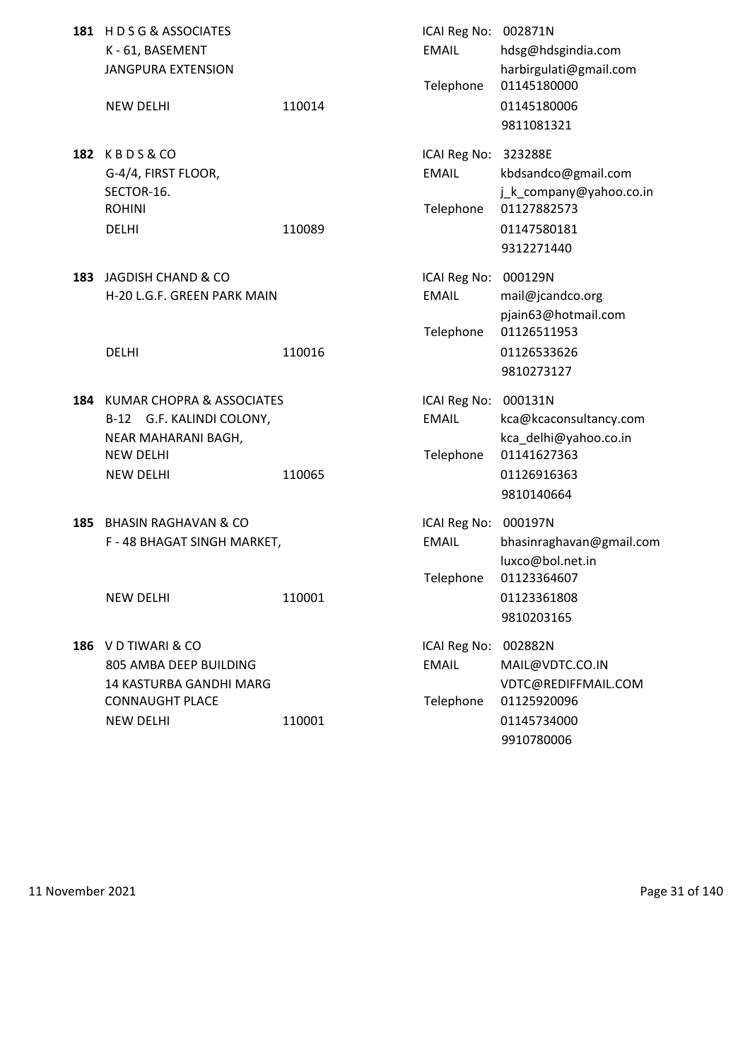**181** H D S G & ASSOCIATES
K - 61, BASEMENT
JANGPURA EXTENSION
NEW DELHI 110014

ICAI Reg No: 002871N
EMAIL hdsg@hdsgindia.com
harbirgulati@gmail.com
Telephone 01145180000
01145180006
9811081321

**182** K B D S & CO
G-4/4, FIRST FLOOR,
SECTOR-16.
ROHINI
DELHI 110089

ICAI Reg No: 323288E
EMAIL kbdsandco@gmail.com
j_k_company@yahoo.co.in
Telephone 01127882573
01147580181
9312271440

**183** JAGDISH CHAND & CO
H-20 L.G.F. GREEN PARK MAIN
DELHI 110016

ICAI Reg No: 000129N
EMAIL mail@jcandco.org
pjain63@hotmail.com
Telephone 01126511953
01126533626
9810273127

**184** KUMAR CHOPRA & ASSOCIATES
B-12 G.F. KALINDI COLONY,
NEAR MAHARANI BAGH,
NEW DELHI
NEW DELHI 110065

ICAI Reg No: 000131N
EMAIL kca@kcaconsultancy.com
kca_delhi@yahoo.co.in
Telephone 01141627363
01126916363
9810140664

**185** BHASIN RAGHAVAN & CO
F - 48 BHAGAT SINGH MARKET,
NEW DELHI 110001

ICAI Reg No: 000197N
EMAIL bhasinraghavan@gmail.com
luxco@bol.net.in
Telephone 01123364607
01123361808
9810203165

**186** V D TIWARI & CO
805 AMBA DEEP BUILDING
14 KASTURBA GANDHI MARG
CONNAUGHT PLACE
NEW DELHI 110001

ICAI Reg No: 002882N
EMAIL MAIL@VDTC.CO.IN
VDTC@REDIFFMAIL.COM
Telephone 01125920096
01145734000
9910780006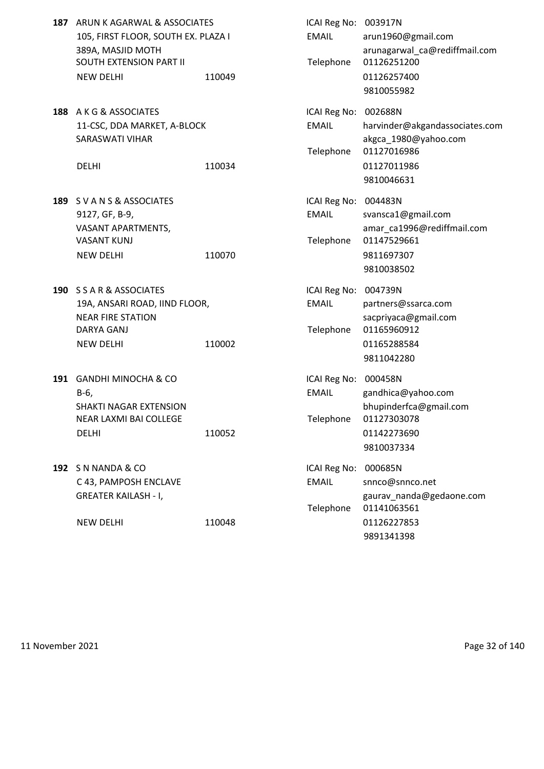**187** ARUN K AGARWAL & ASSOCIATES
105, FIRST FLOOR, SOUTH EX. PLAZA I
389A, MASJID MOTH
SOUTH EXTENSION PART II
NEW DELHI 110049

ICAI Reg No: 003917N
EMAIL arun1960@gmail.com
arunagarwal_ca@rediffmail.com
Telephone 01126251200
01126257400
9810055982

**188** A K G & ASSOCIATES
11-CSC, DDA MARKET, A-BLOCK
SARASWATI VIHAR
DELHI 110034

ICAI Reg No: 002688N
EMAIL harvinder@akgandassociates.com
akgca_1980@yahoo.com
Telephone 01127016986
01127011986
9810046631

**189** S V A N S & ASSOCIATES
9127, GF, B-9,
VASANT APARTMENTS,
VASANT KUNJ
NEW DELHI 110070

ICAI Reg No: 004483N
EMAIL svansca1@gmail.com
amar_ca1996@rediffmail.com
Telephone 01147529661
9811697307
9810038502

**190** S S A R & ASSOCIATES
19A, ANSARI ROAD, IIND FLOOR,
NEAR FIRE STATION
DARYA GANJ
NEW DELHI 110002

ICAI Reg No: 004739N
EMAIL partners@ssarca.com
sacpriyaca@gmail.com
Telephone 01165960912
01165288584
9811042280

**191** GANDHI MINOCHA & CO
B-6,
SHAKTI NAGAR EXTENSION
NEAR LAXMI BAI COLLEGE
DELHI 110052

ICAI Reg No: 000458N
EMAIL gandhica@yahoo.com
bhupinderfca@gmail.com
Telephone 01127303078
01142273690
9810037334

**192** S N NANDA & CO
C 43, PAMPOSH ENCLAVE
GREATER KAILASH - I,
NEW DELHI 110048

ICAI Reg No: 000685N
EMAIL snnco@snnco.net
gaurav_nanda@gedaone.com
Telephone 01141063561
01126227853
9891341398

11 November 2021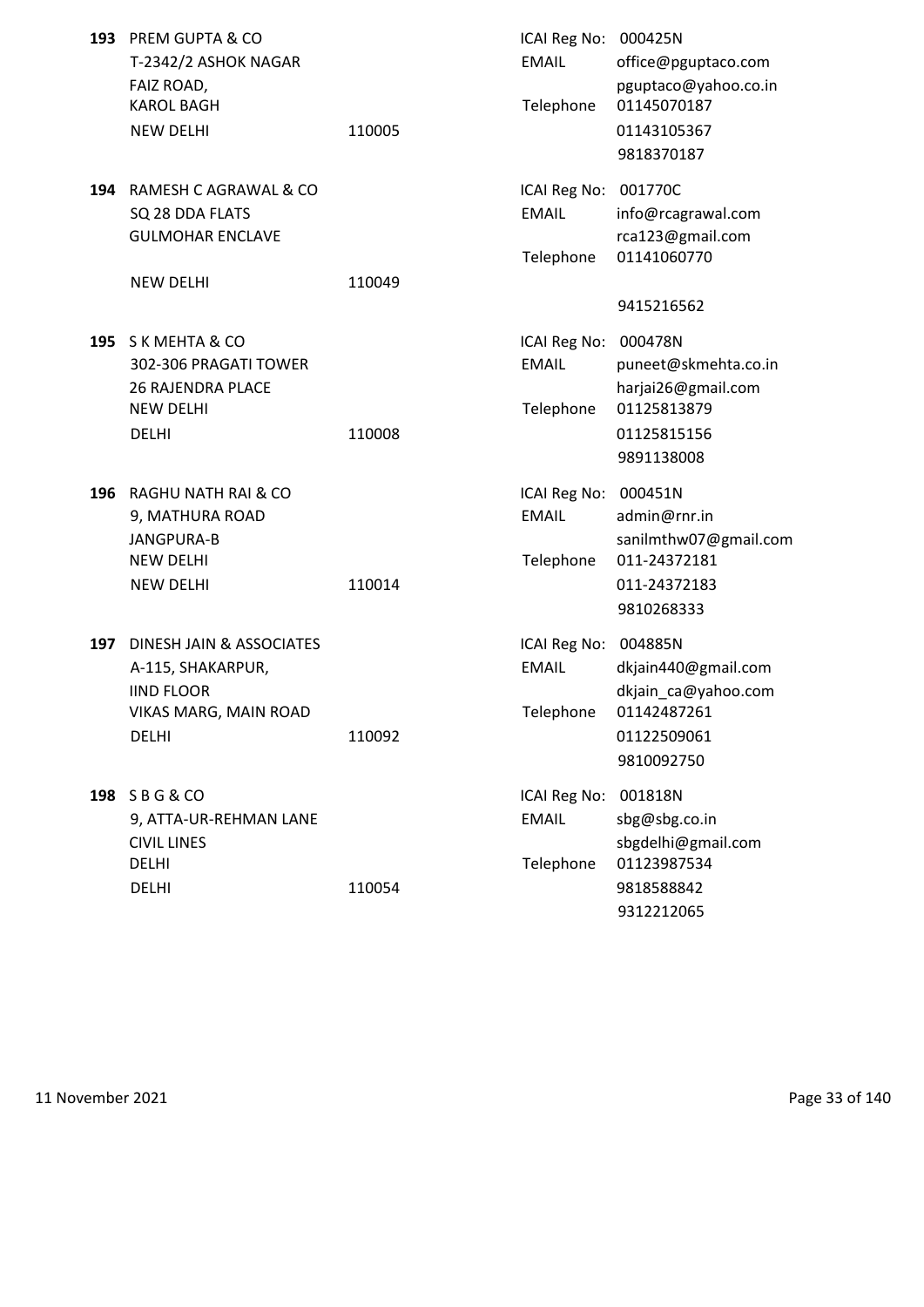**193** PREM GUPTA & CO
T-2342/2 ASHOK NAGAR
FAIZ ROAD,
KAROL BAGH
NEW DELHI 110005

ICAI Reg No: 000425N
EMAIL office@pguptaco.com
pguptaco@yahoo.co.in
Telephone 01145070187
01143105367
9818370187

**194** RAMESH C AGRAWAL & CO
SQ 28 DDA FLATS
GULMOHAR ENCLAVE
NEW DELHI 110049

ICAI Reg No: 001770C
EMAIL info@rcagrawal.com
rca123@gmail.com
Telephone 01141060770
9415216562

**195** S K MEHTA & CO
302-306 PRAGATI TOWER
26 RAJENDRA PLACE
NEW DELHI
DELHI 110008

ICAI Reg No: 000478N
EMAIL puneet@skmehta.co.in
harjai26@gmail.com
Telephone 01125813879
01125815156
9891138008

**196** RAGHU NATH RAI & CO
9, MATHURA ROAD
JANGPURA-B
NEW DELHI
NEW DELHI 110014

ICAI Reg No: 000451N
EMAIL admin@rnr.in
sanilmthw07@gmail.com
Telephone 011-24372181
011-24372183
9810268333

**197** DINESH JAIN & ASSOCIATES
A-115, SHAKARPUR,
IIND FLOOR
VIKAS MARG, MAIN ROAD
DELHI 110092

ICAI Reg No: 004885N
EMAIL dkjain440@gmail.com
dkjain_ca@yahoo.com
Telephone 01142487261
01122509061
9810092750

**198** S B G & CO
9, ATTA-UR-REHMAN LANE
CIVIL LINES
DELHI
DELHI 110054

ICAI Reg No: 001818N
EMAIL sbg@sbg.co.in
sbgdelhi@gmail.com
Telephone 01123987534
9818588842
9312212065

11 November 2021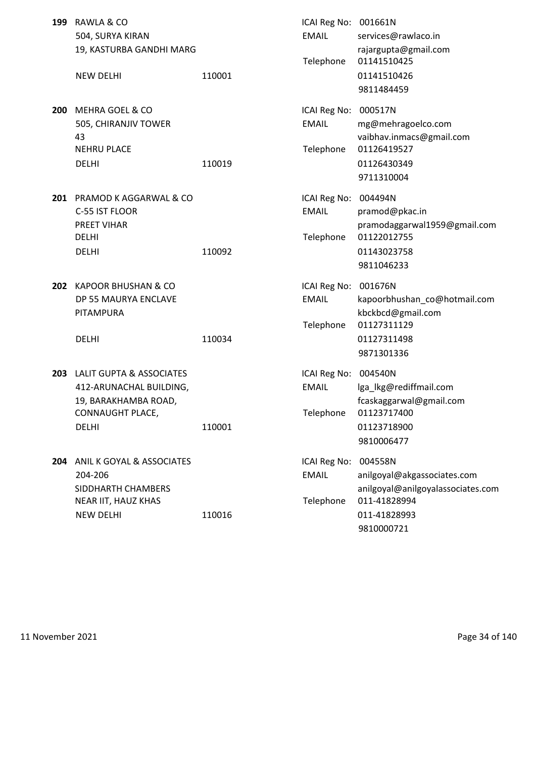**199** RAWLA & CO
504, SURYA KIRAN
19, KASTURBA GANDHI MARG
NEW DELHI 110001

ICAI Reg No: 001661N
EMAIL services@rawlaco.in
rajargupta@gmail.com
Telephone 01141510425
01141510426
9811484459

**200** MEHRA GOEL & CO
505, CHIRANJIV TOWER
43
NEHRU PLACE
DELHI 110019

ICAI Reg No: 000517N
EMAIL mg@mehragoelco.com
vaibhav.inmacs@gmail.com
Telephone 01126419527
01126430349
9711310004

**201** PRAMOD K AGGARWAL & CO
C-55 IST FLOOR
PREET VIHAR
DELHI
DELHI 110092

ICAI Reg No: 004494N
EMAIL pramod@pkac.in
pramodaggarwal1959@gmail.com
Telephone 01122012755
01143023758
9811046233

**202** KAPOOR BHUSHAN & CO
DP 55 MAURYA ENCLAVE
PITAMPURA
DELHI 110034

ICAI Reg No: 001676N
EMAIL kapoorbhushan_co@hotmail.com
kbckbcd@gmail.com
Telephone 01127311129
01127311498
9871301336

**203** LALIT GUPTA & ASSOCIATES
412-ARUNACHAL BUILDING,
19, BARAKHAMBA ROAD,
CONNAUGHT PLACE,
DELHI 110001

ICAI Reg No: 004540N
EMAIL lga_lkg@rediffmail.com
fcaskaggarwal@gmail.com
Telephone 01123717400
01123718900
9810006477

**204** ANIL K GOYAL & ASSOCIATES
204-206
SIDDHARTH CHAMBERS
NEAR IIT, HAUZ KHAS
NEW DELHI 110016

ICAI Reg No: 004558N
EMAIL anilgoyal@akgassociates.com
anilgoyal@anilgoyalassociates.com
Telephone 011-41828994
011-41828993
9810000721

11 November 2021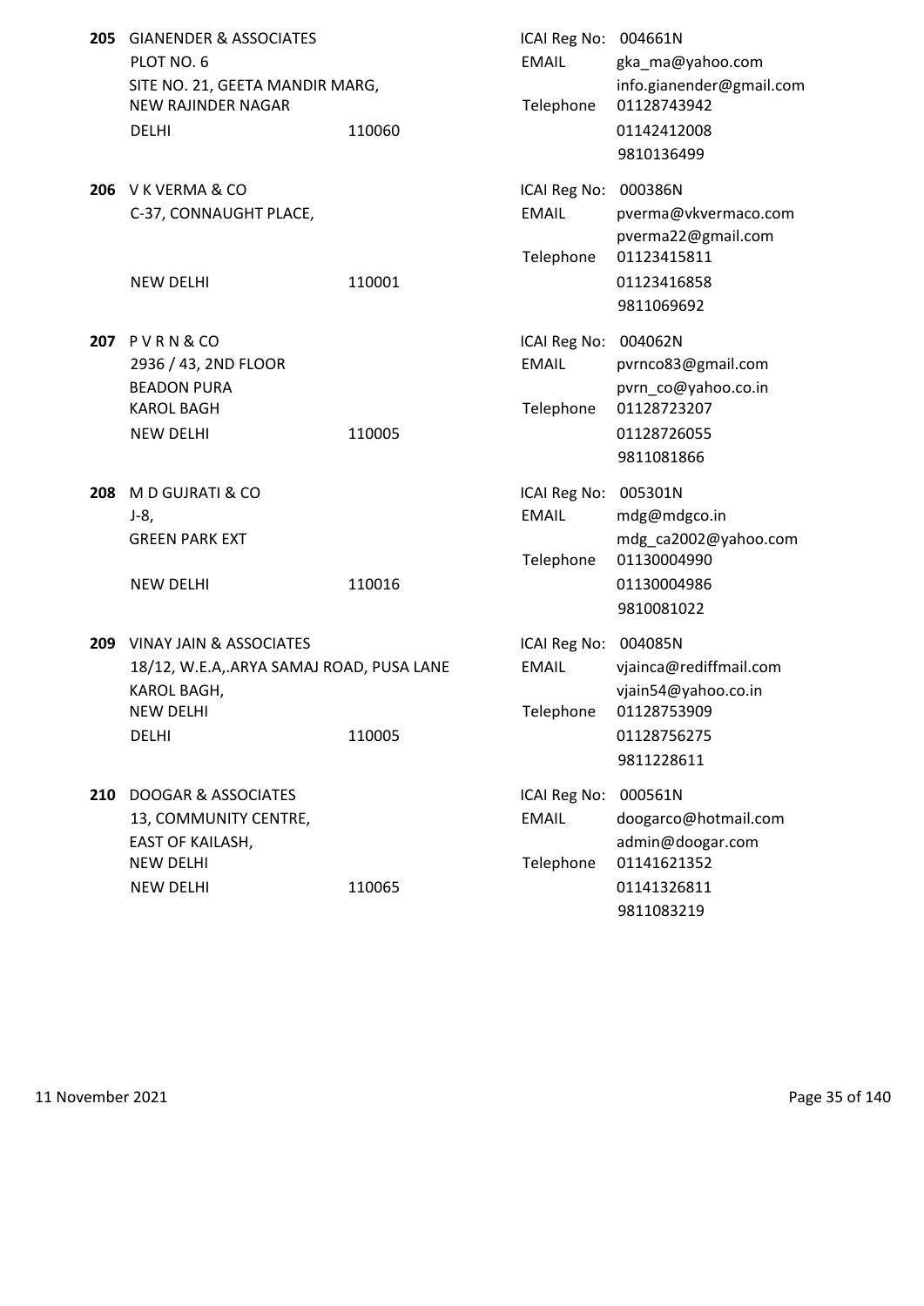**205** GIANENDER & ASSOCIATES
PLOT NO. 6
SITE NO. 21, GEETA MANDIR MARG,
NEW RAJINDER NAGAR
DELHI 110060

ICAI Reg No: 004661N
EMAIL gka_ma@yahoo.com
info.gianender@gmail.com
Telephone 01128743942
01142412008
9810136499

**206** V K VERMA & CO
C-37, CONNAUGHT PLACE,
NEW DELHI 110001

ICAI Reg No: 000386N
EMAIL pverma@vkvermaco.com
pverma22@gmail.com
Telephone 01123415811
01123416858
9811069692

**207** P V R N & CO
2936 / 43, 2ND FLOOR
BEADON PURA
KAROL BAGH
NEW DELHI 110005

ICAI Reg No: 004062N
EMAIL pvrnco83@gmail.com
pvrn_co@yahoo.co.in
Telephone 01128723207
01128726055
9811081866

**208** M D GUJRATI & CO
J-8,
GREEN PARK EXT
NEW DELHI 110016

ICAI Reg No: 005301N
EMAIL mdg@mdgco.in
mdg_ca2002@yahoo.com
Telephone 01130004990
01130004986
9810081022

**209** VINAY JAIN & ASSOCIATES
18/12, W.E.A,.ARYA SAMAJ ROAD, PUSA LANE
KAROL BAGH,
NEW DELHI
DELHI 110005

ICAI Reg No: 004085N
EMAIL vjainca@rediffmail.com
vjain54@yahoo.co.in
Telephone 01128753909
01128756275
9811228611

**210** DOOGAR & ASSOCIATES
13, COMMUNITY CENTRE,
EAST OF KAILASH,
NEW DELHI
NEW DELHI 110065

ICAI Reg No: 000561N
EMAIL doogarco@hotmail.com
admin@doogar.com
Telephone 01141621352
01141326811
9811083219

11 November 2021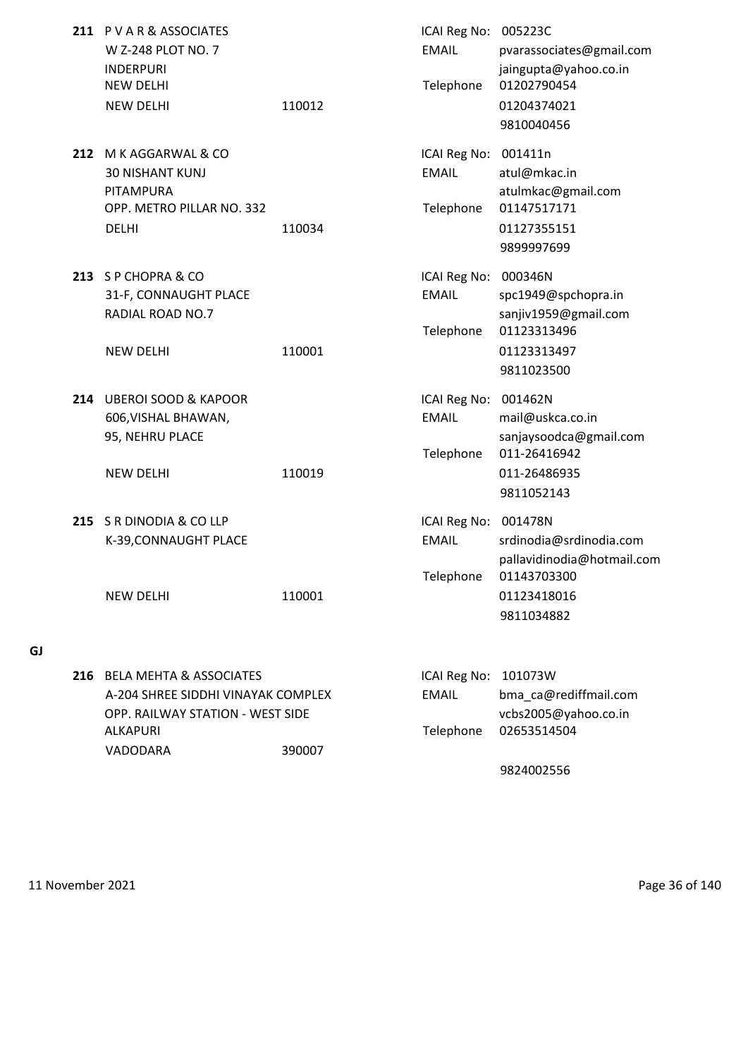**211** P V A R & ASSOCIATES
W Z-248 PLOT NO. 7
INDERPURI
NEW DELHI
NEW DELHI 110012

ICAI Reg No: 005223C
EMAIL pvarassociates@gmail.com
jaingupta@yahoo.co.in
Telephone 01202790454
01204374021
9810040456

**212** M K AGGARWAL & CO
30 NISHANT KUNJ
PITAMPURA
OPP. METRO PILLAR NO. 332
DELHI 110034

ICAI Reg No: 001411n
EMAIL atul@mkac.in
atulmkac@gmail.com
Telephone 01147517171
01127355151
9899997699

**213** S P CHOPRA & CO
31-F, CONNAUGHT PLACE
RADIAL ROAD NO.7
NEW DELHI 110001

ICAI Reg No: 000346N
EMAIL spc1949@spchopra.in
sanjiv1959@gmail.com
Telephone 01123313496
01123313497
9811023500

**214** UBEROI SOOD & KAPOOR
606,VISHAL BHAWAN,
95, NEHRU PLACE
NEW DELHI 110019

ICAI Reg No: 001462N
EMAIL mail@uskca.co.in
sanjaysoodca@gmail.com
Telephone 011-26416942
011-26486935
9811052143

**215** S R DINODIA & CO LLP
K-39,CONNAUGHT PLACE
NEW DELHI 110001

ICAI Reg No: 001478N
EMAIL srdinodia@srdinodia.com
pallavidinodia@hotmail.com
Telephone 01143703300
01123418016
9811034882

**GJ**

**216** BELA MEHTA & ASSOCIATES
A-204 SHREE SIDDHI VINAYAK COMPLEX
OPP. RAILWAY STATION - WEST SIDE
ALKAPURI
VADODARA 390007

ICAI Reg No: 101073W
EMAIL bma_ca@rediffmail.com
vcbs2005@yahoo.co.in
Telephone 02653514504
9824002556

11 November 2021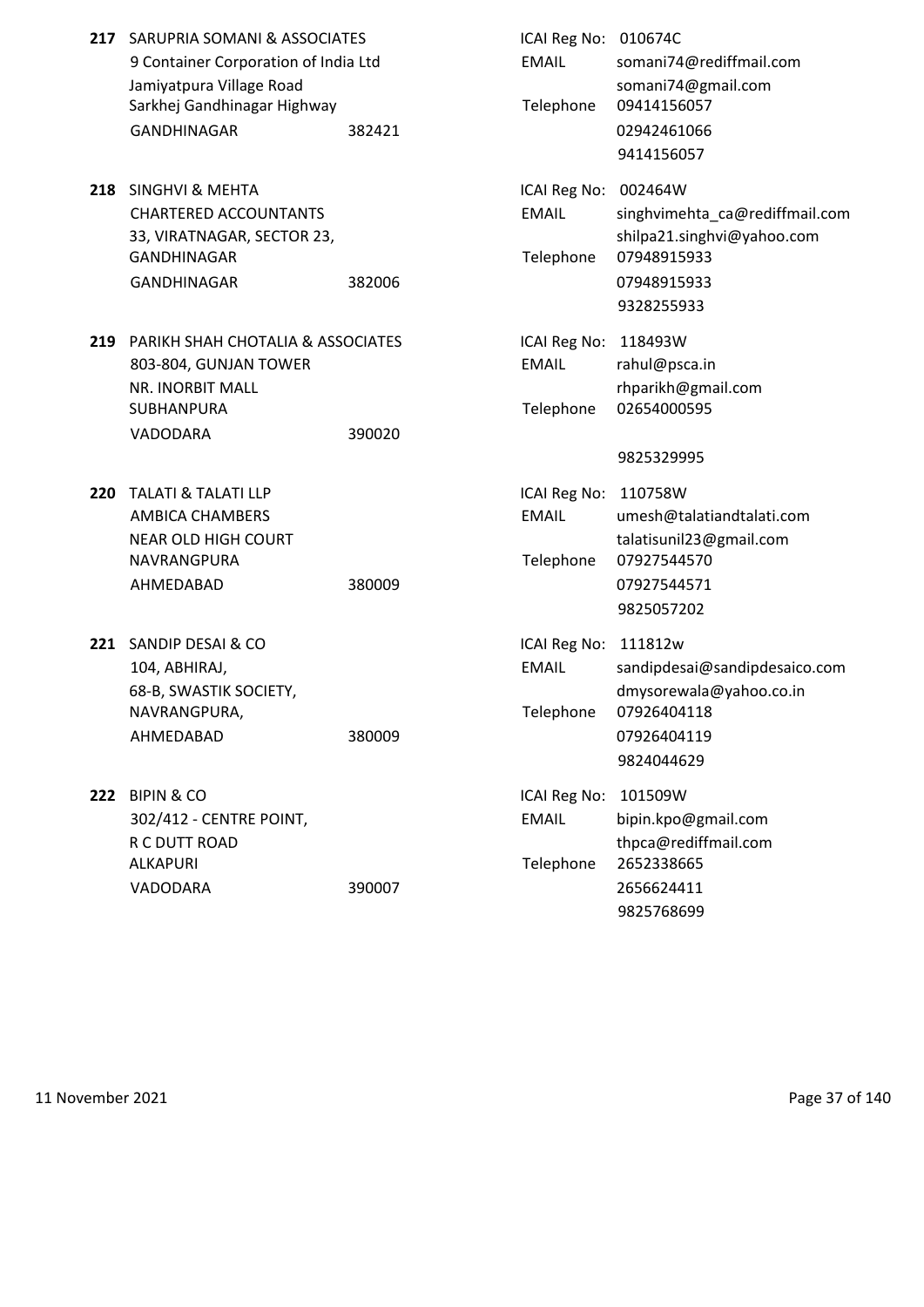**217** SARUPRIA SOMANI & ASSOCIATES
9 Container Corporation of India Ltd
Jamiyatpura Village Road
Sarkhej Gandhinagar Highway
GANDHINAGAR 382421

ICAI Reg No: 010674C
EMAIL somani74@rediffmail.com
somani74@gmail.com
Telephone 09414156057
02942461066
9414156057

**218** SINGHVI & MEHTA
CHARTERED ACCOUNTANTS
33, VIRATNAGAR, SECTOR 23,
GANDHINAGAR
GANDHINAGAR 382006

ICAI Reg No: 002464W
EMAIL singhvimehta_ca@rediffmail.com
shilpa21.singhvi@yahoo.com
Telephone 07948915933
07948915933
9328255933

**219** PARIKH SHAH CHOTALIA & ASSOCIATES
803-804, GUNJAN TOWER
NR. INORBIT MALL
SUBHANPURA
VADODARA 390020

ICAI Reg No: 118493W
EMAIL rahul@psca.in
rhparikh@gmail.com
Telephone 02654000595

9825329995

**220** TALATI & TALATI LLP
AMBICA CHAMBERS
NEAR OLD HIGH COURT
NAVRANGPURA
AHMEDABAD 380009

ICAI Reg No: 110758W
EMAIL umesh@talatiandtalati.com
talatisunil23@gmail.com
Telephone 07927544570
07927544571
9825057202

**221** SANDIP DESAI & CO
104, ABHIRAJ,
68-B, SWASTIK SOCIETY,
NAVRANGPURA,
AHMEDABAD 380009

ICAI Reg No: 111812w
EMAIL sandipdesai@sandipdesaico.com
dmysorewala@yahoo.co.in
Telephone 07926404118
07926404119
9824044629

**222** BIPIN & CO
302/412 - CENTRE POINT,
R C DUTT ROAD
ALKAPURI
VADODARA 390007

ICAI Reg No: 101509W
EMAIL bipin.kpo@gmail.com
thpca@rediffmail.com
Telephone 2652338665
2656624411
9825768699

11 November 2021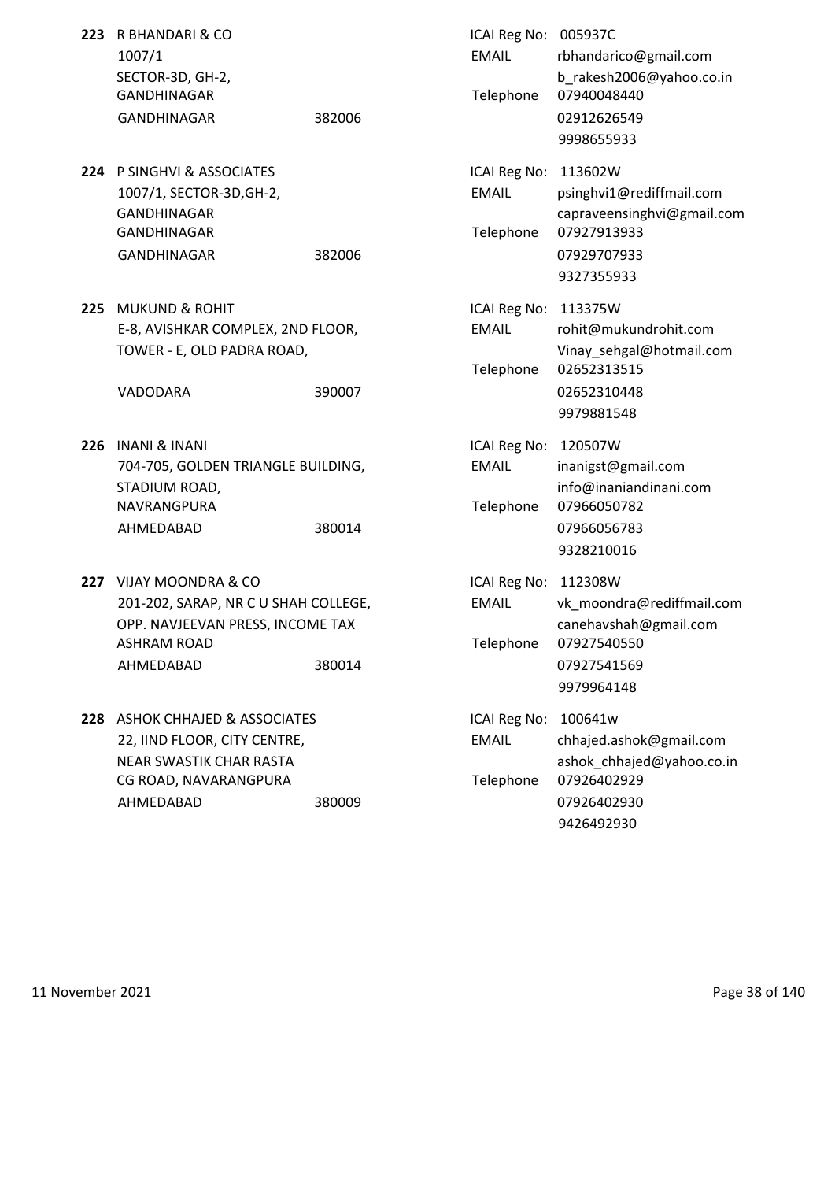**223** R BHANDARI & CO
1007/1
SECTOR-3D, GH-2,
GANDHINAGAR
GANDHINAGAR 382006

ICAI Reg No: 005937C
EMAIL rbhandarico@gmail.com
b_rakesh2006@yahoo.co.in
Telephone 07940048440
02912626549
9998655933

**224** P SINGHVI & ASSOCIATES
1007/1, SECTOR-3D,GH-2,
GANDHINAGAR
GANDHINAGAR
GANDHINAGAR 382006

ICAI Reg No: 113602W
EMAIL psinghvi1@rediffmail.com
capraveensinghvi@gmail.com
Telephone 07927913933
07929707933
9327355933

**225** MUKUND & ROHIT
E-8, AVISHKAR COMPLEX, 2ND FLOOR,
TOWER - E, OLD PADRA ROAD,
VADODARA 390007

ICAI Reg No: 113375W
EMAIL rohit@mukundrohit.com
Vinay_sehgal@hotmail.com
Telephone 02652313515
02652310448
9979881548

**226** INANI & INANI
704-705, GOLDEN TRIANGLE BUILDING,
STADIUM ROAD,
NAVRANGPURA
AHMEDABAD 380014

ICAI Reg No: 120507W
EMAIL inanigst@gmail.com
info@inaniandinani.com
Telephone 07966050782
07966056783
9328210016

**227** VIJAY MOONDRA & CO
201-202, SARAP, NR C U SHAH COLLEGE,
OPP. NAVJEEVAN PRESS, INCOME TAX
ASHRAM ROAD
AHMEDABAD 380014

ICAI Reg No: 112308W
EMAIL vk_moondra@rediffmail.com
canehavshah@gmail.com
Telephone 07927540550
07927541569
9979964148

**228** ASHOK CHHAJED & ASSOCIATES
22, IIND FLOOR, CITY CENTRE,
NEAR SWASTIK CHAR RASTA
CG ROAD, NAVARANGPURA
AHMEDABAD 380009

ICAI Reg No: 100641w
EMAIL chhajed.ashok@gmail.com
ashok_chhajed@yahoo.co.in
Telephone 07926402929
07926402930
9426492930

11 November 2021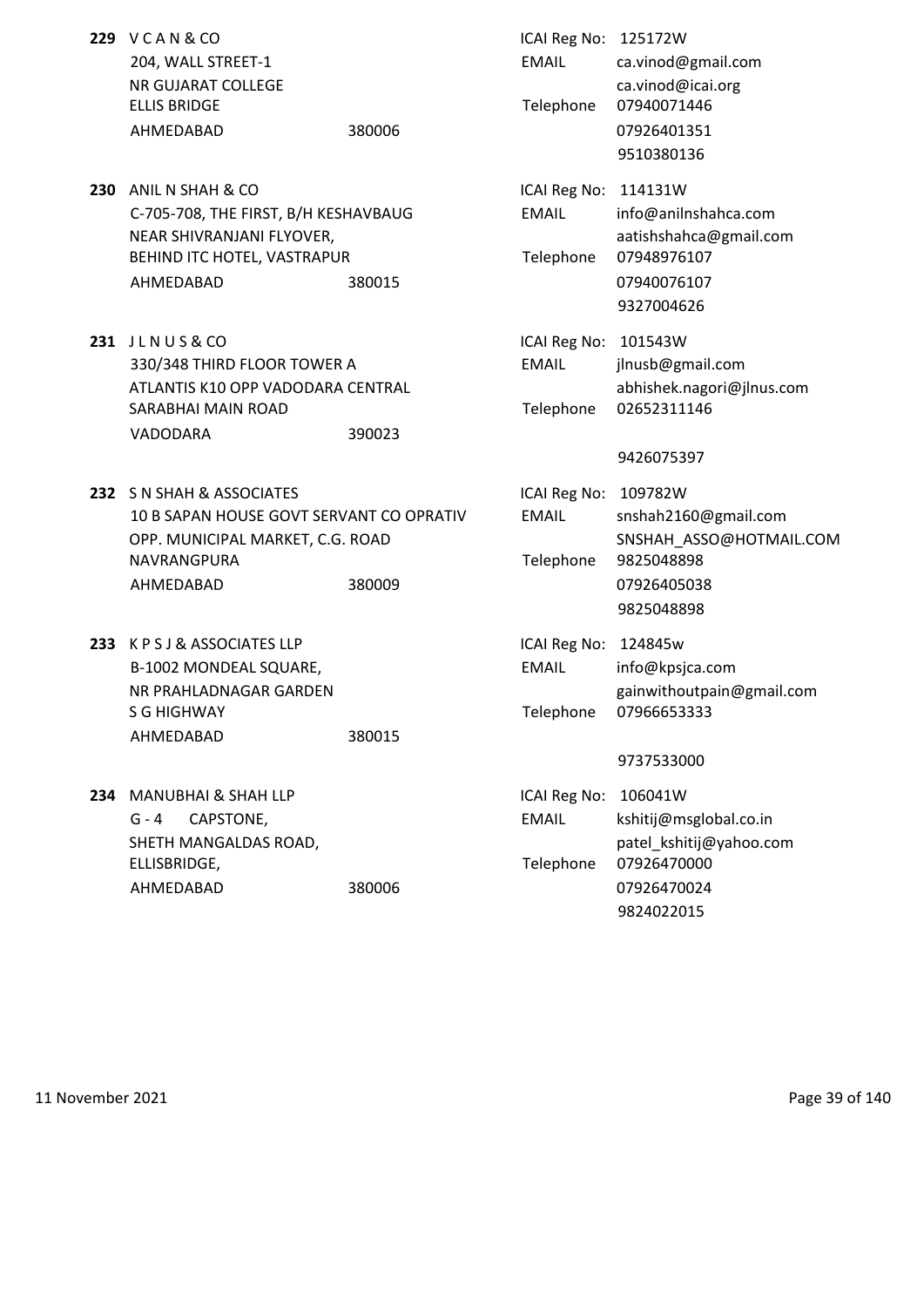**229** V C A N & CO
204, WALL STREET-1
NR GUJARAT COLLEGE
ELLIS BRIDGE
AHMEDABAD 380006

ICAI Reg No: 125172W
EMAIL ca.vinod@gmail.com
ca.vinod@icai.org
Telephone 07940071446
07926401351
9510380136

**230** ANIL N SHAH & CO
C-705-708, THE FIRST, B/H KESHAVBAUG
NEAR SHIVRANJANI FLYOVER,
BEHIND ITC HOTEL, VASTRAPUR
AHMEDABAD 380015

ICAI Reg No: 114131W
EMAIL info@anilnshahca.com
aatishshahca@gmail.com
Telephone 07948976107
07940076107
9327004626

**231** J L N U S & CO
330/348 THIRD FLOOR TOWER A
ATLANTIS K10 OPP VADODARA CENTRAL
SARABHAI MAIN ROAD
VADODARA 390023

ICAI Reg No: 101543W
EMAIL jlnusb@gmail.com
abhishek.nagori@jlnus.com
Telephone 02652311146
9426075397

**232** S N SHAH & ASSOCIATES
10 B SAPAN HOUSE GOVT SERVANT CO OPRATIV
OPP. MUNICIPAL MARKET, C.G. ROAD
NAVRANGPURA
AHMEDABAD 380009

ICAI Reg No: 109782W
EMAIL snshah2160@gmail.com
SNSHAH_ASSO@HOTMAIL.COM
Telephone 9825048898
07926405038
9825048898

**233** K P S J & ASSOCIATES LLP
B-1002 MONDEAL SQUARE,
NR PRAHLADNAGAR GARDEN
S G HIGHWAY
AHMEDABAD 380015

ICAI Reg No: 124845w
EMAIL info@kpsjca.com
gainwithoutpain@gmail.com
Telephone 07966653333
9737533000

**234** MANUBHAI & SHAH LLP
G - 4 CAPSTONE,
SHETH MANGALDAS ROAD,
ELLISBRIDGE,
AHMEDABAD 380006

ICAI Reg No: 106041W
EMAIL kshitij@msglobal.co.in
patel_kshitij@yahoo.com
Telephone 07926470000
07926470024
9824022015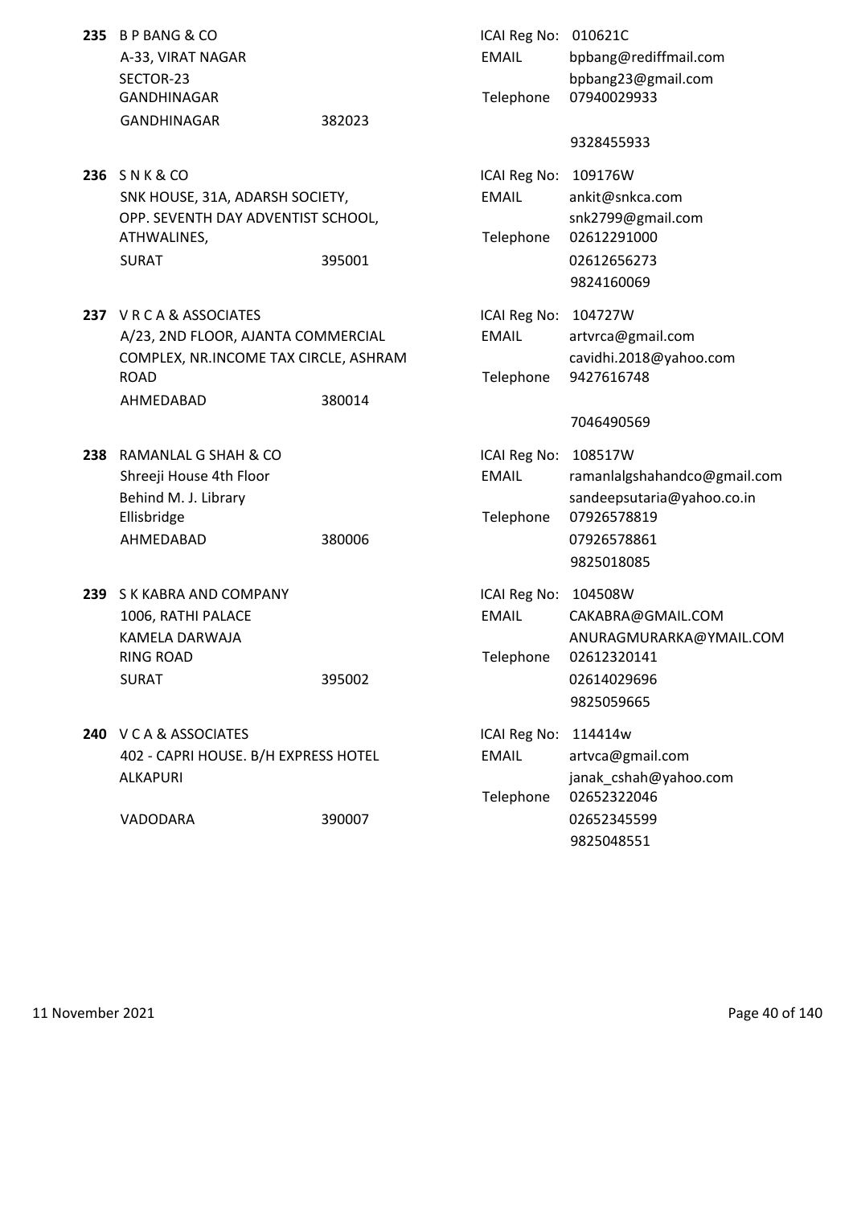**235** B P BANG & CO
A-33, VIRAT NAGAR
SECTOR-23
GANDHINAGAR
GANDHINAGAR 382023

ICAI Reg No: 010621C
EMAIL bpbang@rediffmail.com
bpbang23@gmail.com
Telephone 07940029933
9328455933

**236** S N K & CO
SNK HOUSE, 31A, ADARSH SOCIETY,
OPP. SEVENTH DAY ADVENTIST SCHOOL,
ATHWALINES,
SURAT 395001

ICAI Reg No: 109176W
EMAIL ankit@snkca.com
snk2799@gmail.com
Telephone 02612291000
02612656273
9824160069

**237** V R C A & ASSOCIATES
A/23, 2ND FLOOR, AJANTA COMMERCIAL
COMPLEX, NR.INCOME TAX CIRCLE, ASHRAM
ROAD
AHMEDABAD 380014

ICAI Reg No: 104727W
EMAIL artvrca@gmail.com
cavidhi.2018@yahoo.com
Telephone 9427616748
7046490569

**238** RAMANLAL G SHAH & CO
Shreeji House 4th Floor
Behind M. J. Library
Ellisbridge
AHMEDABAD 380006

ICAI Reg No: 108517W
EMAIL ramanlalgshahandco@gmail.com
sandeepsutaria@yahoo.co.in
Telephone 07926578819
07926578861
9825018085

**239** S K KABRA AND COMPANY
1006, RATHI PALACE
KAMELA DARWAJA
RING ROAD
SURAT 395002

ICAI Reg No: 104508W
EMAIL CAKABRA@GMAIL.COM
ANURAGMURARKA@YMAIL.COM
Telephone 02612320141
02614029696
9825059665

**240** V C A & ASSOCIATES
402 - CAPRI HOUSE. B/H EXPRESS HOTEL
ALKAPURI
VADODARA 390007

ICAI Reg No: 114414w
EMAIL artvca@gmail.com
janak_cshah@yahoo.com
Telephone 02652322046
02652345599
9825048551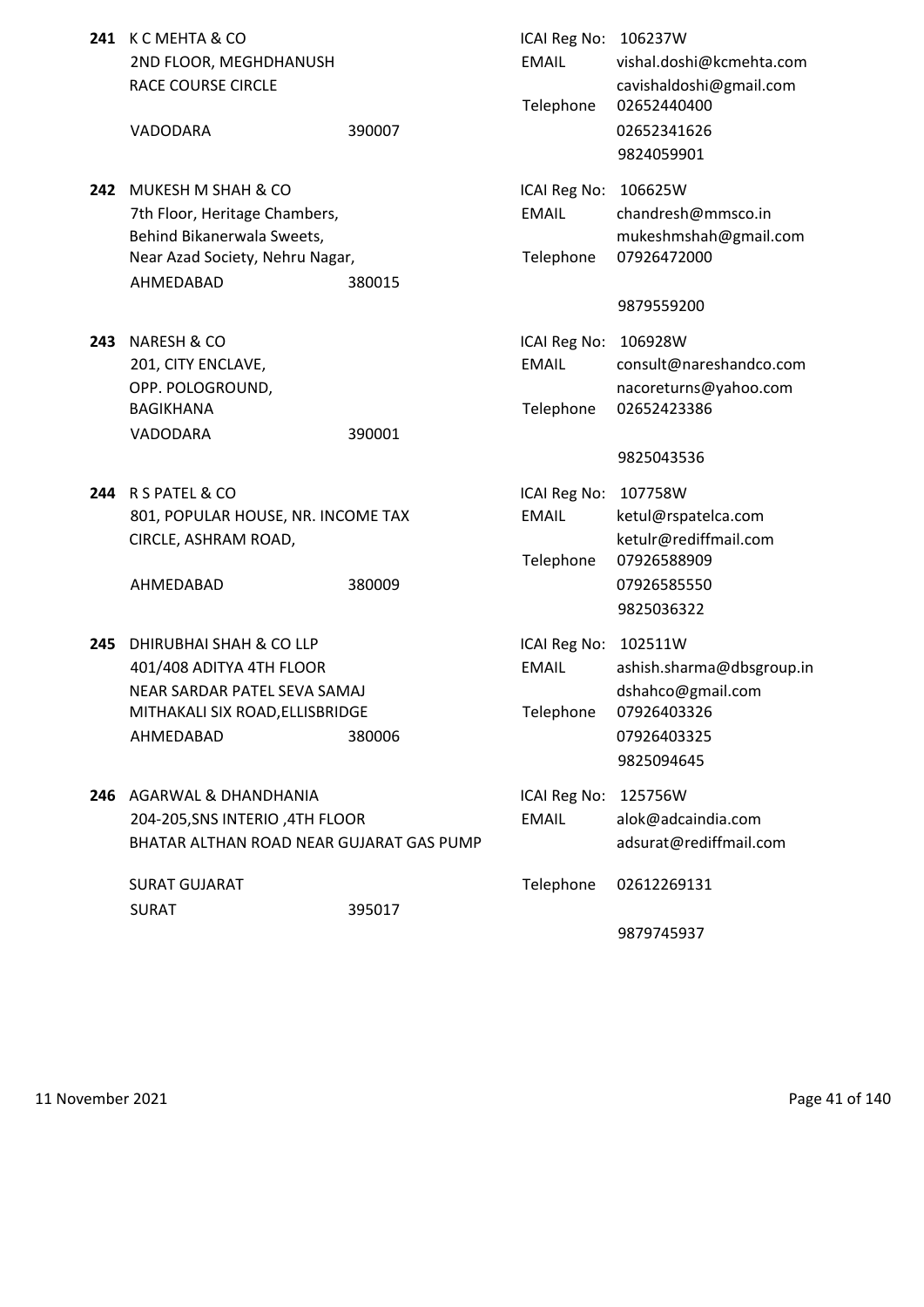**241** K C MEHTA & CO
2ND FLOOR, MEGHDHANUSH
RACE COURSE CIRCLE

VADODARA 390007

ICAI Reg No: 106237W
EMAIL vishal.doshi@kcmehta.com
cavishaldoshi@gmail.com
Telephone 02652440400
02652341626
9824059901

**242** MUKESH M SHAH & CO
7th Floor, Heritage Chambers,
Behind Bikanerwala Sweets,
Near Azad Society, Nehru Nagar,
AHMEDABAD 380015

ICAI Reg No: 106625W
EMAIL chandresh@mmsco.in
mukeshmshah@gmail.com
Telephone 07926472000
9879559200

**243** NARESH & CO
201, CITY ENCLAVE,
OPP. POLOGROUND,
BAGIKHANA
VADODARA 390001

ICAI Reg No: 106928W
EMAIL consult@nareshandco.com
nacoreturns@yahoo.com
Telephone 02652423386
9825043536

**244** R S PATEL & CO
801, POPULAR HOUSE, NR. INCOME TAX
CIRCLE, ASHRAM ROAD,

AHMEDABAD 380009

ICAI Reg No: 107758W
EMAIL ketul@rspatelca.com
ketulr@rediffmail.com
Telephone 07926588909
07926585550
9825036322

**245** DHIRUBHAI SHAH & CO LLP
401/408 ADITYA 4TH FLOOR
NEAR SARDAR PATEL SEVA SAMAJ
MITHAKALI SIX ROAD,ELLISBRIDGE
AHMEDABAD 380006

ICAI Reg No: 102511W
EMAIL ashish.sharma@dbsgroup.in
dshahco@gmail.com
Telephone 07926403326
07926403325
9825094645

**246** AGARWAL & DHANDHANIA
204-205,SNS INTERIO ,4TH FLOOR
BHATAR ALTHAN ROAD NEAR GUJARAT GAS PUMP

SURAT GUJARAT
SURAT 395017

ICAI Reg No: 125756W
EMAIL alok@adcaindia.com
adsurat@rediffmail.com
Telephone 02612269131
9879745937

11 November 2021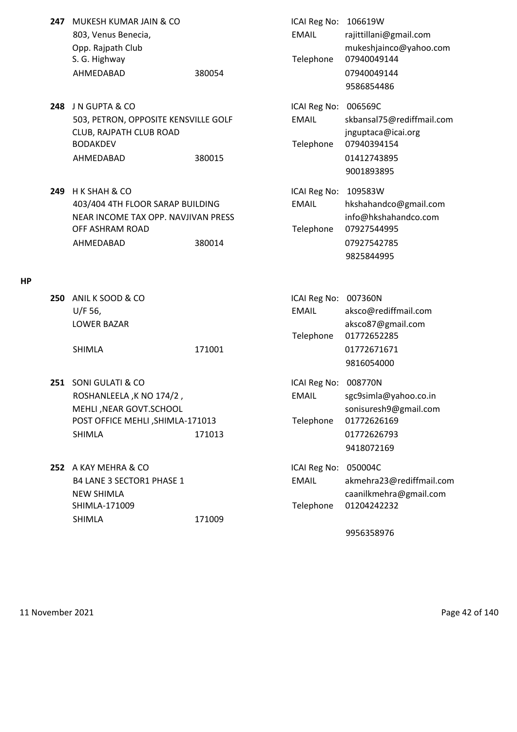**247** MUKESH KUMAR JAIN & CO
803, Venus Benecia,
Opp. Rajpath Club
S. G. Highway
AHMEDABAD 380054

ICAI Reg No: 106619W
EMAIL rajittillani@gmail.com
mukeshjainco@yahoo.com
Telephone 07940049144
07940049144
9586854486

**248** J N GUPTA & CO
503, PETRON, OPPOSITE KENSVILLE GOLF CLUB, RAJPATH CLUB ROAD
BODAKDEV
AHMEDABAD 380015

ICAI Reg No: 006569C
EMAIL skbansal75@rediffmail.com
jnguptaca@icai.org
Telephone 07940394154
01412743895
9001893895

**249** H K SHAH & CO
403/404 4TH FLOOR SARAP BUILDING
NEAR INCOME TAX OPP. NAVJIVAN PRESS
OFF ASHRAM ROAD
AHMEDABAD 380014

ICAI Reg No: 109583W
EMAIL hkshahandco@gmail.com
info@hkshahandco.com
Telephone 07927544995
07927542785
9825844995

## HP

**250** ANIL K SOOD & CO
U/F 56,
LOWER BAZAR
SHIMLA 171001

ICAI Reg No: 007360N
EMAIL aksco@rediffmail.com
aksco87@gmail.com
Telephone 01772652285
01772671671
9816054000

**251** SONI GULATI & CO
ROSHANLEELA ,K NO 174/2 ,
MEHLI ,NEAR GOVT.SCHOOL
POST OFFICE MEHLI ,SHIMLA-171013
SHIMLA 171013

ICAI Reg No: 008770N
EMAIL sgc9simla@yahoo.co.in
sonisuresh9@gmail.com
Telephone 01772626169
01772626793
9418072169

**252** A KAY MEHRA & CO
B4 LANE 3 SECTOR1 PHASE 1
NEW SHIMLA
SHIMLA-171009
SHIMLA 171009

ICAI Reg No: 050004C
EMAIL akmehra23@rediffmail.com
caanilkmehra@gmail.com
Telephone 01204242232
9956358976

11 November 2021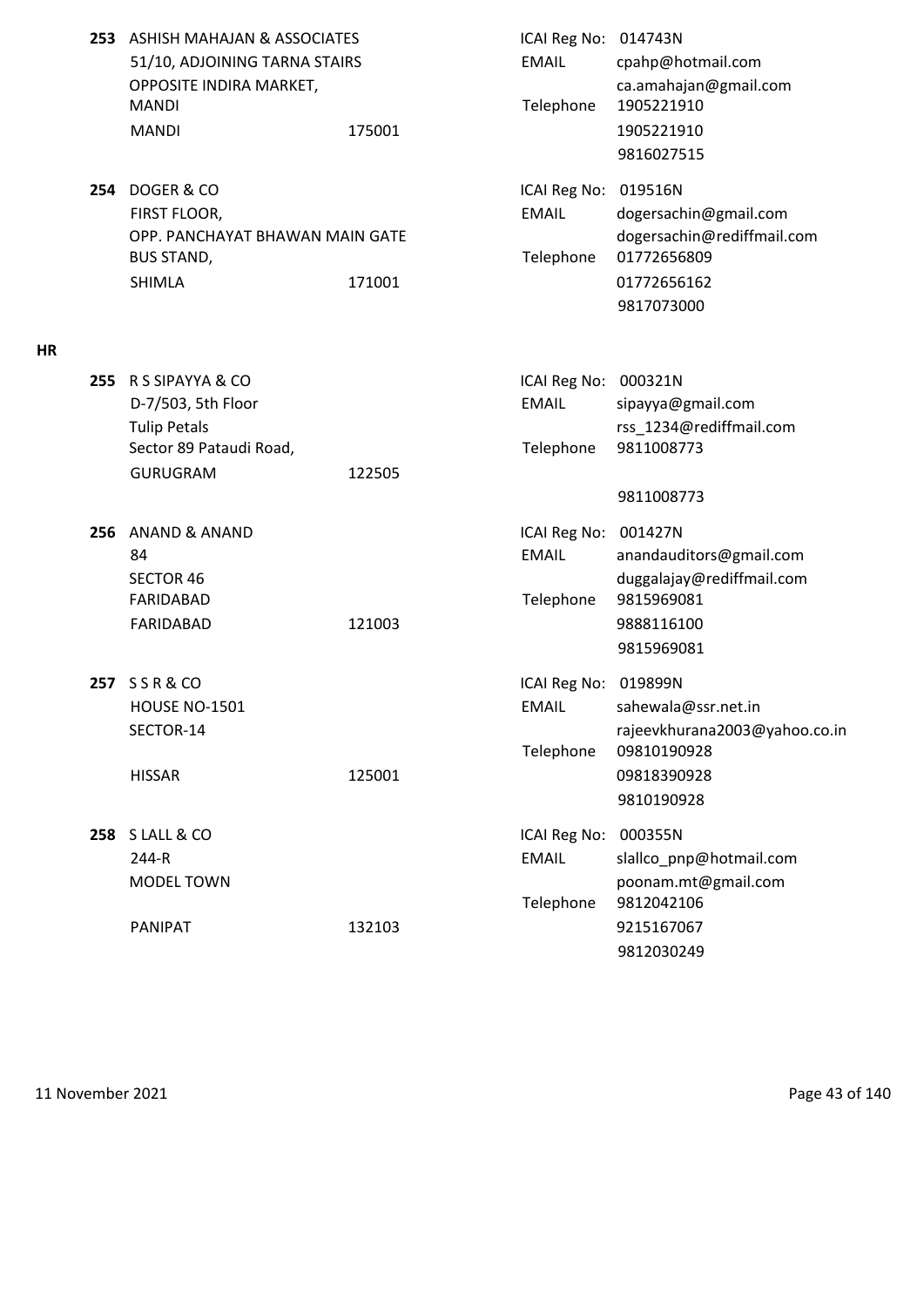**253** ASHISH MAHAJAN & ASSOCIATES
51/10, ADJOINING TARNA STAIRS
OPPOSITE INDIRA MARKET,
MANDI
MANDI 175001

ICAI Reg No: 014743N
EMAIL cpahp@hotmail.com
ca.amahajan@gmail.com
Telephone 1905221910
1905221910
9816027515

**254** DOGER & CO
FIRST FLOOR,
OPP. PANCHAYAT BHAWAN MAIN GATE
BUS STAND,
SHIMLA 171001

ICAI Reg No: 019516N
EMAIL dogersachin@gmail.com
dogersachin@rediffmail.com
Telephone 01772656809
01772656162
9817073000

**HR**

**255** R S SIPAYYA & CO
D-7/503, 5th Floor
Tulip Petals
Sector 89 Pataudi Road,
GURUGRAM 122505

ICAI Reg No: 000321N
EMAIL sipayya@gmail.com
rss_1234@rediffmail.com
Telephone 9811008773
9811008773

**256** ANAND & ANAND
84
SECTOR 46
FARIDABAD
FARIDABAD 121003

ICAI Reg No: 001427N
EMAIL anandauditors@gmail.com
duggalajay@rediffmail.com
Telephone 9815969081
9888116100
9815969081

**257** S S R & CO
HOUSE NO-1501
SECTOR-14
HISSAR 125001

ICAI Reg No: 019899N
EMAIL sahewala@ssr.net.in
rajeevkhurana2003@yahoo.co.in
Telephone 09810190928
09818390928
9810190928

**258** S LALL & CO
244-R
MODEL TOWN
PANIPAT 132103

ICAI Reg No: 000355N
EMAIL slallco_pnp@hotmail.com
poonam.mt@gmail.com
Telephone 9812042106
9215167067
9812030249

11 November 2021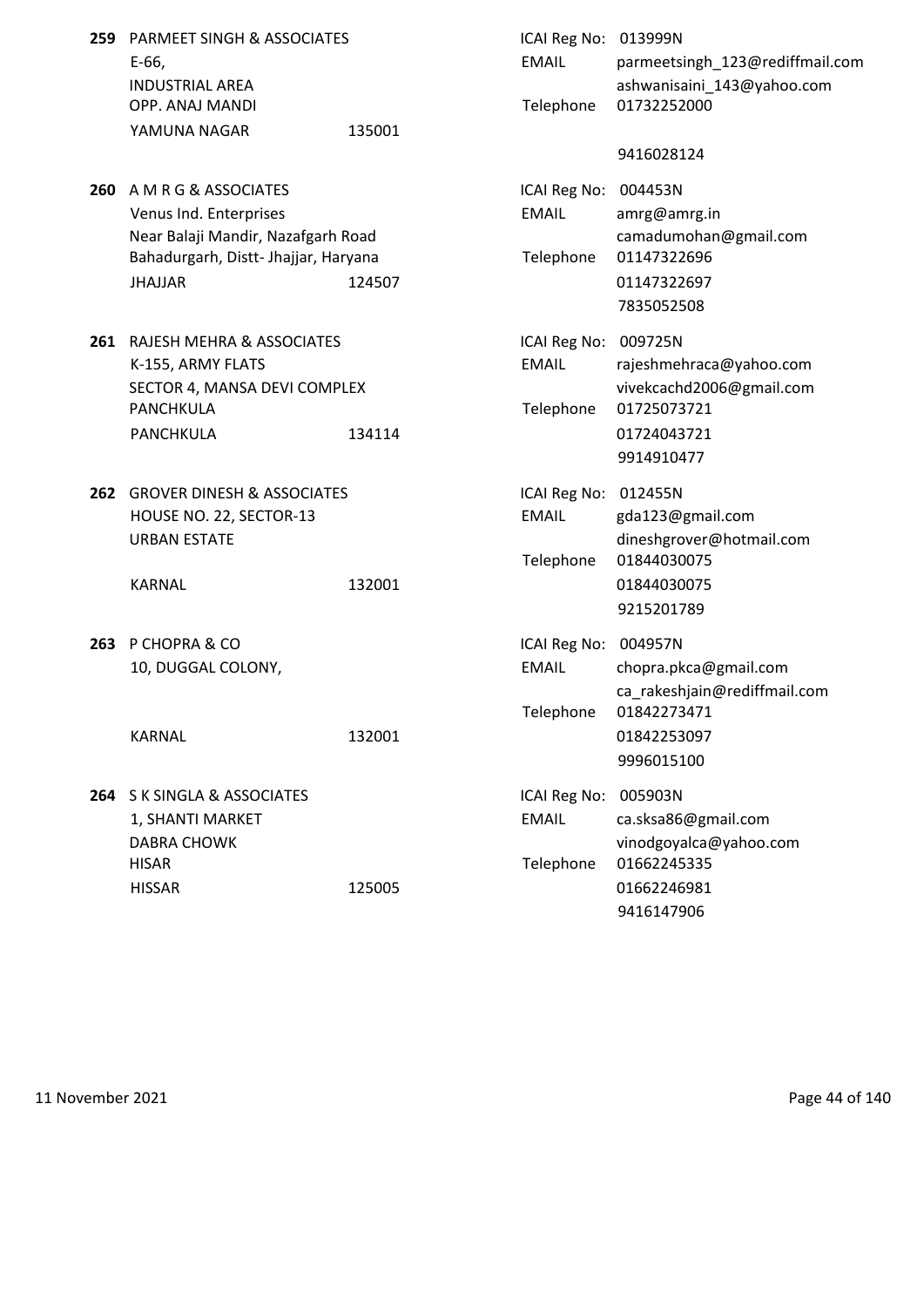**259** PARMEET SINGH & ASSOCIATES
E-66,
INDUSTRIAL AREA
OPP. ANAJ MANDI
YAMUNA NAGAR 135001

ICAI Reg No: 013999N
EMAIL parmeetsingh_123@rediffmail.com
ashwanisaini_143@yahoo.com
Telephone 01732252000
9416028124

**260** A M R G & ASSOCIATES
Venus Ind. Enterprises
Near Balaji Mandir, Nazafgarh Road
Bahadurgarh, Distt- Jhajjar, Haryana
JHAJJAR 124507

ICAI Reg No: 004453N
EMAIL amrg@amrg.in
camadumohan@gmail.com
Telephone 01147322696
01147322697
7835052508

**261** RAJESH MEHRA & ASSOCIATES
K-155, ARMY FLATS
SECTOR 4, MANSA DEVI COMPLEX
PANCHKULA
PANCHKULA 134114

ICAI Reg No: 009725N
EMAIL rajeshmehraca@yahoo.com
vivekcachd2006@gmail.com
Telephone 01725073721
01724043721
9914910477

**262** GROVER DINESH & ASSOCIATES
HOUSE NO. 22, SECTOR-13
URBAN ESTATE
KARNAL 132001

ICAI Reg No: 012455N
EMAIL gda123@gmail.com
dineshgrover@hotmail.com
Telephone 01844030075
01844030075
9215201789

**263** P CHOPRA & CO
10, DUGGAL COLONY,
KARNAL 132001

ICAI Reg No: 004957N
EMAIL chopra.pkca@gmail.com
ca_rakeshjain@rediffmail.com
Telephone 01842273471
01842253097
9996015100

**264** S K SINGLA & ASSOCIATES
1, SHANTI MARKET
DABRA CHOWK
HISAR
HISSAR 125005

ICAI Reg No: 005903N
EMAIL ca.sksa86@gmail.com
vinodgoyalca@yahoo.com
Telephone 01662245335
01662246981
9416147906

11 November 2021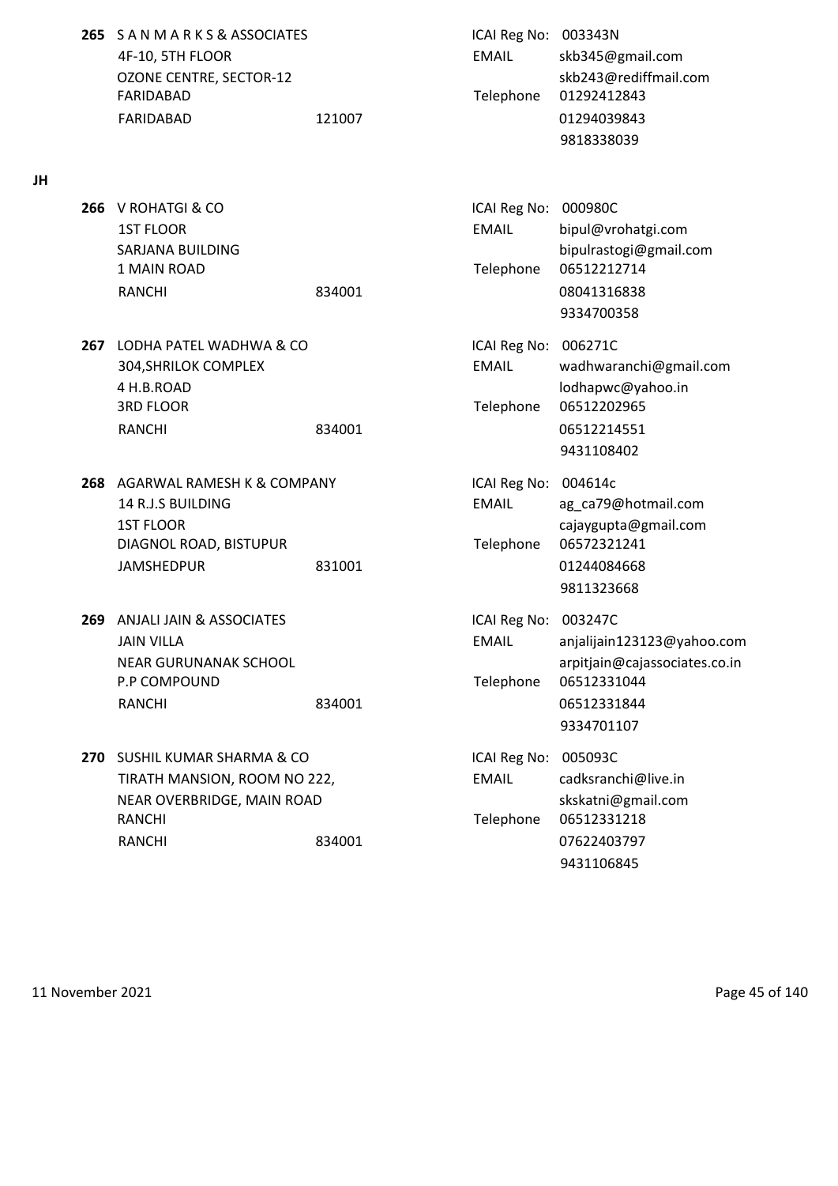**265** S A N M A R K S & ASSOCIATES
4F-10, 5TH FLOOR
OZONE CENTRE, SECTOR-12
FARIDABAD
FARIDABAD 121007

ICAI Reg No: 003343N
EMAIL skb345@gmail.com
skb243@rediffmail.com
Telephone 01292412843
01294039843
9818338039

## JH

**266** V ROHATGI & CO
1ST FLOOR
SARJANA BUILDING
1 MAIN ROAD
RANCHI 834001

ICAI Reg No: 000980C
EMAIL bipul@vrohatgi.com
bipulrastogi@gmail.com
Telephone 06512212714
08041316838
9334700358

**267** LODHA PATEL WADHWA & CO
304,SHRILOK COMPLEX
4 H.B.ROAD
3RD FLOOR
RANCHI 834001

ICAI Reg No: 006271C
EMAIL wadhwaranchi@gmail.com
lodhapwc@yahoo.in
Telephone 06512202965
06512214551
9431108402

**268** AGARWAL RAMESH K & COMPANY
14 R.J.S BUILDING
1ST FLOOR
DIAGNOL ROAD, BISTUPUR
JAMSHEDPUR 831001

ICAI Reg No: 004614c
EMAIL ag_ca79@hotmail.com
cajaygupta@gmail.com
Telephone 06572321241
01244084668
9811323668

**269** ANJALI JAIN & ASSOCIATES
JAIN VILLA
NEAR GURUNANAK SCHOOL
P.P COMPOUND
RANCHI 834001

ICAI Reg No: 003247C
EMAIL anjalijain123123@yahoo.com
arpitjain@cajassociates.co.in
Telephone 06512331044
06512331844
9334701107

**270** SUSHIL KUMAR SHARMA & CO
TIRATH MANSION, ROOM NO 222,
NEAR OVERBRIDGE, MAIN ROAD
RANCHI
RANCHI 834001

ICAI Reg No: 005093C
EMAIL cadksranchi@live.in
skskatni@gmail.com
Telephone 06512331218
07622403797
9431106845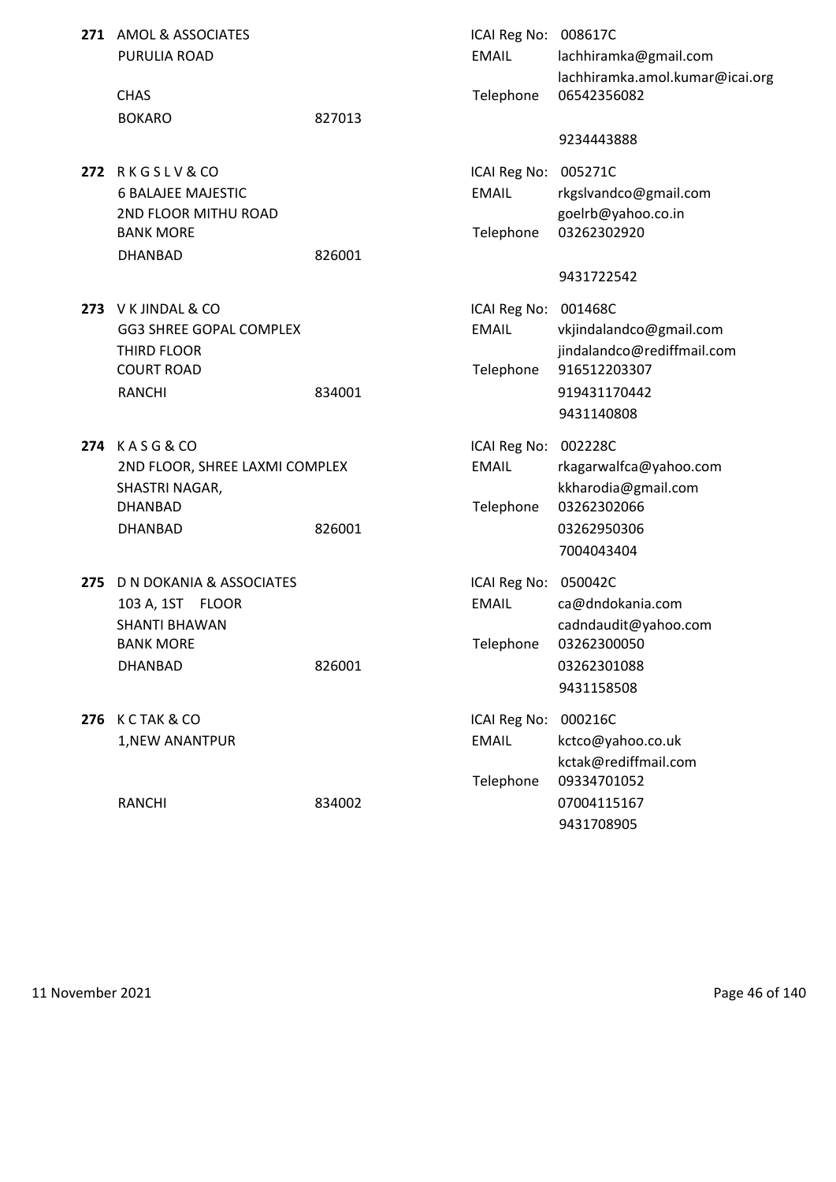**271** AMOL & ASSOCIATES
PURULIA ROAD
CHAS
BOKARO 827013

ICAI Reg No: 008617C
EMAIL lachhiramka@gmail.com
lachhiramka.amol.kumar@icai.org
Telephone 06542356082
9234443888

**272** R K G S L V & CO
6 BALAJEE MAJESTIC
2ND FLOOR MITHU ROAD
BANK MORE
DHANBAD 826001

ICAI Reg No: 005271C
EMAIL rkgslvandco@gmail.com
goelrb@yahoo.co.in
Telephone 03262302920
9431722542

**273** V K JINDAL & CO
GG3 SHREE GOPAL COMPLEX
THIRD FLOOR
COURT ROAD
RANCHI 834001

ICAI Reg No: 001468C
EMAIL vkjindalandco@gmail.com
jindalandco@rediffmail.com
Telephone 916512203307
919431170442
9431140808

**274** K A S G & CO
2ND FLOOR, SHREE LAXMI COMPLEX
SHASTRI NAGAR,
DHANBAD
DHANBAD 826001

ICAI Reg No: 002228C
EMAIL rkagarwalfca@yahoo.com
kkharodia@gmail.com
Telephone 03262302066
03262950306
7004043404

**275** D N DOKANIA & ASSOCIATES
103 A, 1ST FLOOR
SHANTI BHAWAN
BANK MORE
DHANBAD 826001

ICAI Reg No: 050042C
EMAIL ca@dndokania.com
cadndaudit@yahoo.com
Telephone 03262300050
03262301088
9431158508

**276** K C TAK & CO
1,NEW ANANTPUR
RANCHI 834002

ICAI Reg No: 000216C
EMAIL kctco@yahoo.co.uk
kctak@rediffmail.com
Telephone 09334701052
07004115167
9431708905

11 November 2021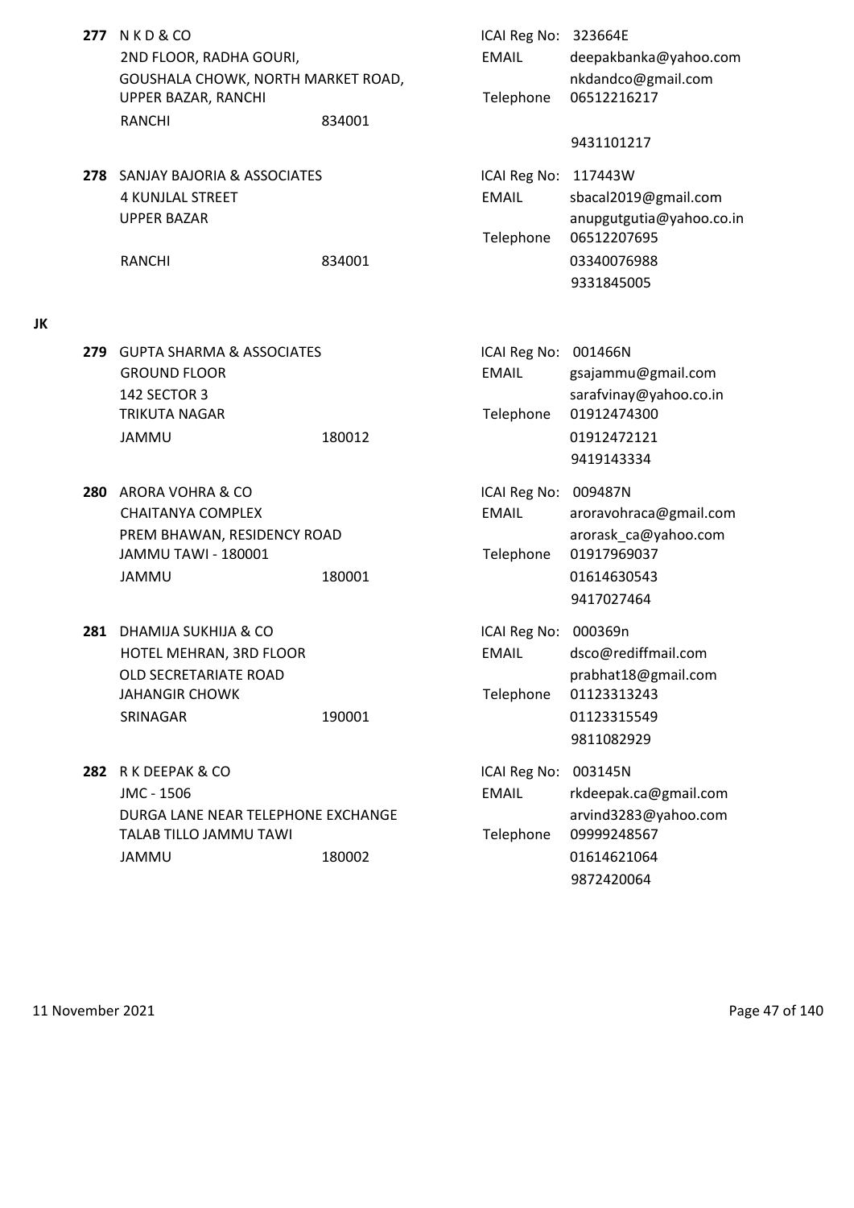**277** N K D & CO
2ND FLOOR, RADHA GOURI,
GOUSHALA CHOWK, NORTH MARKET ROAD,
UPPER BAZAR, RANCHI
RANCHI 834001

ICAI Reg No: 323664E
EMAIL deepakbanka@yahoo.com
nkdandco@gmail.com
Telephone 06512216217
9431101217

**278** SANJAY BAJORIA & ASSOCIATES
4 KUNJLAL STREET
UPPER BAZAR
RANCHI 834001

ICAI Reg No: 117443W
EMAIL sbacal2019@gmail.com
anupgutgutia@yahoo.co.in
Telephone 06512207695
03340076988
9331845005

## JK

**279** GUPTA SHARMA & ASSOCIATES
GROUND FLOOR
142 SECTOR 3
TRIKUTA NAGAR
JAMMU 180012

ICAI Reg No: 001466N
EMAIL gsajammu@gmail.com
sarafvinay@yahoo.co.in
Telephone 01912474300
01912472121
9419143334

**280** ARORA VOHRA & CO
CHAITANYA COMPLEX
PREM BHAWAN, RESIDENCY ROAD
JAMMU TAWI - 180001
JAMMU 180001

ICAI Reg No: 009487N
EMAIL aroravohraca@gmail.com
arorask_ca@yahoo.com
Telephone 01917969037
01614630543
9417027464

**281** DHAMIJA SUKHIJA & CO
HOTEL MEHRAN, 3RD FLOOR
OLD SECRETARIATE ROAD
JAHANGIR CHOWK
SRINAGAR 190001

ICAI Reg No: 000369n
EMAIL dsco@rediffmail.com
prabhat18@gmail.com
Telephone 01123313243
01123315549
9811082929

**282** R K DEEPAK & CO
JMC - 1506
DURGA LANE NEAR TELEPHONE EXCHANGE
TALAB TILLO JAMMU TAWI
JAMMU 180002

ICAI Reg No: 003145N
EMAIL rkdeepak.ca@gmail.com
arvind3283@yahoo.com
Telephone 09999248567
01614621064
9872420064

11 November 2021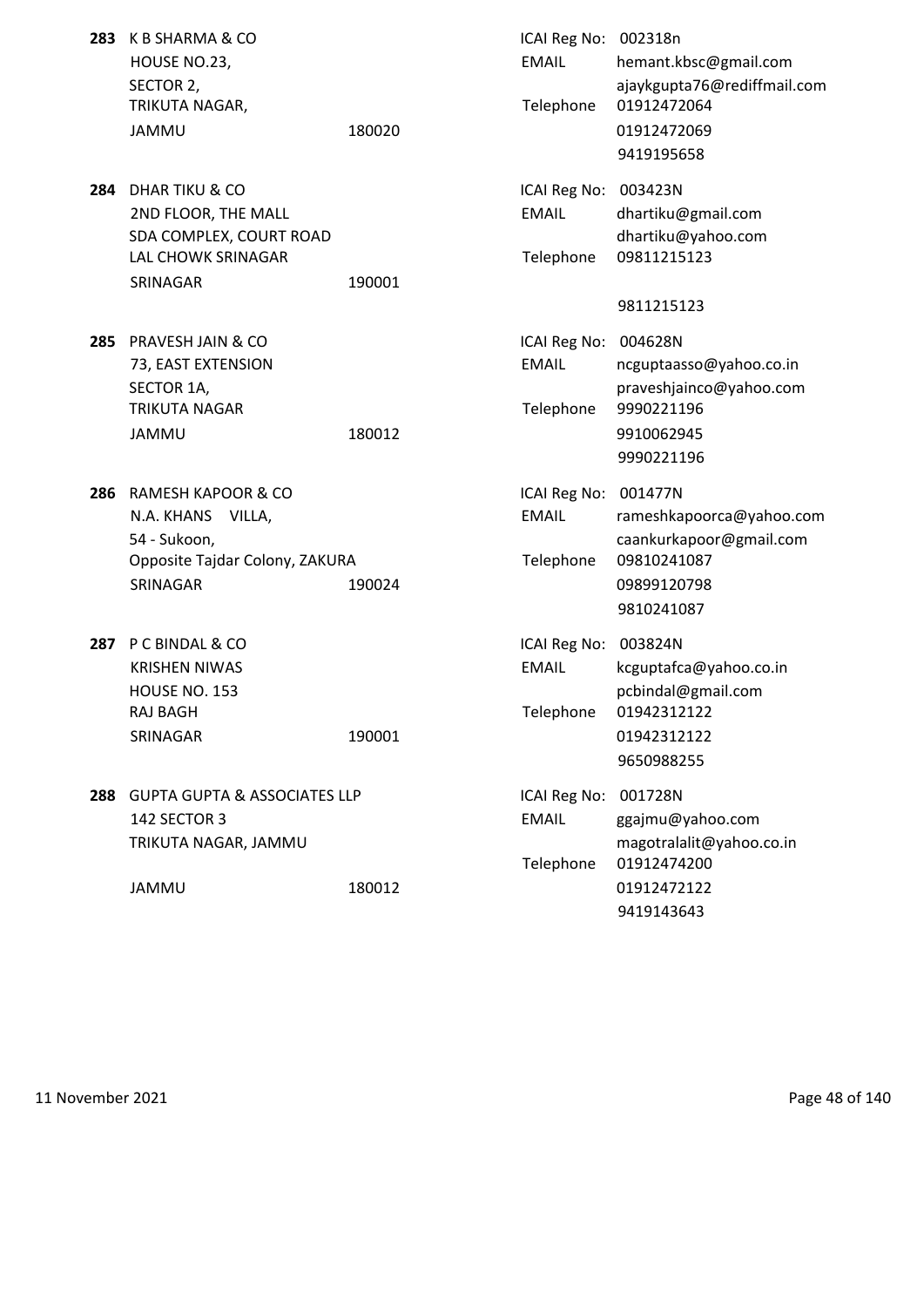**283** K B SHARMA & CO
HOUSE NO.23,
SECTOR 2,
TRIKUTA NAGAR,
JAMMU 180020

ICAI Reg No: 002318n
EMAIL hemant.kbsc@gmail.com
ajaykgupta76@rediffmail.com
Telephone 01912472064
01912472069
9419195658

**284** DHAR TIKU & CO
2ND FLOOR, THE MALL
SDA COMPLEX, COURT ROAD
LAL CHOWK SRINAGAR
SRINAGAR 190001

ICAI Reg No: 003423N
EMAIL dhartiku@gmail.com
dhartiku@yahoo.com
Telephone 09811215123
9811215123

**285** PRAVESH JAIN & CO
73, EAST EXTENSION
SECTOR 1A,
TRIKUTA NAGAR
JAMMU 180012

ICAI Reg No: 004628N
EMAIL ncguptaasso@yahoo.co.in
praveshjainco@yahoo.com
Telephone 9990221196
9910062945
9990221196

**286** RAMESH KAPOOR & CO
N.A. KHANS VILLA,
54 - Sukoon,
Opposite Tajdar Colony, ZAKURA
SRINAGAR 190024

ICAI Reg No: 001477N
EMAIL rameshkapoorca@yahoo.com
caankurkapoor@gmail.com
Telephone 09810241087
09899120798
9810241087

**287** P C BINDAL & CO
KRISHEN NIWAS
HOUSE NO. 153
RAJ BAGH
SRINAGAR 190001

ICAI Reg No: 003824N
EMAIL kcguptafca@yahoo.co.in
pcbindal@gmail.com
Telephone 01942312122
01942312122
9650988255

**288** GUPTA GUPTA & ASSOCIATES LLP
142 SECTOR 3
TRIKUTA NAGAR, JAMMU
JAMMU 180012

ICAI Reg No: 001728N
EMAIL ggajmu@yahoo.com
magotralalit@yahoo.co.in
Telephone 01912474200
01912472122
9419143643

11 November 2021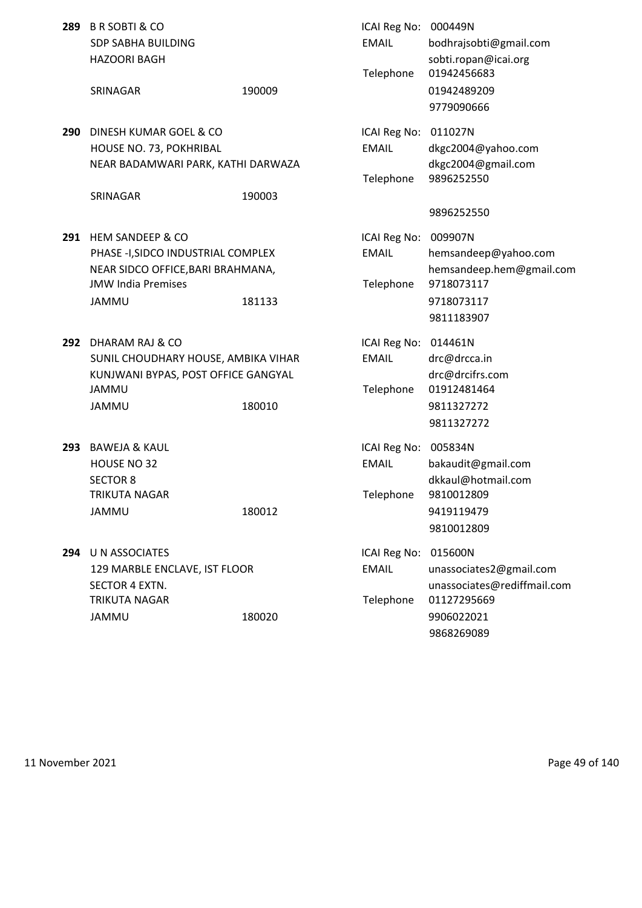**289** B R SOBTI & CO
SDP SABHA BUILDING
HAZOORI BAGH
SRINAGAR 190009

ICAI Reg No: 000449N
EMAIL bodhrajsobti@gmail.com
sobti.ropan@icai.org
Telephone 01942456683
01942489209
9779090666

**290** DINESH KUMAR GOEL & CO
HOUSE NO. 73, POKHRIBAL
NEAR BADAMWARI PARK, KATHI DARWAZA
SRINAGAR 190003

ICAI Reg No: 011027N
EMAIL dkgc2004@yahoo.com
dkgc2004@gmail.com
Telephone 9896252550
9896252550

**291** HEM SANDEEP & CO
PHASE -I,SIDCO INDUSTRIAL COMPLEX
NEAR SIDCO OFFICE,BARI BRAHMANA,
JMW India Premises
JAMMU 181133

ICAI Reg No: 009907N
EMAIL hemsandeep@yahoo.com
hemsandeep.hem@gmail.com
Telephone 9718073117
9718073117
9811183907

**292** DHARAM RAJ & CO
SUNIL CHOUDHARY HOUSE, AMBIKA VIHAR
KUNJWANI BYPAS, POST OFFICE GANGYAL
JAMMU
JAMMU 180010

ICAI Reg No: 014461N
EMAIL drc@drcca.in
drc@drcifrs.com
Telephone 01912481464
9811327272
9811327272

**293** BAWEJA & KAUL
HOUSE NO 32
SECTOR 8
TRIKUTA NAGAR
JAMMU 180012

ICAI Reg No: 005834N
EMAIL bakaudit@gmail.com
dkkaul@hotmail.com
Telephone 9810012809
9419119479
9810012809

**294** U N ASSOCIATES
129 MARBLE ENCLAVE, IST FLOOR
SECTOR 4 EXTN.
TRIKUTA NAGAR
JAMMU 180020

ICAI Reg No: 015600N
EMAIL unassociates2@gmail.com
unassociates@rediffmail.com
Telephone 01127295669
9906022021
9868269089

11 November 2021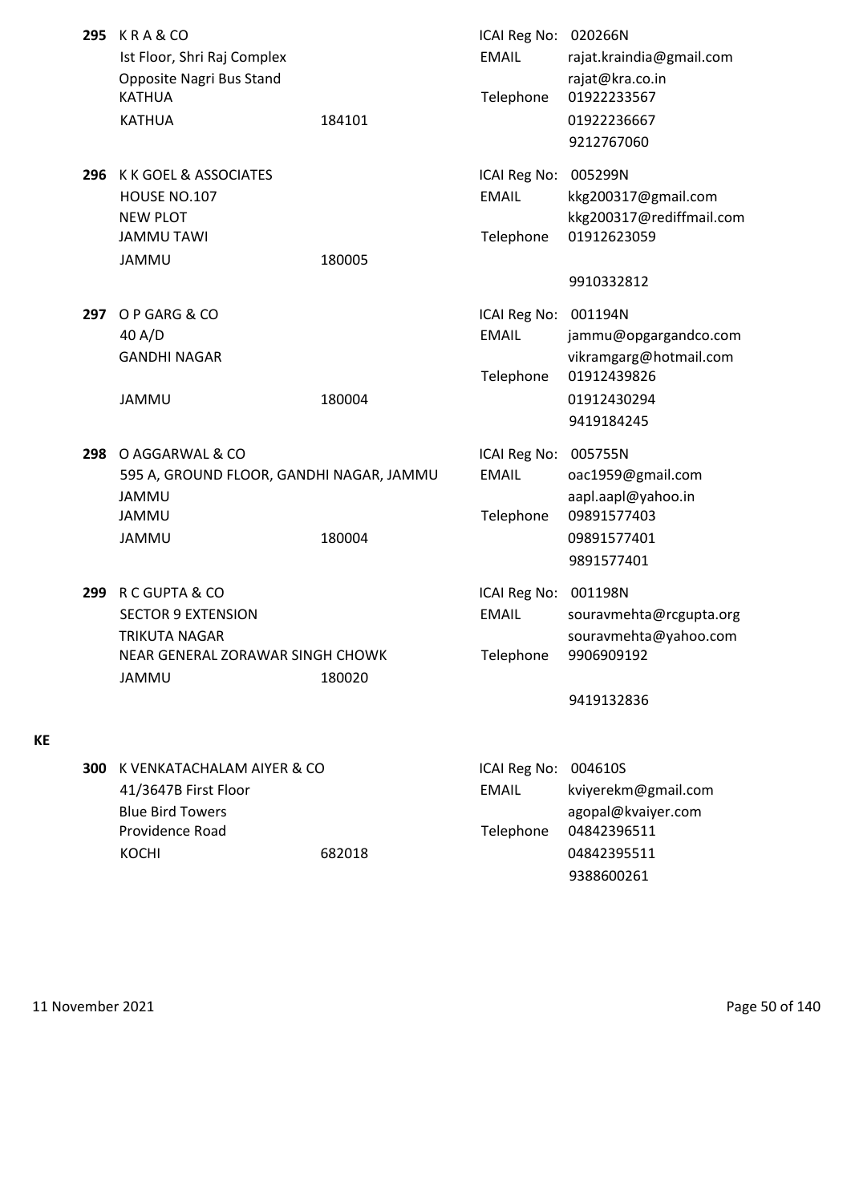**295** K R A & CO
Ist Floor, Shri Raj Complex
Opposite Nagri Bus Stand
KATHUA
KATHUA 184101

ICAI Reg No: 020266N
EMAIL rajat.kraindia@gmail.com
rajat@kra.co.in
Telephone 01922233567
01922236667
9212767060

**296** K K GOEL & ASSOCIATES
HOUSE NO.107
NEW PLOT
JAMMU TAWI
JAMMU 180005

ICAI Reg No: 005299N
EMAIL kkg200317@gmail.com
kkg200317@rediffmail.com
Telephone 01912623059
9910332812

**297** O P GARG & CO
40 A/D
GANDHI NAGAR
JAMMU 180004

ICAI Reg No: 001194N
EMAIL jammu@opgargandco.com
vikramgarg@hotmail.com
Telephone 01912439826
01912430294
9419184245

**298** O AGGARWAL & CO
595 A, GROUND FLOOR, GANDHI NAGAR, JAMMU
JAMMU
JAMMU
JAMMU 180004

ICAI Reg No: 005755N
EMAIL oac1959@gmail.com
aapl.aapl@yahoo.in
Telephone 09891577403
09891577401
9891577401

**299** R C GUPTA & CO
SECTOR 9 EXTENSION
TRIKUTA NAGAR
NEAR GENERAL ZORAWAR SINGH CHOWK
JAMMU 180020

ICAI Reg No: 001198N
EMAIL souravmehta@rcgupta.org
souravmehta@yahoo.com
Telephone 9906909192
9419132836

## KE

**300** K VENKATACHALAM AIYER & CO
41/3647B First Floor
Blue Bird Towers
Providence Road
KOCHI 682018

ICAI Reg No: 004610S
EMAIL kviyerekm@gmail.com
agopal@kvaiyer.com
Telephone 04842396511
04842395511
9388600261

11 November 2021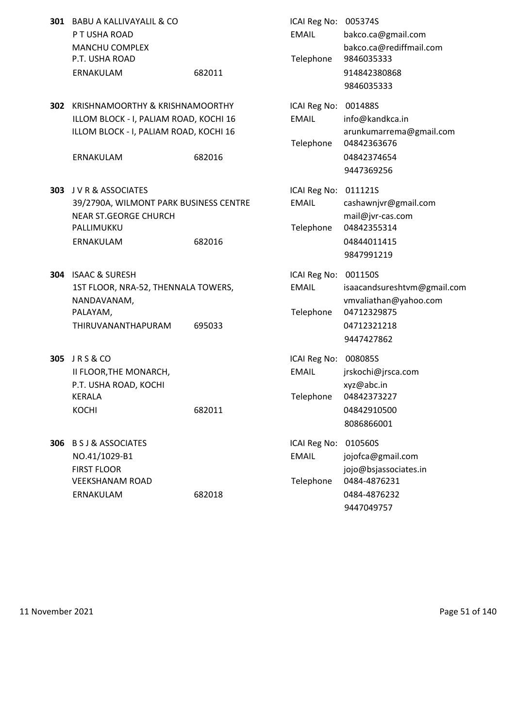**301** BABU A KALLIVAYALIL & CO
P T USHA ROAD
MANCHU COMPLEX
P.T. USHA ROAD
ERNAKULAM 682011

ICAI Reg No: 005374S
EMAIL bakco.ca@gmail.com
bakco.ca@rediffmail.com
Telephone 9846035333
914842380868
9846035333

**302** KRISHNAMOORTHY & KRISHNAMOORTHY
ILLOM BLOCK - I, PALIAM ROAD, KOCHI 16
ILLOM BLOCK - I, PALIAM ROAD, KOCHI 16
ERNAKULAM 682016

ICAI Reg No: 001488S
EMAIL info@kandkca.in
arunkumarrema@gmail.com
Telephone 04842363676
04842374654
9447369256

**303** J V R & ASSOCIATES
39/2790A, WILMONT PARK BUSINESS CENTRE
NEAR ST.GEORGE CHURCH
PALLIMUKKU
ERNAKULAM 682016

ICAI Reg No: 011121S
EMAIL cashawnjvr@gmail.com
mail@jvr-cas.com
Telephone 04842355314
04844011415
9847991219

**304** ISAAC & SURESH
1ST FLOOR, NRA-52, THENNALA TOWERS,
NANDAVANAM,
PALAYAM,
THIRUVANANTHAPURAM 695033

ICAI Reg No: 001150S
EMAIL isaacandsureshtvm@gmail.com
vmvaliathan@yahoo.com
Telephone 04712329875
04712321218
9447427862

**305** J R S & CO
II FLOOR,THE MONARCH,
P.T. USHA ROAD, KOCHI
KERALA
KOCHI 682011

ICAI Reg No: 008085S
EMAIL jrskochi@jrsca.com
xyz@abc.in
Telephone 04842373227
04842910500
8086866001

**306** B S J & ASSOCIATES
NO.41/1029-B1
FIRST FLOOR
VEEKSHANAM ROAD
ERNAKULAM 682018

ICAI Reg No: 010560S
EMAIL jojofca@gmail.com
jojo@bsjassociates.in
Telephone 0484-4876231
0484-4876232
9447049757

11 November 2021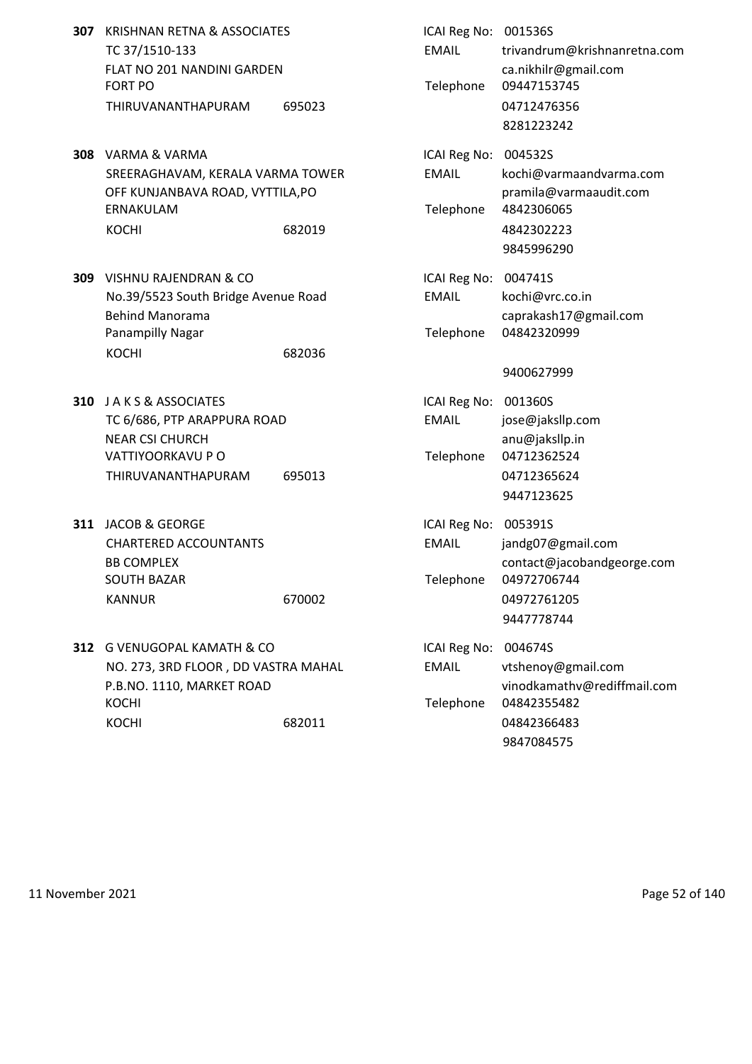**307** KRISHNAN RETNA & ASSOCIATES
TC 37/1510-133
FLAT NO 201 NANDINI GARDEN
FORT PO
THIRUVANANTHAPURAM 695023

ICAI Reg No: 001536S
EMAIL trivandrum@krishnanretna.com
ca.nikhilr@gmail.com
Telephone 09447153745
04712476356
8281223242

**308** VARMA & VARMA
SREERAGHAVAM, KERALA VARMA TOWER
OFF KUNJANBAVA ROAD, VYTTILA,PO
ERNAKULAM
KOCHI 682019

ICAI Reg No: 004532S
EMAIL kochi@varmaandvarma.com
pramila@varmaaudit.com
Telephone 4842306065
4842302223
9845996290

**309** VISHNU RAJENDRAN & CO
No.39/5523 South Bridge Avenue Road
Behind Manorama
Panampilly Nagar
KOCHI 682036

ICAI Reg No: 004741S
EMAIL kochi@vrc.co.in
caprakash17@gmail.com
Telephone 04842320999
9400627999

**310** J A K S & ASSOCIATES
TC 6/686, PTP ARAPPURA ROAD
NEAR CSI CHURCH
VATTIYOORKAVU P O
THIRUVANANTHAPURAM 695013

ICAI Reg No: 001360S
EMAIL jose@jaksllp.com
anu@jaksllp.in
Telephone 04712362524
04712365624
9447123625

**311** JACOB & GEORGE
CHARTERED ACCOUNTANTS
BB COMPLEX
SOUTH BAZAR
KANNUR 670002

ICAI Reg No: 005391S
EMAIL jandg07@gmail.com
contact@jacobandgeorge.com
Telephone 04972706744
04972761205
9447778744

**312** G VENUGOPAL KAMATH & CO
NO. 273, 3RD FLOOR , DD VASTRA MAHAL
P.B.NO. 1110, MARKET ROAD
KOCHI
KOCHI 682011

ICAI Reg No: 004674S
EMAIL vtshenoy@gmail.com
vinodkamathv@rediffmail.com
Telephone 04842355482
04842366483
9847084575

11 November 2021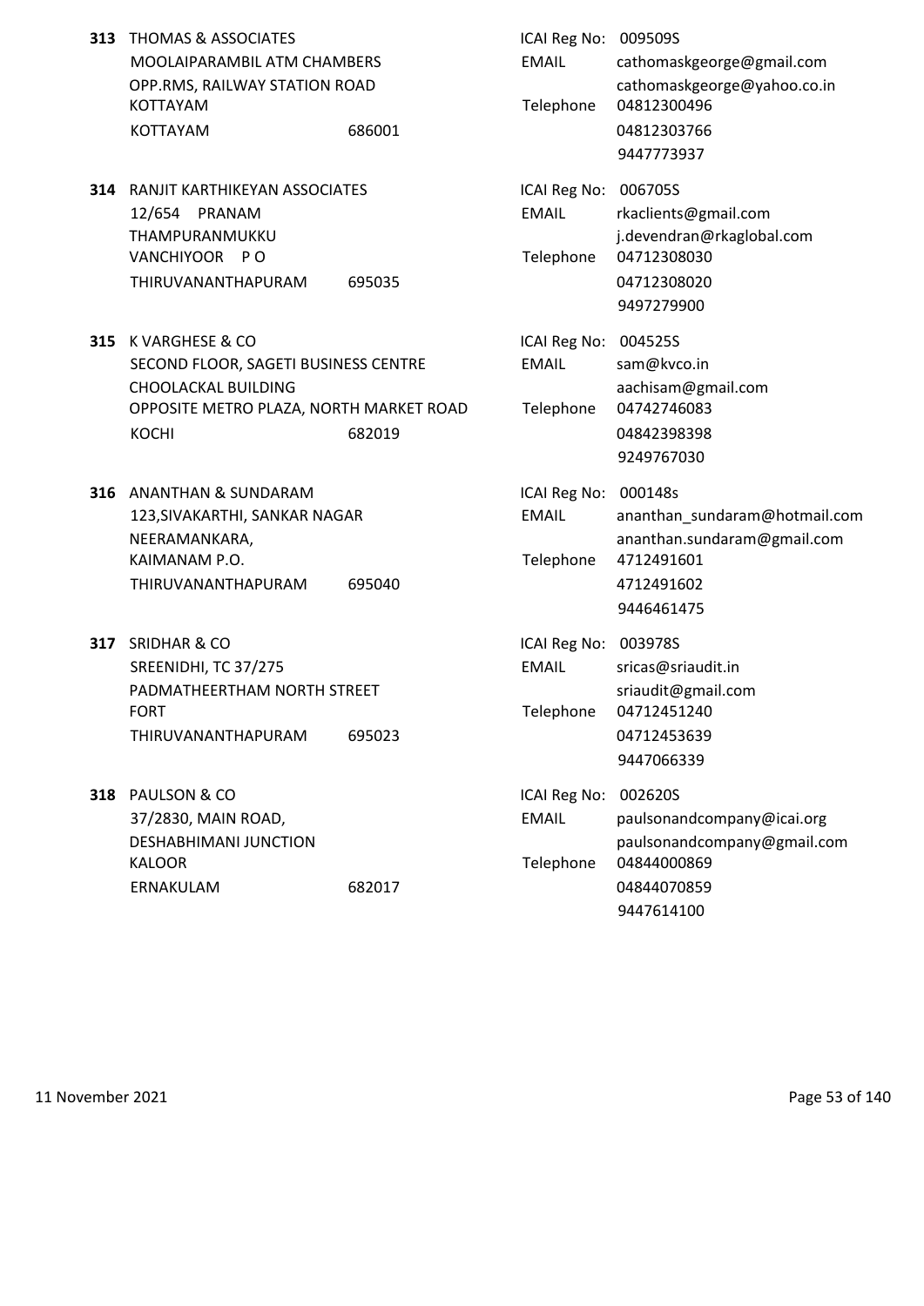**313** THOMAS & ASSOCIATES
MOOLAIPARAMBIL ATM CHAMBERS
OPP.RMS, RAILWAY STATION ROAD
KOTTAYAM
KOTTAYAM 686001

ICAI Reg No: 009509S
EMAIL cathomaskgeorge@gmail.com
cathomaskgeorge@yahoo.co.in
Telephone 04812300496
04812303766
9447773937

**314** RANJIT KARTHIKEYAN ASSOCIATES
12/654 PRANAM
THAMPURANMUKKU
VANCHIYOOR P O
THIRUVANANTHAPURAM 695035

ICAI Reg No: 006705S
EMAIL rkaclients@gmail.com
j.devendran@rkaglobal.com
Telephone 04712308030
04712308020
9497279900

**315** K VARGHESE & CO
SECOND FLOOR, SAGETI BUSINESS CENTRE
CHOOLACKAL BUILDING
OPPOSITE METRO PLAZA, NORTH MARKET ROAD
KOCHI 682019

ICAI Reg No: 004525S
EMAIL sam@kvco.in
aachisam@gmail.com
Telephone 04742746083
04842398398
9249767030

**316** ANANTHAN & SUNDARAM
123,SIVAKARTHI, SANKAR NAGAR
NEERAMANKARA,
KAIMANAM P.O.
THIRUVANANTHAPURAM 695040

ICAI Reg No: 000148s
EMAIL ananthan_sundaram@hotmail.com
ananthan.sundaram@gmail.com
Telephone 4712491601
4712491602
9446461475

**317** SRIDHAR & CO
SREENIDHI, TC 37/275
PADMATHEERTHAM NORTH STREET
FORT
THIRUVANANTHAPURAM 695023

ICAI Reg No: 003978S
EMAIL sricas@sriaudit.in
sriaudit@gmail.com
Telephone 04712451240
04712453639
9447066339

**318** PAULSON & CO
37/2830, MAIN ROAD,
DESHABHIMANI JUNCTION
KALOOR
ERNAKULAM 682017

ICAI Reg No: 002620S
EMAIL paulsonandcompany@icai.org
paulsonandcompany@gmail.com
Telephone 04844000869
04844070859
9447614100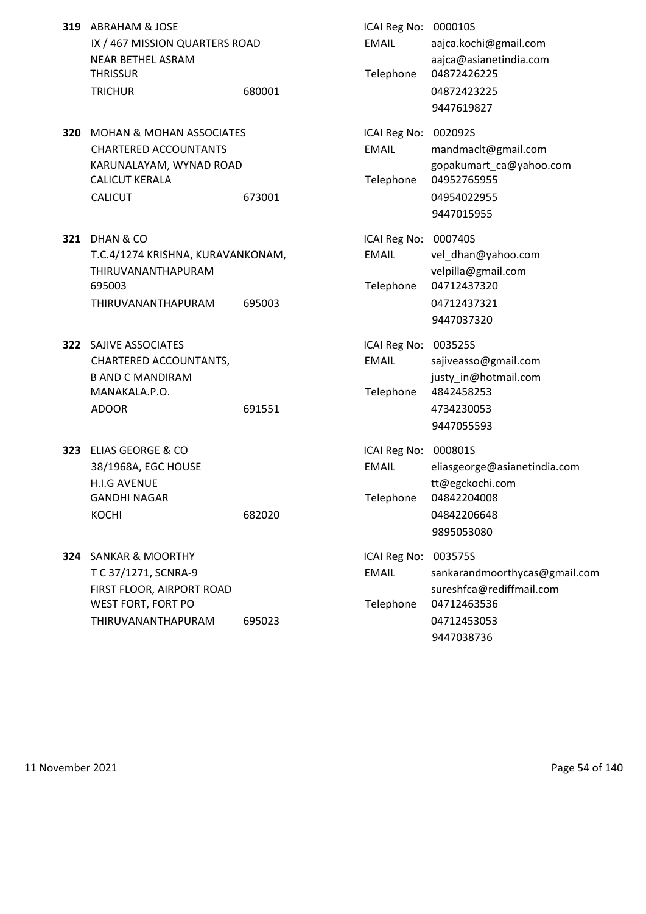**319** ABRAHAM & JOSE
IX / 467 MISSION QUARTERS ROAD
NEAR BETHEL ASRAM
THRISSUR
TRICHUR 680001

ICAI Reg No: 000010S
EMAIL aajca.kochi@gmail.com
aajca@asianetindia.com
Telephone 04872426225
04872423225
9447619827

**320** MOHAN & MOHAN ASSOCIATES
CHARTERED ACCOUNTANTS
KARUNALAYAM, WYNAD ROAD
CALICUT KERALA
CALICUT 673001

ICAI Reg No: 002092S
EMAIL mandmaclt@gmail.com
gopakumart_ca@yahoo.com
Telephone 04952765955
04954022955
9447015955

**321** DHAN & CO
T.C.4/1274 KRISHNA, KURAVANKONAM,
THIRUVANANTHAPURAM
695003
THIRUVANANTHAPURAM 695003

ICAI Reg No: 000740S
EMAIL vel_dhan@yahoo.com
velpilla@gmail.com
Telephone 04712437320
04712437321
9447037320

**322** SAJIVE ASSOCIATES
CHARTERED ACCOUNTANTS,
B AND C MANDIRAM
MANAKALA.P.O.
ADOOR 691551

ICAI Reg No: 003525S
EMAIL sajiveasso@gmail.com
justy_in@hotmail.com
Telephone 4842458253
4734230053
9447055593

**323** ELIAS GEORGE & CO
38/1968A, EGC HOUSE
H.I.G AVENUE
GANDHI NAGAR
KOCHI 682020

ICAI Reg No: 000801S
EMAIL eliasgeorge@asianetindia.com
tt@egckochi.com
Telephone 04842204008
04842206648
9895053080

**324** SANKAR & MOORTHY
T C 37/1271, SCNRA-9
FIRST FLOOR, AIRPORT ROAD
WEST FORT, FORT PO
THIRUVANANTHAPURAM 695023

ICAI Reg No: 003575S
EMAIL sankarandmoorthycas@gmail.com
sureshfca@rediffmail.com
Telephone 04712463536
04712453053
9447038736

11 November 2021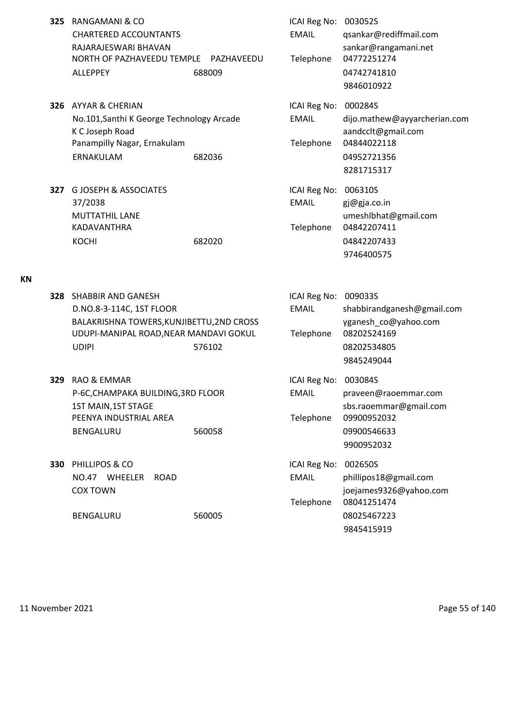**325** RANGAMANI & CO
CHARTERED ACCOUNTANTS
RAJARAJESWARI BHAVAN
NORTH OF PAZHAVEEDU TEMPLE PAZHAVEEDU
ALLEPPEY 688009

ICAI Reg No: 003052S
EMAIL qsankar@rediffmail.com
sankar@rangamani.net
Telephone 04772251274
04742741810
9846010922

**326** AYYAR & CHERIAN
No.101,Santhi K George Technology Arcade
K C Joseph Road
Panampilly Nagar, Ernakulam
ERNAKULAM 682036

ICAI Reg No: 000284S
EMAIL dijo.mathew@ayyarcherian.com
aandcclt@gmail.com
Telephone 04844022118
04952721356
8281715317

**327** G JOSEPH & ASSOCIATES
37/2038
MUTTATHIL LANE
KADAVANTHRA
KOCHI 682020

ICAI Reg No: 006310S
EMAIL gj@gja.co.in
umeshlbhat@gmail.com
Telephone 04842207411
04842207433
9746400575

## KN

**328** SHABBIR AND GANESH
D.NO.8-3-114C, 1ST FLOOR
BALAKRISHNA TOWERS,KUNJIBETTU,2ND CROSS
UDUPI-MANIPAL ROAD,NEAR MANDAVI GOKUL
UDIPI 576102

ICAI Reg No: 009033S
EMAIL shabbirandganesh@gmail.com
yganesh_co@yahoo.com
Telephone 08202524169
08202534805
9845249044

**329** RAO & EMMAR
P-6C,CHAMPAKA BUILDING,3RD FLOOR
1ST MAIN,1ST STAGE
PEENYA INDUSTRIAL AREA
BENGALURU 560058

ICAI Reg No: 003084S
EMAIL praveen@raoemmar.com
sbs.raoemmar@gmail.com
Telephone 09900952032
09900546633
9900952032

**330** PHILLIPOS & CO
NO.47 WHEELER ROAD
COX TOWN
BENGALURU 560005

ICAI Reg No: 002650S
EMAIL phillipos18@gmail.com
joejames9326@yahoo.com
Telephone 08041251474
08025467223
9845415919

11 November 2021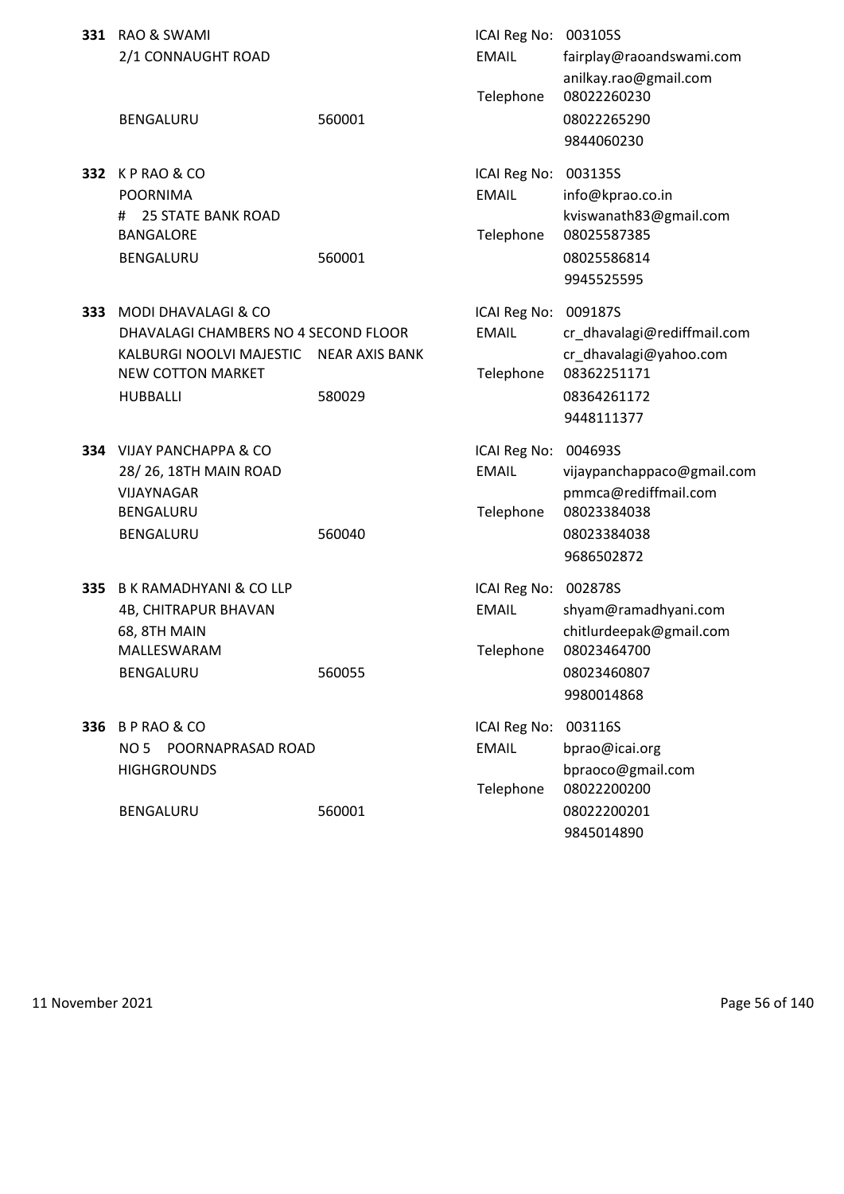**331** RAO & SWAMI
2/1 CONNAUGHT ROAD
BENGALURU 560001

ICAI Reg No: 003105S
EMAIL: fairplay@raoandswami.com
anilkay.rao@gmail.com
Telephone: 08022260230
08022265290
9844060230

**332** K P RAO & CO
POORNIMA
# 25 STATE BANK ROAD
BANGALORE
BENGALURU 560001

ICAI Reg No: 003135S
EMAIL: info@kprao.co.in
kviswanath83@gmail.com
Telephone: 08025587385
08025586814
9945525595

**333** MODI DHAVALAGI & CO
DHAVALAGI CHAMBERS NO 4 SECOND FLOOR
KALBURGI NOOLVI MAJESTIC NEAR AXIS BANK
NEW COTTON MARKET
HUBBALLI 580029

ICAI Reg No: 009187S
EMAIL: cr_dhavalagi@rediffmail.com
cr_dhavalagi@yahoo.com
Telephone: 08362251171
08364261172
9448111377

**334** VIJAY PANCHAPPA & CO
28/ 26, 18TH MAIN ROAD
VIJAYNAGAR
BENGALURU
BENGALURU 560040

ICAI Reg No: 004693S
EMAIL: vijaypanchappaco@gmail.com
pmmca@rediffmail.com
Telephone: 08023384038
08023384038
9686502872

**335** B K RAMADHYANI & CO LLP
4B, CHITRAPUR BHAVAN
68, 8TH MAIN
MALLESWARAM
BENGALURU 560055

ICAI Reg No: 002878S
EMAIL: shyam@ramadhyani.com
chitlurdeepak@gmail.com
Telephone: 08023464700
08023460807
9980014868

**336** B P RAO & CO
NO 5 POORNAPRASAD ROAD
HIGHGROUNDS
BENGALURU 560001

ICAI Reg No: 003116S
EMAIL: bprao@icai.org
bpraoco@gmail.com
Telephone: 08022200200
08022200201
9845014890

11 November 2021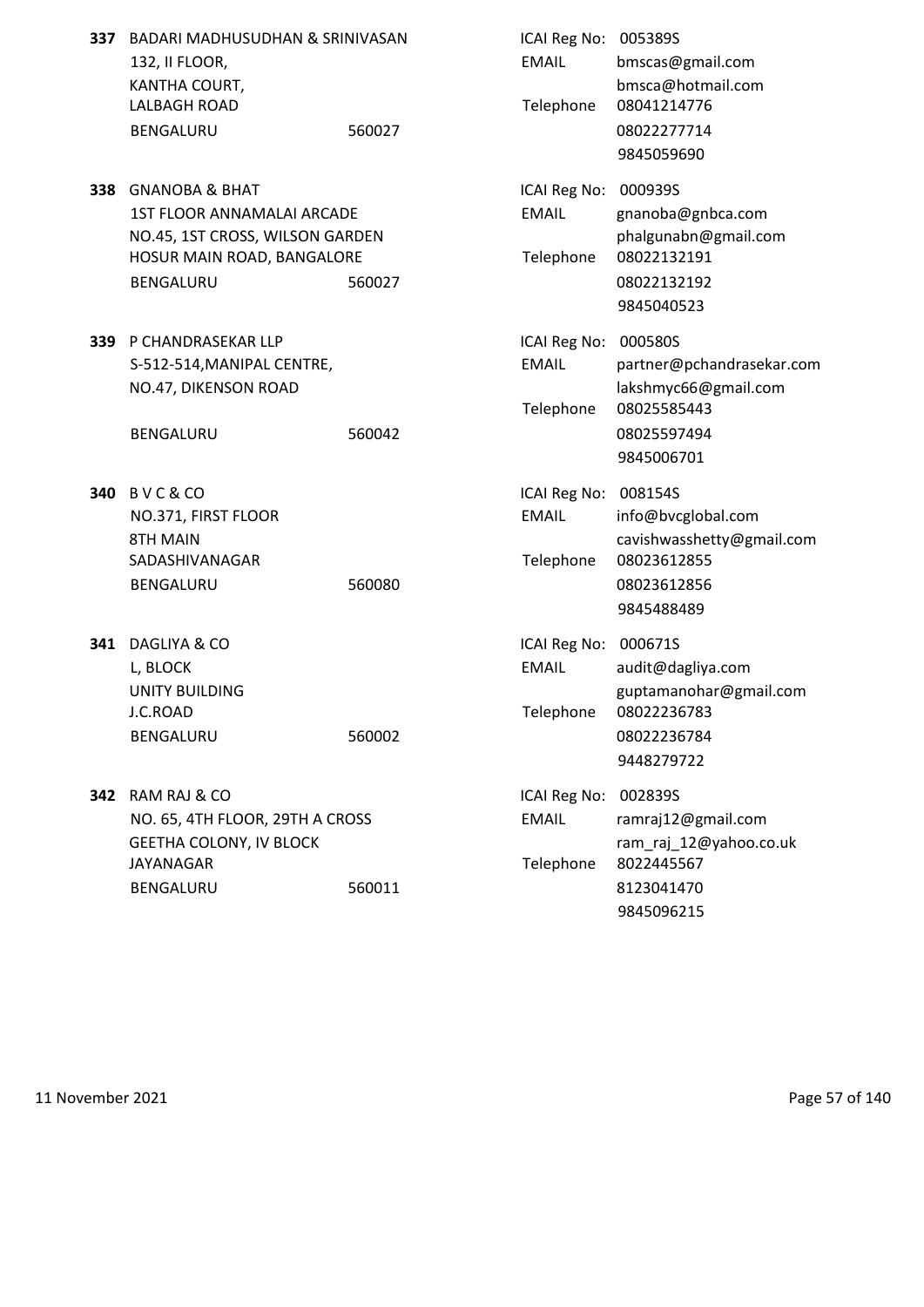**337** BADARI MADHUSUDHAN & SRINIVASAN
132, II FLOOR,
KANTHA COURT,
LALBAGH ROAD
BENGALURU 560027

ICAI Reg No: 005389S
EMAIL bmscas@gmail.com
bmsca@hotmail.com
Telephone 08041214776
08022277714
9845059690

**338** GNANOBA & BHAT
1ST FLOOR ANNAMALAI ARCADE
NO.45, 1ST CROSS, WILSON GARDEN
HOSUR MAIN ROAD, BANGALORE
BENGALURU 560027

ICAI Reg No: 000939S
EMAIL gnanoba@gnbca.com
phalgunabn@gmail.com
Telephone 08022132191
08022132192
9845040523

**339** P CHANDRASEKAR LLP
S-512-514,MANIPAL CENTRE,
NO.47, DIKENSON ROAD
BENGALURU 560042

ICAI Reg No: 000580S
EMAIL partner@pchandrasekar.com
lakshmyc66@gmail.com
Telephone 08025585443
08025597494
9845006701

**340** B V C & CO
NO.371, FIRST FLOOR
8TH MAIN
SADASHIVANAGAR
BENGALURU 560080

ICAI Reg No: 008154S
EMAIL info@bvcglobal.com
cavishwasshetty@gmail.com
Telephone 08023612855
08023612856
9845488489

**341** DAGLIYA & CO
L, BLOCK
UNITY BUILDING
J.C.ROAD
BENGALURU 560002

ICAI Reg No: 000671S
EMAIL audit@dagliya.com
guptamanohar@gmail.com
Telephone 08022236783
08022236784
9448279722

**342** RAM RAJ & CO
NO. 65, 4TH FLOOR, 29TH A CROSS
GEETHA COLONY, IV BLOCK
JAYANAGAR
BENGALURU 560011

ICAI Reg No: 002839S
EMAIL ramraj12@gmail.com
ram_raj_12@yahoo.co.uk
Telephone 8022445567
8123041470
9845096215

11 November 2021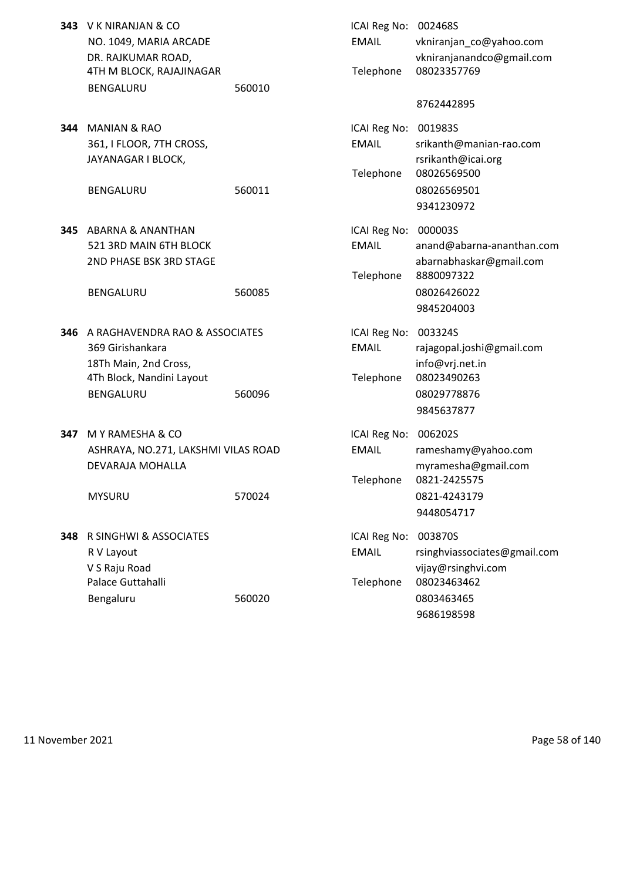**343** V K NIRANJAN & CO
NO. 1049, MARIA ARCADE
DR. RAJKUMAR ROAD,
4TH M BLOCK, RAJAJINAGAR
BENGALURU 560010

ICAI Reg No: 002468S
EMAIL vkniranjan_co@yahoo.com
vkniranjanandco@gmail.com
Telephone 08023357769
8762442895

**344** MANIAN & RAO
361, I FLOOR, 7TH CROSS,
JAYANAGAR I BLOCK,
BENGALURU 560011

ICAI Reg No: 001983S
EMAIL srikanth@manian-rao.com
rsrikanth@icai.org
Telephone 08026569500
08026569501
9341230972

**345** ABARNA & ANANTHAN
521 3RD MAIN 6TH BLOCK
2ND PHASE BSK 3RD STAGE
BENGALURU 560085

ICAI Reg No: 000003S
EMAIL anand@abarna-ananthan.com
abarnabhaskar@gmail.com
Telephone 8880097322
08026426022
9845204003

**346** A RAGHAVENDRA RAO & ASSOCIATES
369 Girishankara
18Th Main, 2nd Cross,
4Th Block, Nandini Layout
BENGALURU 560096

ICAI Reg No: 003324S
EMAIL rajagopal.joshi@gmail.com
info@vrj.net.in
Telephone 08023490263
08029778876
9845637877

**347** M Y RAMESHA & CO
ASHRAYA, NO.271, LAKSHMI VILAS ROAD
DEVARAJA MOHALLA
MYSURU 570024

ICAI Reg No: 006202S
EMAIL rameshamy@yahoo.com
myramesha@gmail.com
Telephone 0821-2425575
0821-4243179
9448054717

**348** R SINGHWI & ASSOCIATES
R V Layout
V S Raju Road
Palace Guttahalli
Bengaluru 560020

ICAI Reg No: 003870S
EMAIL rsinghviassociates@gmail.com
vijay@rsinghvi.com
Telephone 08023463462
0803463465
9686198598

11 November 2021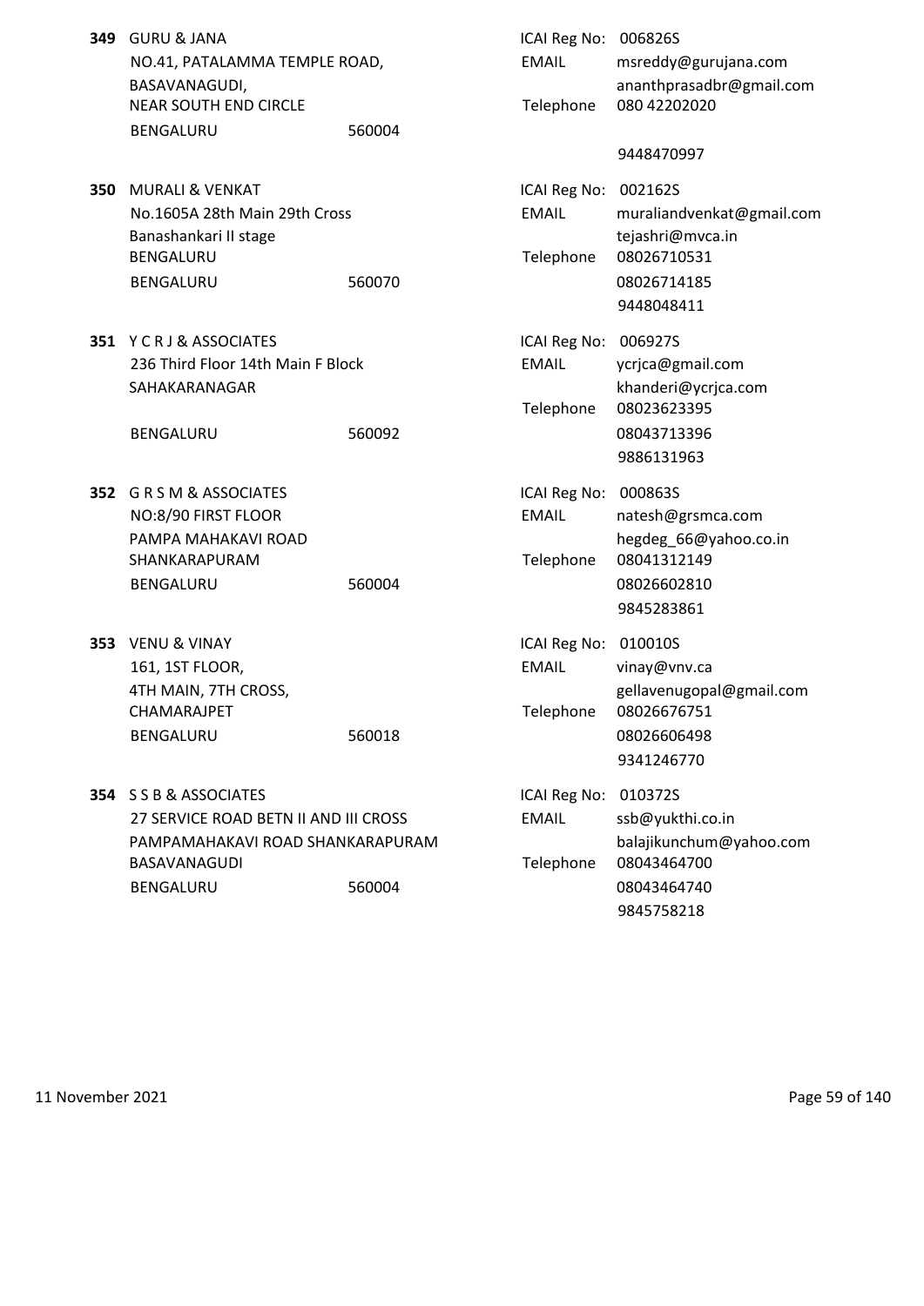**349** GURU & JANA
NO.41, PATALAMMA TEMPLE ROAD,
BASAVANAGUDI,
NEAR SOUTH END CIRCLE
BENGALURU 560004

ICAI Reg No: 006826S
EMAIL msreddy@gurujana.com
ananthprasadbr@gmail.com
Telephone 080 42202020
9448470997

**350** MURALI & VENKAT
No.1605A 28th Main 29th Cross
Banashankari II stage
BENGALURU
BENGALURU 560070

ICAI Reg No: 002162S
EMAIL muraliandvenkat@gmail.com
tejashri@mvca.in
Telephone 08026710531
08026714185
9448048411

**351** Y C R J & ASSOCIATES
236 Third Floor 14th Main F Block
SAHAKARANAGAR
BENGALURU 560092

ICAI Reg No: 006927S
EMAIL ycrjca@gmail.com
khanderi@ycrjca.com
Telephone 08023623395
08043713396
9886131963

**352** G R S M & ASSOCIATES
NO:8/90 FIRST FLOOR
PAMPA MAHAKAVI ROAD
SHANKARAPURAM
BENGALURU 560004

ICAI Reg No: 000863S
EMAIL natesh@grsmca.com
hegdeg_66@yahoo.co.in
Telephone 08041312149
08026602810
9845283861

**353** VENU & VINAY
161, 1ST FLOOR,
4TH MAIN, 7TH CROSS,
CHAMARAJPET
BENGALURU 560018

ICAI Reg No: 010010S
EMAIL vinay@vnv.ca
gellavenugopal@gmail.com
Telephone 08026676751
08026606498
9341246770

**354** S S B & ASSOCIATES
27 SERVICE ROAD BETN II AND III CROSS
PAMPAMAHAKAVI ROAD SHANKARAPURAM
BASAVANAGUDI
BENGALURU 560004

ICAI Reg No: 010372S
EMAIL ssb@yukthi.co.in
balajikunchum@yahoo.com
Telephone 08043464700
08043464740
9845758218

11 November 2021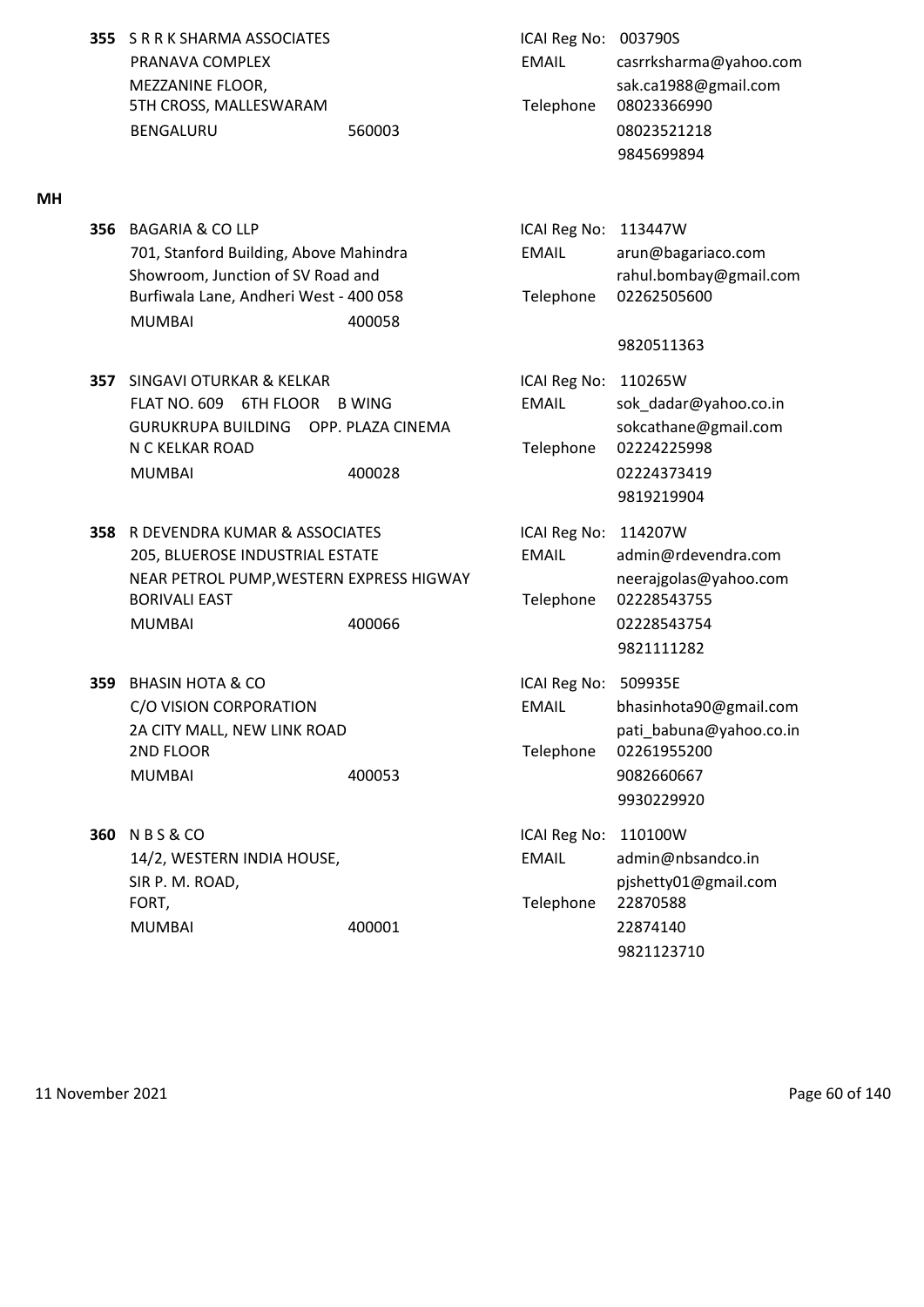**355** S R R K SHARMA ASSOCIATES
PRANAVA COMPLEX
MEZZANINE FLOOR,
5TH CROSS, MALLESWARAM
BENGALURU 560003

ICAI Reg No: 003790S
EMAIL casrrksharma@yahoo.com
sak.ca1988@gmail.com
Telephone 08023366990
08023521218
9845699894

**MH**

**356** BAGARIA & CO LLP
701, Stanford Building, Above Mahindra Showroom, Junction of SV Road and Burfiwala Lane, Andheri West - 400 058
MUMBAI 400058

ICAI Reg No: 113447W
EMAIL arun@bagariaco.com
rahul.bombay@gmail.com
Telephone 02262505600
9820511363

**357** SINGAVI OTURKAR & KELKAR
FLAT NO. 609 6TH FLOOR B WING
GURUKRUPA BUILDING OPP. PLAZA CINEMA
N C KELKAR ROAD
MUMBAI 400028

ICAI Reg No: 110265W
EMAIL sok_dadar@yahoo.co.in
sokcathane@gmail.com
Telephone 02224225998
02224373419
9819219904

**358** R DEVENDRA KUMAR & ASSOCIATES
205, BLUEROSE INDUSTRIAL ESTATE
NEAR PETROL PUMP,WESTERN EXPRESS HIGWAY
BORIVALI EAST
MUMBAI 400066

ICAI Reg No: 114207W
EMAIL admin@rdevendra.com
neerajgolas@yahoo.com
Telephone 02228543755
02228543754
9821111282

**359** BHASIN HOTA & CO
C/O VISION CORPORATION
2A CITY MALL, NEW LINK ROAD
2ND FLOOR
MUMBAI 400053

ICAI Reg No: 509935E
EMAIL bhasinhota90@gmail.com
pati_babuna@yahoo.co.in
Telephone 02261955200
9082660667
9930229920

**360** N B S & CO
14/2, WESTERN INDIA HOUSE,
SIR P. M. ROAD,
FORT,
MUMBAI 400001

ICAI Reg No: 110100W
EMAIL admin@nbsandco.in
pjshetty01@gmail.com
Telephone 22870588
22874140
9821123710

11 November 2021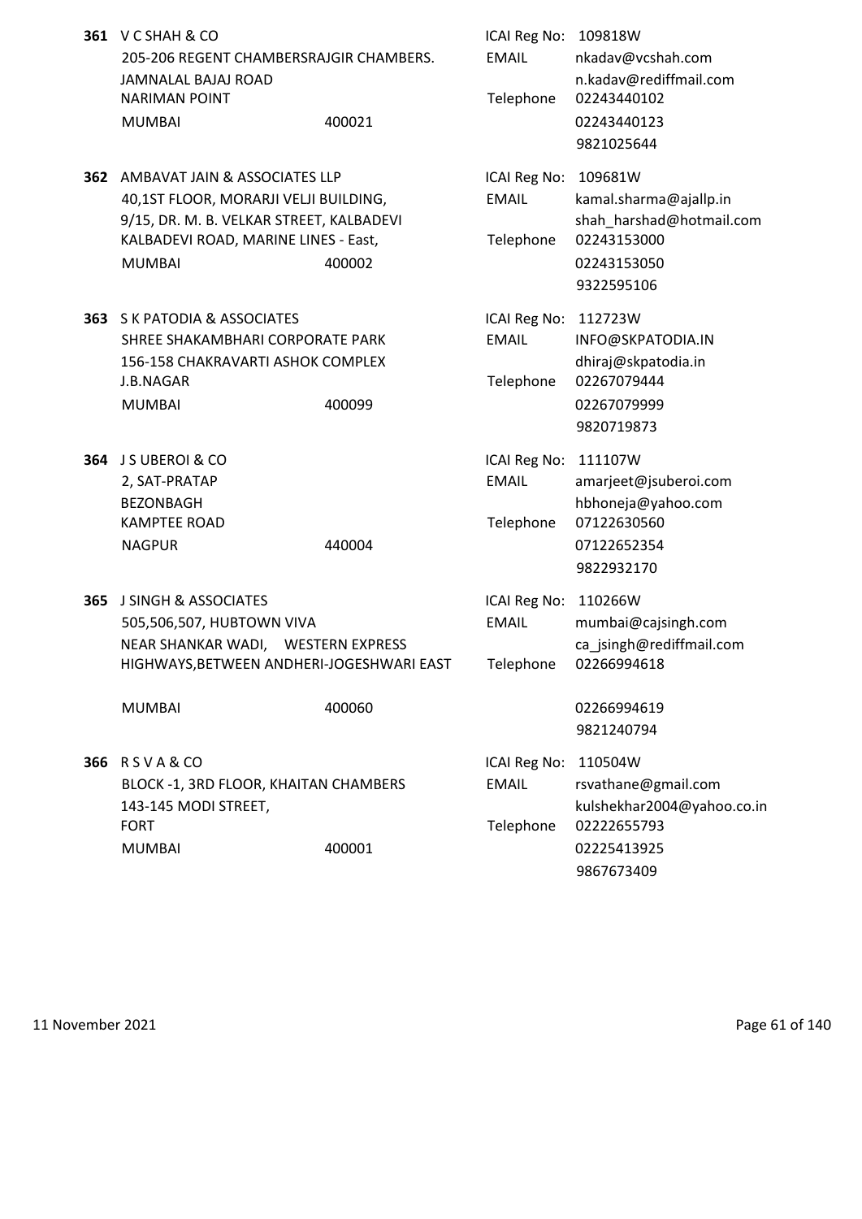**361** V C SHAH & CO
205-206 REGENT CHAMBERSRAJGIR CHAMBERS.
JAMNALAL BAJAJ ROAD
NARIMAN POINT
MUMBAI 400021

ICAI Reg No: 109818W
EMAIL: nkadav@vcshah.com, n.kadav@rediffmail.com
Telephone: 02243440102, 02243440123, 9821025644

**362** AMBAVAT JAIN & ASSOCIATES LLP
40,1ST FLOOR, MORARJI VELJI BUILDING,
9/15, DR. M. B. VELKAR STREET, KALBADEVI
KALBADEVI ROAD, MARINE LINES - East,
MUMBAI 400002

ICAI Reg No: 109681W
EMAIL: kamal.sharma@ajallp.in, shah_harshad@hotmail.com
Telephone: 02243153000, 02243153050, 9322595106

**363** S K PATODIA & ASSOCIATES
SHREE SHAKAMBHARI CORPORATE PARK
156-158 CHAKRAVARTI ASHOK COMPLEX
J.B.NAGAR
MUMBAI 400099

ICAI Reg No: 112723W
EMAIL: INFO@SKPATODIA.IN, dhiraj@skpatodia.in
Telephone: 02267079444, 02267079999, 9820719873

**364** J S UBEROI & CO
2, SAT-PRATAP
BEZONBAGH
KAMPTEE ROAD
NAGPUR 440004

ICAI Reg No: 111107W
EMAIL: amarjeet@jsuberoi.com, hbhoneja@yahoo.com
Telephone: 07122630560, 07122652354, 9822932170

**365** J SINGH & ASSOCIATES
505,506,507, HUBTOWN VIVA
NEAR SHANKAR WADI, WESTERN EXPRESS
HIGHWAYS,BETWEEN ANDHERI-JOGESHWARI EAST
MUMBAI 400060

ICAI Reg No: 110266W
EMAIL: mumbai@cajsingh.com, ca_jsingh@rediffmail.com
Telephone: 02266994618, 02266994619, 9821240794

**366** R S V A & CO
BLOCK -1, 3RD FLOOR, KHAITAN CHAMBERS
143-145 MODI STREET,
FORT
MUMBAI 400001

ICAI Reg No: 110504W
EMAIL: rsvathane@gmail.com, kulshekhar2004@yahoo.co.in
Telephone: 02222655793, 02225413925, 9867673409

11 November 2021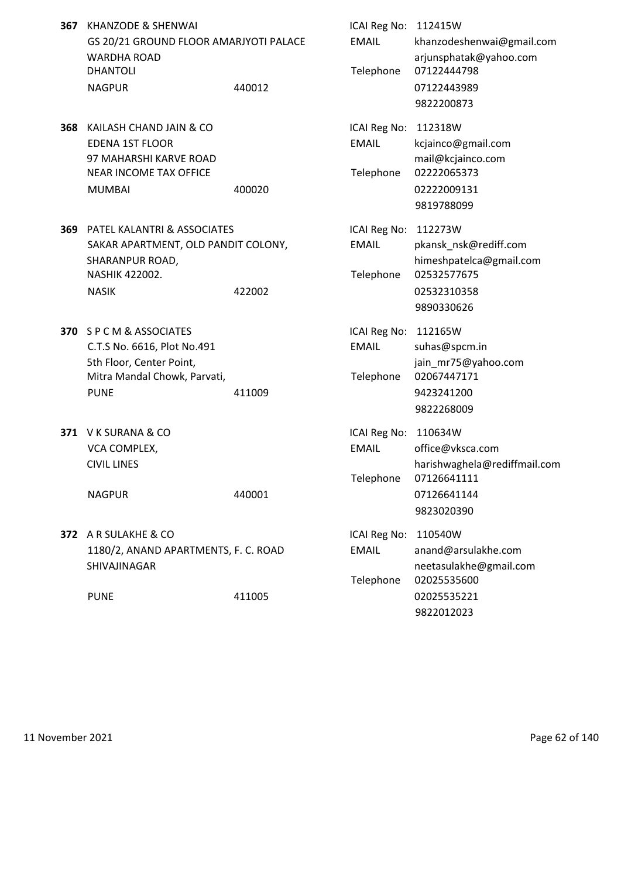**367** KHANZODE & SHENWAI
GS 20/21 GROUND FLOOR AMARJYOTI PALACE
WARDHA ROAD
DHANTOLI
NAGPUR 440012

ICAI Reg No: 112415W
EMAIL khanzodeshenwai@gmail.com
arjunsphatak@yahoo.com
Telephone 07122444798
07122443989
9822200873

**368** KAILASH CHAND JAIN & CO
EDENA 1ST FLOOR
97 MAHARSHI KARVE ROAD
NEAR INCOME TAX OFFICE
MUMBAI 400020

ICAI Reg No: 112318W
EMAIL kcjainco@gmail.com
mail@kcjainco.com
Telephone 02222065373
02222009131
9819788099

**369** PATEL KALANTRI & ASSOCIATES
SAKAR APARTMENT, OLD PANDIT COLONY,
SHARANPUR ROAD,
NASHIK 422002.
NASIK 422002

ICAI Reg No: 112273W
EMAIL pkansk_nsk@rediff.com
himeshpatelca@gmail.com
Telephone 02532577675
02532310358
9890330626

**370** S P C M & ASSOCIATES
C.T.S No. 6616, Plot No.491
5th Floor, Center Point,
Mitra Mandal Chowk, Parvati,
PUNE 411009

ICAI Reg No: 112165W
EMAIL suhas@spcm.in
jain_mr75@yahoo.com
Telephone 02067447171
9423241200
9822268009

**371** V K SURANA & CO
VCA COMPLEX,
CIVIL LINES
NAGPUR 440001

ICAI Reg No: 110634W
EMAIL office@vksca.com
harishwaghela@rediffmail.com
Telephone 07126641111
07126641144
9823020390

**372** A R SULAKHE & CO
1180/2, ANAND APARTMENTS, F. C. ROAD
SHIVAJINAGAR
PUNE 411005

ICAI Reg No: 110540W
EMAIL anand@arsulakhe.com
neetasulakhe@gmail.com
Telephone 02025535600
02025535221
9822012023

11 November 2021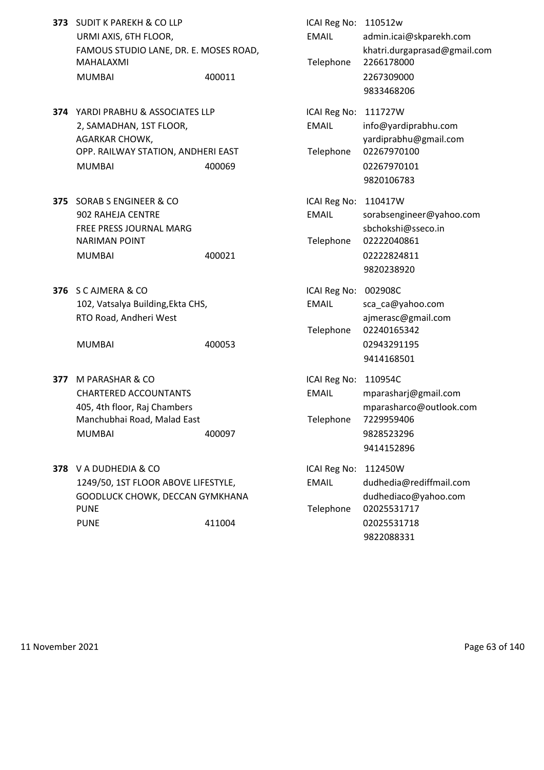**373** SUDIT K PAREKH & CO LLP
URMI AXIS, 6TH FLOOR,
FAMOUS STUDIO LANE, DR. E. MOSES ROAD,
MAHALAXMI
MUMBAI 400011

ICAI Reg No: 110512w
EMAIL admin.icai@skparekh.com
khatri.durgaprasad@gmail.com
Telephone 2266178000
2267309000
9833468206

**374** YARDI PRABHU & ASSOCIATES LLP
2, SAMADHAN, 1ST FLOOR,
AGARKAR CHOWK,
OPP. RAILWAY STATION, ANDHERI EAST
MUMBAI 400069

ICAI Reg No: 111727W
EMAIL info@yardiprabhu.com
yardiprabhu@gmail.com
Telephone 02267970100
02267970101
9820106783

**375** SORAB S ENGINEER & CO
902 RAHEJA CENTRE
FREE PRESS JOURNAL MARG
NARIMAN POINT
MUMBAI 400021

ICAI Reg No: 110417W
EMAIL sorabsengineer@yahoo.com
sbchokshi@sseco.in
Telephone 02222040861
02222824811
9820238920

**376** S C AJMERA & CO
102, Vatsalya Building,Ekta CHS,
RTO Road, Andheri West
MUMBAI 400053

ICAI Reg No: 002908C
EMAIL sca_ca@yahoo.com
ajmerasc@gmail.com
Telephone 02240165342
02943291195
9414168501

**377** M PARASHAR & CO
CHARTERED ACCOUNTANTS
405, 4th floor, Raj Chambers
Manchubhai Road, Malad East
MUMBAI 400097

ICAI Reg No: 110954C
EMAIL mparasharj@gmail.com
mparasharco@outlook.com
Telephone 7229959406
9828523296
9414152896

**378** V A DUDHEDIA & CO
1249/50, 1ST FLOOR ABOVE LIFESTYLE,
GOODLUCK CHOWK, DECCAN GYMKHANA
PUNE
PUNE 411004

ICAI Reg No: 112450W
EMAIL dudhedia@rediffmail.com
dudhediaco@yahoo.com
Telephone 02025531717
02025531718
9822088331

11 November 2021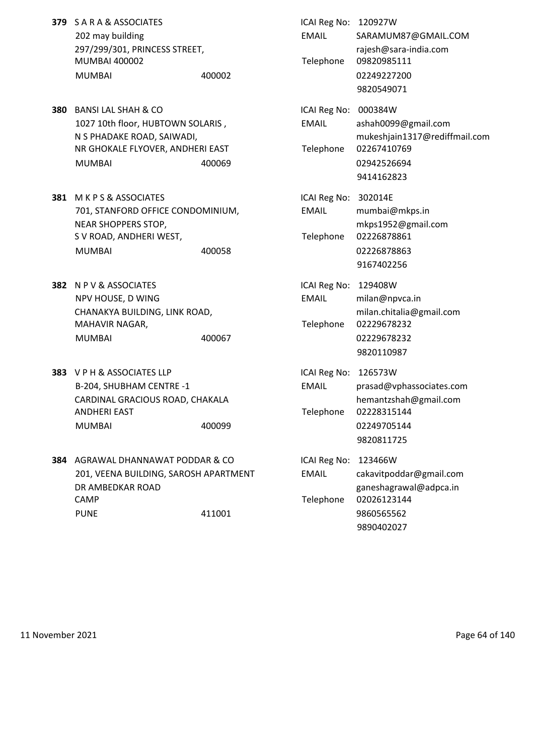**379** S A R A & ASSOCIATES
202 may building
297/299/301, PRINCESS STREET,
MUMBAI 400002
MUMBAI 400002

ICAI Reg No: 120927W
EMAIL SARAMUM87@GMAIL.COM
rajesh@sara-india.com
Telephone 09820985111
02249227200
9820549071

**380** BANSI LAL SHAH & CO
1027 10th floor, HUBTOWN SOLARIS ,
N S PHADAKE ROAD, SAIWADI,
NR GHOKALE FLYOVER, ANDHERI EAST
MUMBAI 400069

ICAI Reg No: 000384W
EMAIL ashah0099@gmail.com
mukeshjain1317@rediffmail.com
Telephone 02267410769
02942526694
9414162823

**381** M K P S & ASSOCIATES
701, STANFORD OFFICE CONDOMINIUM,
NEAR SHOPPERS STOP,
S V ROAD, ANDHERI WEST,
MUMBAI 400058

ICAI Reg No: 302014E
EMAIL mumbai@mkps.in
mkps1952@gmail.com
Telephone 02226878861
02226878863
9167402256

**382** N P V & ASSOCIATES
NPV HOUSE, D WING
CHANAKYA BUILDING, LINK ROAD,
MAHAVIR NAGAR,
MUMBAI 400067

ICAI Reg No: 129408W
EMAIL milan@npvca.in
milan.chitalia@gmail.com
Telephone 02229678232
02229678232
9820110987

**383** V P H & ASSOCIATES LLP
B-204, SHUBHAM CENTRE -1
CARDINAL GRACIOUS ROAD, CHAKALA
ANDHERI EAST
MUMBAI 400099

ICAI Reg No: 126573W
EMAIL prasad@vphassociates.com
hemantzshah@gmail.com
Telephone 02228315144
02249705144
9820811725

**384** AGRAWAL DHANNAWAT PODDAR & CO
201, VEENA BUILDING, SAROSH APARTMENT
DR AMBEDKAR ROAD
CAMP
PUNE 411001

ICAI Reg No: 123466W
EMAIL cakavitpoddar@gmail.com
ganeshagrawal@adpca.in
Telephone 02026123144
9860565562
9890402027

11 November 2021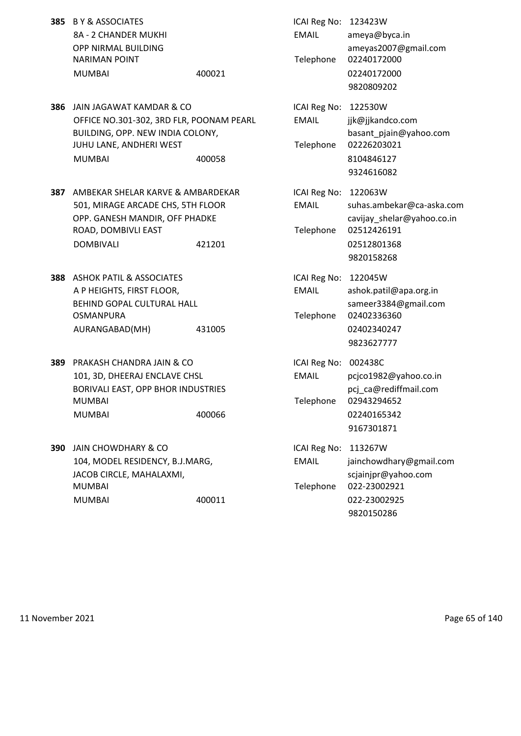**385** B Y & ASSOCIATES
8A - 2 CHANDER MUKHI
OPP NIRMAL BUILDING
NARIMAN POINT
MUMBAI 400021

ICAI Reg No: 123423W
EMAIL ameya@byca.in
ameyas2007@gmail.com
Telephone 02240172000
02240172000
9820809202

**386** JAIN JAGAWAT KAMDAR & CO
OFFICE NO.301-302, 3RD FLR, POONAM PEARL
BUILDING, OPP. NEW INDIA COLONY,
JUHU LANE, ANDHERI WEST
MUMBAI 400058

ICAI Reg No: 122530W
EMAIL jjk@jjkandco.com
basant_pjain@yahoo.com
Telephone 02226203021
8104846127
9324616082

**387** AMBEKAR SHELAR KARVE & AMBARDEKAR
501, MIRAGE ARCADE CHS, 5TH FLOOR
OPP. GANESH MANDIR, OFF PHADKE
ROAD, DOMBIVLI EAST
DOMBIVALI 421201

ICAI Reg No: 122063W
EMAIL suhas.ambekar@ca-aska.com
cavijay_shelar@yahoo.co.in
Telephone 02512426191
02512801368
9820158268

**388** ASHOK PATIL & ASSOCIATES
A P HEIGHTS, FIRST FLOOR,
BEHIND GOPAL CULTURAL HALL
OSMANPURA
AURANGABAD(MH) 431005

ICAI Reg No: 122045W
EMAIL ashok.patil@apa.org.in
sameer3384@gmail.com
Telephone 02402336360
02402340247
9823627777

**389** PRAKASH CHANDRA JAIN & CO
101, 3D, DHEERAJ ENCLAVE CHSL
BORIVALI EAST, OPP BHOR INDUSTRIES
MUMBAI
MUMBAI 400066

ICAI Reg No: 002438C
EMAIL pcjco1982@yahoo.co.in
pcj_ca@rediffmail.com
Telephone 02943294652
02240165342
9167301871

**390** JAIN CHOWDHARY & CO
104, MODEL RESIDENCY, B.J.MARG,
JACOB CIRCLE, MAHALAXMI,
MUMBAI
MUMBAI 400011

ICAI Reg No: 113267W
EMAIL jainchowdhary@gmail.com
scjainjpr@yahoo.com
Telephone 022-23002921
022-23002925
9820150286

11 November 2021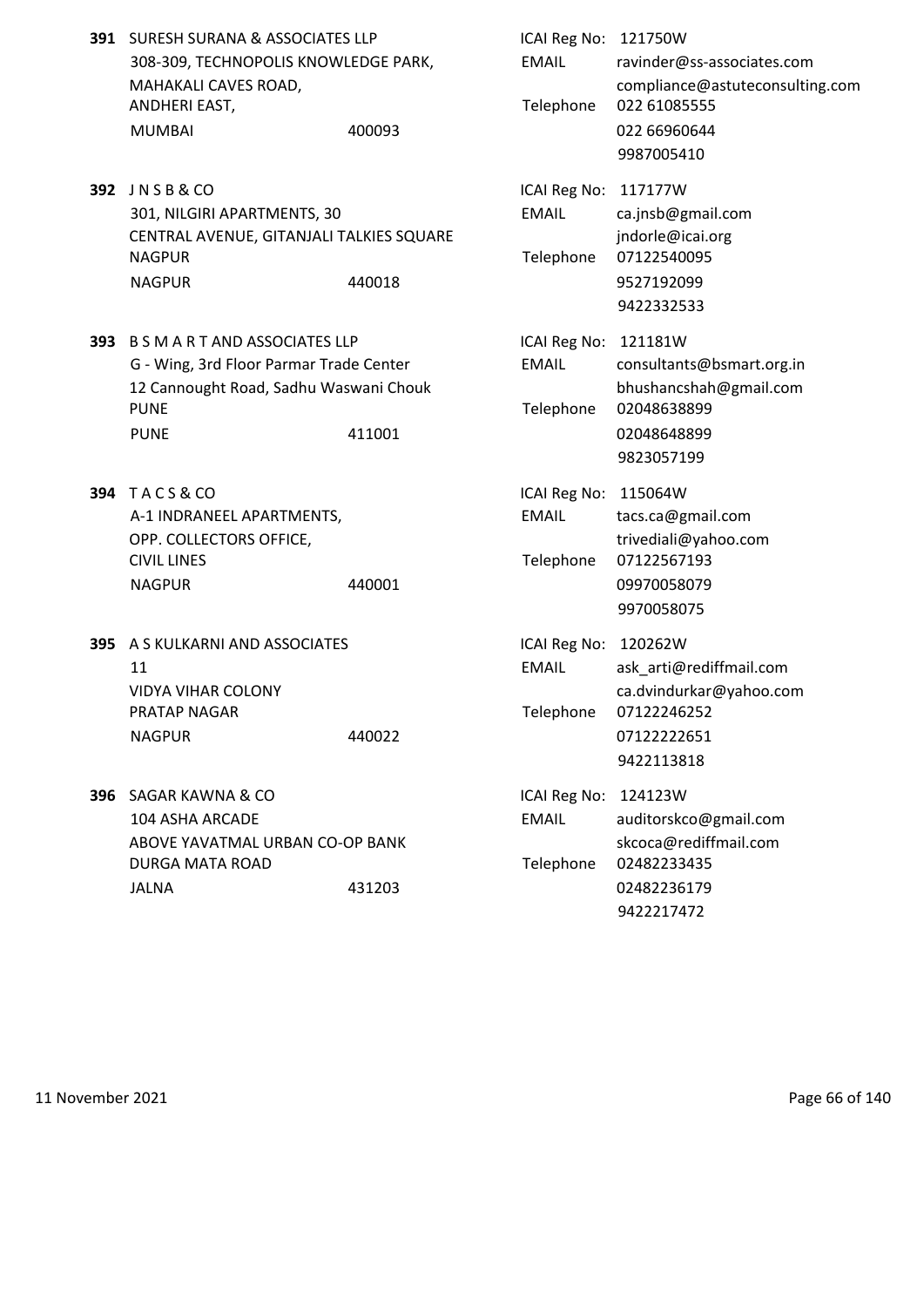**391** SURESH SURANA & ASSOCIATES LLP
308-309, TECHNOPOLIS KNOWLEDGE PARK,
MAHAKALI CAVES ROAD,
ANDHERI EAST,
MUMBAI 400093

ICAI Reg No: 121750W
EMAIL ravinder@ss-associates.com
compliance@astuteconsulting.com
Telephone 022 61085555
022 66960644
9987005410

**392** J N S B & CO
301, NILGIRI APARTMENTS, 30
CENTRAL AVENUE, GITANJALI TALKIES SQUARE
NAGPUR
NAGPUR 440018

ICAI Reg No: 117177W
EMAIL ca.jnsb@gmail.com
jndorle@icai.org
Telephone 07122540095
9527192099
9422332533

**393** B S M A R T AND ASSOCIATES LLP
G - Wing, 3rd Floor Parmar Trade Center
12 Cannought Road, Sadhu Waswani Chouk
PUNE
PUNE 411001

ICAI Reg No: 121181W
EMAIL consultants@bsmart.org.in
bhushancshah@gmail.com
Telephone 02048638899
02048648899
9823057199

**394** T A C S & CO
A-1 INDRANEEL APARTMENTS,
OPP. COLLECTORS OFFICE,
CIVIL LINES
NAGPUR 440001

ICAI Reg No: 115064W
EMAIL tacs.ca@gmail.com
trivediali@yahoo.com
Telephone 07122567193
09970058079
9970058075

**395** A S KULKARNI AND ASSOCIATES
11
VIDYA VIHAR COLONY
PRATAP NAGAR
NAGPUR 440022

ICAI Reg No: 120262W
EMAIL ask_arti@rediffmail.com
ca.dvindurkar@yahoo.com
Telephone 07122246252
07122222651
9422113818

**396** SAGAR KAWNA & CO
104 ASHA ARCADE
ABOVE YAVATMAL URBAN CO-OP BANK
DURGA MATA ROAD
JALNA 431203

ICAI Reg No: 124123W
EMAIL auditorskco@gmail.com
skcoca@rediffmail.com
Telephone 02482233435
02482236179
9422217472

11 November 2021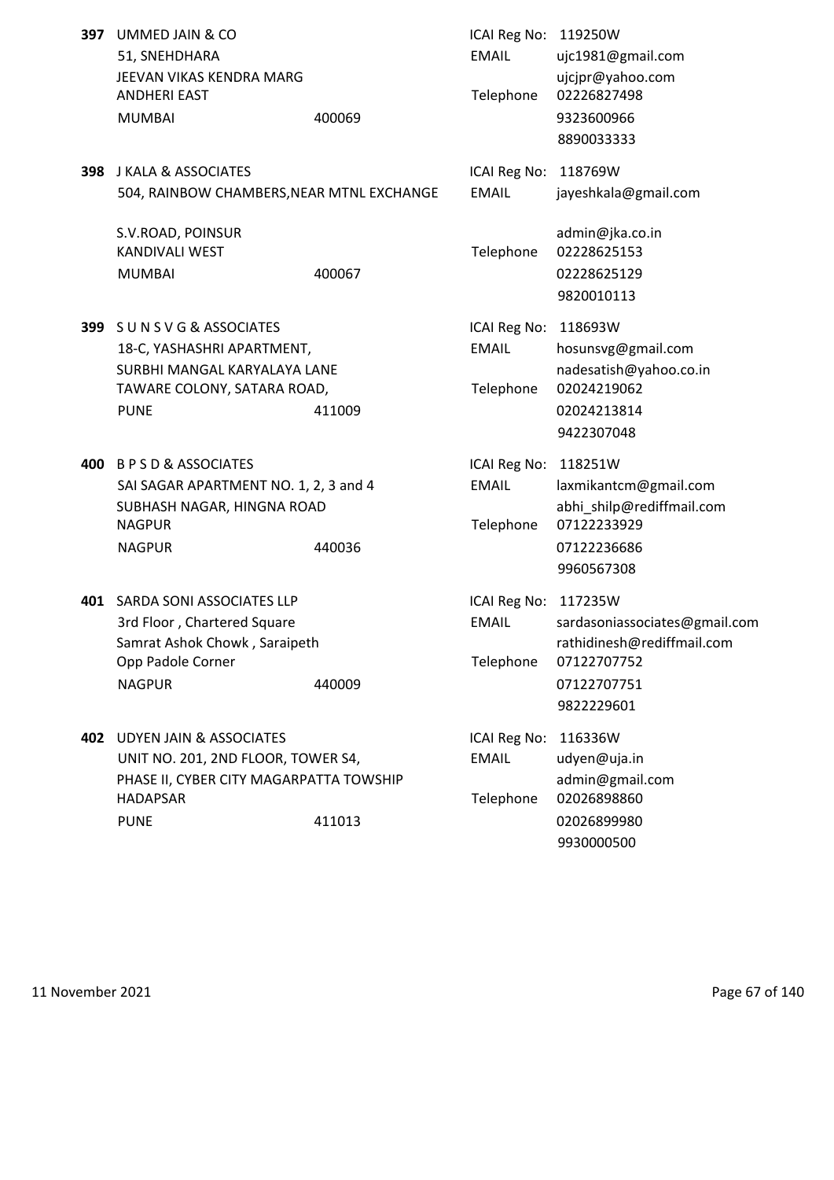**397** UMMED JAIN & CO
51, SNEHDHARA
JEEVAN VIKAS KENDRA MARG
ANDHERI EAST
MUMBAI 400069

ICAI Reg No: 119250W
EMAIL ujc1981@gmail.com
ujcjpr@yahoo.com
Telephone 02226827498
9323600966
8890033333

**398** J KALA & ASSOCIATES
504, RAINBOW CHAMBERS,NEAR MTNL EXCHANGE
S.V.ROAD, POINSUR
KANDIVALI WEST
MUMBAI 400067

ICAI Reg No: 118769W
EMAIL jayeshkala@gmail.com
admin@jka.co.in
Telephone 02228625153
02228625129
9820010113

**399** S U N S V G & ASSOCIATES
18-C, YASHASHRI APARTMENT,
SURBHI MANGAL KARYALAYA LANE
TAWARE COLONY, SATARA ROAD,
PUNE 411009

ICAI Reg No: 118693W
EMAIL hosunsvg@gmail.com
nadesatish@yahoo.co.in
Telephone 02024219062
02024213814
9422307048

**400** B P S D & ASSOCIATES
SAI SAGAR APARTMENT NO. 1, 2, 3 and 4
SUBHASH NAGAR, HINGNA ROAD
NAGPUR
NAGPUR 440036

ICAI Reg No: 118251W
EMAIL laxmikantcm@gmail.com
abhi_shilp@rediffmail.com
Telephone 07122233929
07122236686
9960567308

**401** SARDA SONI ASSOCIATES LLP
3rd Floor , Chartered Square
Samrat Ashok Chowk , Saraipeth
Opp Padole Corner
NAGPUR 440009

ICAI Reg No: 117235W
EMAIL sardasoniassociates@gmail.com
rathidinesh@rediffmail.com
Telephone 07122707752
07122707751
9822229601

**402** UDYEN JAIN & ASSOCIATES
UNIT NO. 201, 2ND FLOOR, TOWER S4,
PHASE II, CYBER CITY MAGARPATTA TOWSHIP
HADAPSAR
PUNE 411013

ICAI Reg No: 116336W
EMAIL udyen@uja.in
admin@gmail.com
Telephone 02026898860
02026899980
9930000500

11 November 2021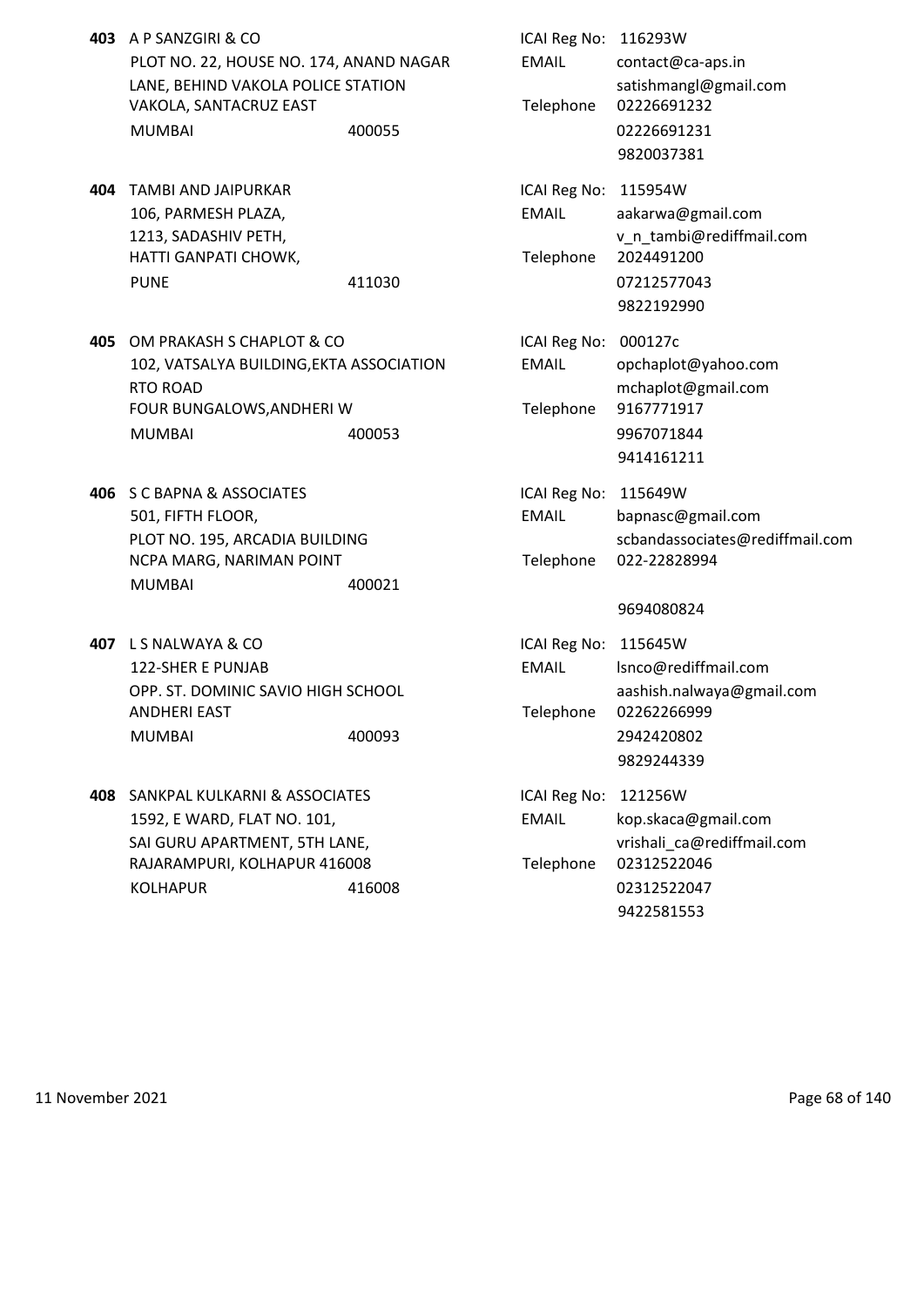**403** A P SANZGIRI & CO
PLOT NO. 22, HOUSE NO. 174, ANAND NAGAR LANE, BEHIND VAKOLA POLICE STATION
VAKOLA, SANTACRUZ EAST
MUMBAI 400055

ICAI Reg No: 116293W
EMAIL: contact@ca-aps.in
satishmangl@gmail.com
Telephone: 02226691232
02226691231
9820037381

**404** TAMBI AND JAIPURKAR
106, PARMESH PLAZA,
1213, SADASHIV PETH,
HATTI GANPATI CHOWK,
PUNE 411030

ICAI Reg No: 115954W
EMAIL: aakarwa@gmail.com
v_n_tambi@rediffmail.com
Telephone: 2024491200
07212577043
9822192990

**405** OM PRAKASH S CHAPLOT & CO
102, VATSALYA BUILDING,EKTA ASSOCIATION RTO ROAD
FOUR BUNGALOWS,ANDHERI W
MUMBAI 400053

ICAI Reg No: 000127c
EMAIL: opchaplot@yahoo.com
mchaplot@gmail.com
Telephone: 9167771917
9967071844
9414161211

**406** S C BAPNA & ASSOCIATES
501, FIFTH FLOOR,
PLOT NO. 195, ARCADIA BUILDING
NCPA MARG, NARIMAN POINT
MUMBAI 400021

ICAI Reg No: 115649W
EMAIL: bapnasc@gmail.com
scbandassociates@rediffmail.com
Telephone: 022-22828994
9694080824

**407** L S NALWAYA & CO
122-SHER E PUNJAB
OPP. ST. DOMINIC SAVIO HIGH SCHOOL
ANDHERI EAST
MUMBAI 400093

ICAI Reg No: 115645W
EMAIL: lsnco@rediffmail.com
aashish.nalwaya@gmail.com
Telephone: 02262266999
2942420802
9829244339

**408** SANKPAL KULKARNI & ASSOCIATES
1592, E WARD, FLAT NO. 101,
SAI GURU APARTMENT, 5TH LANE,
RAJARAMPURI, KOLHAPUR 416008
KOLHAPUR 416008

ICAI Reg No: 121256W
EMAIL: kop.skaca@gmail.com
vrishali_ca@rediffmail.com
Telephone: 02312522046
02312522047
9422581553

11 November 2021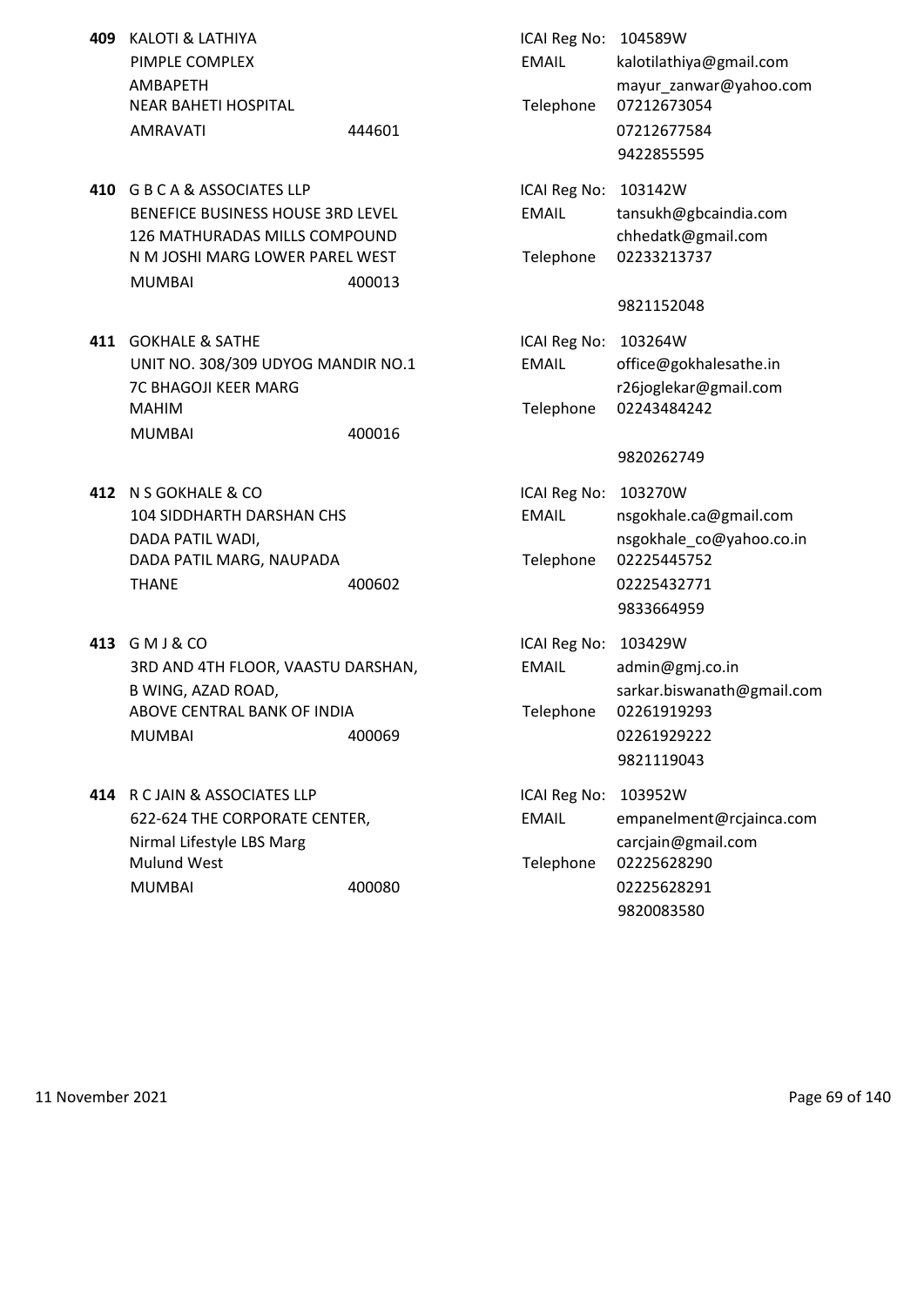**409** KALOTI & LATHIYA
PIMPLE COMPLEX
AMBAPETH
NEAR BAHETI HOSPITAL
AMRAVATI 444601

ICAI Reg No: 104589W
EMAIL kalotilathiya@gmail.com
mayur_zanwar@yahoo.com
Telephone 07212673054
07212677584
9422855595

**410** G B C A & ASSOCIATES LLP
BENEFICE BUSINESS HOUSE 3RD LEVEL
126 MATHURADAS MILLS COMPOUND
N M JOSHI MARG LOWER PAREL WEST
MUMBAI 400013

ICAI Reg No: 103142W
EMAIL tansukh@gbcaindia.com
chhedatk@gmail.com
Telephone 02233213737
9821152048

**411** GOKHALE & SATHE
UNIT NO. 308/309 UDYOG MANDIR NO.1
7C BHAGOJI KEER MARG
MAHIM
MUMBAI 400016

ICAI Reg No: 103264W
EMAIL office@gokhalesathe.in
r26joglekar@gmail.com
Telephone 02243484242
9820262749

**412** N S GOKHALE & CO
104 SIDDHARTH DARSHAN CHS
DADA PATIL WADI,
DADA PATIL MARG, NAUPADA
THANE 400602

ICAI Reg No: 103270W
EMAIL nsgokhale.ca@gmail.com
nsgokhale_co@yahoo.co.in
Telephone 02225445752
02225432771
9833664959

**413** G M J & CO
3RD AND 4TH FLOOR, VAASTU DARSHAN,
B WING, AZAD ROAD,
ABOVE CENTRAL BANK OF INDIA
MUMBAI 400069

ICAI Reg No: 103429W
EMAIL admin@gmj.co.in
sarkar.biswanath@gmail.com
Telephone 02261919293
02261929222
9821119043

**414** R C JAIN & ASSOCIATES LLP
622-624 THE CORPORATE CENTER,
Nirmal Lifestyle LBS Marg
Mulund West
MUMBAI 400080

ICAI Reg No: 103952W
EMAIL empanelment@rcjainca.com
carcjain@gmail.com
Telephone 02225628290
02225628291
9820083580

11 November 2021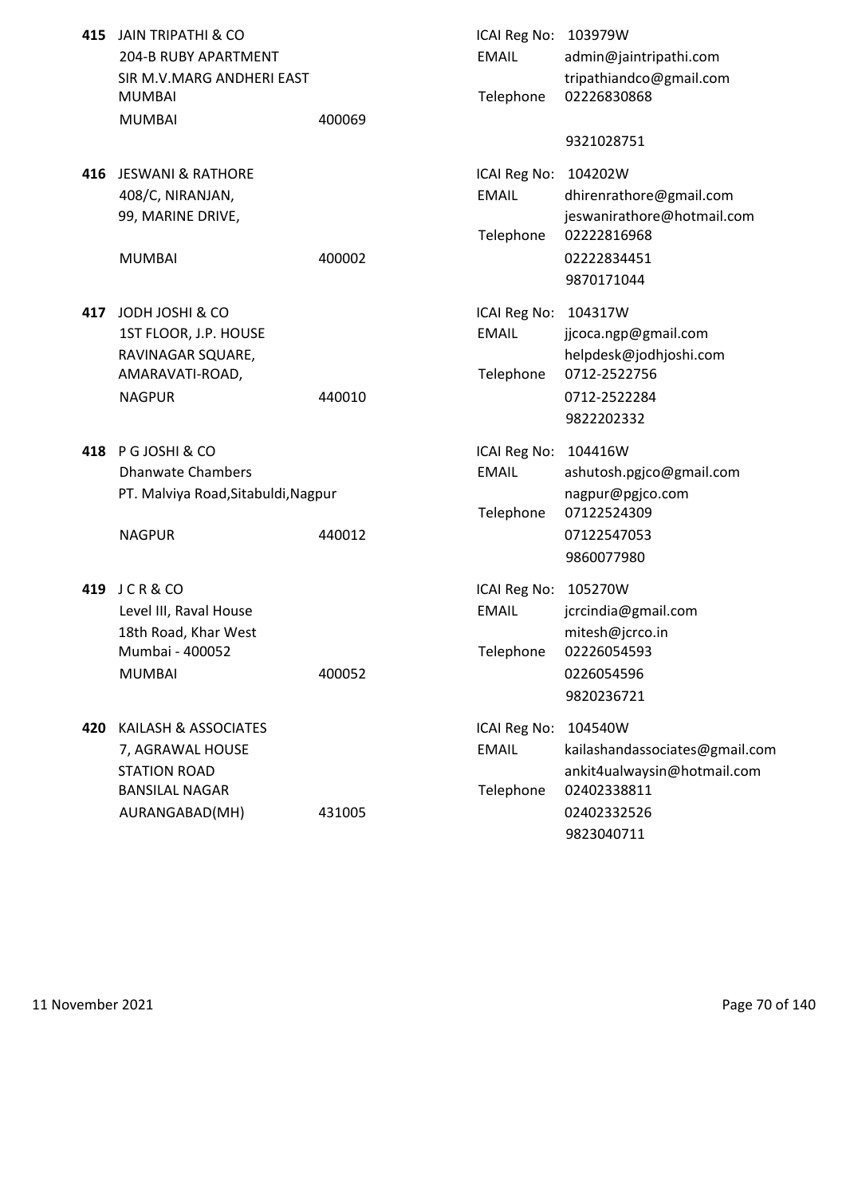**415** JAIN TRIPATHI & CO
204-B RUBY APARTMENT
SIR M.V.MARG ANDHERI EAST
MUMBAI
MUMBAI 400069

ICAI Reg No: 103979W
EMAIL admin@jaintripathi.com
tripathiandco@gmail.com
Telephone 02226830868
9321028751

**416** JESWANI & RATHORE
408/C, NIRANJAN,
99, MARINE DRIVE,
MUMBAI 400002

ICAI Reg No: 104202W
EMAIL dhirenrathore@gmail.com
jeswanirathore@hotmail.com
Telephone 02222816968
02222834451
9870171044

**417** JODH JOSHI & CO
1ST FLOOR, J.P. HOUSE
RAVINAGAR SQUARE,
AMARAVATI-ROAD,
NAGPUR 440010

ICAI Reg No: 104317W
EMAIL jjcoca.ngp@gmail.com
helpdesk@jodhjoshi.com
Telephone 0712-2522756
0712-2522284
9822202332

**418** P G JOSHI & CO
Dhanwate Chambers
PT. Malviya Road,Sitabuldi,Nagpur
NAGPUR 440012

ICAI Reg No: 104416W
EMAIL ashutosh.pgjco@gmail.com
nagpur@pgjco.com
Telephone 07122524309
07122547053
9860077980

**419** J C R & CO
Level III, Raval House
18th Road, Khar West
Mumbai - 400052
MUMBAI 400052

ICAI Reg No: 105270W
EMAIL jcrcindia@gmail.com
mitesh@jcrco.in
Telephone 02226054593
0226054596
9820236721

**420** KAILASH & ASSOCIATES
7, AGRAWAL HOUSE
STATION ROAD
BANSILAL NAGAR
AURANGABAD(MH) 431005

ICAI Reg No: 104540W
EMAIL kailashandassociates@gmail.com
ankit4ualwaysin@hotmail.com
Telephone 02402338811
02402332526
9823040711

11 November 2021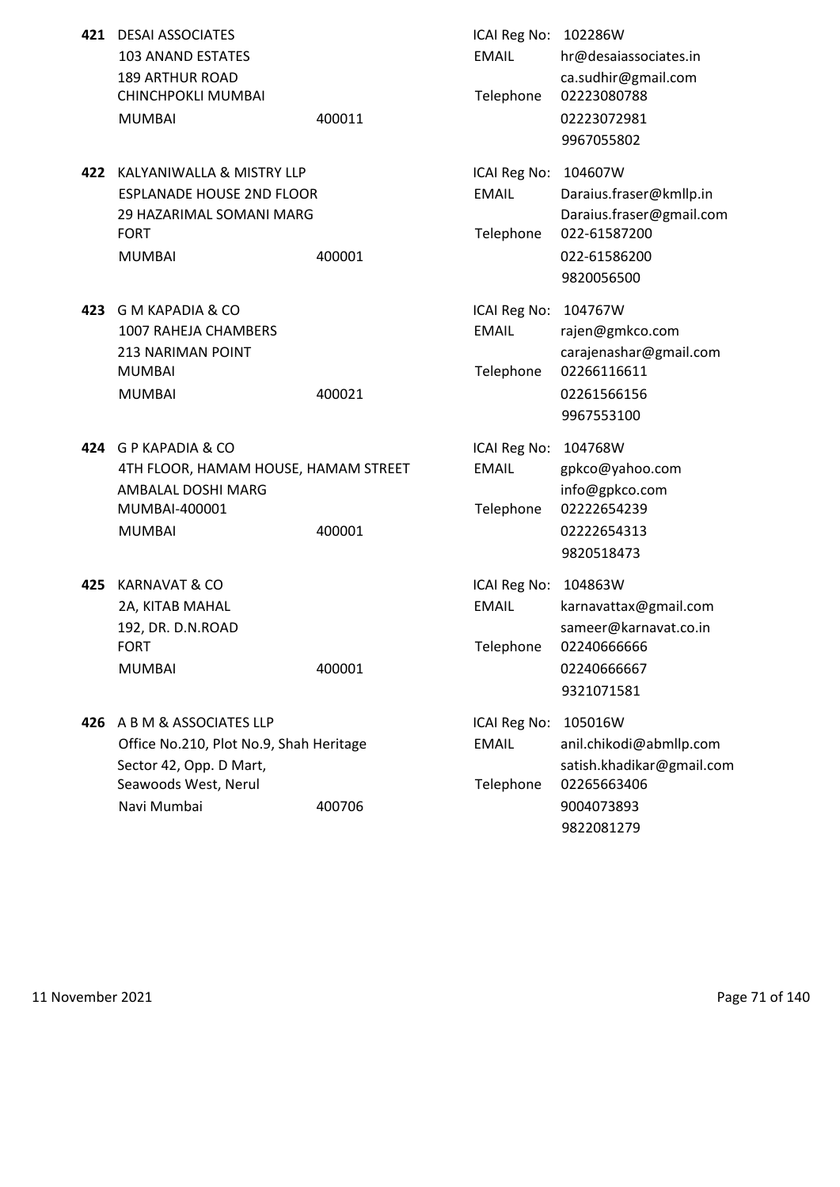**421** DESAI ASSOCIATES
103 ANAND ESTATES
189 ARTHUR ROAD
CHINCHPOKLI MUMBAI
MUMBAI 400011

ICAI Reg No: 102286W
EMAIL hr@desaiassociates.in
ca.sudhir@gmail.com
Telephone 02223080788
02223072981
9967055802

**422** KALYANIWALLA & MISTRY LLP
ESPLANADE HOUSE 2ND FLOOR
29 HAZARIMAL SOMANI MARG
FORT
MUMBAI 400001

ICAI Reg No: 104607W
EMAIL Daraius.fraser@kmllp.in
Daraius.fraser@gmail.com
Telephone 022-61587200
022-61586200
9820056500

**423** G M KAPADIA & CO
1007 RAHEJA CHAMBERS
213 NARIMAN POINT
MUMBAI
MUMBAI 400021

ICAI Reg No: 104767W
EMAIL rajen@gmkco.com
carajenashar@gmail.com
Telephone 02266116611
02261566156
9967553100

**424** G P KAPADIA & CO
4TH FLOOR, HAMAM HOUSE, HAMAM STREET
AMBALAL DOSHI MARG
MUMBAI-400001
MUMBAI 400001

ICAI Reg No: 104768W
EMAIL gpkco@yahoo.com
info@gpkco.com
Telephone 02222654239
02222654313
9820518473

**425** KARNAVAT & CO
2A, KITAB MAHAL
192, DR. D.N.ROAD
FORT
MUMBAI 400001

ICAI Reg No: 104863W
EMAIL karnavattax@gmail.com
sameer@karnavat.co.in
Telephone 02240666666
02240666667
9321071581

**426** A B M & ASSOCIATES LLP
Office No.210, Plot No.9, Shah Heritage
Sector 42, Opp. D Mart,
Seawoods West, Nerul
Navi Mumbai 400706

ICAI Reg No: 105016W
EMAIL anil.chikodi@abmllp.com
satish.khadikar@gmail.com
Telephone 02265663406
9004073893
9822081279

11 November 2021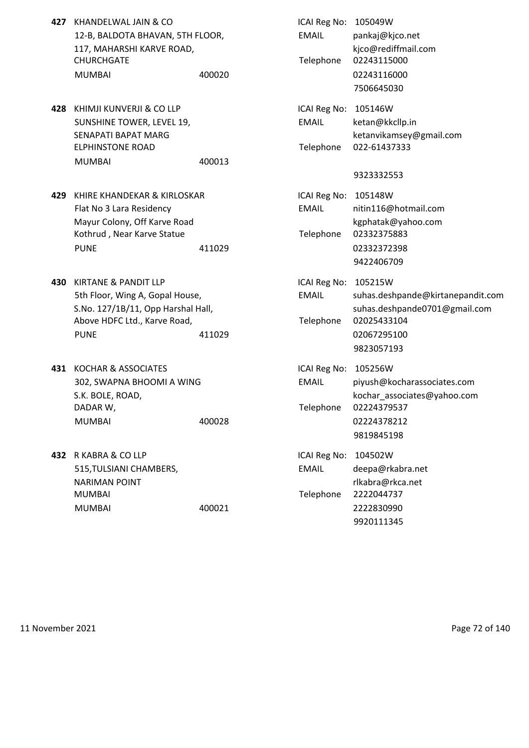**427** KHANDELWAL JAIN & CO
12-B, BALDOTA BHAVAN, 5TH FLOOR,
117, MAHARSHI KARVE ROAD,
CHURCHGATE
MUMBAI 400020

ICAI Reg No: 105049W
EMAIL pankaj@kjco.net
kjco@rediffmail.com
Telephone 02243115000
02243116000
7506645030

**428** KHIMJI KUNVERJI & CO LLP
SUNSHINE TOWER, LEVEL 19,
SENAPATI BAPAT MARG
ELPHINSTONE ROAD
MUMBAI 400013

ICAI Reg No: 105146W
EMAIL ketan@kkcllp.in
ketanvikamsey@gmail.com
Telephone 022-61437333
9323332553

**429** KHIRE KHANDEKAR & KIRLOSKAR
Flat No 3 Lara Residency
Mayur Colony, Off Karve Road
Kothrud , Near Karve Statue
PUNE 411029

ICAI Reg No: 105148W
EMAIL nitin116@hotmail.com
kgphatak@yahoo.com
Telephone 02332375883
02332372398
9422406709

**430** KIRTANE & PANDIT LLP
5th Floor, Wing A, Gopal House,
S.No. 127/1B/11, Opp Harshal Hall,
Above HDFC Ltd., Karve Road,
PUNE 411029

ICAI Reg No: 105215W
EMAIL suhas.deshpande@kirtanepandit.com
suhas.deshpande0701@gmail.com
Telephone 02025433104
02067295100
9823057193

**431** KOCHAR & ASSOCIATES
302, SWAPNA BHOOMI A WING
S.K. BOLE, ROAD,
DADAR W,
MUMBAI 400028

ICAI Reg No: 105256W
EMAIL piyush@kocharassociates.com
kochar_associates@yahoo.com
Telephone 02224379537
02224378212
9819845198

**432** R KABRA & CO LLP
515,TULSIANI CHAMBERS,
NARIMAN POINT
MUMBAI
MUMBAI 400021

ICAI Reg No: 104502W
EMAIL deepa@rkabra.net
rlkabra@rkca.net
Telephone 2222044737
2222830990
9920111345

11 November 2021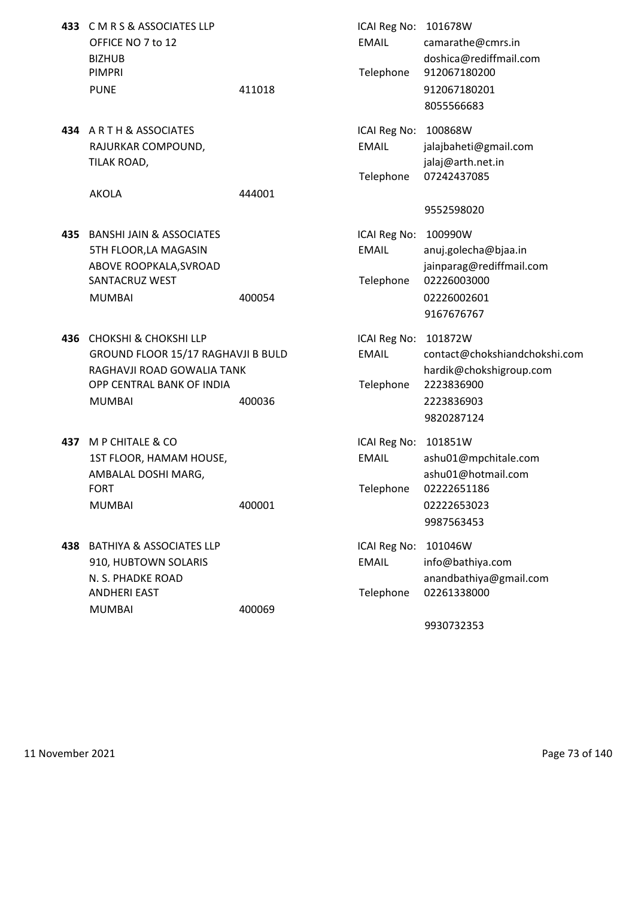**433** C M R S & ASSOCIATES LLP
OFFICE NO 7 to 12
BIZHUB
PIMPRI
PUNE 411018

ICAI Reg No: 101678W
EMAIL camarathe@cmrs.in
doshica@rediffmail.com
Telephone 912067180200
912067180201
8055566683

**434** A R T H & ASSOCIATES
RAJURKAR COMPOUND,
TILAK ROAD,
AKOLA 444001

ICAI Reg No: 100868W
EMAIL jalajbaheti@gmail.com
jalaj@arth.net.in
Telephone 07242437085
9552598020

**435** BANSHI JAIN & ASSOCIATES
5TH FLOOR,LA MAGASIN
ABOVE ROOPKALA,SVROAD
SANTACRUZ WEST
MUMBAI 400054

ICAI Reg No: 100990W
EMAIL anuj.golecha@bjaa.in
jainparag@rediffmail.com
Telephone 02226003000
02226002601
9167676767

**436** CHOKSHI & CHOKSHI LLP
GROUND FLOOR 15/17 RAGHAVJI B BULD
RAGHAVJI ROAD GOWALIA TANK
OPP CENTRAL BANK OF INDIA
MUMBAI 400036

ICAI Reg No: 101872W
EMAIL contact@chokshiandchokshi.com
hardik@chokshigroup.com
Telephone 2223836900
2223836903
9820287124

**437** M P CHITALE & CO
1ST FLOOR, HAMAM HOUSE,
AMBALAL DOSHI MARG,
FORT
MUMBAI 400001

ICAI Reg No: 101851W
EMAIL ashu01@mpchitale.com
ashu01@hotmail.com
Telephone 02222651186
02222653023
9987563453

**438** BATHIYA & ASSOCIATES LLP
910, HUBTOWN SOLARIS
N. S. PHADKE ROAD
ANDHERI EAST
MUMBAI 400069

ICAI Reg No: 101046W
EMAIL info@bathiya.com
anandbathiya@gmail.com
Telephone 02261338000
9930732353

11 November 2021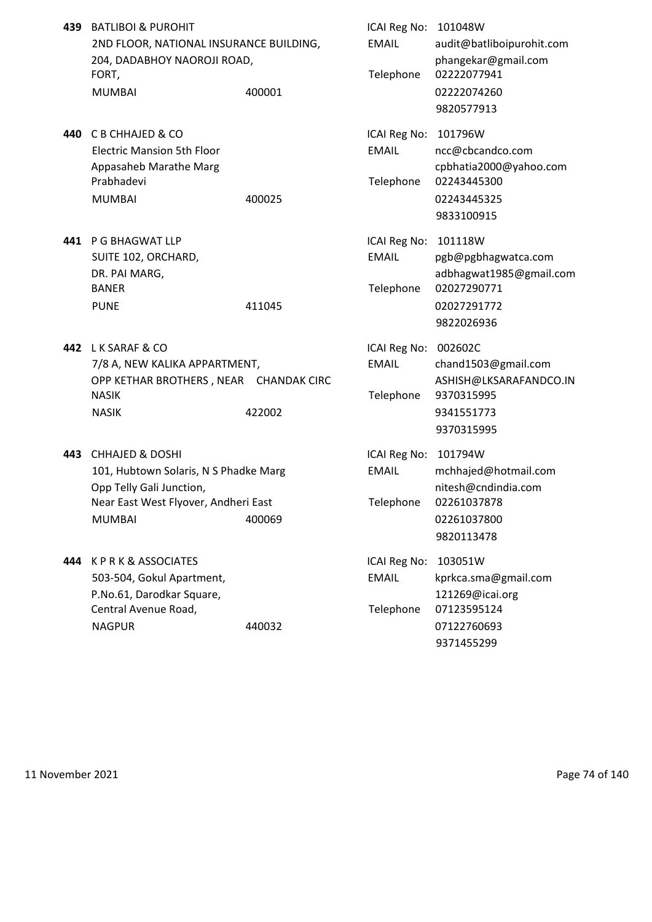**439** BATLIBOI & PUROHIT
2ND FLOOR, NATIONAL INSURANCE BUILDING,
204, DADABHOY NAOROJI ROAD,
FORT,
MUMBAI 400001

ICAI Reg No: 101048W
EMAIL audit@batliboipurohit.com
phangekar@gmail.com
Telephone 02222077941
02222074260
9820577913

**440** C B CHHAJED & CO
Electric Mansion 5th Floor
Appasaheb Marathe Marg
Prabhadevi
MUMBAI 400025

ICAI Reg No: 101796W
EMAIL ncc@cbcandco.com
cpbhatia2000@yahoo.com
Telephone 02243445300
02243445325
9833100915

**441** P G BHAGWAT LLP
SUITE 102, ORCHARD,
DR. PAI MARG,
BANER
PUNE 411045

ICAI Reg No: 101118W
EMAIL pgb@pgbhagwatca.com
adbhagwat1985@gmail.com
Telephone 02027290771
02027291772
9822026936

**442** L K SARAF & CO
7/8 A, NEW KALIKA APPARTMENT,
OPP KETHAR BROTHERS , NEAR CHANDAK CIRC
NASIK
NASIK 422002

ICAI Reg No: 002602C
EMAIL chand1503@gmail.com
ASHISH@LKSARAFANDCO.IN
Telephone 9370315995
9341551773
9370315995

**443** CHHAJED & DOSHI
101, Hubtown Solaris, N S Phadke Marg
Opp Telly Gali Junction,
Near East West Flyover, Andheri East
MUMBAI 400069

ICAI Reg No: 101794W
EMAIL mchhajed@hotmail.com
nitesh@cndindia.com
Telephone 02261037878
02261037800
9820113478

**444** K P R K & ASSOCIATES
503-504, Gokul Apartment,
P.No.61, Darodkar Square,
Central Avenue Road,
NAGPUR 440032

ICAI Reg No: 103051W
EMAIL kprkca.sma@gmail.com
121269@icai.org
Telephone 07123595124
07122760693
9371455299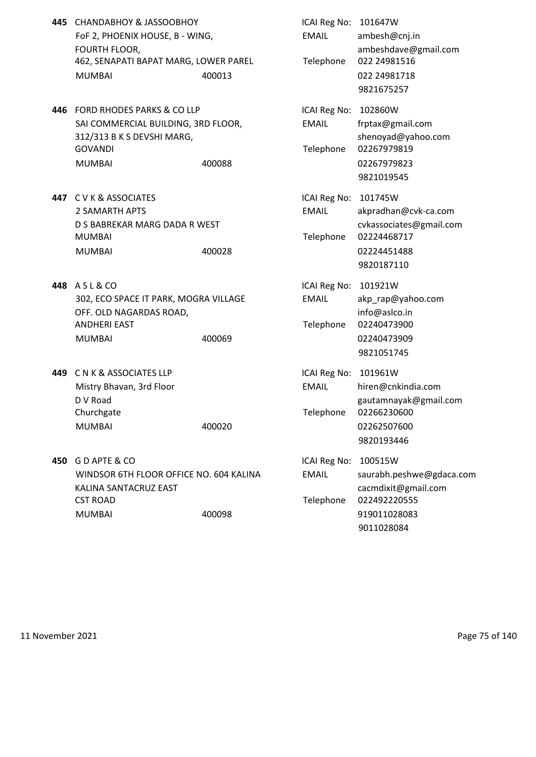**445** CHANDABHOY & JASSOOBHOY
FoF 2, PHOENIX HOUSE, B - WING,
FOURTH FLOOR,
462, SENAPATI BAPAT MARG, LOWER PAREL
MUMBAI 400013

ICAI Reg No: 101647W
EMAIL ambesh@cnj.in
ambeshdave@gmail.com
Telephone 022 24981516
022 24981718
9821675257

**446** FORD RHODES PARKS & CO LLP
SAI COMMERCIAL BUILDING, 3RD FLOOR,
312/313 B K S DEVSHI MARG,
GOVANDI
MUMBAI 400088

ICAI Reg No: 102860W
EMAIL frptax@gmail.com
shenoyad@yahoo.com
Telephone 02267979819
02267979823
9821019545

**447** C V K & ASSOCIATES
2 SAMARTH APTS
D S BABREKAR MARG DADA R WEST
MUMBAI
MUMBAI 400028

ICAI Reg No: 101745W
EMAIL akpradhan@cvk-ca.com
cvkassociates@gmail.com
Telephone 02224468717
02224451488
9820187110

**448** A S L & CO
302, ECO SPACE IT PARK, MOGRA VILLAGE
OFF. OLD NAGARDAS ROAD,
ANDHERI EAST
MUMBAI 400069

ICAI Reg No: 101921W
EMAIL akp_rap@yahoo.com
info@aslco.in
Telephone 02240473900
02240473909
9821051745

**449** C N K & ASSOCIATES LLP
Mistry Bhavan, 3rd Floor
D V Road
Churchgate
MUMBAI 400020

ICAI Reg No: 101961W
EMAIL hiren@cnkindia.com
gautamnayak@gmail.com
Telephone 02266230600
02262507600
9820193446

**450** G D APTE & CO
WINDSOR 6TH FLOOR OFFICE NO. 604 KALINA
KALINA SANTACRUZ EAST
CST ROAD
MUMBAI 400098

ICAI Reg No: 100515W
EMAIL saurabh.peshwe@gdaca.com
cacmdixit@gmail.com
Telephone 022492220555
919011028083
9011028084

11 November 2021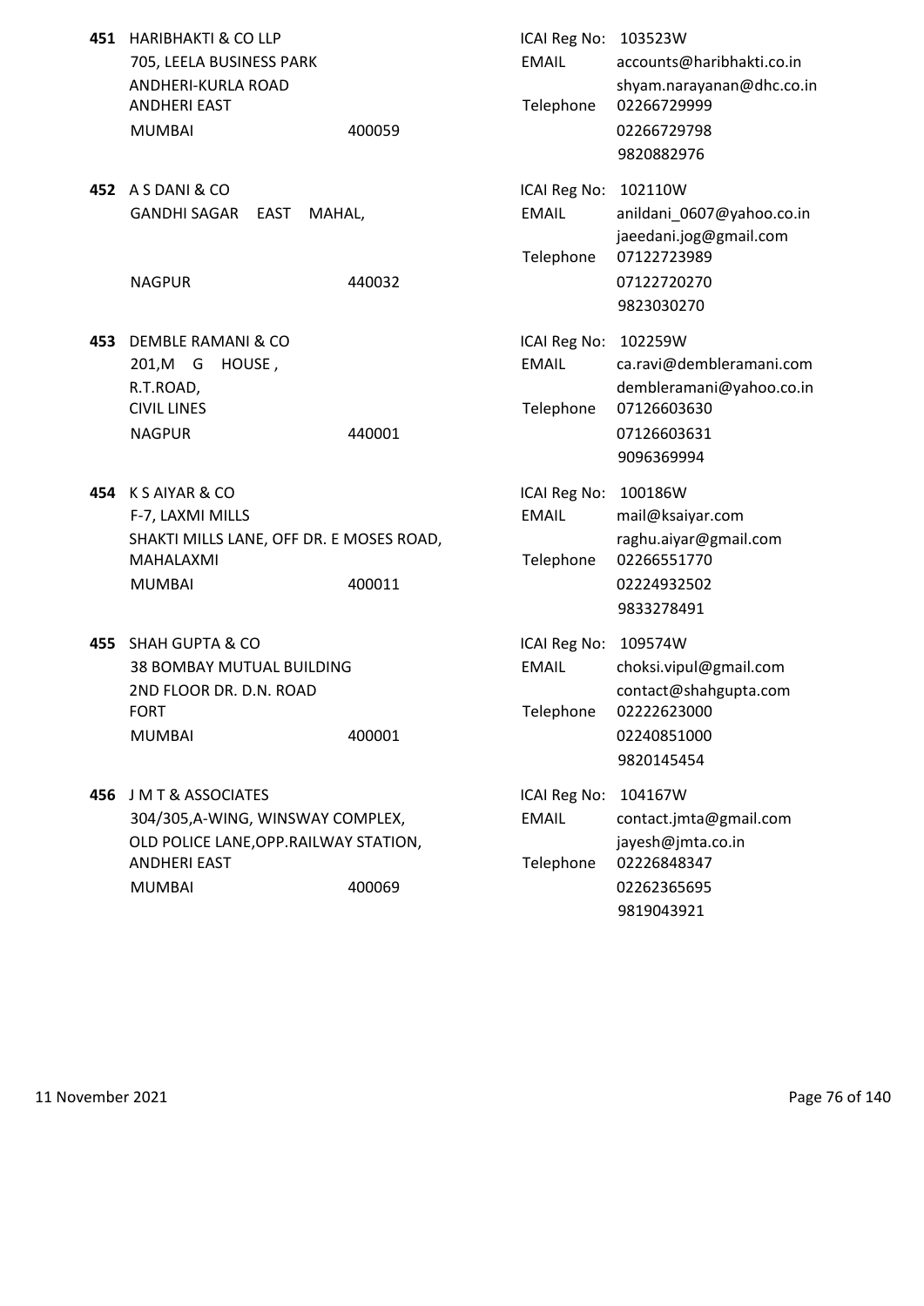**451** HARIBHAKTI & CO LLP
705, LEELA BUSINESS PARK
ANDHERI-KURLA ROAD
ANDHERI EAST
MUMBAI 400059

ICAI Reg No: 103523W
EMAIL accounts@haribhakti.co.in
shyam.narayanan@dhc.co.in
Telephone 02266729999
02266729798
9820882976

**452** A S DANI & CO
GANDHI SAGAR EAST MAHAL,
NAGPUR 440032

ICAI Reg No: 102110W
EMAIL anildani_0607@yahoo.co.in
jaeedani.jog@gmail.com
Telephone 07122723989
07122720270
9823030270

**453** DEMBLE RAMANI & CO
201,M G HOUSE ,
R.T.ROAD,
CIVIL LINES
NAGPUR 440001

ICAI Reg No: 102259W
EMAIL ca.ravi@dembleramani.com
dembleramani@yahoo.co.in
Telephone 07126603630
07126603631
9096369994

**454** K S AIYAR & CO
F-7, LAXMI MILLS
SHAKTI MILLS LANE, OFF DR. E MOSES ROAD,
MAHALAXMI
MUMBAI 400011

ICAI Reg No: 100186W
EMAIL mail@ksaiyar.com
raghu.aiyar@gmail.com
Telephone 02266551770
02224932502
9833278491

**455** SHAH GUPTA & CO
38 BOMBAY MUTUAL BUILDING
2ND FLOOR DR. D.N. ROAD
FORT
MUMBAI 400001

ICAI Reg No: 109574W
EMAIL choksi.vipul@gmail.com
contact@shahgupta.com
Telephone 02222623000
02240851000
9820145454

**456** J M T & ASSOCIATES
304/305,A-WING, WINSWAY COMPLEX,
OLD POLICE LANE,OPP.RAILWAY STATION,
ANDHERI EAST
MUMBAI 400069

ICAI Reg No: 104167W
EMAIL contact.jmta@gmail.com
jayesh@jmta.co.in
Telephone 02226848347
02262365695
9819043921

11 November 2021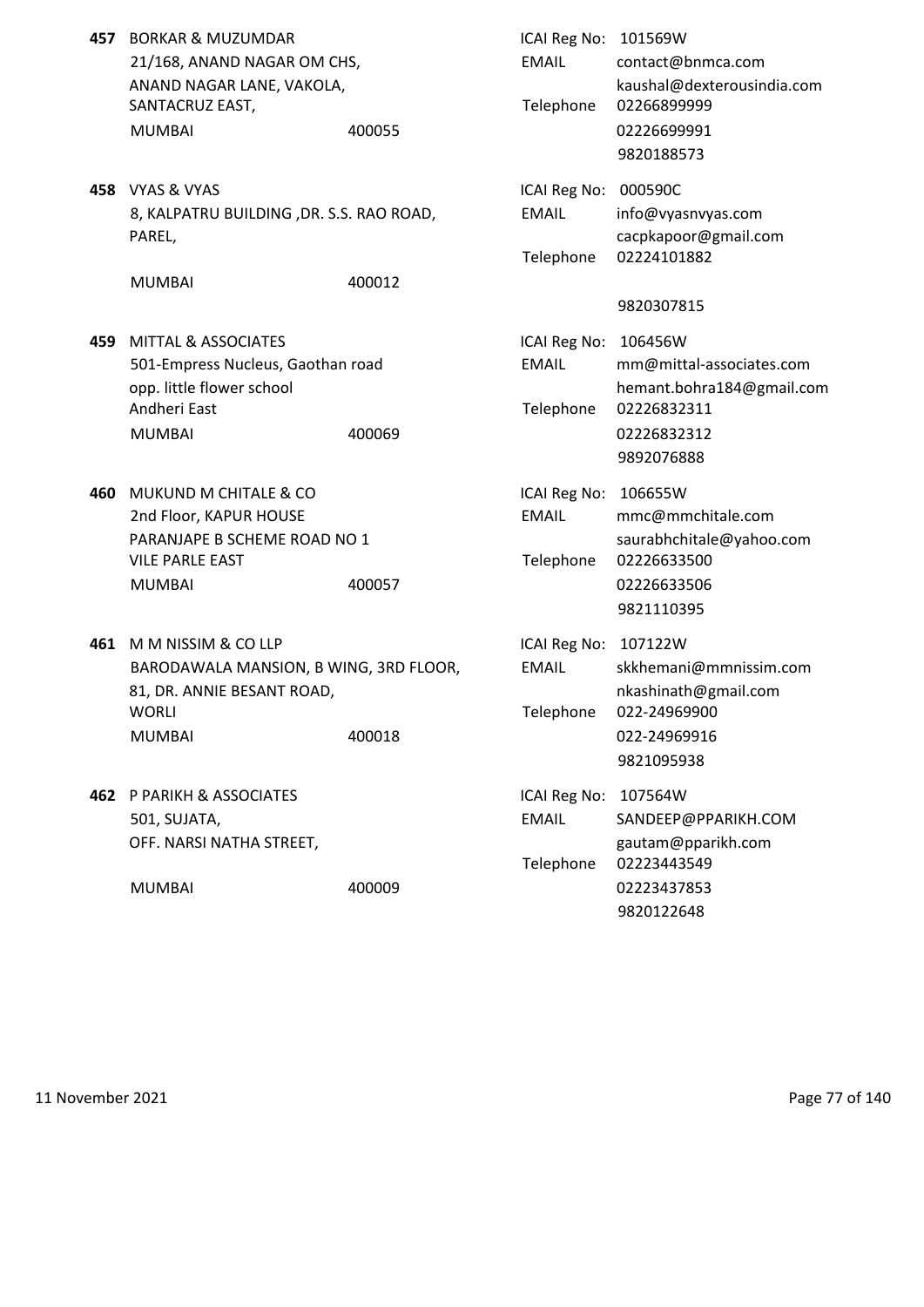**457** BORKAR & MUZUMDAR
21/168, ANAND NAGAR OM CHS,
ANAND NAGAR LANE, VAKOLA,
SANTACRUZ EAST,
MUMBAI 400055

ICAI Reg No: 101569W
EMAIL contact@bnmca.com
kaushal@dexterousindia.com
Telephone 02266899999
02226699991
9820188573

**458** VYAS & VYAS
8, KALPATRU BUILDING ,DR. S.S. RAO ROAD,
PAREL,
MUMBAI 400012

ICAI Reg No: 000590C
EMAIL info@vyasnvyas.com
cacpkapoor@gmail.com
Telephone 02224101882
9820307815

**459** MITTAL & ASSOCIATES
501-Empress Nucleus, Gaothan road
opp. little flower school
Andheri East
MUMBAI 400069

ICAI Reg No: 106456W
EMAIL mm@mittal-associates.com
hemant.bohra184@gmail.com
Telephone 02226832311
02226832312
9892076888

**460** MUKUND M CHITALE & CO
2nd Floor, KAPUR HOUSE
PARANJAPE B SCHEME ROAD NO 1
VILE PARLE EAST
MUMBAI 400057

ICAI Reg No: 106655W
EMAIL mmc@mmchitale.com
saurabhchitale@yahoo.com
Telephone 02226633500
02226633506
9821110395

**461** M M NISSIM & CO LLP
BARODAWALA MANSION, B WING, 3RD FLOOR,
81, DR. ANNIE BESANT ROAD,
WORLI
MUMBAI 400018

ICAI Reg No: 107122W
EMAIL skkhemani@mmnissim.com
nkashinath@gmail.com
Telephone 022-24969900
022-24969916
9821095938

**462** P PARIKH & ASSOCIATES
501, SUJATA,
OFF. NARSI NATHA STREET,
MUMBAI 400009

ICAI Reg No: 107564W
EMAIL SANDEEP@PPARIKH.COM
gautam@pparikh.com
Telephone 02223443549
02223437853
9820122648

11 November 2021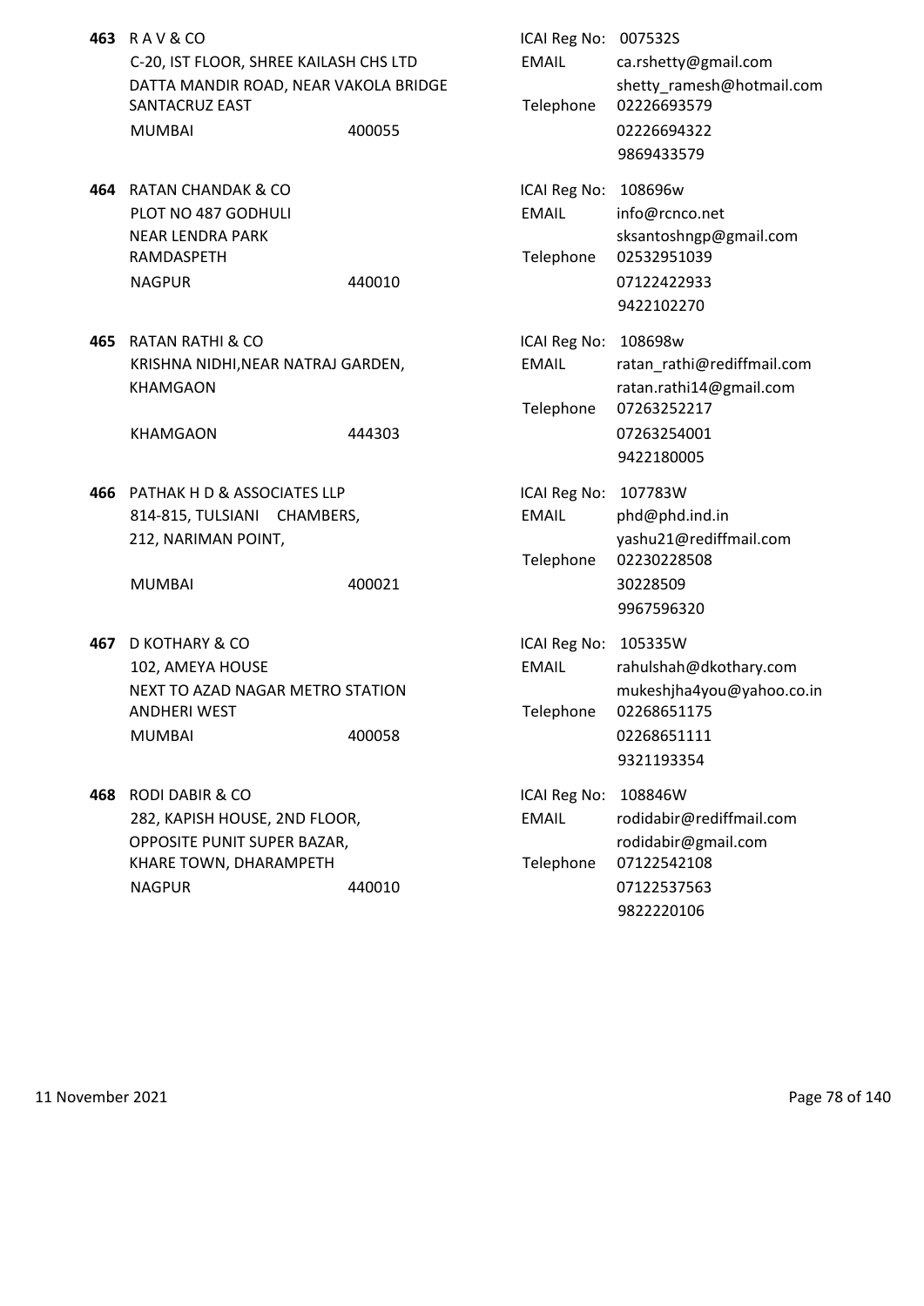**463** R A V & CO
C-20, IST FLOOR, SHREE KAILASH CHS LTD
DATTA MANDIR ROAD, NEAR VAKOLA BRIDGE
SANTACRUZ EAST
MUMBAI 400055

ICAI Reg No: 007532S
EMAIL ca.rshetty@gmail.com
shetty_ramesh@hotmail.com
Telephone 02226693579
02226694322
9869433579

**464** RATAN CHANDAK & CO
PLOT NO 487 GODHULI
NEAR LENDRA PARK
RAMDASPETH
NAGPUR 440010

ICAI Reg No: 108696w
EMAIL info@rcnco.net
sksantoshngp@gmail.com
Telephone 02532951039
07122422933
9422102270

**465** RATAN RATHI & CO
KRISHNA NIDHI,NEAR NATRAJ GARDEN,
KHAMGAON
KHAMGAON 444303

ICAI Reg No: 108698w
EMAIL ratan_rathi@rediffmail.com
ratan.rathi14@gmail.com
Telephone 07263252217
07263254001
9422180005

**466** PATHAK H D & ASSOCIATES LLP
814-815, TULSIANI CHAMBERS,
212, NARIMAN POINT,
MUMBAI 400021

ICAI Reg No: 107783W
EMAIL phd@phd.ind.in
yashu21@rediffmail.com
Telephone 02230228508
30228509
9967596320

**467** D KOTHARY & CO
102, AMEYA HOUSE
NEXT TO AZAD NAGAR METRO STATION
ANDHERI WEST
MUMBAI 400058

ICAI Reg No: 105335W
EMAIL rahulshah@dkothary.com
mukeshjha4you@yahoo.co.in
Telephone 02268651175
02268651111
9321193354

**468** RODI DABIR & CO
282, KAPISH HOUSE, 2ND FLOOR,
OPPOSITE PUNIT SUPER BAZAR,
KHARE TOWN, DHARAMPETH
NAGPUR 440010

ICAI Reg No: 108846W
EMAIL rodidabir@rediffmail.com
rodidabir@gmail.com
Telephone 07122542108
07122537563
9822220106

11 November 2021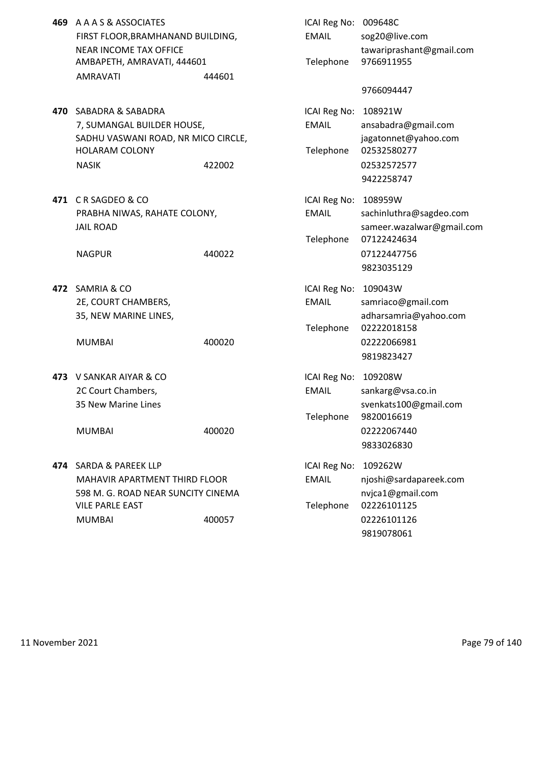**469** A A A S & ASSOCIATES
FIRST FLOOR,BRAMHANAND BUILDING,
NEAR INCOME TAX OFFICE
AMBAPETH, AMRAVATI, 444601
AMRAVATI 444601

ICAI Reg No: 009648C
EMAIL sog20@live.com
tawariprashant@gmail.com
Telephone 9766911955
9766094447

**470** SABADRA & SABADRA
7, SUMANGAL BUILDER HOUSE,
SADHU VASWANI ROAD, NR MICO CIRCLE,
HOLARAM COLONY
NASIK 422002

ICAI Reg No: 108921W
EMAIL ansabadra@gmail.com
jagatonnet@yahoo.com
Telephone 02532580277
02532572577
9422258747

**471** C R SAGDEO & CO
PRABHA NIWAS, RAHATE COLONY,
JAIL ROAD
NAGPUR 440022

ICAI Reg No: 108959W
EMAIL sachinluthra@sagdeo.com
sameer.wazalwar@gmail.com
Telephone 07122424634
07122447756
9823035129

**472** SAMRIA & CO
2E, COURT CHAMBERS,
35, NEW MARINE LINES,
MUMBAI 400020

ICAI Reg No: 109043W
EMAIL samriaco@gmail.com
adharsamria@yahoo.com
Telephone 02222018158
02222066981
9819823427

**473** V SANKAR AIYAR & CO
2C Court Chambers,
35 New Marine Lines
MUMBAI 400020

ICAI Reg No: 109208W
EMAIL sankarg@vsa.co.in
svenkats100@gmail.com
Telephone 9820016619
02222067440
9833026830

**474** SARDA & PAREEK LLP
MAHAVIR APARTMENT THIRD FLOOR
598 M. G. ROAD NEAR SUNCITY CINEMA
VILE PARLE EAST
MUMBAI 400057

ICAI Reg No: 109262W
EMAIL njoshi@sardapareek.com
nvjca1@gmail.com
Telephone 02226101125
02226101126
9819078061

11 November 2021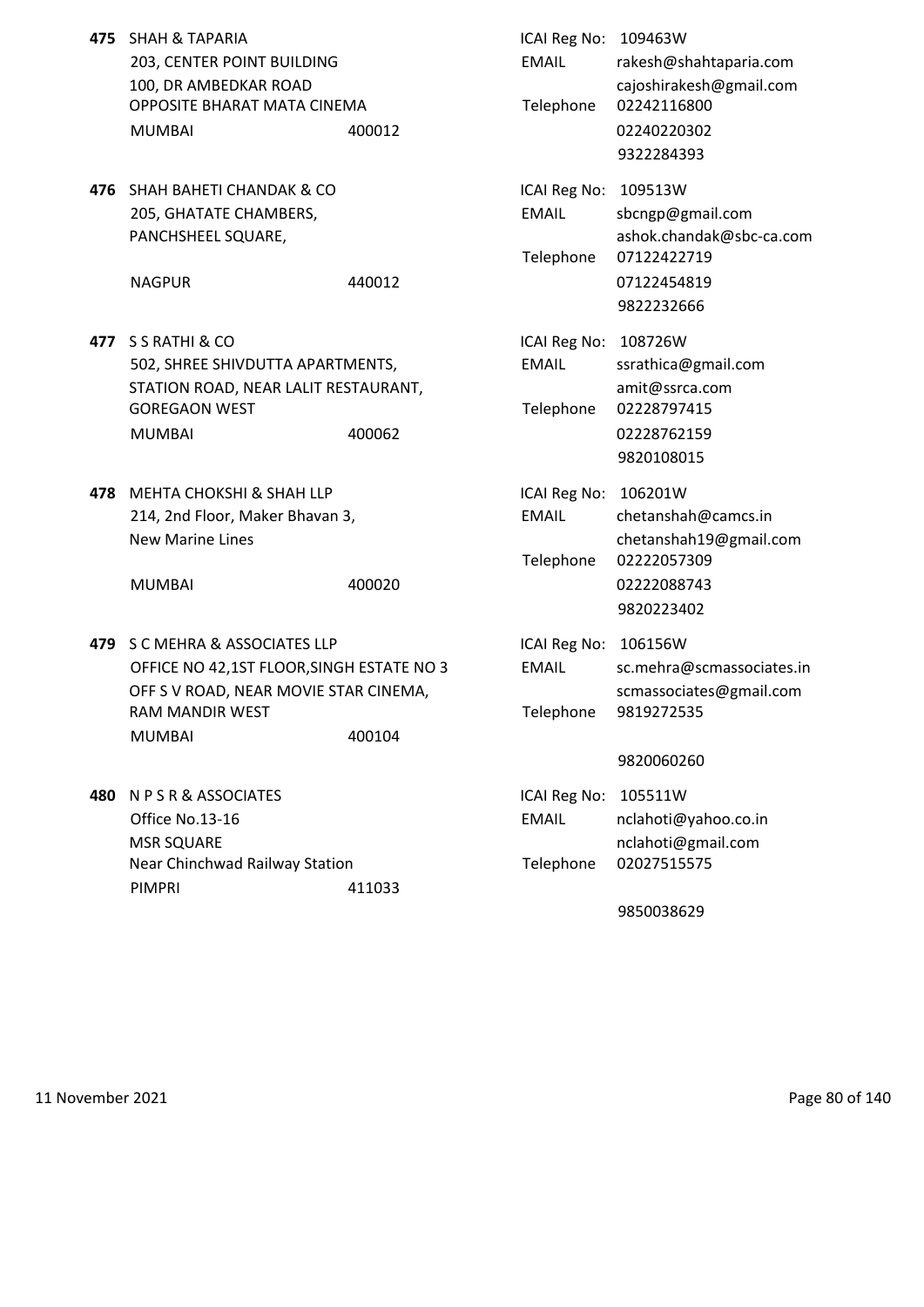**475** SHAH & TAPARIA
203, CENTER POINT BUILDING
100, DR AMBEDKAR ROAD
OPPOSITE BHARAT MATA CINEMA
MUMBAI 400012

ICAI Reg No: 109463W
EMAIL rakesh@shahtaparia.com
cajoshirakesh@gmail.com
Telephone 02242116800
02240220302
9322284393

**476** SHAH BAHETI CHANDAK & CO
205, GHATATE CHAMBERS,
PANCHSHEEL SQUARE,
NAGPUR 440012

ICAI Reg No: 109513W
EMAIL sbcngp@gmail.com
ashok.chandak@sbc-ca.com
Telephone 07122422719
07122454819
9822232666

**477** S S RATHI & CO
502, SHREE SHIVDUTTA APARTMENTS,
STATION ROAD, NEAR LALIT RESTAURANT,
GOREGAON WEST
MUMBAI 400062

ICAI Reg No: 108726W
EMAIL ssrathica@gmail.com
amit@ssrca.com
Telephone 02228797415
02228762159
9820108015

**478** MEHTA CHOKSHI & SHAH LLP
214, 2nd Floor, Maker Bhavan 3,
New Marine Lines
MUMBAI 400020

ICAI Reg No: 106201W
EMAIL chetanshah@camcs.in
chetanshah19@gmail.com
Telephone 02222057309
02222088743
9820223402

**479** S C MEHRA & ASSOCIATES LLP
OFFICE NO 42,1ST FLOOR,SINGH ESTATE NO 3
OFF S V ROAD, NEAR MOVIE STAR CINEMA,
RAM MANDIR WEST
MUMBAI 400104

ICAI Reg No: 106156W
EMAIL sc.mehra@scmassociates.in
scmassociates@gmail.com
Telephone 9819272535
9820060260

**480** N P S R & ASSOCIATES
Office No.13-16
MSR SQUARE
Near Chinchwad Railway Station
PIMPRI 411033

ICAI Reg No: 105511W
EMAIL nclahoti@yahoo.co.in
nclahoti@gmail.com
Telephone 02027515575
9850038629

11 November 2021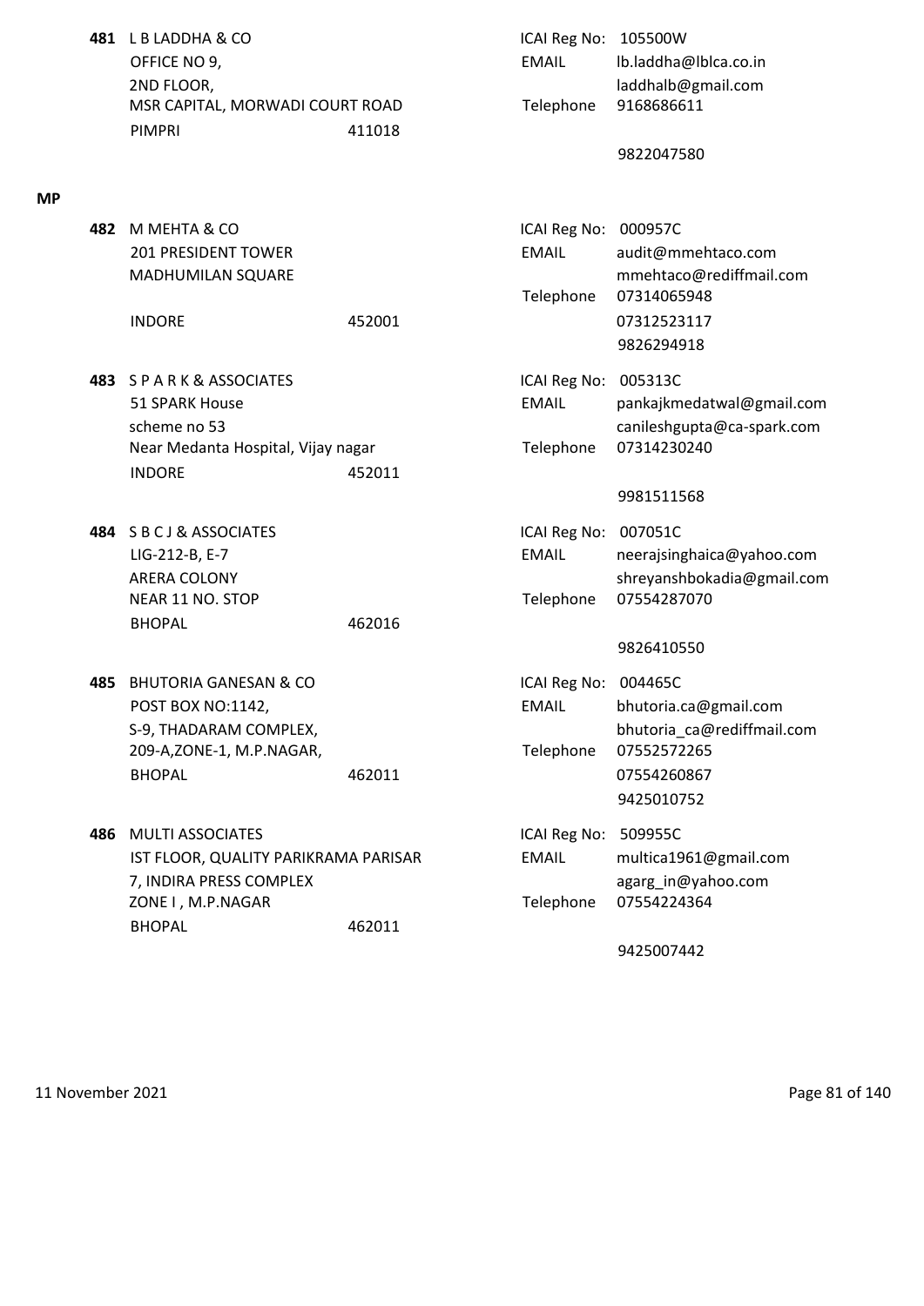| No. | Firm / Address | | Details | |
|---|---|---|---|---|
| 481 | L B LADDHA & CO<br>OFFICE NO 9,<br>2ND FLOOR,<br>MSR CAPITAL, MORWADI COURT ROAD<br>PIMPRI | 411018 | ICAI Reg No:<br>EMAIL<br><br>Telephone | 105500W<br>lb.laddha@lblca.co.in<br>laddhalb@gmail.com<br>9168686611<br>9822047580 |

**MP**

| No. | Firm / Address | | Details | |
|---|---|---|---|---|
| 482 | M MEHTA & CO<br>201 PRESIDENT TOWER<br>MADHUMILAN SQUARE<br>INDORE | 452001 | ICAI Reg No:<br>EMAIL<br><br>Telephone | 000957C<br>audit@mmehtaco.com<br>mmehtaco@rediffmail.com<br>07314065948<br>07312523117<br>9826294918 |
| 483 | S P A R K & ASSOCIATES<br>51 SPARK House<br>scheme no 53<br>Near Medanta Hospital, Vijay nagar<br>INDORE | 452011 | ICAI Reg No:<br>EMAIL<br><br>Telephone | 005313C<br>pankajkmedatwal@gmail.com<br>canileshgupta@ca-spark.com<br>07314230240<br>9981511568 |
| 484 | S B C J & ASSOCIATES<br>LIG-212-B, E-7<br>ARERA COLONY<br>NEAR 11 NO. STOP<br>BHOPAL | 462016 | ICAI Reg No:<br>EMAIL<br><br>Telephone | 007051C<br>neerajsinghaica@yahoo.com<br>shreyanshbokadia@gmail.com<br>07554287070<br>9826410550 |
| 485 | BHUTORIA GANESAN & CO<br>POST BOX NO:1142,<br>S-9, THADARAM COMPLEX,<br>209-A,ZONE-1, M.P.NAGAR,<br>BHOPAL | 462011 | ICAI Reg No:<br>EMAIL<br><br>Telephone | 004465C<br>bhutoria.ca@gmail.com<br>bhutoria_ca@rediffmail.com<br>07552572265<br>07554260867<br>9425010752 |
| 486 | MULTI ASSOCIATES<br>IST FLOOR, QUALITY PARIKRAMA PARISAR<br>7, INDIRA PRESS COMPLEX<br>ZONE I , M.P.NAGAR<br>BHOPAL | 462011 | ICAI Reg No:<br>EMAIL<br><br>Telephone | 509955C<br>multica1961@gmail.com<br>agarg_in@yahoo.com<br>07554224364<br>9425007442 |

11 November 2021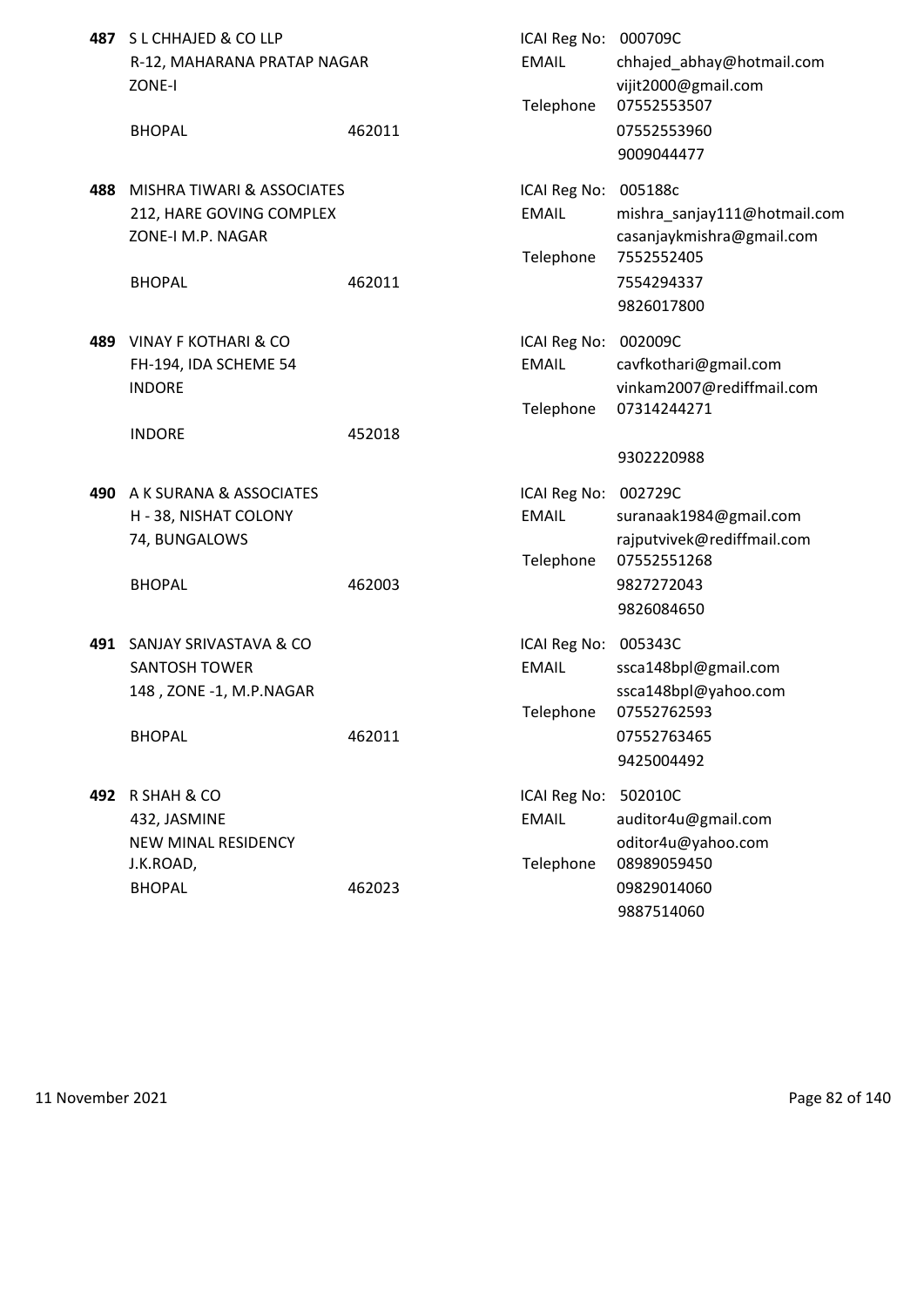**487** S L CHHAJED & CO LLP
R-12, MAHARANA PRATAP NAGAR
ZONE-I

BHOPAL 462011

ICAI Reg No: 000709C
EMAIL chhajed_abhay@hotmail.com
vijit2000@gmail.com
Telephone 07552553507
07552553960
9009044477

**488** MISHRA TIWARI & ASSOCIATES
212, HARE GOVING COMPLEX
ZONE-I M.P. NAGAR

BHOPAL 462011

ICAI Reg No: 005188c
EMAIL mishra_sanjay111@hotmail.com
casanjaykmishra@gmail.com
Telephone 7552552405
7554294337
9826017800

**489** VINAY F KOTHARI & CO
FH-194, IDA SCHEME 54
INDORE

INDORE 452018

ICAI Reg No: 002009C
EMAIL cavfkothari@gmail.com
vinkam2007@rediffmail.com
Telephone 07314244271

9302220988

**490** A K SURANA & ASSOCIATES
H - 38, NISHAT COLONY
74, BUNGALOWS

BHOPAL 462003

ICAI Reg No: 002729C
EMAIL suranaak1984@gmail.com
rajputvivek@rediffmail.com
Telephone 07552551268
9827272043
9826084650

**491** SANJAY SRIVASTAVA & CO
SANTOSH TOWER
148 , ZONE -1, M.P.NAGAR

BHOPAL 462011

ICAI Reg No: 005343C
EMAIL ssca148bpl@gmail.com
ssca148bpl@yahoo.com
Telephone 07552762593
07552763465
9425004492

**492** R SHAH & CO
432, JASMINE
NEW MINAL RESIDENCY
J.K.ROAD,
BHOPAL 462023

ICAI Reg No: 502010C
EMAIL auditor4u@gmail.com
oditor4u@yahoo.com
Telephone 08989059450
09829014060
9887514060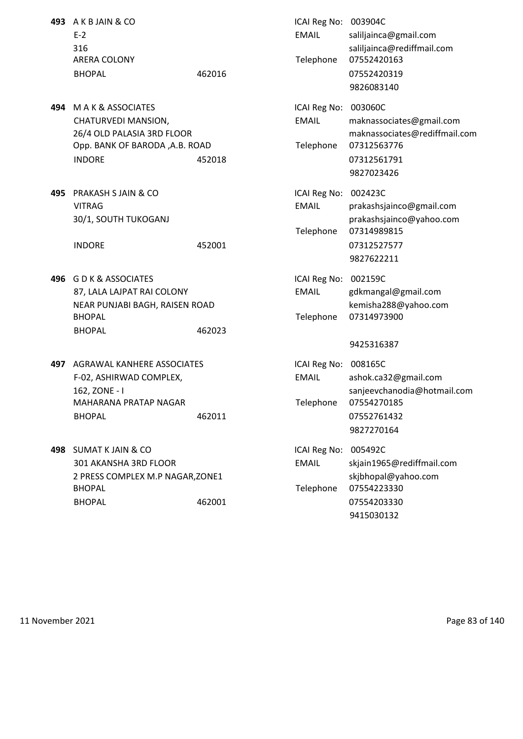**493** A K B JAIN & CO
E-2
316
ARERA COLONY
BHOPAL 462016

ICAI Reg No: 003904C
EMAIL saliljainca@gmail.com
saliljainca@rediffmail.com
Telephone 07552420163
07552420319
9826083140

**494** M A K & ASSOCIATES
CHATURVEDI MANSION,
26/4 OLD PALASIA 3RD FLOOR
Opp. BANK OF BARODA ,A.B. ROAD
INDORE 452018

ICAI Reg No: 003060C
EMAIL maknassociates@gmail.com
maknassociates@rediffmail.com
Telephone 07312563776
07312561791
9827023426

**495** PRAKASH S JAIN & CO
VITRAG
30/1, SOUTH TUKOGANJ
INDORE 452001

ICAI Reg No: 002423C
EMAIL prakashsjainco@gmail.com
prakashsjainco@yahoo.com
Telephone 07314989815
07312527577
9827622211

**496** G D K & ASSOCIATES
87, LALA LAJPAT RAI COLONY
NEAR PUNJABI BAGH, RAISEN ROAD
BHOPAL
BHOPAL 462023

ICAI Reg No: 002159C
EMAIL gdkmangal@gmail.com
kemisha288@yahoo.com
Telephone 07314973900
9425316387

**497** AGRAWAL KANHERE ASSOCIATES
F-02, ASHIRWAD COMPLEX,
162, ZONE - I
MAHARANA PRATAP NAGAR
BHOPAL 462011

ICAI Reg No: 008165C
EMAIL ashok.ca32@gmail.com
sanjeevchanodia@hotmail.com
Telephone 07554270185
07552761432
9827270164

**498** SUMAT K JAIN & CO
301 AKANSHA 3RD FLOOR
2 PRESS COMPLEX M.P NAGAR,ZONE1
BHOPAL
BHOPAL 462001

ICAI Reg No: 005492C
EMAIL skjain1965@rediffmail.com
skjbhopal@yahoo.com
Telephone 07554223330
07554203330
9415030132

11 November 2021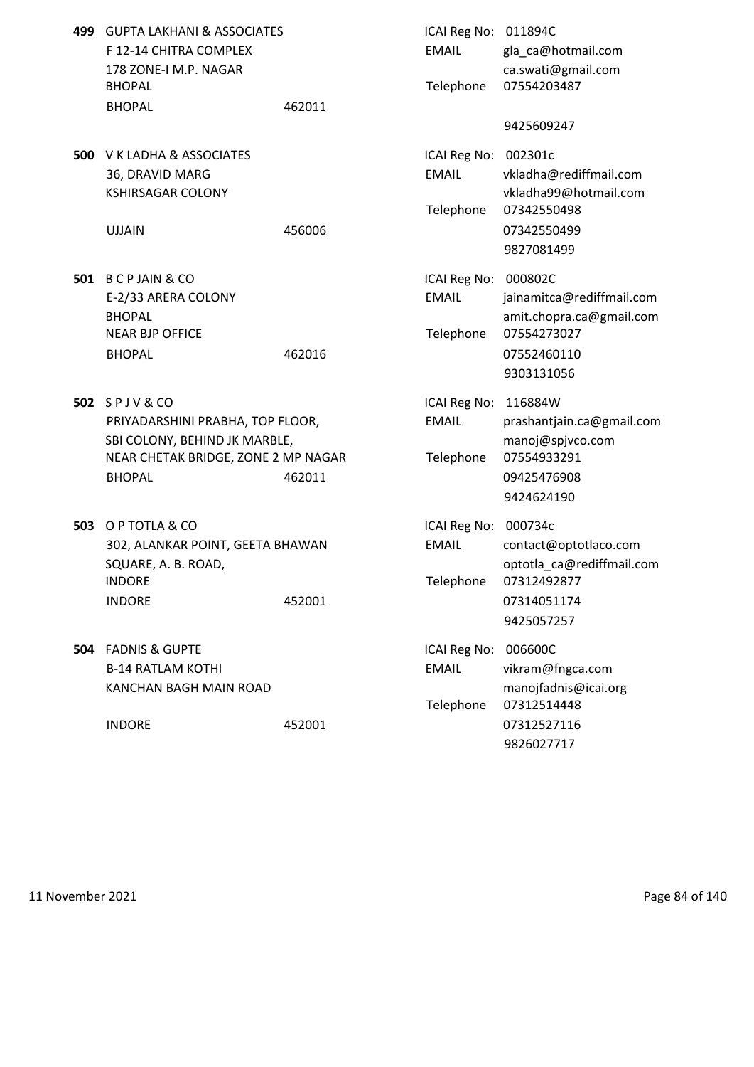**499** GUPTA LAKHANI & ASSOCIATES
F 12-14 CHITRA COMPLEX
178 ZONE-I M.P. NAGAR
BHOPAL
BHOPAL 462011

ICAI Reg No: 011894C
EMAIL gla_ca@hotmail.com
ca.swati@gmail.com
Telephone 07554203487
9425609247

**500** V K LADHA & ASSOCIATES
36, DRAVID MARG
KSHIRSAGAR COLONY
UJJAIN 456006

ICAI Reg No: 002301c
EMAIL vkladha@rediffmail.com
vkladha99@hotmail.com
Telephone 07342550498
07342550499
9827081499

**501** B C P JAIN & CO
E-2/33 ARERA COLONY
BHOPAL
NEAR BJP OFFICE
BHOPAL 462016

ICAI Reg No: 000802C
EMAIL jainamitca@rediffmail.com
amit.chopra.ca@gmail.com
Telephone 07554273027
07552460110
9303131056

**502** S P J V & CO
PRIYADARSHINI PRABHA, TOP FLOOR,
SBI COLONY, BEHIND JK MARBLE,
NEAR CHETAK BRIDGE, ZONE 2 MP NAGAR
BHOPAL 462011

ICAI Reg No: 116884W
EMAIL prashantjain.ca@gmail.com
manoj@spjvco.com
Telephone 07554933291
09425476908
9424624190

**503** O P TOTLA & CO
302, ALANKAR POINT, GEETA BHAWAN
SQUARE, A. B. ROAD,
INDORE
INDORE 452001

ICAI Reg No: 000734c
EMAIL contact@optotlaco.com
optotla_ca@rediffmail.com
Telephone 07312492877
07314051174
9425057257

**504** FADNIS & GUPTE
B-14 RATLAM KOTHI
KANCHAN BAGH MAIN ROAD
INDORE 452001

ICAI Reg No: 006600C
EMAIL vikram@fngca.com
manojfadnis@icai.org
Telephone 07312514448
07312527116
9826027717

11 November 2021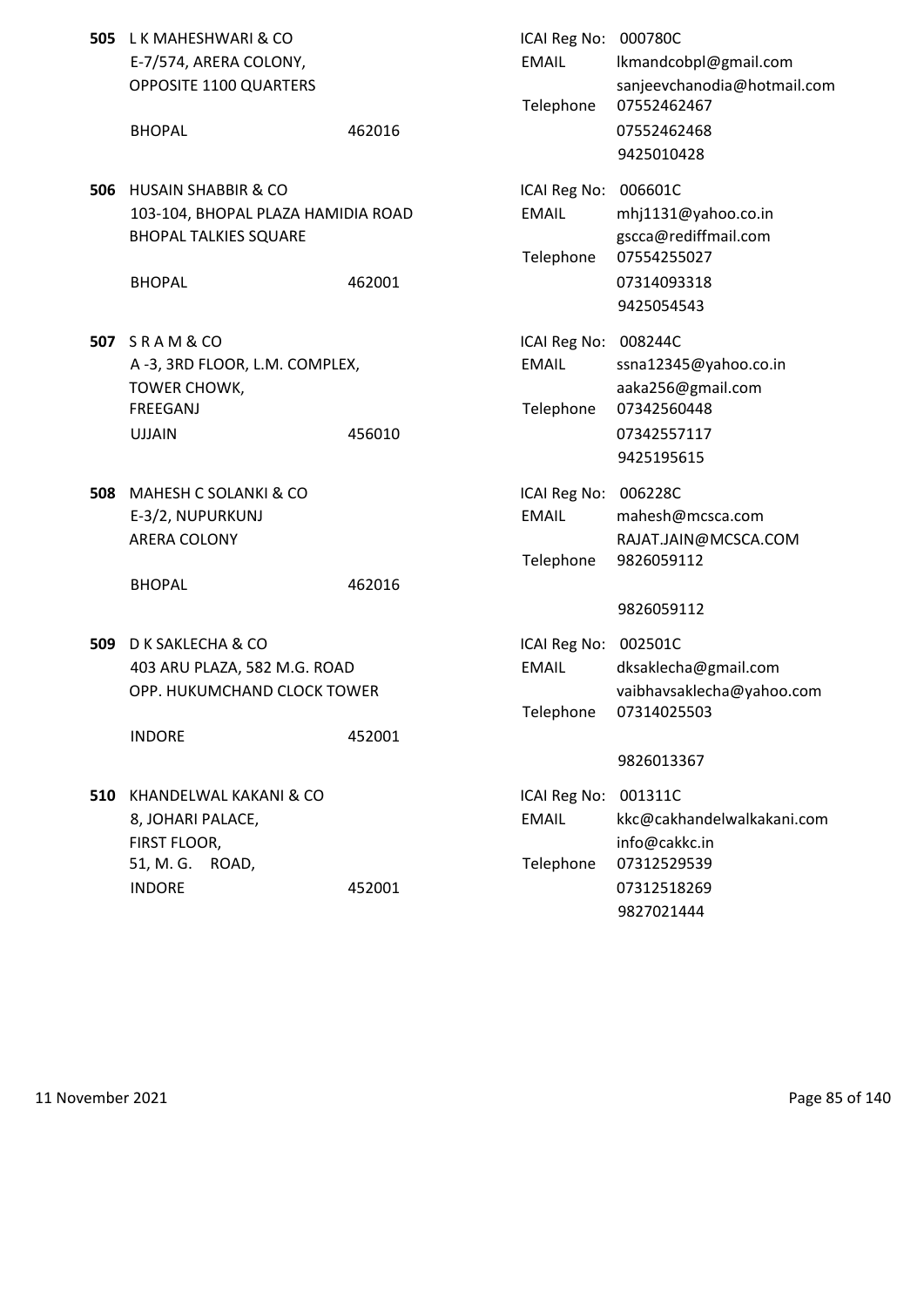**505** L K MAHESHWARI & CO
E-7/574, ARERA COLONY,
OPPOSITE 1100 QUARTERS
BHOPAL 462016

ICAI Reg No: 000780C
EMAIL lkmandcobpl@gmail.com
sanjeevchanodia@hotmail.com
Telephone 07552462467
07552462468
9425010428

**506** HUSAIN SHABBIR & CO
103-104, BHOPAL PLAZA HAMIDIA ROAD
BHOPAL TALKIES SQUARE
BHOPAL 462001

ICAI Reg No: 006601C
EMAIL mhj1131@yahoo.co.in
gscca@rediffmail.com
Telephone 07554255027
07314093318
9425054543

**507** S R A M & CO
A -3, 3RD FLOOR, L.M. COMPLEX,
TOWER CHOWK,
FREEGANJ
UJJAIN 456010

ICAI Reg No: 008244C
EMAIL ssna12345@yahoo.co.in
aaka256@gmail.com
Telephone 07342560448
07342557117
9425195615

**508** MAHESH C SOLANKI & CO
E-3/2, NUPURKUNJ
ARERA COLONY
BHOPAL 462016

ICAI Reg No: 006228C
EMAIL mahesh@mcsca.com
RAJAT.JAIN@MCSCA.COM
Telephone 9826059112
9826059112

**509** D K SAKLECHA & CO
403 ARU PLAZA, 582 M.G. ROAD
OPP. HUKUMCHAND CLOCK TOWER
INDORE 452001

ICAI Reg No: 002501C
EMAIL dksaklecha@gmail.com
vaibhavsaklecha@yahoo.com
Telephone 07314025503
9826013367

**510** KHANDELWAL KAKANI & CO
8, JOHARI PALACE,
FIRST FLOOR,
51, M. G. ROAD,
INDORE 452001

ICAI Reg No: 001311C
EMAIL kkc@cakhandelwalkakani.com
info@cakkc.in
Telephone 07312529539
07312518269
9827021444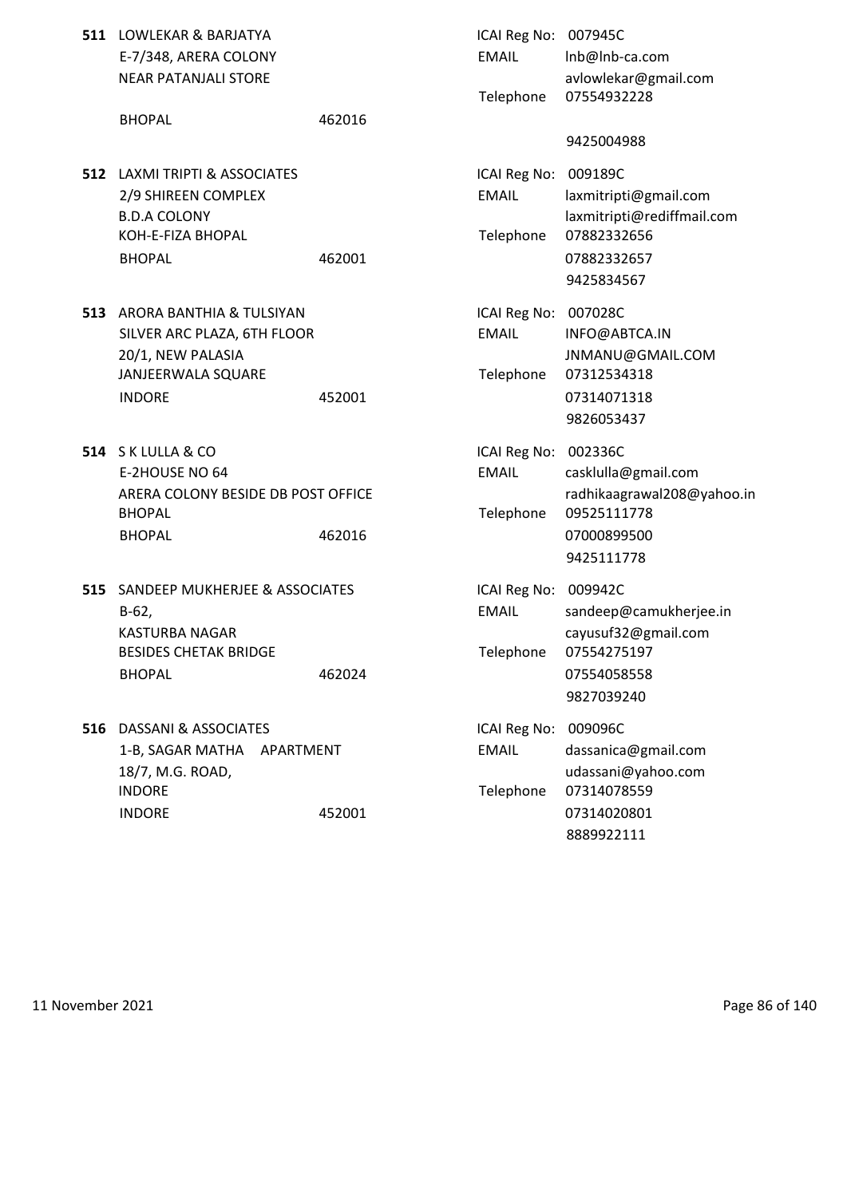**511** LOWLEKAR & BARJATYA
E-7/348, ARERA COLONY
NEAR PATANJALI STORE
BHOPAL 462016

ICAI Reg No: 007945C
EMAIL lnb@lnb-ca.com
avlowlekar@gmail.com
Telephone 07554932228
9425004988

**512** LAXMI TRIPTI & ASSOCIATES
2/9 SHIREEN COMPLEX
B.D.A COLONY
KOH-E-FIZA BHOPAL
BHOPAL 462001

ICAI Reg No: 009189C
EMAIL laxmitripti@gmail.com
laxmitripti@rediffmail.com
Telephone 07882332656
07882332657
9425834567

**513** ARORA BANTHIA & TULSIYAN
SILVER ARC PLAZA, 6TH FLOOR
20/1, NEW PALASIA
JANJEERWALA SQUARE
INDORE 452001

ICAI Reg No: 007028C
EMAIL INFO@ABTCA.IN
JNMANU@GMAIL.COM
Telephone 07312534318
07314071318
9826053437

**514** S K LULLA & CO
E-2HOUSE NO 64
ARERA COLONY BESIDE DB POST OFFICE
BHOPAL
BHOPAL 462016

ICAI Reg No: 002336C
EMAIL casklulla@gmail.com
radhikaagrawal208@yahoo.in
Telephone 09525111778
07000899500
9425111778

**515** SANDEEP MUKHERJEE & ASSOCIATES
B-62,
KASTURBA NAGAR
BESIDES CHETAK BRIDGE
BHOPAL 462024

ICAI Reg No: 009942C
EMAIL sandeep@camukherjee.in
cayusuf32@gmail.com
Telephone 07554275197
07554058558
9827039240

**516** DASSANI & ASSOCIATES
1-B, SAGAR MATHA APARTMENT
18/7, M.G. ROAD,
INDORE
INDORE 452001

ICAI Reg No: 009096C
EMAIL dassanica@gmail.com
udassani@yahoo.com
Telephone 07314078559
07314020801
8889922111

11 November 2021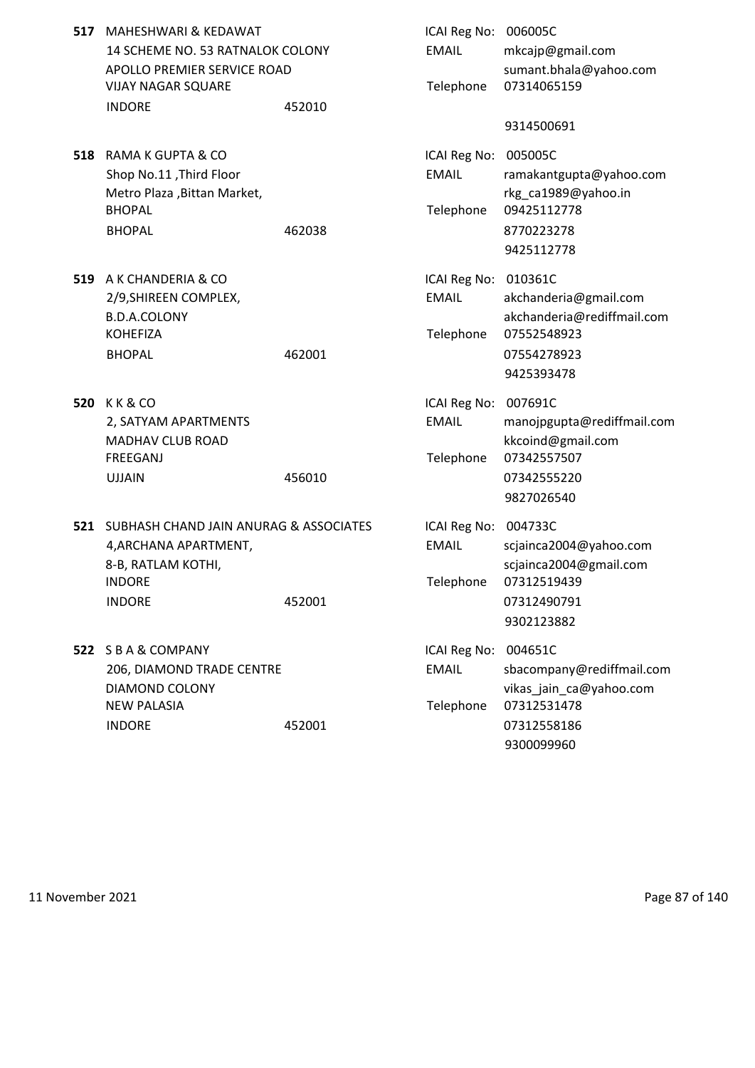**517** MAHESHWARI & KEDAWAT
14 SCHEME NO. 53 RATNALOK COLONY
APOLLO PREMIER SERVICE ROAD
VIJAY NAGAR SQUARE
INDORE 452010

ICAI Reg No: 006005C
EMAIL mkcajp@gmail.com
sumant.bhala@yahoo.com
Telephone 07314065159
9314500691

**518** RAMA K GUPTA & CO
Shop No.11 ,Third Floor
Metro Plaza ,Bittan Market,
BHOPAL
BHOPAL 462038

ICAI Reg No: 005005C
EMAIL ramakantgupta@yahoo.com
rkg_ca1989@yahoo.in
Telephone 09425112778
8770223278
9425112778

**519** A K CHANDERIA & CO
2/9,SHIREEN COMPLEX,
B.D.A.COLONY
KOHEFIZA
BHOPAL 462001

ICAI Reg No: 010361C
EMAIL akchanderia@gmail.com
akchanderia@rediffmail.com
Telephone 07552548923
07554278923
9425393478

**520** K K & CO
2, SATYAM APARTMENTS
MADHAV CLUB ROAD
FREEGANJ
UJJAIN 456010

ICAI Reg No: 007691C
EMAIL manojpgupta@rediffmail.com
kkcoind@gmail.com
Telephone 07342557507
07342555220
9827026540

**521** SUBHASH CHAND JAIN ANURAG & ASSOCIATES
4,ARCHANA APARTMENT,
8-B, RATLAM KOTHI,
INDORE
INDORE 452001

ICAI Reg No: 004733C
EMAIL scjainca2004@yahoo.com
scjainca2004@gmail.com
Telephone 07312519439
07312490791
9302123882

**522** S B A & COMPANY
206, DIAMOND TRADE CENTRE
DIAMOND COLONY
NEW PALASIA
INDORE 452001

ICAI Reg No: 004651C
EMAIL sbacompany@rediffmail.com
vikas_jain_ca@yahoo.com
Telephone 07312531478
07312558186
9300099960

11 November 2021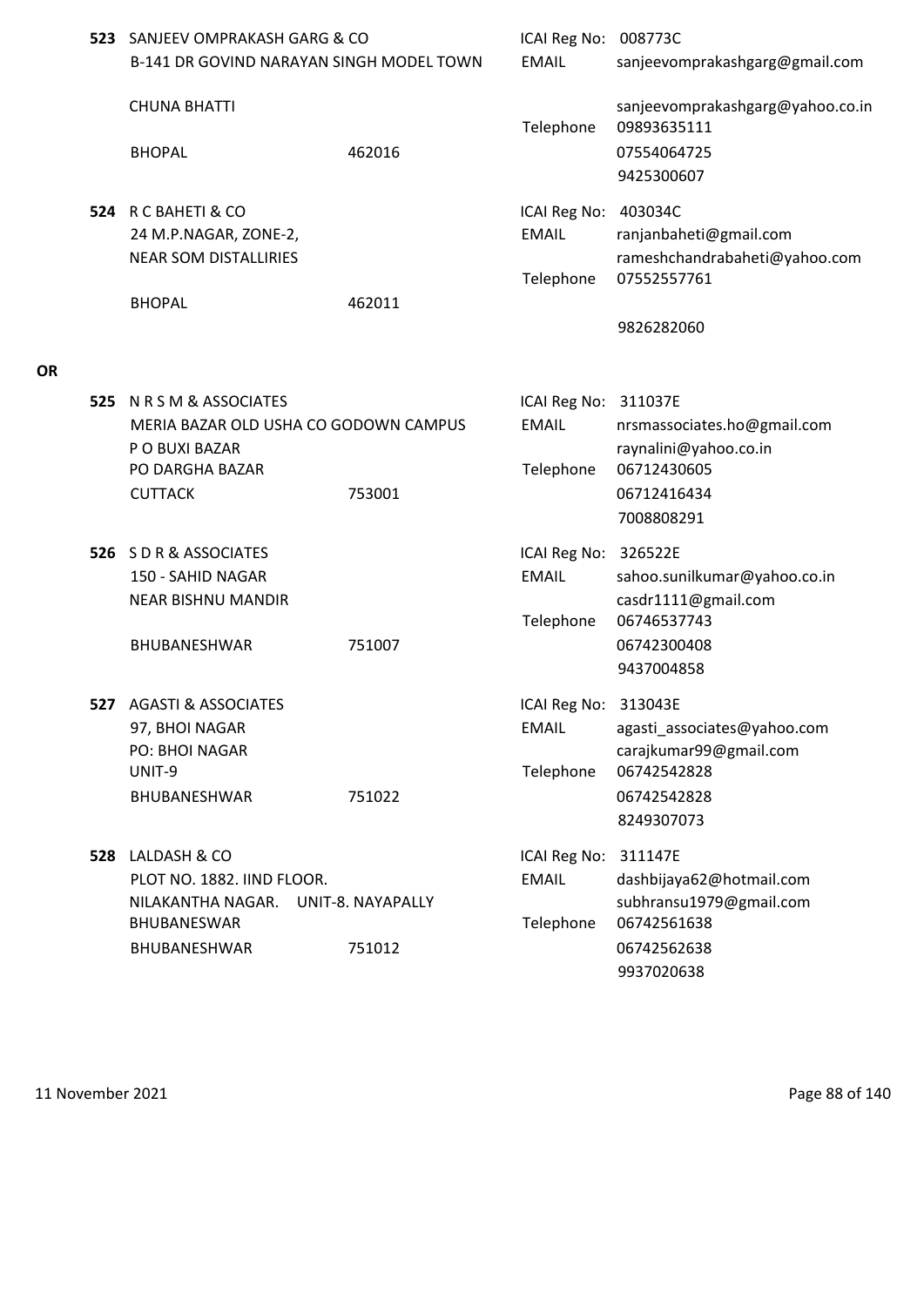**523** SANJEEV OMPRAKASH GARG & CO
B-141 DR GOVIND NARAYAN SINGH MODEL TOWN
CHUNA BHATTI
BHOPAL 462016

ICAI Reg No: 008773C
EMAIL sanjeevomprakashgarg@gmail.com
sanjeevomprakashgarg@yahoo.co.in
Telephone 09893635111
07554064725
9425300607

**524** R C BAHETI & CO
24 M.P.NAGAR, ZONE-2,
NEAR SOM DISTALLIRIES
BHOPAL 462011

ICAI Reg No: 403034C
EMAIL ranjanbaheti@gmail.com
rameshchandrabaheti@yahoo.com
Telephone 07552557761
9826282060

**OR**

**525** N R S M & ASSOCIATES
MERIA BAZAR OLD USHA CO GODOWN CAMPUS
P O BUXI BAZAR
PO DARGHA BAZAR
CUTTACK 753001

ICAI Reg No: 311037E
EMAIL nrsmassociates.ho@gmail.com
raynalini@yahoo.co.in
Telephone 06712430605
06712416434
7008808291

**526** S D R & ASSOCIATES
150 - SAHID NAGAR
NEAR BISHNU MANDIR
BHUBANESHWAR 751007

ICAI Reg No: 326522E
EMAIL sahoo.sunilkumar@yahoo.co.in
casdr1111@gmail.com
Telephone 06746537743
06742300408
9437004858

**527** AGASTI & ASSOCIATES
97, BHOI NAGAR
PO: BHOI NAGAR
UNIT-9
BHUBANESHWAR 751022

ICAI Reg No: 313043E
EMAIL agasti_associates@yahoo.com
carajkumar99@gmail.com
Telephone 06742542828
06742542828
8249307073

**528** LALDASH & CO
PLOT NO. 1882. IIND FLOOR.
NILAKANTHA NAGAR. UNIT-8. NAYAPALLY
BHUBANESWAR
BHUBANESHWAR 751012

ICAI Reg No: 311147E
EMAIL dashbijaya62@hotmail.com
subhransu1979@gmail.com
Telephone 06742561638
06742562638
9937020638

11 November 2021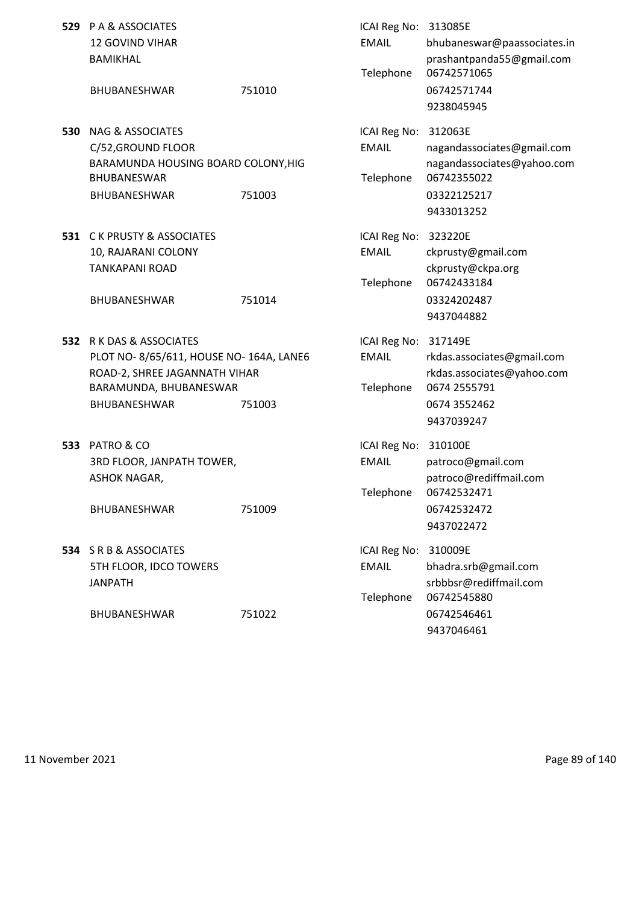**529** P A & ASSOCIATES
12 GOVIND VIHAR
BAMIKHAL
BHUBANESHWAR 751010

ICAI Reg No: 313085E
EMAIL bhubaneswar@paassociates.in
prashantpanda55@gmail.com
Telephone 06742571065
06742571744
9238045945

**530** NAG & ASSOCIATES
C/52,GROUND FLOOR
BARAMUNDA HOUSING BOARD COLONY,HIG
BHUBANESWAR
BHUBANESHWAR 751003

ICAI Reg No: 312063E
EMAIL nagandassociates@gmail.com
nagandassociates@yahoo.com
Telephone 06742355022
03322125217
9433013252

**531** C K PRUSTY & ASSOCIATES
10, RAJARANI COLONY
TANKAPANI ROAD
BHUBANESHWAR 751014

ICAI Reg No: 323220E
EMAIL ckprusty@gmail.com
ckprusty@ckpa.org
Telephone 06742433184
03324202487
9437044882

**532** R K DAS & ASSOCIATES
PLOT NO- 8/65/611, HOUSE NO- 164A, LANE6
ROAD-2, SHREE JAGANNATH VIHAR
BARAMUNDA, BHUBANESWAR
BHUBANESHWAR 751003

ICAI Reg No: 317149E
EMAIL rkdas.associates@gmail.com
rkdas.associates@yahoo.com
Telephone 0674 2555791
0674 3552462
9437039247

**533** PATRO & CO
3RD FLOOR, JANPATH TOWER,
ASHOK NAGAR,
BHUBANESHWAR 751009

ICAI Reg No: 310100E
EMAIL patroco@gmail.com
patroco@rediffmail.com
Telephone 06742532471
06742532472
9437022472

**534** S R B & ASSOCIATES
5TH FLOOR, IDCO TOWERS
JANPATH
BHUBANESHWAR 751022

ICAI Reg No: 310009E
EMAIL bhadra.srb@gmail.com
srbbbsr@rediffmail.com
Telephone 06742545880
06742546461
9437046461

11 November 2021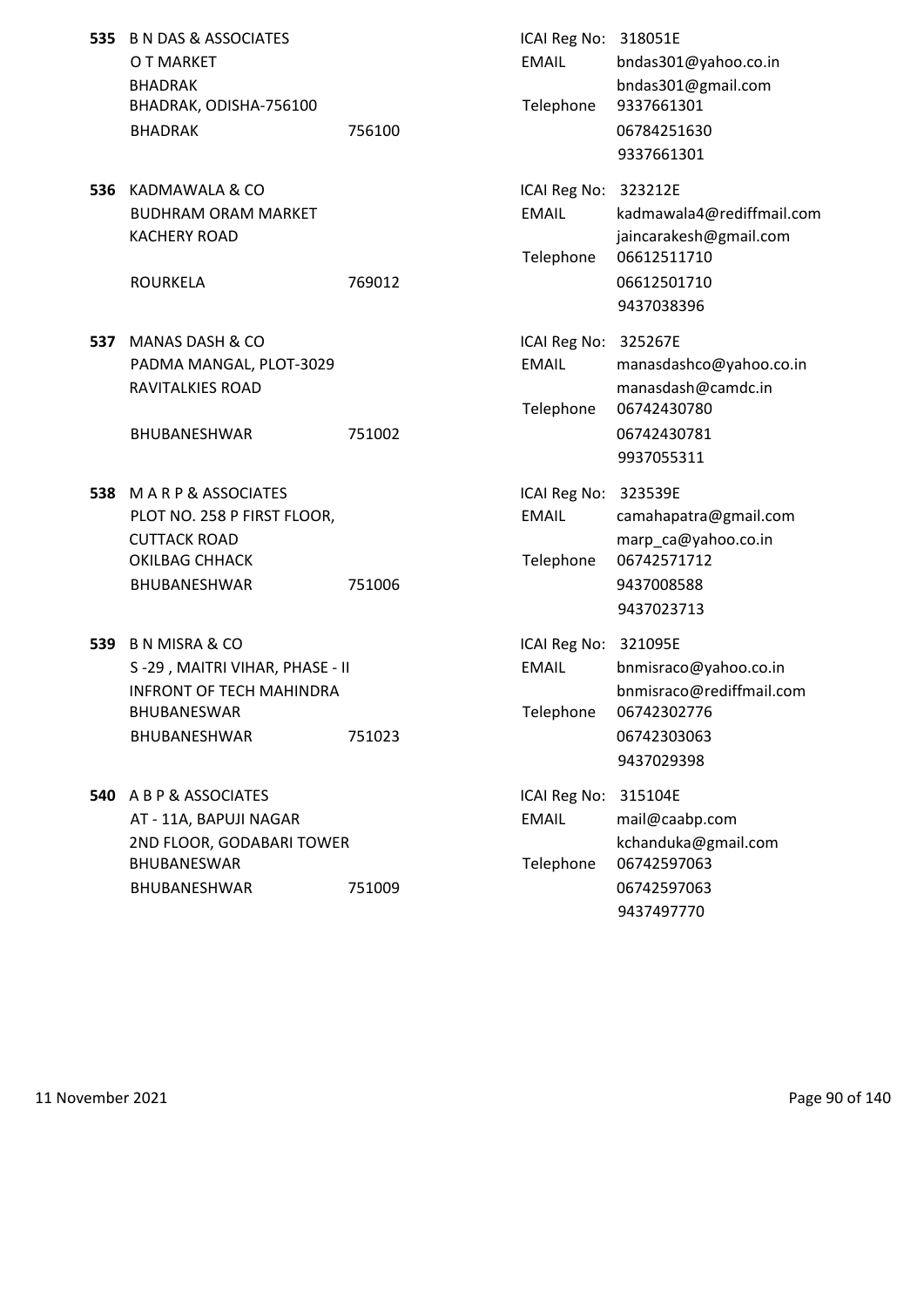**535** B N DAS & ASSOCIATES
O T MARKET
BHADRAK
BHADRAK, ODISHA-756100
BHADRAK 756100

ICAI Reg No: 318051E
EMAIL bndas301@yahoo.co.in
bndas301@gmail.com
Telephone 9337661301
06784251630
9337661301

**536** KADMAWALA & CO
BUDHRAM ORAM MARKET
KACHERY ROAD
ROURKELA 769012

ICAI Reg No: 323212E
EMAIL kadmawala4@rediffmail.com
jaincarakesh@gmail.com
Telephone 06612511710
06612501710
9437038396

**537** MANAS DASH & CO
PADMA MANGAL, PLOT-3029
RAVITALKIES ROAD
BHUBANESHWAR 751002

ICAI Reg No: 325267E
EMAIL manasdashco@yahoo.co.in
manasdash@camdc.in
Telephone 06742430780
06742430781
9937055311

**538** M A R P & ASSOCIATES
PLOT NO. 258 P FIRST FLOOR,
CUTTACK ROAD
OKILBAG CHHACK
BHUBANESHWAR 751006

ICAI Reg No: 323539E
EMAIL camahapatra@gmail.com
marp_ca@yahoo.co.in
Telephone 06742571712
9437008588
9437023713

**539** B N MISRA & CO
S -29 , MAITRI VIHAR, PHASE - II
INFRONT OF TECH MAHINDRA
BHUBANESWAR
BHUBANESHWAR 751023

ICAI Reg No: 321095E
EMAIL bnmisraco@yahoo.co.in
bnmisraco@rediffmail.com
Telephone 06742302776
06742303063
9437029398

**540** A B P & ASSOCIATES
AT - 11A, BAPUJI NAGAR
2ND FLOOR, GODABARI TOWER
BHUBANESWAR
BHUBANESHWAR 751009

ICAI Reg No: 315104E
EMAIL mail@caabp.com
kchanduka@gmail.com
Telephone 06742597063
06742597063
9437497770

11 November 2021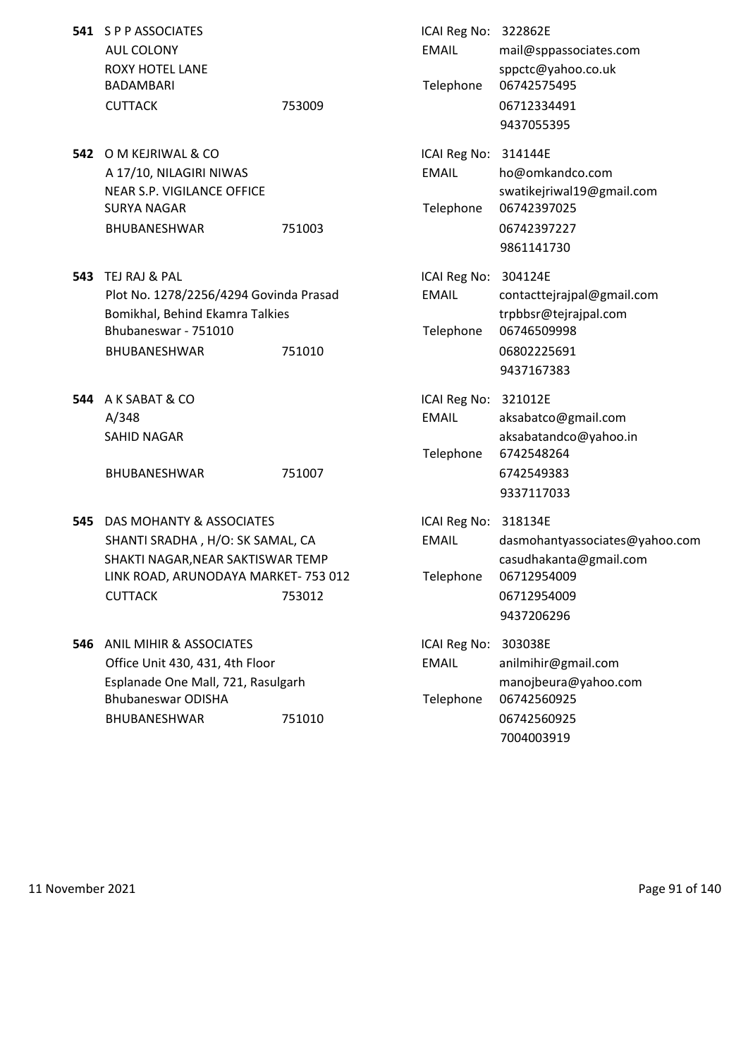| No. | Name & Address | PIN | | Details |
|---|---|---|---|---|
| **541** | S P P ASSOCIATES<br>AUL COLONY<br>ROXY HOTEL LANE<br>BADAMBARI<br>CUTTACK | 753009 | ICAI Reg No:<br>EMAIL<br><br>Telephone | 322862E<br>mail@sppassociates.com<br>sppctc@yahoo.co.uk<br>06742575495<br>06712334491<br>9437055395 |
| **542** | O M KEJRIWAL & CO<br>A 17/10, NILAGIRI NIWAS<br>NEAR S.P. VIGILANCE OFFICE<br>SURYA NAGAR<br>BHUBANESHWAR | 751003 | ICAI Reg No:<br>EMAIL<br><br>Telephone | 314144E<br>ho@omkandco.com<br>swatikejriwal19@gmail.com<br>06742397025<br>06742397227<br>9861141730 |
| **543** | TEJ RAJ & PAL<br>Plot No. 1278/2256/4294 Govinda Prasad<br>Bomikhal, Behind Ekamra Talkies<br>Bhubaneswar - 751010<br>BHUBANESHWAR | 751010 | ICAI Reg No:<br>EMAIL<br><br>Telephone | 304124E<br>contacttejrajpal@gmail.com<br>trpbbsr@tejrajpal.com<br>06746509998<br>06802225691<br>9437167383 |
| **544** | A K SABAT & CO<br>A/348<br>SAHID NAGAR<br>BHUBANESHWAR | 751007 | ICAI Reg No:<br>EMAIL<br><br>Telephone | 321012E<br>aksabatco@gmail.com<br>aksabatandco@yahoo.in<br>6742548264<br>6742549383<br>9337117033 |
| **545** | DAS MOHANTY & ASSOCIATES<br>SHANTI SRADHA , H/O: SK SAMAL, CA<br>SHAKTI NAGAR,NEAR SAKTISWAR TEMP<br>LINK ROAD, ARUNODAYA MARKET- 753 012<br>CUTTACK | 753012 | ICAI Reg No:<br>EMAIL<br><br>Telephone | 318134E<br>dasmohantyassociates@yahoo.com<br>casudhakanta@gmail.com<br>06712954009<br>06712954009<br>9437206296 |
| **546** | ANIL MIHIR & ASSOCIATES<br>Office Unit 430, 431, 4th Floor<br>Esplanade One Mall, 721, Rasulgarh<br>Bhubaneswar ODISHA<br>BHUBANESHWAR | 751010 | ICAI Reg No:<br>EMAIL<br><br>Telephone | 303038E<br>anilmihir@gmail.com<br>manojbeura@yahoo.com<br>06742560925<br>06742560925<br>7004003919 |

11 November 2021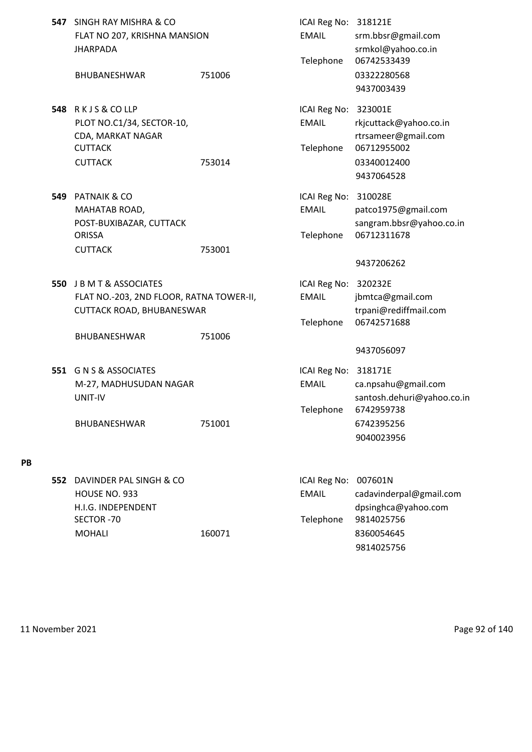**547** SINGH RAY MISHRA & CO
FLAT NO 207, KRISHNA MANSION
JHARPADA
BHUBANESHWAR 751006

ICAI Reg No: 318121E
EMAIL: srm.bbsr@gmail.com, srmkol@yahoo.co.in
Telephone: 06742533439, 03322280568, 9437003439

**548** R K J S & CO LLP
PLOT NO.C1/34, SECTOR-10,
CDA, MARKAT NAGAR
CUTTACK
CUTTACK 753014

ICAI Reg No: 323001E
EMAIL: rkjcuttack@yahoo.co.in, rtrsameer@gmail.com
Telephone: 06712955002, 03340012400, 9437064528

**549** PATNAIK & CO
MAHATAB ROAD,
POST-BUXIBAZAR, CUTTACK
ORISSA
CUTTACK 753001

ICAI Reg No: 310028E
EMAIL: patco1975@gmail.com, sangram.bbsr@yahoo.co.in
Telephone: 06712311678, 9437206262

**550** J B M T & ASSOCIATES
FLAT NO.-203, 2ND FLOOR, RATNA TOWER-II,
CUTTACK ROAD, BHUBANESWAR
BHUBANESHWAR 751006

ICAI Reg No: 320232E
EMAIL: jbmtca@gmail.com, trpani@rediffmail.com
Telephone: 06742571688, 9437056097

**551** G N S & ASSOCIATES
M-27, MADHUSUDAN NAGAR
UNIT-IV
BHUBANESHWAR 751001

ICAI Reg No: 318171E
EMAIL: ca.npsahu@gmail.com, santosh.dehuri@yahoo.co.in
Telephone: 6742959738, 6742395256, 9040023956

## PB

**552** DAVINDER PAL SINGH & CO
HOUSE NO. 933
H.I.G. INDEPENDENT
SECTOR -70
MOHALI 160071

ICAI Reg No: 007601N
EMAIL: cadavinderpal@gmail.com, dpsinghca@yahoo.com
Telephone: 9814025756, 8360054645, 9814025756

11 November 2021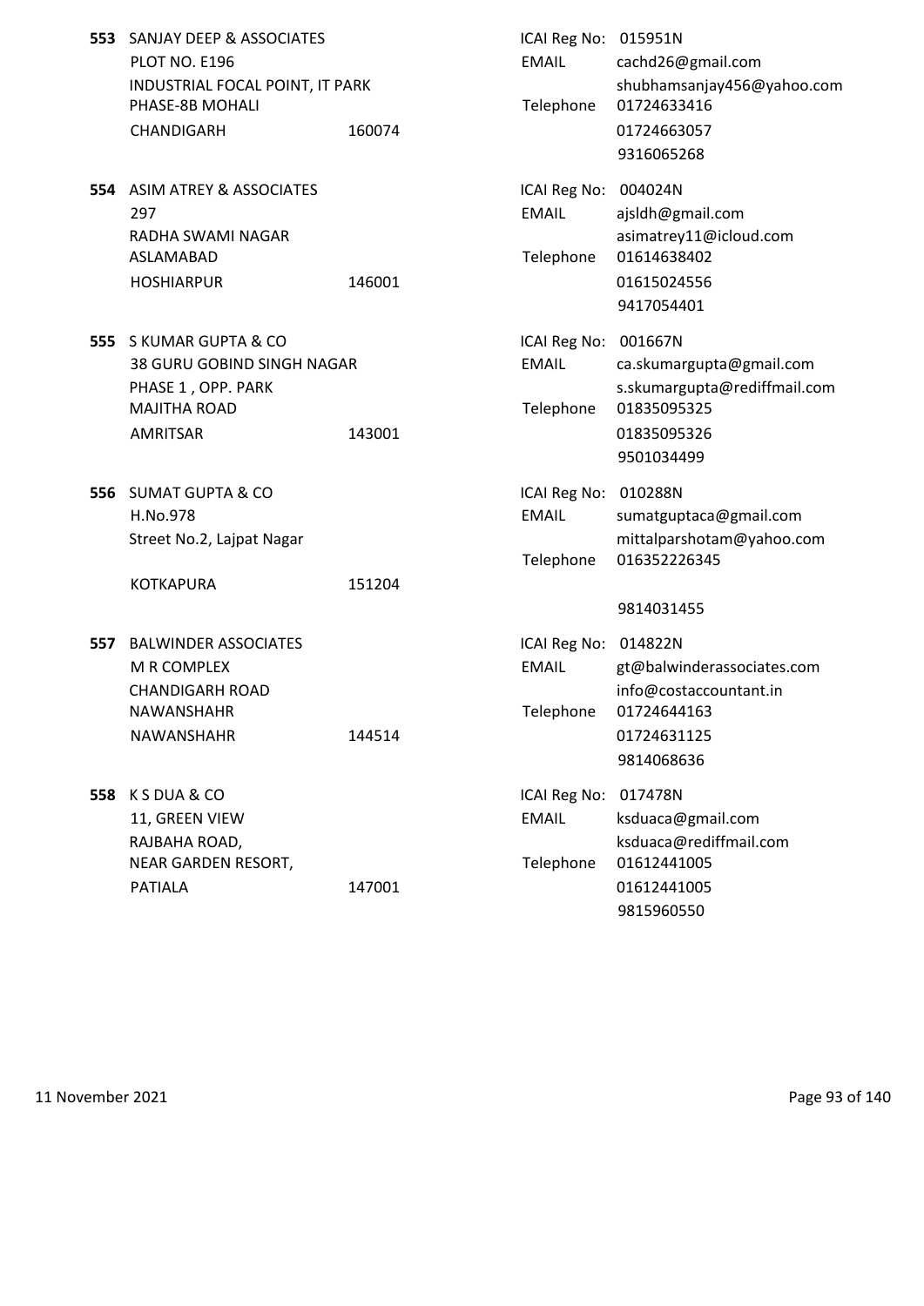**553** SANJAY DEEP & ASSOCIATES
PLOT NO. E196
INDUSTRIAL FOCAL POINT, IT PARK
PHASE-8B MOHALI
CHANDIGARH 160074

ICAI Reg No: 015951N
EMAIL cachd26@gmail.com
shubhamsanjay456@yahoo.com
Telephone 01724633416
01724663057
9316065268

**554** ASIM ATREY & ASSOCIATES
297
RADHA SWAMI NAGAR
ASLAMABAD
HOSHIARPUR 146001

ICAI Reg No: 004024N
EMAIL ajsldh@gmail.com
asimatrey11@icloud.com
Telephone 01614638402
01615024556
9417054401

**555** S KUMAR GUPTA & CO
38 GURU GOBIND SINGH NAGAR
PHASE 1 , OPP. PARK
MAJITHA ROAD
AMRITSAR 143001

ICAI Reg No: 001667N
EMAIL ca.skumargupta@gmail.com
s.skumargupta@rediffmail.com
Telephone 01835095325
01835095326
9501034499

**556** SUMAT GUPTA & CO
H.No.978
Street No.2, Lajpat Nagar
KOTKAPURA 151204

ICAI Reg No: 010288N
EMAIL sumatguptaca@gmail.com
mittalparshotam@yahoo.com
Telephone 016352226345
9814031455

**557** BALWINDER ASSOCIATES
M R COMPLEX
CHANDIGARH ROAD
NAWANSHAHR
NAWANSHAHR 144514

ICAI Reg No: 014822N
EMAIL gt@balwinderassociates.com
info@costaccountant.in
Telephone 01724644163
01724631125
9814068636

**558** K S DUA & CO
11, GREEN VIEW
RAJBAHA ROAD,
NEAR GARDEN RESORT,
PATIALA 147001

ICAI Reg No: 017478N
EMAIL ksduaca@gmail.com
ksduaca@rediffmail.com
Telephone 01612441005
01612441005
9815960550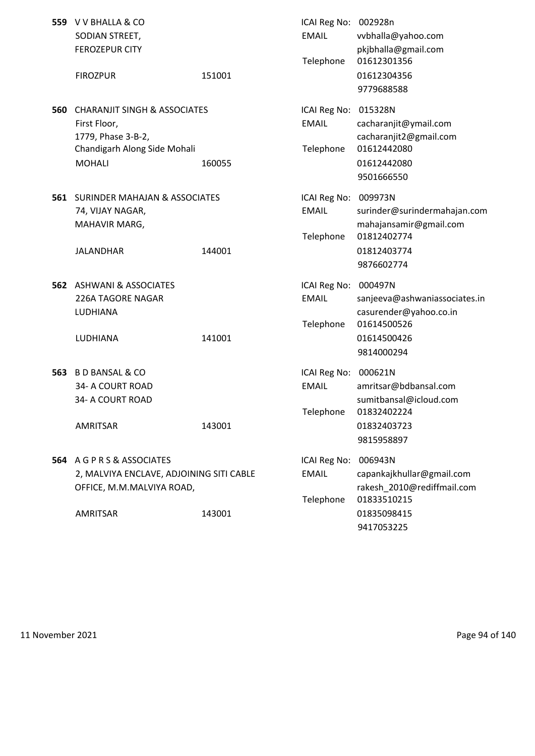**559** V V BHALLA & CO
SODIAN STREET,
FEROZEPUR CITY
FIROZPUR 151001

ICAI Reg No: 002928n
EMAIL vvbhalla@yahoo.com
pkjbhalla@gmail.com
Telephone 01612301356
01612304356
9779688588

**560** CHARANJIT SINGH & ASSOCIATES
First Floor,
1779, Phase 3-B-2,
Chandigarh Along Side Mohali
MOHALI 160055

ICAI Reg No: 015328N
EMAIL cacharanjit@ymail.com
cacharanjit2@gmail.com
Telephone 01612442080
01612442080
9501666550

**561** SURINDER MAHAJAN & ASSOCIATES
74, VIJAY NAGAR,
MAHAVIR MARG,
JALANDHAR 144001

ICAI Reg No: 009973N
EMAIL surinder@surindermahajan.com
mahajansamir@gmail.com
Telephone 01812402774
01812403774
9876602774

**562** ASHWANI & ASSOCIATES
226A TAGORE NAGAR
LUDHIANA
LUDHIANA 141001

ICAI Reg No: 000497N
EMAIL sanjeeva@ashwaniassociates.in
casurender@yahoo.co.in
Telephone 01614500526
01614500426
9814000294

**563** B D BANSAL & CO
34- A COURT ROAD
34- A COURT ROAD
AMRITSAR 143001

ICAI Reg No: 000621N
EMAIL amritsar@bdbansal.com
sumitbansal@icloud.com
Telephone 01832402224
01832403723
9815958897

**564** A G P R S & ASSOCIATES
2, MALVIYA ENCLAVE, ADJOINING SITI CABLE
OFFICE, M.M.MALVIYA ROAD,
AMRITSAR 143001

ICAI Reg No: 006943N
EMAIL capankajkhullar@gmail.com
rakesh_2010@rediffmail.com
Telephone 01833510215
01835098415
9417053225

11 November 2021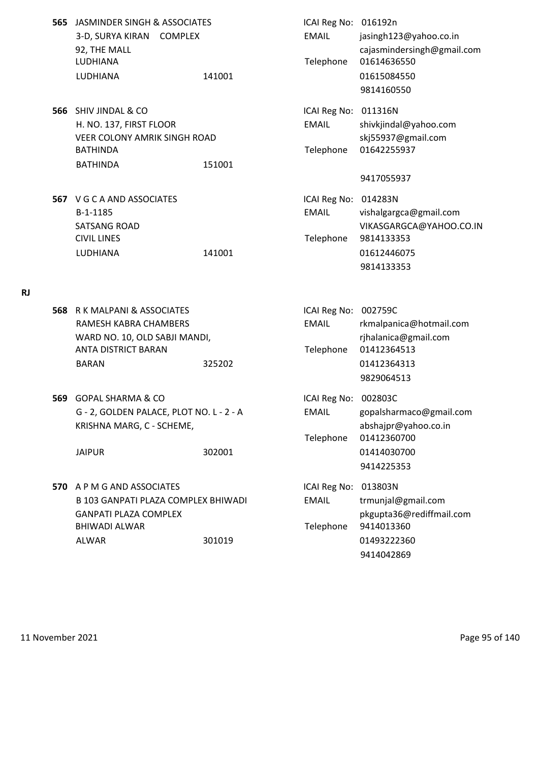**565** JASMINDER SINGH & ASSOCIATES
3-D, SURYA KIRAN COMPLEX
92, THE MALL
LUDHIANA
LUDHIANA 141001

ICAI Reg No: 016192n
EMAIL jasingh123@yahoo.co.in
cajasmindersingh@gmail.com
Telephone 01614636550
01615084550
9814160550

**566** SHIV JINDAL & CO
H. NO. 137, FIRST FLOOR
VEER COLONY AMRIK SINGH ROAD
BATHINDA
BATHINDA 151001

ICAI Reg No: 011316N
EMAIL shivkjindal@yahoo.com
skj55937@gmail.com
Telephone 01642255937
9417055937

**567** V G C A AND ASSOCIATES
B-1-1185
SATSANG ROAD
CIVIL LINES
LUDHIANA 141001

ICAI Reg No: 014283N
EMAIL vishalgargca@gmail.com
VIKASGARGCA@YAHOO.CO.IN
Telephone 9814133353
01612446075
9814133353

**RJ**

**568** R K MALPANI & ASSOCIATES
RAMESH KABRA CHAMBERS
WARD NO. 10, OLD SABJI MANDI,
ANTA DISTRICT BARAN
BARAN 325202

ICAI Reg No: 002759C
EMAIL rkmalpanica@hotmail.com
rjhalanica@gmail.com
Telephone 01412364513
01412364313
9829064513

**569** GOPAL SHARMA & CO
G - 2, GOLDEN PALACE, PLOT NO. L - 2 - A
KRISHNA MARG, C - SCHEME,
JAIPUR 302001

ICAI Reg No: 002803C
EMAIL gopalsharmaco@gmail.com
abshajpr@yahoo.co.in
Telephone 01412360700
01414030700
9414225353

**570** A P M G AND ASSOCIATES
B 103 GANPATI PLAZA COMPLEX BHIWADI
GANPATI PLAZA COMPLEX
BHIWADI ALWAR
ALWAR 301019

ICAI Reg No: 013803N
EMAIL trmunjal@gmail.com
pkgupta36@rediffmail.com
Telephone 9414013360
01493222360
9414042869

11 November 2021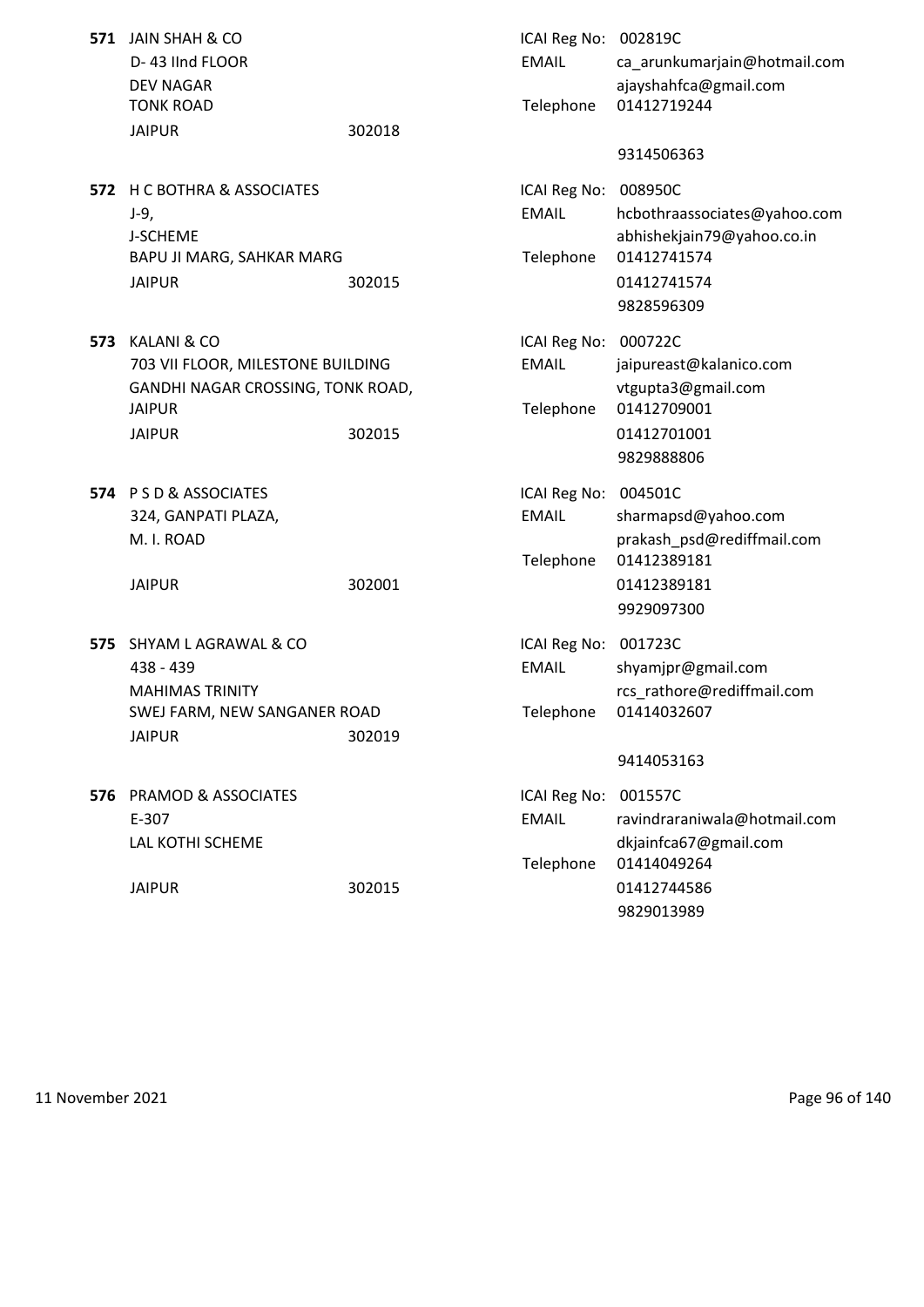**571** JAIN SHAH & CO
D- 43 IInd FLOOR
DEV NAGAR
TONK ROAD
JAIPUR 302018

ICAI Reg No: 002819C
EMAIL ca_arunkumarjain@hotmail.com
ajayshahfca@gmail.com
Telephone 01412719244
9314506363

**572** H C BOTHRA & ASSOCIATES
J-9,
J-SCHEME
BAPU JI MARG, SAHKAR MARG
JAIPUR 302015

ICAI Reg No: 008950C
EMAIL hcbothraassociates@yahoo.com
abhishekjain79@yahoo.co.in
Telephone 01412741574
01412741574
9828596309

**573** KALANI & CO
703 VII FLOOR, MILESTONE BUILDING
GANDHI NAGAR CROSSING, TONK ROAD,
JAIPUR
JAIPUR 302015

ICAI Reg No: 000722C
EMAIL jaipureast@kalanico.com
vtgupta3@gmail.com
Telephone 01412709001
01412701001
9829888806

**574** P S D & ASSOCIATES
324, GANPATI PLAZA,
M. I. ROAD
JAIPUR 302001

ICAI Reg No: 004501C
EMAIL sharmapsd@yahoo.com
prakash_psd@rediffmail.com
Telephone 01412389181
01412389181
9929097300

**575** SHYAM L AGRAWAL & CO
438 - 439
MAHIMAS TRINITY
SWEJ FARM, NEW SANGANER ROAD
JAIPUR 302019

ICAI Reg No: 001723C
EMAIL shyamjpr@gmail.com
rcs_rathore@rediffmail.com
Telephone 01414032607
9414053163

**576** PRAMOD & ASSOCIATES
E-307
LAL KOTHI SCHEME
JAIPUR 302015

ICAI Reg No: 001557C
EMAIL ravindraraniwala@hotmail.com
dkjainfca67@gmail.com
Telephone 01414049264
01412744586
9829013989

11 November 2021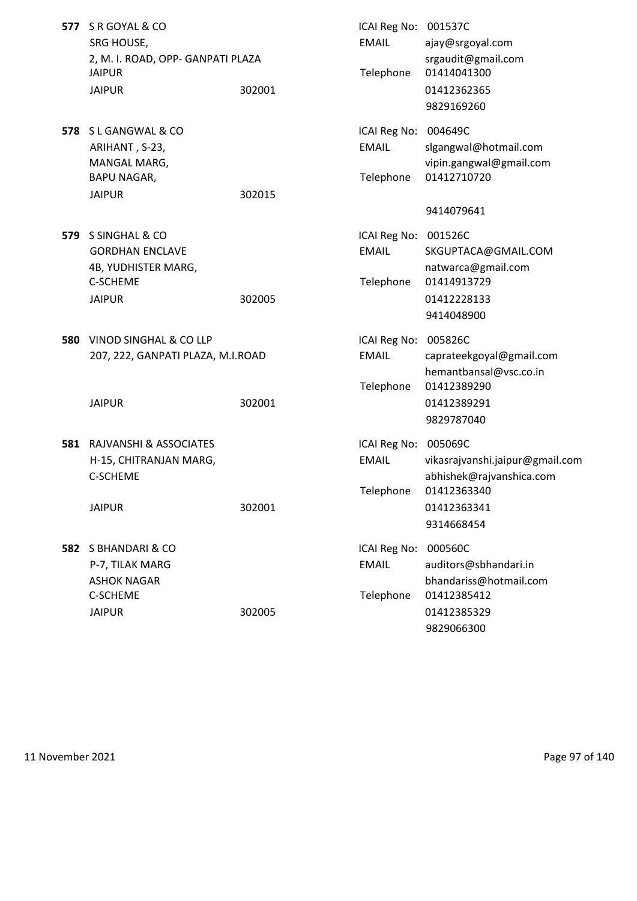**577** S R GOYAL & CO
SRG HOUSE,
2, M. I. ROAD, OPP- GANPATI PLAZA
JAIPUR
JAIPUR 302001

ICAI Reg No: 001537C
EMAIL ajay@srgoyal.com
srgaudit@gmail.com
Telephone 01414041300
01412362365
9829169260

**578** S L GANGWAL & CO
ARIHANT , S-23,
MANGAL MARG,
BAPU NAGAR,
JAIPUR 302015

ICAI Reg No: 004649C
EMAIL slgangwal@hotmail.com
vipin.gangwal@gmail.com
Telephone 01412710720
9414079641

**579** S SINGHAL & CO
GORDHAN ENCLAVE
4B, YUDHISTER MARG,
C-SCHEME
JAIPUR 302005

ICAI Reg No: 001526C
EMAIL SKGUPTACA@GMAIL.COM
natwarca@gmail.com
Telephone 01414913729
01412228133
9414048900

**580** VINOD SINGHAL & CO LLP
207, 222, GANPATI PLAZA, M.I.ROAD
JAIPUR 302001

ICAI Reg No: 005826C
EMAIL caprateekgoyal@gmail.com
hemantbansal@vsc.co.in
Telephone 01412389290
01412389291
9829787040

**581** RAJVANSHI & ASSOCIATES
H-15, CHITRANJAN MARG,
C-SCHEME
JAIPUR 302001

ICAI Reg No: 005069C
EMAIL vikasrajvanshi.jaipur@gmail.com
abhishek@rajvanshica.com
Telephone 01412363340
01412363341
9314668454

**582** S BHANDARI & CO
P-7, TILAK MARG
ASHOK NAGAR
C-SCHEME
JAIPUR 302005

ICAI Reg No: 000560C
EMAIL auditors@sbhandari.in
bhandariss@hotmail.com
Telephone 01412385412
01412385329
9829066300

11 November 2021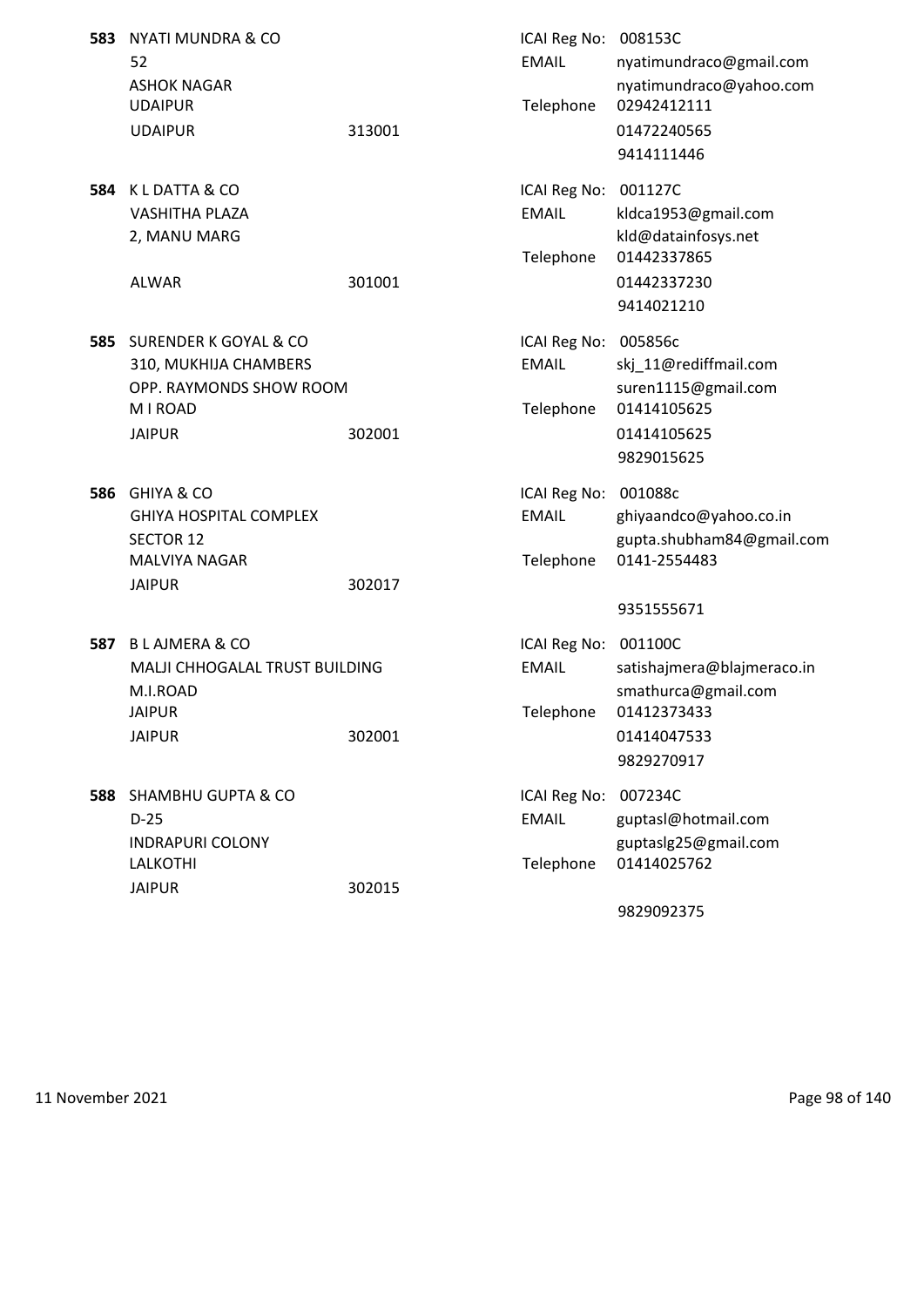**583** NYATI MUNDRA & CO
52
ASHOK NAGAR
UDAIPUR
UDAIPUR 313001

ICAI Reg No: 008153C
EMAIL nyatimundraco@gmail.com
nyatimundraco@yahoo.com
Telephone 02942412111
01472240565
9414111446

**584** K L DATTA & CO
VASHITHA PLAZA
2, MANU MARG
ALWAR 301001

ICAI Reg No: 001127C
EMAIL kldca1953@gmail.com
kld@datainfosys.net
Telephone 01442337865
01442337230
9414021210

**585** SURENDER K GOYAL & CO
310, MUKHIJA CHAMBERS
OPP. RAYMONDS SHOW ROOM
M I ROAD
JAIPUR 302001

ICAI Reg No: 005856c
EMAIL skj_11@rediffmail.com
suren1115@gmail.com
Telephone 01414105625
01414105625
9829015625

**586** GHIYA & CO
GHIYA HOSPITAL COMPLEX
SECTOR 12
MALVIYA NAGAR
JAIPUR 302017

ICAI Reg No: 001088c
EMAIL ghiyaandco@yahoo.co.in
gupta.shubham84@gmail.com
Telephone 0141-2554483
9351555671

**587** B L AJMERA & CO
MALJI CHHOGALAL TRUST BUILDING
M.I.ROAD
JAIPUR
JAIPUR 302001

ICAI Reg No: 001100C
EMAIL satishajmera@blajmeraco.in
smathurca@gmail.com
Telephone 01412373433
01414047533
9829270917

**588** SHAMBHU GUPTA & CO
D-25
INDRAPURI COLONY
LALKOTHI
JAIPUR 302015

ICAI Reg No: 007234C
EMAIL guptasl@hotmail.com
guptaslg25@gmail.com
Telephone 01414025762
9829092375

11 November 2021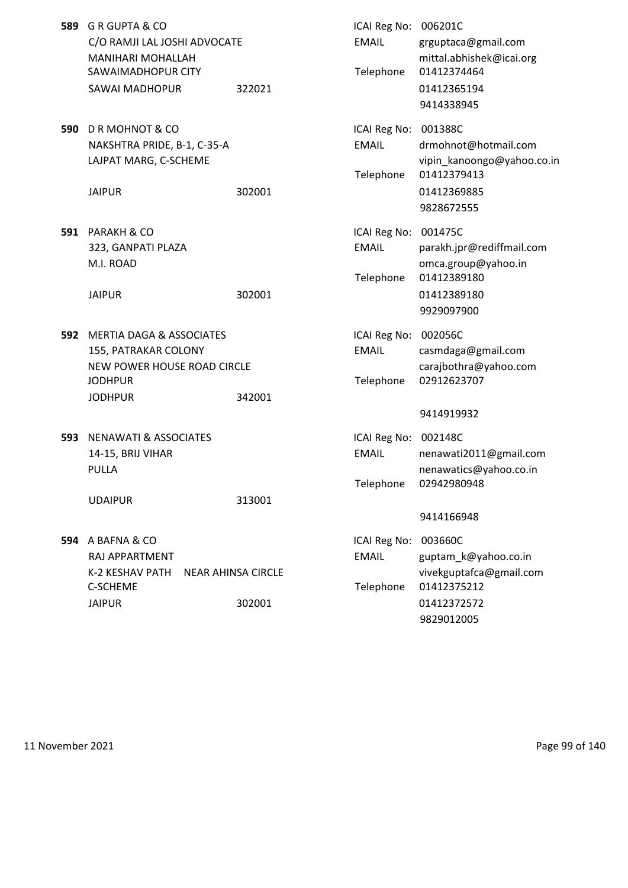**589** G R GUPTA & CO
C/O RAMJI LAL JOSHI ADVOCATE
MANIHARI MOHALLAH
SAWAIMADHOPUR CITY
SAWAI MADHOPUR 322021

ICAI Reg No: 006201C
EMAIL grguptaca@gmail.com
mittal.abhishek@icai.org
Telephone 01412374464
01412365194
9414338945

**590** D R MOHNOT & CO
NAKSHTRA PRIDE, B-1, C-35-A
LAJPAT MARG, C-SCHEME
JAIPUR 302001

ICAI Reg No: 001388C
EMAIL drmohnot@hotmail.com
vipin_kanoongo@yahoo.co.in
Telephone 01412379413
01412369885
9828672555

**591** PARAKH & CO
323, GANPATI PLAZA
M.I. ROAD
JAIPUR 302001

ICAI Reg No: 001475C
EMAIL parakh.jpr@rediffmail.com
omca.group@yahoo.in
Telephone 01412389180
01412389180
9929097900

**592** MERTIA DAGA & ASSOCIATES
155, PATRAKAR COLONY
NEW POWER HOUSE ROAD CIRCLE
JODHPUR
JODHPUR 342001

ICAI Reg No: 002056C
EMAIL casmdaga@gmail.com
carajbothra@yahoo.com
Telephone 02912623707
9414919932

**593** NENAWATI & ASSOCIATES
14-15, BRIJ VIHAR
PULLA
UDAIPUR 313001

ICAI Reg No: 002148C
EMAIL nenawati2011@gmail.com
nenawatics@yahoo.co.in
Telephone 02942980948
9414166948

**594** A BAFNA & CO
RAJ APPARTMENT
K-2 KESHAV PATH NEAR AHINSA CIRCLE
C-SCHEME
JAIPUR 302001

ICAI Reg No: 003660C
EMAIL guptam_k@yahoo.co.in
vivekguptafca@gmail.com
Telephone 01412375212
01412372572
9829012005

11 November 2021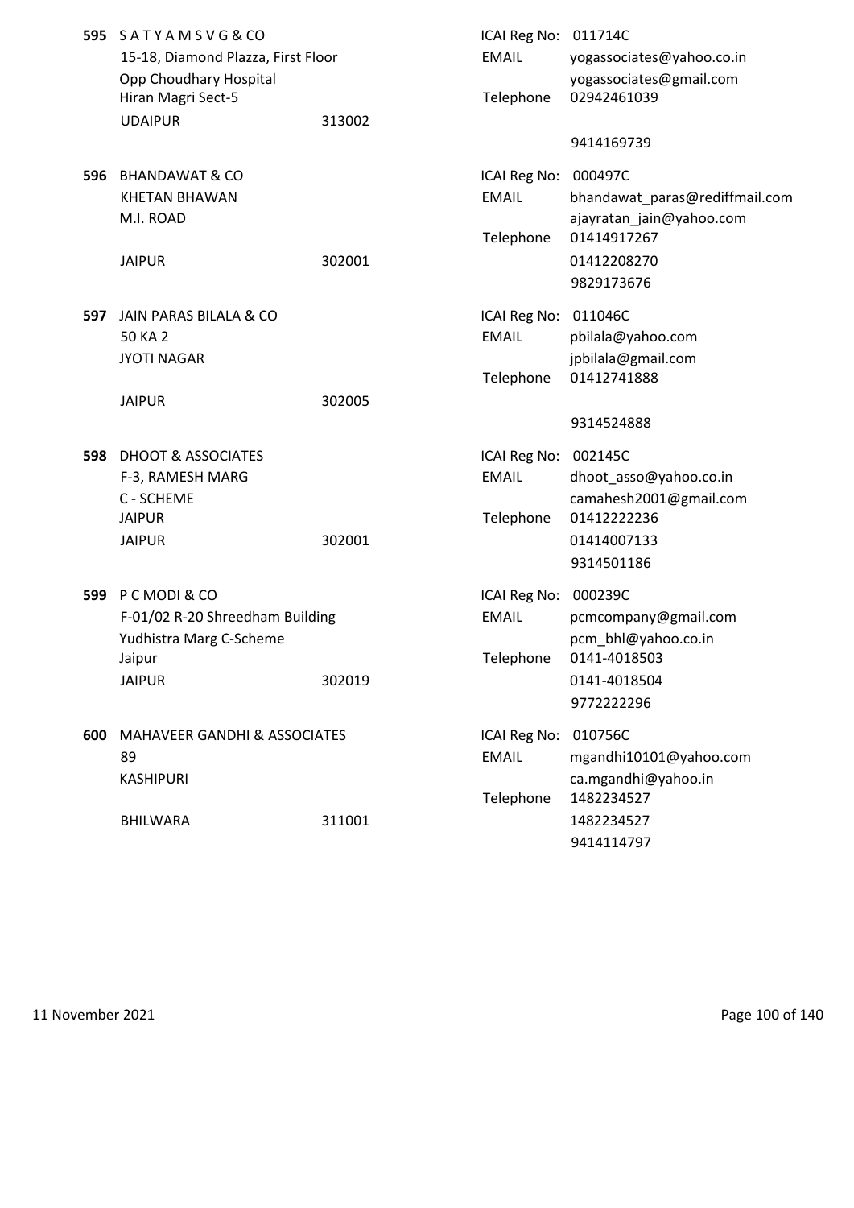**595** S A T Y A M S V G & CO
15-18, Diamond Plazza, First Floor
Opp Choudhary Hospital
Hiran Magri Sect-5
UDAIPUR 313002

ICAI Reg No: 011714C
EMAIL yogassociates@yahoo.co.in
yogassociates@gmail.com
Telephone 02942461039
9414169739

**596** BHANDAWAT & CO
KHETAN BHAWAN
M.I. ROAD
JAIPUR 302001

ICAI Reg No: 000497C
EMAIL bhandawat_paras@rediffmail.com
ajayratan_jain@yahoo.com
Telephone 01414917267
01412208270
9829173676

**597** JAIN PARAS BILALA & CO
50 KA 2
JYOTI NAGAR
JAIPUR 302005

ICAI Reg No: 011046C
EMAIL pbilala@yahoo.com
jpbilala@gmail.com
Telephone 01412741888
9314524888

**598** DHOOT & ASSOCIATES
F-3, RAMESH MARG
C - SCHEME
JAIPUR
JAIPUR 302001

ICAI Reg No: 002145C
EMAIL dhoot_asso@yahoo.co.in
camahesh2001@gmail.com
Telephone 01412222236
01414007133
9314501186

**599** P C MODI & CO
F-01/02 R-20 Shreedham Building
Yudhistra Marg C-Scheme
Jaipur
JAIPUR 302019

ICAI Reg No: 000239C
EMAIL pcmcompany@gmail.com
pcm_bhl@yahoo.co.in
Telephone 0141-4018503
0141-4018504
9772222296

**600** MAHAVEER GANDHI & ASSOCIATES
89
KASHIPURI
BHILWARA 311001

ICAI Reg No: 010756C
EMAIL mgandhi10101@yahoo.com
ca.mgandhi@yahoo.in
Telephone 1482234527
1482234527
9414114797

11 November 2021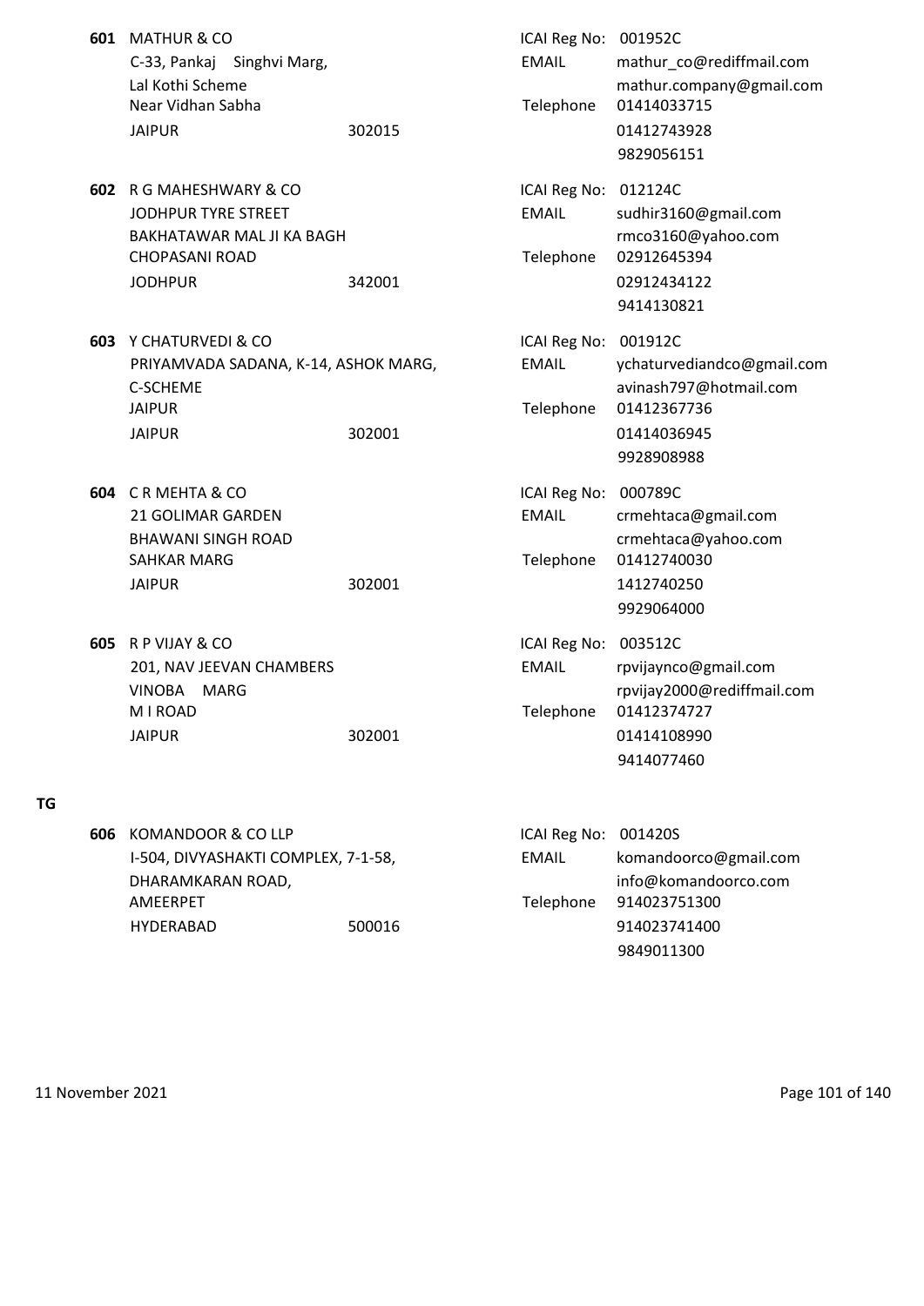**601** MATHUR & CO
C-33, Pankaj Singhvi Marg,
Lal Kothi Scheme
Near Vidhan Sabha
JAIPUR 302015

ICAI Reg No: 001952C
EMAIL mathur_co@rediffmail.com
mathur.company@gmail.com
Telephone 01414033715
01412743928
9829056151

**602** R G MAHESHWARY & CO
JODHPUR TYRE STREET
BAKHATAWAR MAL JI KA BAGH
CHOPASANI ROAD
JODHPUR 342001

ICAI Reg No: 012124C
EMAIL sudhir3160@gmail.com
rmco3160@yahoo.com
Telephone 02912645394
02912434122
9414130821

**603** Y CHATURVEDI & CO
PRIYAMVADA SADANA, K-14, ASHOK MARG,
C-SCHEME
JAIPUR
JAIPUR 302001

ICAI Reg No: 001912C
EMAIL ychaturvediandco@gmail.com
avinash797@hotmail.com
Telephone 01412367736
01414036945
9928908988

**604** C R MEHTA & CO
21 GOLIMAR GARDEN
BHAWANI SINGH ROAD
SAHKAR MARG
JAIPUR 302001

ICAI Reg No: 000789C
EMAIL crmehtaca@gmail.com
crmehtaca@yahoo.com
Telephone 01412740030
1412740250
9929064000

**605** R P VIJAY & CO
201, NAV JEEVAN CHAMBERS
VINOBA MARG
M I ROAD
JAIPUR 302001

ICAI Reg No: 003512C
EMAIL rpvijaynco@gmail.com
rpvijay2000@rediffmail.com
Telephone 01412374727
01414108990
9414077460

**TG**

**606** KOMANDOOR & CO LLP
I-504, DIVYASHAKTI COMPLEX, 7-1-58,
DHARAMKARAN ROAD,
AMEERPET
HYDERABAD 500016

ICAI Reg No: 001420S
EMAIL komandoorco@gmail.com
info@komandoorco.com
Telephone 914023751300
914023741400
9849011300

11 November 2021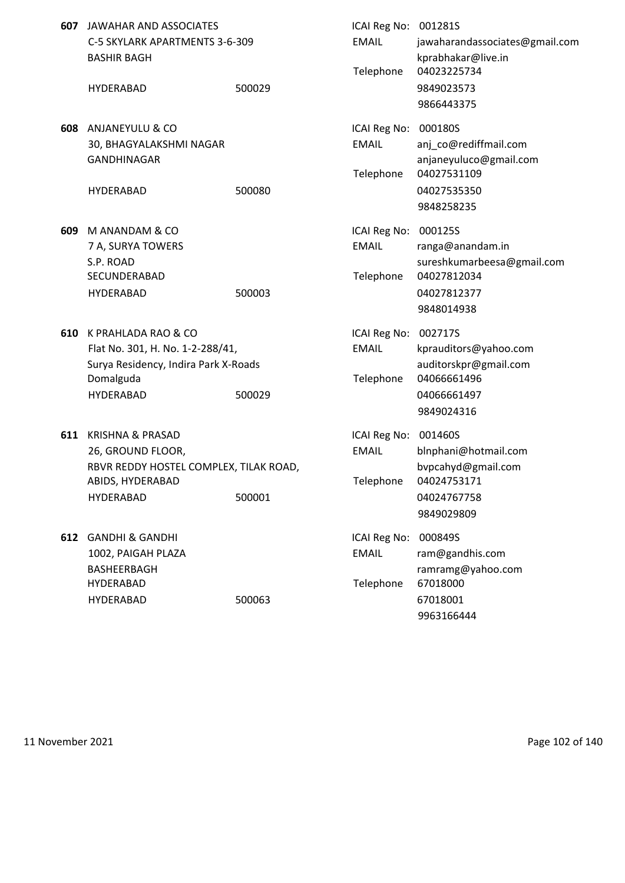**607** JAWAHAR AND ASSOCIATES
C-5 SKYLARK APARTMENTS 3-6-309
BASHIR BAGH
HYDERABAD 500029

ICAI Reg No: 001281S
EMAIL jawaharandassociates@gmail.com
kprabhakar@live.in
Telephone 04023225734
9849023573
9866443375

**608** ANJANEYULU & CO
30, BHAGYALAKSHMI NAGAR
GANDHINAGAR
HYDERABAD 500080

ICAI Reg No: 000180S
EMAIL anj_co@rediffmail.com
anjaneyuluco@gmail.com
Telephone 04027531109
04027535350
9848258235

**609** M ANANDAM & CO
7 A, SURYA TOWERS
S.P. ROAD
SECUNDERABAD
HYDERABAD 500003

ICAI Reg No: 000125S
EMAIL ranga@anandam.in
sureshkumarbeesa@gmail.com
Telephone 04027812034
04027812377
9848014938

**610** K PRAHLADA RAO & CO
Flat No. 301, H. No. 1-2-288/41,
Surya Residency, Indira Park X-Roads
Domalguda
HYDERABAD 500029

ICAI Reg No: 002717S
EMAIL kprauditors@yahoo.com
auditorskpr@gmail.com
Telephone 04066661496
04066661497
9849024316

**611** KRISHNA & PRASAD
26, GROUND FLOOR,
RBVR REDDY HOSTEL COMPLEX, TILAK ROAD,
ABIDS, HYDERABAD
HYDERABAD 500001

ICAI Reg No: 001460S
EMAIL blnphani@hotmail.com
bvpcahyd@gmail.com
Telephone 04024753171
04024767758
9849029809

**612** GANDHI & GANDHI
1002, PAIGAH PLAZA
BASHEERBAGH
HYDERABAD
HYDERABAD 500063

ICAI Reg No: 000849S
EMAIL ram@gandhis.com
ramramg@yahoo.com
Telephone 67018000
67018001
9963166444

11 November 2021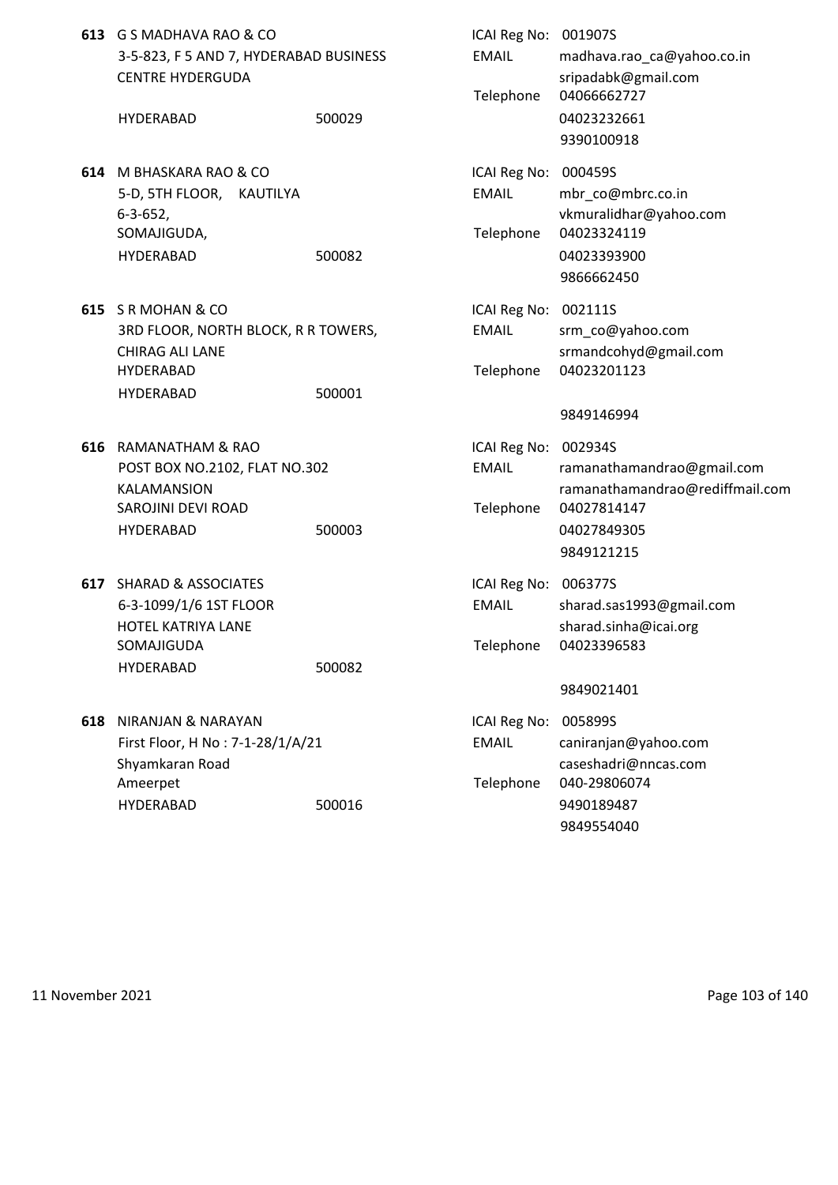**613** G S MADHAVA RAO & CO
3-5-823, F 5 AND 7, HYDERABAD BUSINESS CENTRE HYDERGUDA
HYDERABAD 500029

ICAI Reg No: 001907S
EMAIL madhava.rao_ca@yahoo.co.in
sripadabk@gmail.com
Telephone 04066662727
04023232661
9390100918

**614** M BHASKARA RAO & CO
5-D, 5TH FLOOR, KAUTILYA
6-3-652,
SOMAJIGUDA,
HYDERABAD 500082

ICAI Reg No: 000459S
EMAIL mbr_co@mbrc.co.in
vkmuralidhar@yahoo.com
Telephone 04023324119
04023393900
9866662450

**615** S R MOHAN & CO
3RD FLOOR, NORTH BLOCK, R R TOWERS,
CHIRAG ALI LANE
HYDERABAD
HYDERABAD 500001

ICAI Reg No: 002111S
EMAIL srm_co@yahoo.com
srmandcohyd@gmail.com
Telephone 04023201123
9849146994

**616** RAMANATHAM & RAO
POST BOX NO.2102, FLAT NO.302
KALAMANSION
SAROJINI DEVI ROAD
HYDERABAD 500003

ICAI Reg No: 002934S
EMAIL ramanathamandrao@gmail.com
ramanathamandrao@rediffmail.com
Telephone 04027814147
04027849305
9849121215

**617** SHARAD & ASSOCIATES
6-3-1099/1/6 1ST FLOOR
HOTEL KATRIYA LANE
SOMAJIGUDA
HYDERABAD 500082

ICAI Reg No: 006377S
EMAIL sharad.sas1993@gmail.com
sharad.sinha@icai.org
Telephone 04023396583
9849021401

**618** NIRANJAN & NARAYAN
First Floor, H No : 7-1-28/1/A/21
Shyamkaran Road
Ameerpet
HYDERABAD 500016

ICAI Reg No: 005899S
EMAIL caniranjan@yahoo.com
caseshadri@nncas.com
Telephone 040-29806074
9490189487
9849554040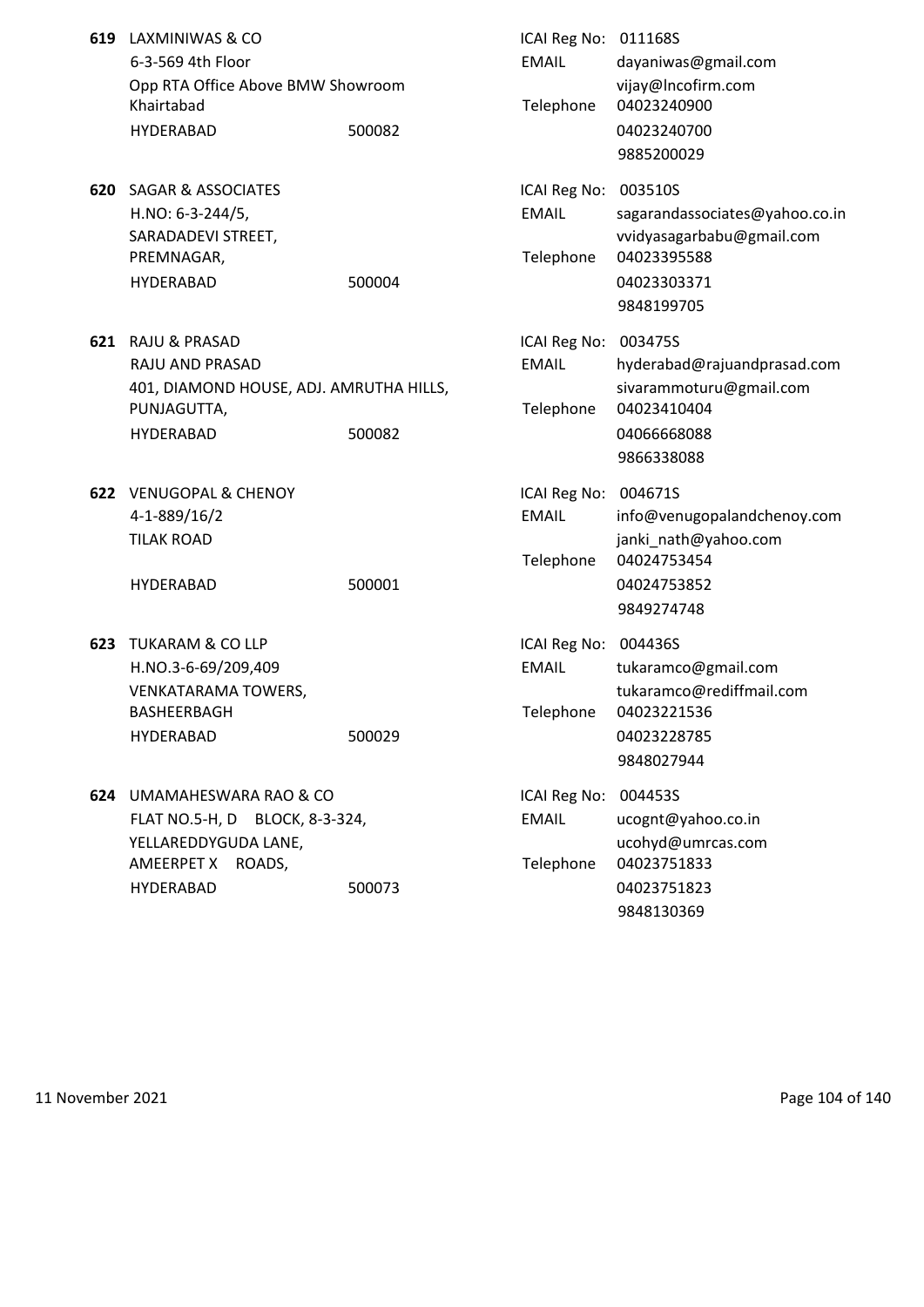**619** LAXMINIWAS & CO
6-3-569 4th Floor
Opp RTA Office Above BMW Showroom
Khairtabad
HYDERABAD 500082

ICAI Reg No: 011168S
EMAIL dayaniwas@gmail.com
vijay@lncofirm.com
Telephone 04023240900
04023240700
9885200029

**620** SAGAR & ASSOCIATES
H.NO: 6-3-244/5,
SARADADEVI STREET,
PREMNAGAR,
HYDERABAD 500004

ICAI Reg No: 003510S
EMAIL sagarandassociates@yahoo.co.in
vvidyasagarbabu@gmail.com
Telephone 04023395588
04023303371
9848199705

**621** RAJU & PRASAD
RAJU AND PRASAD
401, DIAMOND HOUSE, ADJ. AMRUTHA HILLS,
PUNJAGUTTA,
HYDERABAD 500082

ICAI Reg No: 003475S
EMAIL hyderabad@rajuandprasad.com
sivarammoturu@gmail.com
Telephone 04023410404
04066668088
9866338088

**622** VENUGOPAL & CHENOY
4-1-889/16/2
TILAK ROAD
HYDERABAD 500001

ICAI Reg No: 004671S
EMAIL info@venugopalandchenoy.com
janki_nath@yahoo.com
Telephone 04024753454
04024753852
9849274748

**623** TUKARAM & CO LLP
H.NO.3-6-69/209,409
VENKATARAMA TOWERS,
BASHEERBAGH
HYDERABAD 500029

ICAI Reg No: 004436S
EMAIL tukaramco@gmail.com
tukaramco@rediffmail.com
Telephone 04023221536
04023228785
9848027944

**624** UMAMAHESWARA RAO & CO
FLAT NO.5-H, D BLOCK, 8-3-324,
YELLAREDDYGUDA LANE,
AMEERPET X ROADS,
HYDERABAD 500073

ICAI Reg No: 004453S
EMAIL ucognt@yahoo.co.in
ucohyd@umrcas.com
Telephone 04023751833
04023751823
9848130369

11 November 2021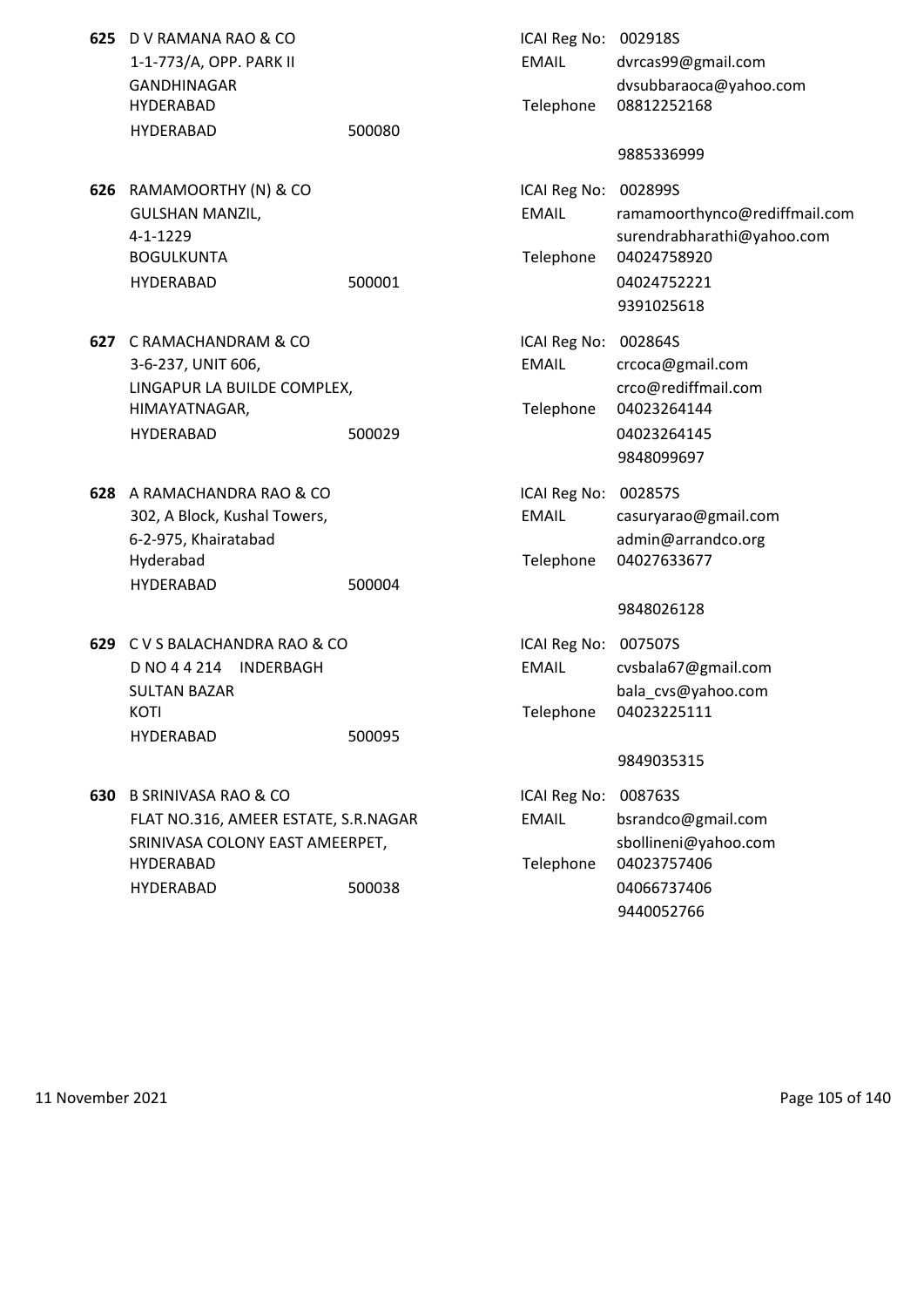**625** D V RAMANA RAO & CO
1-1-773/A, OPP. PARK II
GANDHINAGAR
HYDERABAD
HYDERABAD 500080

ICAI Reg No: 002918S
EMAIL dvrcas99@gmail.com
dvsubbaraoca@yahoo.com
Telephone 08812252168
9885336999

**626** RAMAMOORTHY (N) & CO
GULSHAN MANZIL,
4-1-1229
BOGULKUNTA
HYDERABAD 500001

ICAI Reg No: 002899S
EMAIL ramamoorthynco@rediffmail.com
surendrabharathi@yahoo.com
Telephone 04024758920
04024752221
9391025618

**627** C RAMACHANDRAM & CO
3-6-237, UNIT 606,
LINGAPUR LA BUILDE COMPLEX,
HIMAYATNAGAR,
HYDERABAD 500029

ICAI Reg No: 002864S
EMAIL crcoca@gmail.com
crco@rediffmail.com
Telephone 04023264144
04023264145
9848099697

**628** A RAMACHANDRA RAO & CO
302, A Block, Kushal Towers,
6-2-975, Khairatabad
Hyderabad
HYDERABAD 500004

ICAI Reg No: 002857S
EMAIL casuryarao@gmail.com
admin@arrandco.org
Telephone 04027633677
9848026128

**629** C V S BALACHANDRA RAO & CO
D NO 4 4 214 INDERBAGH
SULTAN BAZAR
KOTI
HYDERABAD 500095

ICAI Reg No: 007507S
EMAIL cvsbala67@gmail.com
bala_cvs@yahoo.com
Telephone 04023225111
9849035315

**630** B SRINIVASA RAO & CO
FLAT NO.316, AMEER ESTATE, S.R.NAGAR
SRINIVASA COLONY EAST AMEERPET,
HYDERABAD
HYDERABAD 500038

ICAI Reg No: 008763S
EMAIL bsrandco@gmail.com
sbollineni@yahoo.com
Telephone 04023757406
04066737406
9440052766

11 November 2021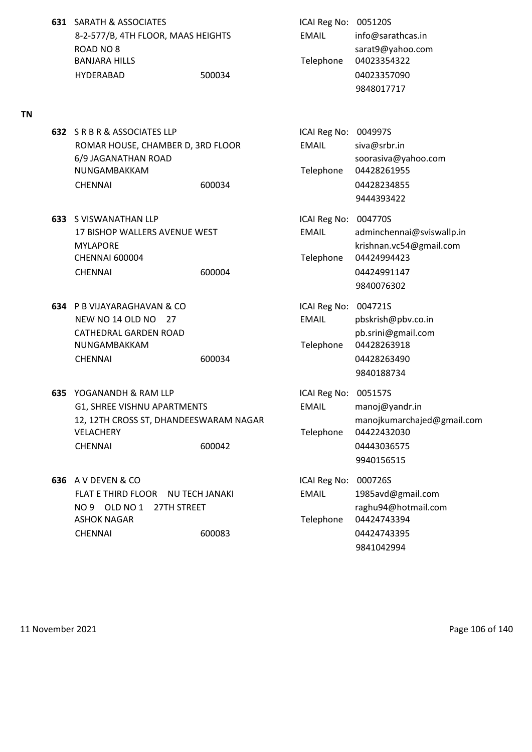**631** SARATH & ASSOCIATES
8-2-577/B, 4TH FLOOR, MAAS HEIGHTS
ROAD NO 8
BANJARA HILLS
HYDERABAD 500034

ICAI Reg No: 005120S
EMAIL info@sarathcas.in
sarat9@yahoo.com
Telephone 04023354322
04023357090
9848017717

## TN

**632** S R B R & ASSOCIATES LLP
ROMAR HOUSE, CHAMBER D, 3RD FLOOR
6/9 JAGANATHAN ROAD
NUNGAMBAKKAM
CHENNAI 600034

ICAI Reg No: 004997S
EMAIL siva@srbr.in
soorasiva@yahoo.com
Telephone 04428261955
04428234855
9444393422

**633** S VISWANATHAN LLP
17 BISHOP WALLERS AVENUE WEST
MYLAPORE
CHENNAI 600004
CHENNAI 600004

ICAI Reg No: 004770S
EMAIL adminchennai@sviswallp.in
krishnan.vc54@gmail.com
Telephone 04424994423
04424991147
9840076302

**634** P B VIJAYARAGHAVAN & CO
NEW NO 14 OLD NO 27
CATHEDRAL GARDEN ROAD
NUNGAMBAKKAM
CHENNAI 600034

ICAI Reg No: 004721S
EMAIL pbskrish@pbv.co.in
pb.srini@gmail.com
Telephone 04428263918
04428263490
9840188734

**635** YOGANANDH & RAM LLP
G1, SHREE VISHNU APARTMENTS
12, 12TH CROSS ST, DHANDEESWARAM NAGAR
VELACHERY
CHENNAI 600042

ICAI Reg No: 005157S
EMAIL manoj@yandr.in
manojkumarchajed@gmail.com
Telephone 04422432030
04443036575
9940156515

**636** A V DEVEN & CO
FLAT E THIRD FLOOR NU TECH JANAKI
NO 9 OLD NO 1 27TH STREET
ASHOK NAGAR
CHENNAI 600083

ICAI Reg No: 000726S
EMAIL 1985avd@gmail.com
raghu94@hotmail.com
Telephone 04424743394
04424743395
9841042994

11 November 2021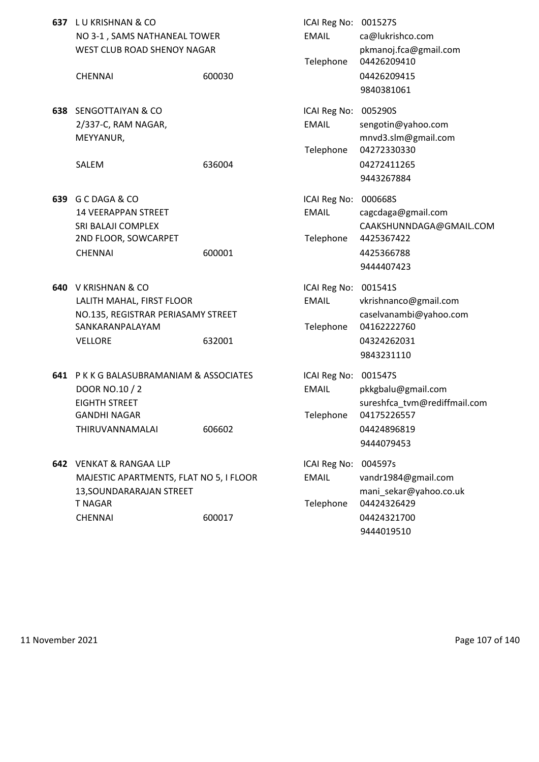**637** L U KRISHNAN & CO
NO 3-1 , SAMS NATHANEAL TOWER
WEST CLUB ROAD SHENOY NAGAR
CHENNAI 600030

ICAI Reg No: 001527S
EMAIL ca@lukrishco.com
pkmanoj.fca@gmail.com
Telephone 04426209410
04426209415
9840381061

**638** SENGOTTAIYAN & CO
2/337-C, RAM NAGAR,
MEYYANUR,
SALEM 636004

ICAI Reg No: 005290S
EMAIL sengotin@yahoo.com
mnvd3.slm@gmail.com
Telephone 04272330330
04272411265
9443267884

**639** G C DAGA & CO
14 VEERAPPAN STREET
SRI BALAJI COMPLEX
2ND FLOOR, SOWCARPET
CHENNAI 600001

ICAI Reg No: 000668S
EMAIL cagcdaga@gmail.com
CAAKSHUNNDAGA@GMAIL.COM
Telephone 4425367422
4425366788
9444407423

**640** V KRISHNAN & CO
LALITH MAHAL, FIRST FLOOR
NO.135, REGISTRAR PERIASAMY STREET
SANKARANPALAYAM
VELLORE 632001

ICAI Reg No: 001541S
EMAIL vkrishnanco@gmail.com
caselvanambi@yahoo.com
Telephone 04162222760
04324262031
9843231110

**641** P K K G BALASUBRAMANIAM & ASSOCIATES
DOOR NO.10 / 2
EIGHTH STREET
GANDHI NAGAR
THIRUVANNAMALAI 606602

ICAI Reg No: 001547S
EMAIL pkkgbalu@gmail.com
sureshfca_tvm@rediffmail.com
Telephone 04175226557
04424896819
9444079453

**642** VENKAT & RANGAA LLP
MAJESTIC APARTMENTS, FLAT NO 5, I FLOOR
13,SOUNDARARAJAN STREET
T NAGAR
CHENNAI 600017

ICAI Reg No: 004597s
EMAIL vandr1984@gmail.com
mani_sekar@yahoo.co.uk
Telephone 04424326429
04424321700
9444019510

11 November 2021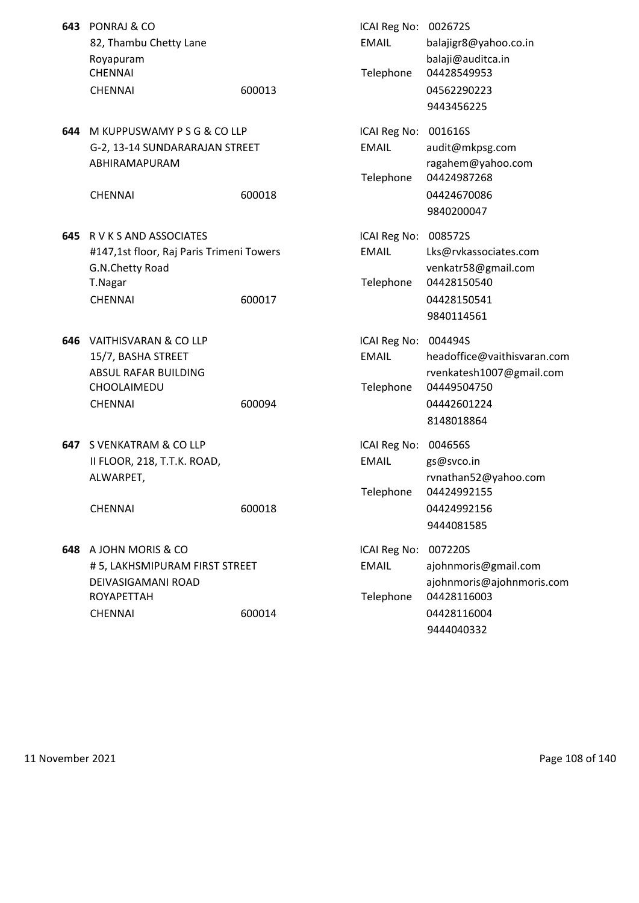**643** PONRAJ & CO
82, Thambu Chetty Lane
Royapuram
CHENNAI
CHENNAI 600013

ICAI Reg No: 002672S
EMAIL balajigr8@yahoo.co.in
balaji@auditca.in
Telephone 04428549953
04562290223
9443456225

**644** M KUPPUSWAMY P S G & CO LLP
G-2, 13-14 SUNDARARAJAN STREET
ABHIRAMAPURAM
CHENNAI 600018

ICAI Reg No: 001616S
EMAIL audit@mkpsg.com
ragahem@yahoo.com
Telephone 04424987268
04424670086
9840200047

**645** R V K S AND ASSOCIATES
#147,1st floor, Raj Paris Trimeni Towers
G.N.Chetty Road
T.Nagar
CHENNAI 600017

ICAI Reg No: 008572S
EMAIL Lks@rvkassociates.com
venkatr58@gmail.com
Telephone 04428150540
04428150541
9840114561

**646** VAITHISVARAN & CO LLP
15/7, BASHA STREET
ABSUL RAFAR BUILDING
CHOOLAIMEDU
CHENNAI 600094

ICAI Reg No: 004494S
EMAIL headoffice@vaithisvaran.com
rvenkatesh1007@gmail.com
Telephone 04449504750
04442601224
8148018864

**647** S VENKATRAM & CO LLP
II FLOOR, 218, T.T.K. ROAD,
ALWARPET,
CHENNAI 600018

ICAI Reg No: 004656S
EMAIL gs@svco.in
rvnathan52@yahoo.com
Telephone 04424992155
04424992156
9444081585

**648** A JOHN MORIS & CO
# 5, LAKHSMIPURAM FIRST STREET
DEIVASIGAMANI ROAD
ROYAPETTAH
CHENNAI 600014

ICAI Reg No: 007220S
EMAIL ajohnmoris@gmail.com
ajohnmoris@ajohnmoris.com
Telephone 04428116003
04428116004
9444040332

11 November 2021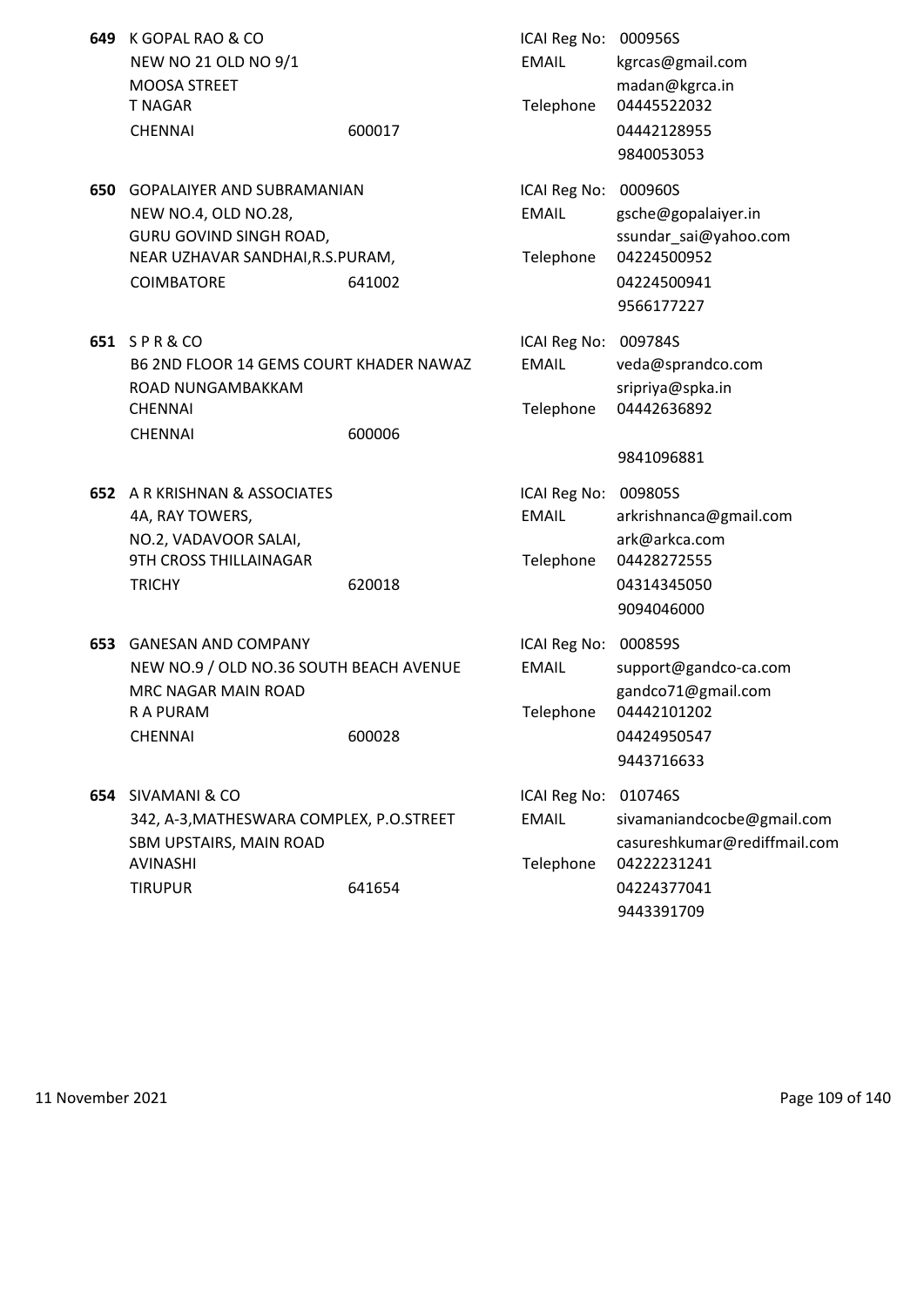**649** K GOPAL RAO & CO
NEW NO 21 OLD NO 9/1
MOOSA STREET
T NAGAR
CHENNAI 600017

ICAI Reg No: 000956S
EMAIL kgrcas@gmail.com
madan@kgrca.in
Telephone 04445522032
04442128955
9840053053

**650** GOPALAIYER AND SUBRAMANIAN
NEW NO.4, OLD NO.28,
GURU GOVIND SINGH ROAD,
NEAR UZHAVAR SANDHAI,R.S.PURAM,
COIMBATORE 641002

ICAI Reg No: 000960S
EMAIL gsche@gopalaiyer.in
ssundar_sai@yahoo.com
Telephone 04224500952
04224500941
9566177227

**651** S P R & CO
B6 2ND FLOOR 14 GEMS COURT KHADER NAWAZ ROAD NUNGAMBAKKAM
CHENNAI
CHENNAI 600006

ICAI Reg No: 009784S
EMAIL veda@sprandco.com
sripriya@spka.in
Telephone 04442636892
9841096881

**652** A R KRISHNAN & ASSOCIATES
4A, RAY TOWERS,
NO.2, VADAVOOR SALAI,
9TH CROSS THILLAINAGAR
TRICHY 620018

ICAI Reg No: 009805S
EMAIL arkrishnanca@gmail.com
ark@arkca.com
Telephone 04428272555
04314345050
9094046000

**653** GANESAN AND COMPANY
NEW NO.9 / OLD NO.36 SOUTH BEACH AVENUE
MRC NAGAR MAIN ROAD
R A PURAM
CHENNAI 600028

ICAI Reg No: 000859S
EMAIL support@gandco-ca.com
gandco71@gmail.com
Telephone 04442101202
04424950547
9443716633

**654** SIVAMANI & CO
342, A-3,MATHESWARA COMPLEX, P.O.STREET
SBM UPSTAIRS, MAIN ROAD
AVINASHI
TIRUPUR 641654

ICAI Reg No: 010746S
EMAIL sivamaniandcocbe@gmail.com
casureshkumar@rediffmail.com
Telephone 04222231241
04224377041
9443391709

11 November 2021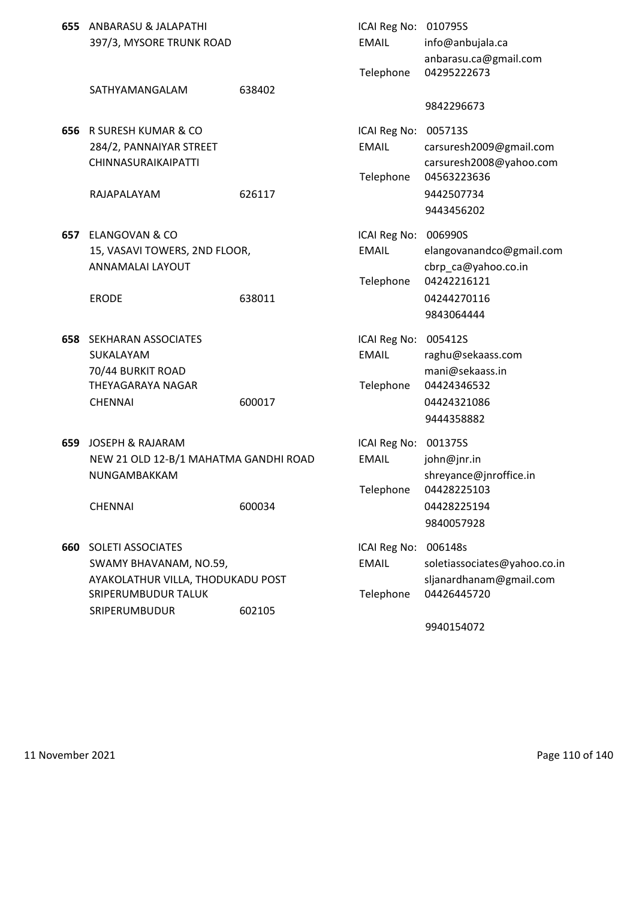**655** ANBARASU & JALAPATHI
397/3, MYSORE TRUNK ROAD

SATHYAMANGALAM 638402

ICAI Reg No: 010795S
EMAIL info@anbujala.ca
anbarasu.ca@gmail.com
Telephone 04295222673
9842296673

**656** R SURESH KUMAR & CO
284/2, PANNAIYAR STREET
CHINNASURAIKAIPATTI

RAJAPALAYAM 626117

ICAI Reg No: 005713S
EMAIL carsuresh2009@gmail.com
carsuresh2008@yahoo.com
Telephone 04563223636
9442507734
9443456202

**657** ELANGOVAN & CO
15, VASAVI TOWERS, 2ND FLOOR,
ANNAMALAI LAYOUT

ERODE 638011

ICAI Reg No: 006990S
EMAIL elangovanandco@gmail.com
cbrp_ca@yahoo.co.in
Telephone 04242216121
04244270116
9843064444

**658** SEKHARAN ASSOCIATES
SUKALAYAM
70/44 BURKIT ROAD
THEYAGARAYA NAGAR
CHENNAI 600017

ICAI Reg No: 005412S
EMAIL raghu@sekaass.com
mani@sekaass.in
Telephone 04424346532
04424321086
9444358882

**659** JOSEPH & RAJARAM
NEW 21 OLD 12-B/1 MAHATMA GANDHI ROAD
NUNGAMBAKKAM

CHENNAI 600034

ICAI Reg No: 001375S
EMAIL john@jnr.in
shreyance@jnroffice.in
Telephone 04428225103
04428225194
9840057928

**660** SOLETI ASSOCIATES
SWAMY BHAVANAM, NO.59,
AYAKOLATHUR VILLA, THODUKADU POST
SRIPERUMBUDUR TALUK
SRIPERUMBUDUR 602105

ICAI Reg No: 006148s
EMAIL soletiassociates@yahoo.co.in
sljanardhanam@gmail.com
Telephone 04426445720
9940154072

11 November 2021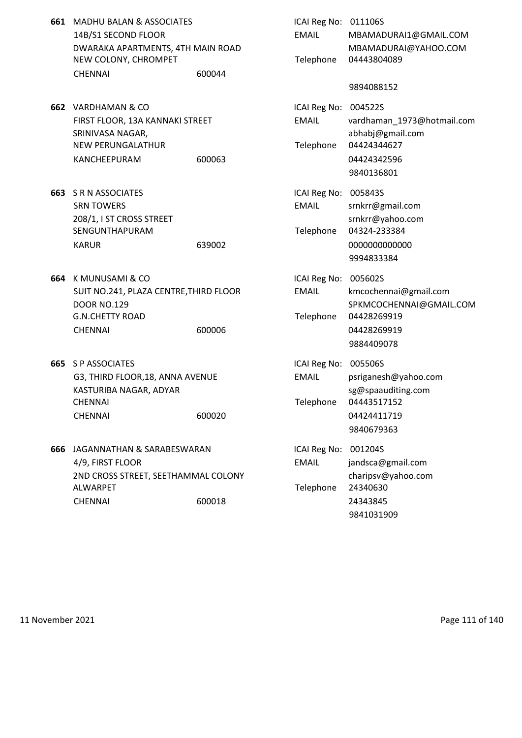**661** MADHU BALAN & ASSOCIATES
14B/S1 SECOND FLOOR
DWARAKA APARTMENTS, 4TH MAIN ROAD
NEW COLONY, CHROMPET
CHENNAI 600044

ICAI Reg No: 011106S
EMAIL MBAMADURAI1@GMAIL.COM
MBAMADURAI@YAHOO.COM
Telephone 04443804089
9894088152

**662** VARDHAMAN & CO
FIRST FLOOR, 13A KANNAKI STREET
SRINIVASA NAGAR,
NEW PERUNGALATHUR
KANCHEEPURAM 600063

ICAI Reg No: 004522S
EMAIL vardhaman_1973@hotmail.com
abhabj@gmail.com
Telephone 04424344627
04424342596
9840136801

**663** S R N ASSOCIATES
SRN TOWERS
208/1, I ST CROSS STREET
SENGUNTHAPURAM
KARUR 639002

ICAI Reg No: 005843S
EMAIL srnkrr@gmail.com
srnkrr@yahoo.com
Telephone 04324-233384
0000000000000
9994833384

**664** K MUNUSAMI & CO
SUIT NO.241, PLAZA CENTRE,THIRD FLOOR
DOOR NO.129
G.N.CHETTY ROAD
CHENNAI 600006

ICAI Reg No: 005602S
EMAIL kmcochennai@gmail.com
SPKMCOCHENNAI@GMAIL.COM
Telephone 04428269919
04428269919
9884409078

**665** S P ASSOCIATES
G3, THIRD FLOOR,18, ANNA AVENUE
KASTURIBA NAGAR, ADYAR
CHENNAI
CHENNAI 600020

ICAI Reg No: 005506S
EMAIL psriganesh@yahoo.com
sg@spaauditing.com
Telephone 04443517152
04424411719
9840679363

**666** JAGANNATHAN & SARABESWARAN
4/9, FIRST FLOOR
2ND CROSS STREET, SEETHAMMAL COLONY
ALWARPET
CHENNAI 600018

ICAI Reg No: 001204S
EMAIL jandsca@gmail.com
charipsv@yahoo.com
Telephone 24340630
24343845
9841031909

11 November 2021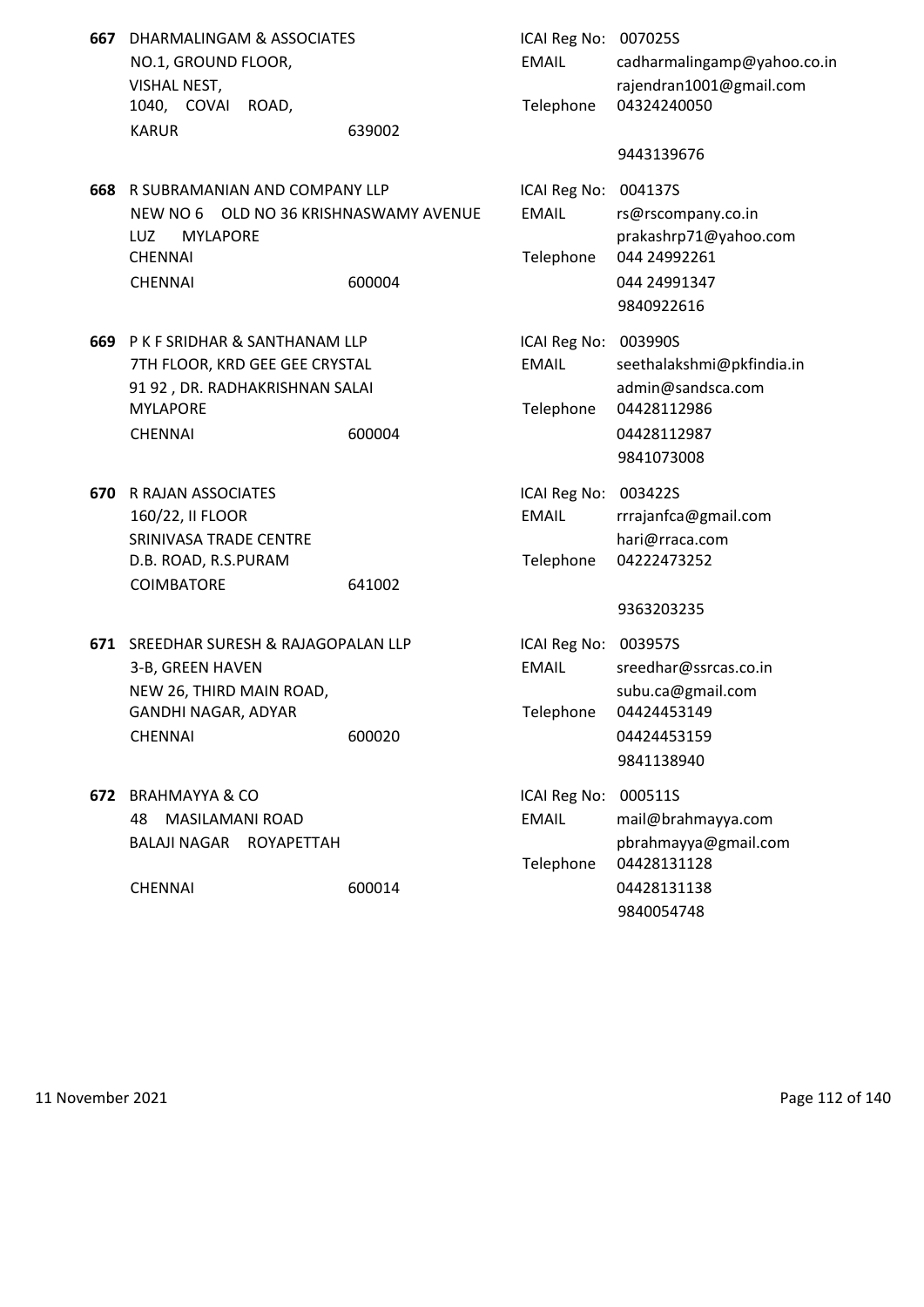**667** DHARMALINGAM & ASSOCIATES
NO.1, GROUND FLOOR,
VISHAL NEST,
1040, COVAI ROAD,
KARUR 639002

ICAI Reg No: 007025S
EMAIL cadharmalingamp@yahoo.co.in
rajendran1001@gmail.com
Telephone 04324240050
9443139676

**668** R SUBRAMANIAN AND COMPANY LLP
NEW NO 6 OLD NO 36 KRISHNASWAMY AVENUE
LUZ MYLAPORE
CHENNAI
CHENNAI 600004

ICAI Reg No: 004137S
EMAIL rs@rscompany.co.in
prakashrp71@yahoo.com
Telephone 044 24992261
044 24991347
9840922616

**669** P K F SRIDHAR & SANTHANAM LLP
7TH FLOOR, KRD GEE GEE CRYSTAL
91 92 , DR. RADHAKRISHNAN SALAI
MYLAPORE
CHENNAI 600004

ICAI Reg No: 003990S
EMAIL seethalakshmi@pkfindia.in
admin@sandsca.com
Telephone 04428112986
04428112987
9841073008

**670** R RAJAN ASSOCIATES
160/22, II FLOOR
SRINIVASA TRADE CENTRE
D.B. ROAD, R.S.PURAM
COIMBATORE 641002

ICAI Reg No: 003422S
EMAIL rrrajanfca@gmail.com
hari@rraca.com
Telephone 04222473252
9363203235

**671** SREEDHAR SURESH & RAJAGOPALAN LLP
3-B, GREEN HAVEN
NEW 26, THIRD MAIN ROAD,
GANDHI NAGAR, ADYAR
CHENNAI 600020

ICAI Reg No: 003957S
EMAIL sreedhar@ssrcas.co.in
subu.ca@gmail.com
Telephone 04424453149
04424453159
9841138940

**672** BRAHMAYYA & CO
48 MASILAMANI ROAD
BALAJI NAGAR ROYAPETTAH
CHENNAI 600014

ICAI Reg No: 000511S
EMAIL mail@brahmayya.com
pbrahmayya@gmail.com
Telephone 04428131128
04428131138
9840054748

11 November 2021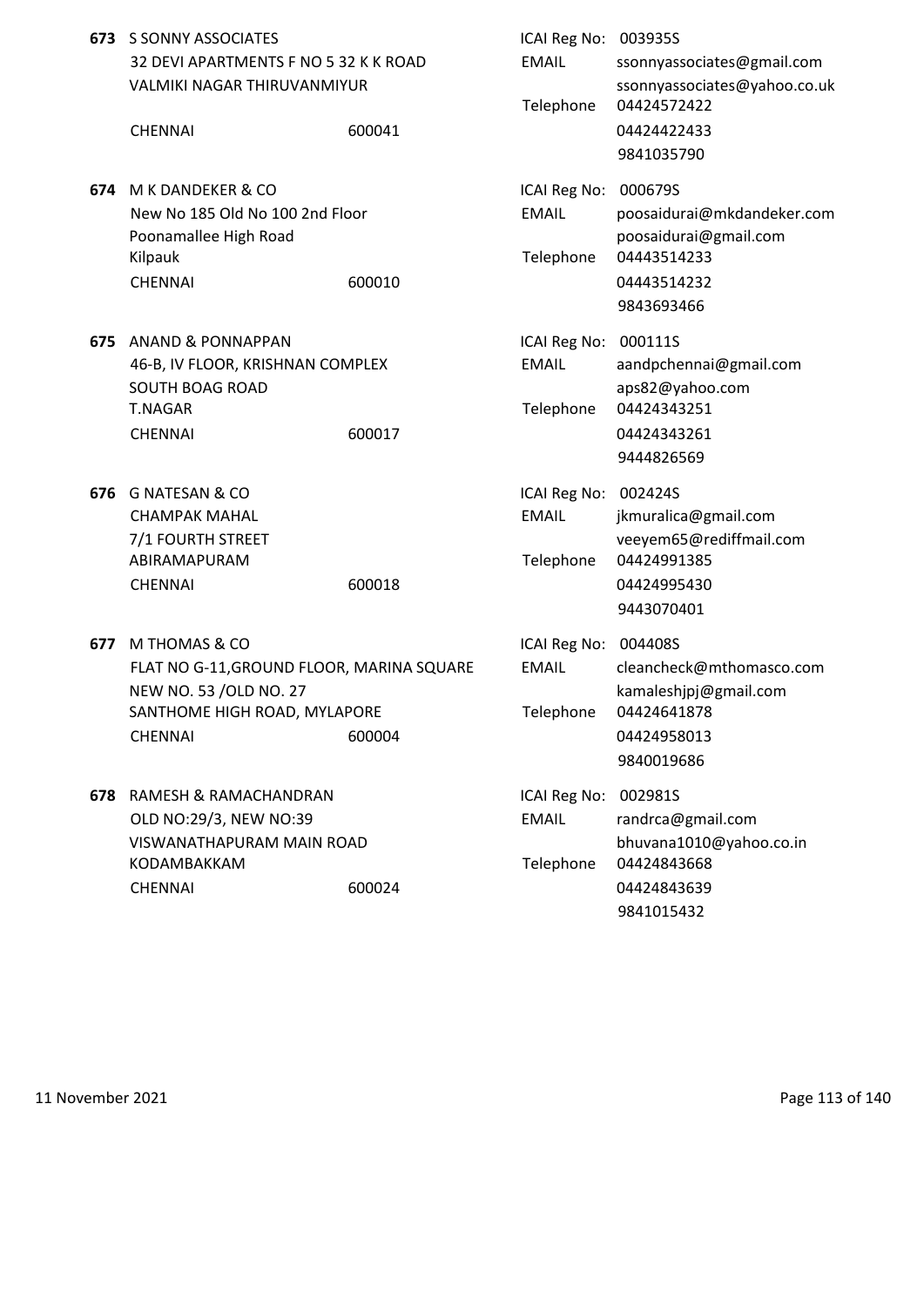**673** S SONNY ASSOCIATES
32 DEVI APARTMENTS F NO 5 32 K K ROAD
VALMIKI NAGAR THIRUVANMIYUR
CHENNAI 600041

ICAI Reg No: 003935S
EMAIL ssonnyassociates@gmail.com
ssonnyassociates@yahoo.co.uk
Telephone 04424572422
04424422433
9841035790

**674** M K DANDEKER & CO
New No 185 Old No 100 2nd Floor
Poonamallee High Road
Kilpauk
CHENNAI 600010

ICAI Reg No: 000679S
EMAIL poosaidurai@mkdandeker.com
poosaidurai@gmail.com
Telephone 04443514233
04443514232
9843693466

**675** ANAND & PONNAPPAN
46-B, IV FLOOR, KRISHNAN COMPLEX
SOUTH BOAG ROAD
T.NAGAR
CHENNAI 600017

ICAI Reg No: 000111S
EMAIL aandpchennai@gmail.com
aps82@yahoo.com
Telephone 04424343251
04424343261
9444826569

**676** G NATESAN & CO
CHAMPAK MAHAL
7/1 FOURTH STREET
ABIRAMAPURAM
CHENNAI 600018

ICAI Reg No: 002424S
EMAIL jkmuralica@gmail.com
veeyem65@rediffmail.com
Telephone 04424991385
04424995430
9443070401

**677** M THOMAS & CO
FLAT NO G-11,GROUND FLOOR, MARINA SQUARE
NEW NO. 53 /OLD NO. 27
SANTHOME HIGH ROAD, MYLAPORE
CHENNAI 600004

ICAI Reg No: 004408S
EMAIL cleancheck@mthomasco.com
kamaleshjpj@gmail.com
Telephone 04424641878
04424958013
9840019686

**678** RAMESH & RAMACHANDRAN
OLD NO:29/3, NEW NO:39
VISWANATHAPURAM MAIN ROAD
KODAMBAKKAM
CHENNAI 600024

ICAI Reg No: 002981S
EMAIL randrca@gmail.com
bhuvana1010@yahoo.co.in
Telephone 04424843668
04424843639
9841015432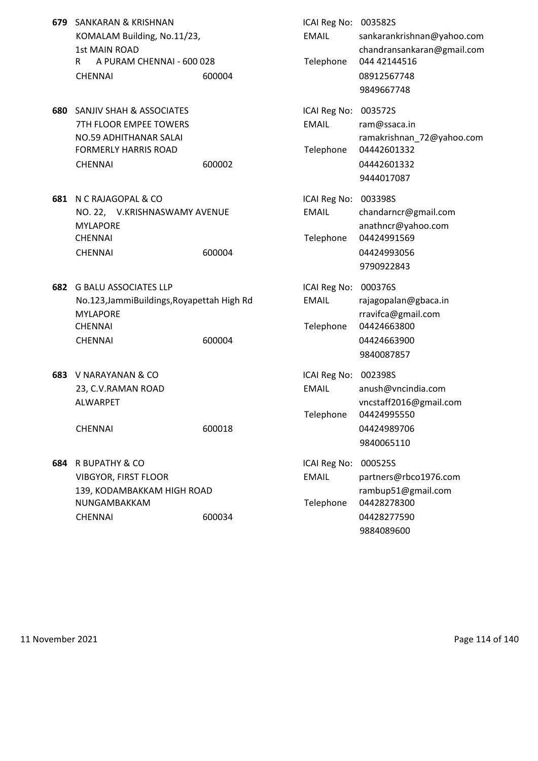**679** SANKARAN & KRISHNAN
KOMALAM Building, No.11/23,
1st MAIN ROAD
R A PURAM CHENNAI - 600 028
CHENNAI 600004

ICAI Reg No: 003582S
EMAIL sankarankrishnan@yahoo.com
chandransankaran@gmail.com
Telephone 044 42144516
08912567748
9849667748

**680** SANJIV SHAH & ASSOCIATES
7TH FLOOR EMPEE TOWERS
NO.59 ADHITHANAR SALAI
FORMERLY HARRIS ROAD
CHENNAI 600002

ICAI Reg No: 003572S
EMAIL ram@ssaca.in
ramakrishnan_72@yahoo.com
Telephone 04442601332
04442601332
9444017087

**681** N C RAJAGOPAL & CO
NO. 22, V.KRISHNASWAMY AVENUE
MYLAPORE
CHENNAI
CHENNAI 600004

ICAI Reg No: 003398S
EMAIL chandarncr@gmail.com
anathncr@yahoo.com
Telephone 04424991569
04424993056
9790922843

**682** G BALU ASSOCIATES LLP
No.123,JammiBuildings,Royapettah High Rd
MYLAPORE
CHENNAI
CHENNAI 600004

ICAI Reg No: 000376S
EMAIL rajagopalan@gbaca.in
rravifca@gmail.com
Telephone 04424663800
04424663900
9840087857

**683** V NARAYANAN & CO
23, C.V.RAMAN ROAD
ALWARPET
CHENNAI 600018

ICAI Reg No: 002398S
EMAIL anush@vncindia.com
vncstaff2016@gmail.com
Telephone 04424995550
04424989706
9840065110

**684** R BUPATHY & CO
VIBGYOR, FIRST FLOOR
139, KODAMBAKKAM HIGH ROAD
NUNGAMBAKKAM
CHENNAI 600034

ICAI Reg No: 000525S
EMAIL partners@rbco1976.com
rambup51@gmail.com
Telephone 04428278300
04428277590
9884089600

11 November 2021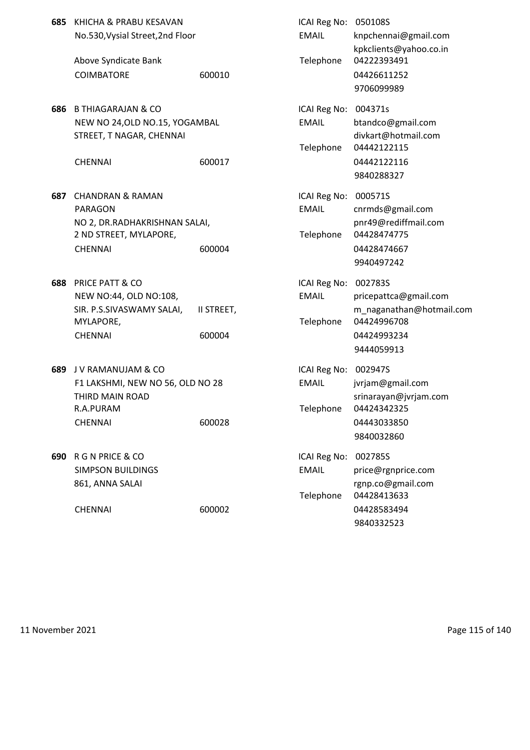**685** KHICHA & PRABU KESAVAN
No.530,Vysial Street,2nd Floor

Above Syndicate Bank
COIMBATORE 600010

ICAI Reg No: 050108S
EMAIL knpchennai@gmail.com
kpkclients@yahoo.co.in
Telephone 04222393491
04426611252
9706099989

**686** B THIAGARAJAN & CO
NEW NO 24,OLD NO.15, YOGAMBAL STREET, T NAGAR, CHENNAI

CHENNAI 600017

ICAI Reg No: 004371s
EMAIL btandco@gmail.com
divkart@hotmail.com
Telephone 04442122115
04442122116
9840288327

**687** CHANDRAN & RAMAN
PARAGON
NO 2, DR.RADHAKRISHNAN SALAI,
2 ND STREET, MYLAPORE,
CHENNAI 600004

ICAI Reg No: 000571S
EMAIL cnrmds@gmail.com
pnr49@rediffmail.com
Telephone 04428474775
04428474667
9940497242

**688** PRICE PATT & CO
NEW NO:44, OLD NO:108,
SIR. P.S.SIVASWAMY SALAI, II STREET,
MYLAPORE,
CHENNAI 600004

ICAI Reg No: 002783S
EMAIL pricepattca@gmail.com
m_naganathan@hotmail.com
Telephone 04424996708
04424993234
9444059913

**689** J V RAMANUJAM & CO
F1 LAKSHMI, NEW NO 56, OLD NO 28
THIRD MAIN ROAD
R.A.PURAM
CHENNAI 600028

ICAI Reg No: 002947S
EMAIL jvrjam@gmail.com
srinarayan@jvrjam.com
Telephone 04424342325
04443033850
9840032860

**690** R G N PRICE & CO
SIMPSON BUILDINGS
861, ANNA SALAI

CHENNAI 600002

ICAI Reg No: 002785S
EMAIL price@rgnprice.com
rgnp.co@gmail.com
Telephone 04428413633
04428583494
9840332523

11 November 2021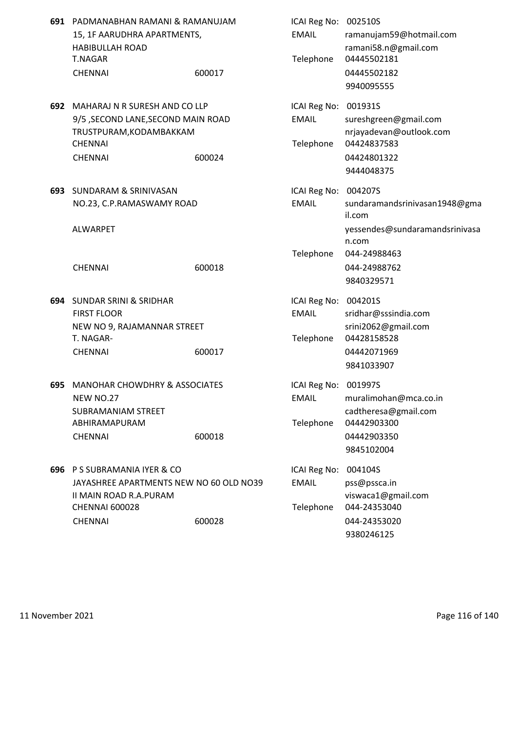**691** PADMANABHAN RAMANI & RAMANUJAM
15, 1F AARUDHRA APARTMENTS,
HABIBULLAH ROAD
T.NAGAR
CHENNAI 600017

ICAI Reg No: 002510S
EMAIL ramanujam59@hotmail.com
ramani58.n@gmail.com
Telephone 04445502181
04445502182
9940095555

**692** MAHARAJ N R SURESH AND CO LLP
9/5 ,SECOND LANE,SECOND MAIN ROAD
TRUSTPURAM,KODAMBAKKAM
CHENNAI
CHENNAI 600024

ICAI Reg No: 001931S
EMAIL sureshgreen@gmail.com
nrjayadevan@outlook.com
Telephone 04424837583
04424801322
9444048375

**693** SUNDARAM & SRINIVASAN
NO.23, C.P.RAMASWAMY ROAD
ALWARPET
CHENNAI 600018

ICAI Reg No: 004207S
EMAIL sundaramandsrinivasan1948@gmail.com
yessendes@sundaramandsrinivasan.com
Telephone 044-24988463
044-24988762
9840329571

**694** SUNDAR SRINI & SRIDHAR
FIRST FLOOR
NEW NO 9, RAJAMANNAR STREET
T. NAGAR-
CHENNAI 600017

ICAI Reg No: 004201S
EMAIL sridhar@sssindia.com
srini2062@gmail.com
Telephone 04428158528
04442071969
9841033907

**695** MANOHAR CHOWDHRY & ASSOCIATES
NEW NO.27
SUBRAMANIAM STREET
ABHIRAMAPURAM
CHENNAI 600018

ICAI Reg No: 001997S
EMAIL muralimohan@mca.co.in
cadtheresa@gmail.com
Telephone 04442903300
04442903350
9845102004

**696** P S SUBRAMANIA IYER & CO
JAYASHREE APARTMENTS NEW NO 60 OLD NO39
II MAIN ROAD R.A.PURAM
CHENNAI 600028
CHENNAI 600028

ICAI Reg No: 004104S
EMAIL pss@pssca.in
viswaca1@gmail.com
Telephone 044-24353040
044-24353020
9380246125

11 November 2021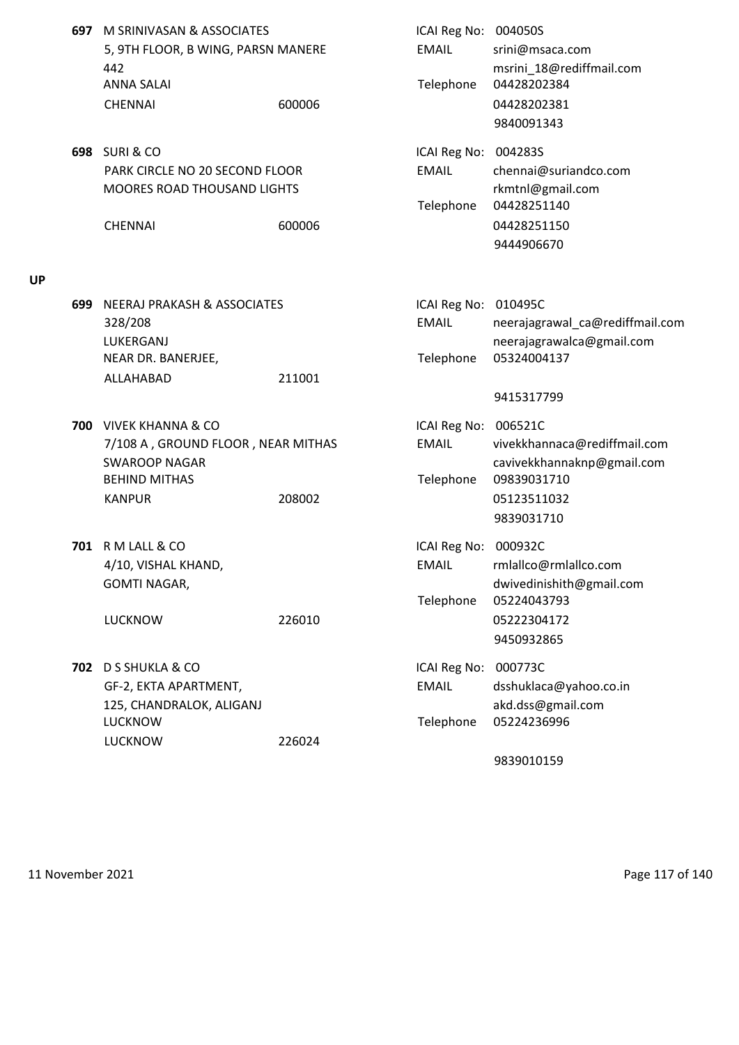**697** M SRINIVASAN & ASSOCIATES
5, 9TH FLOOR, B WING, PARSN MANERE
442
ANNA SALAI
CHENNAI 600006

ICAI Reg No: 004050S
EMAIL srini@msaca.com
msrini_18@rediffmail.com
Telephone 04428202384
04428202381
9840091343

**698** SURI & CO
PARK CIRCLE NO 20 SECOND FLOOR
MOORES ROAD THOUSAND LIGHTS
CHENNAI 600006

ICAI Reg No: 004283S
EMAIL chennai@suriandco.com
rkmtnl@gmail.com
Telephone 04428251140
04428251150
9444906670

## UP

**699** NEERAJ PRAKASH & ASSOCIATES
328/208
LUKERGANJ
NEAR DR. BANERJEE,
ALLAHABAD 211001

ICAI Reg No: 010495C
EMAIL neerajagrawal_ca@rediffmail.com
neerajagrawalca@gmail.com
Telephone 05324004137
9415317799

**700** VIVEK KHANNA & CO
7/108 A , GROUND FLOOR , NEAR MITHAS
SWAROOP NAGAR
BEHIND MITHAS
KANPUR 208002

ICAI Reg No: 006521C
EMAIL vivekkhannaca@rediffmail.com
cavivekkhannaknp@gmail.com
Telephone 09839031710
05123511032
9839031710

**701** R M LALL & CO
4/10, VISHAL KHAND,
GOMTI NAGAR,
LUCKNOW 226010

ICAI Reg No: 000932C
EMAIL rmlallco@rmlallco.com
dwivedinishith@gmail.com
Telephone 05224043793
05222304172
9450932865

**702** D S SHUKLA & CO
GF-2, EKTA APARTMENT,
125, CHANDRALOK, ALIGANJ
LUCKNOW
LUCKNOW 226024

ICAI Reg No: 000773C
EMAIL dsshuklaca@yahoo.co.in
akd.dss@gmail.com
Telephone 05224236996
9839010159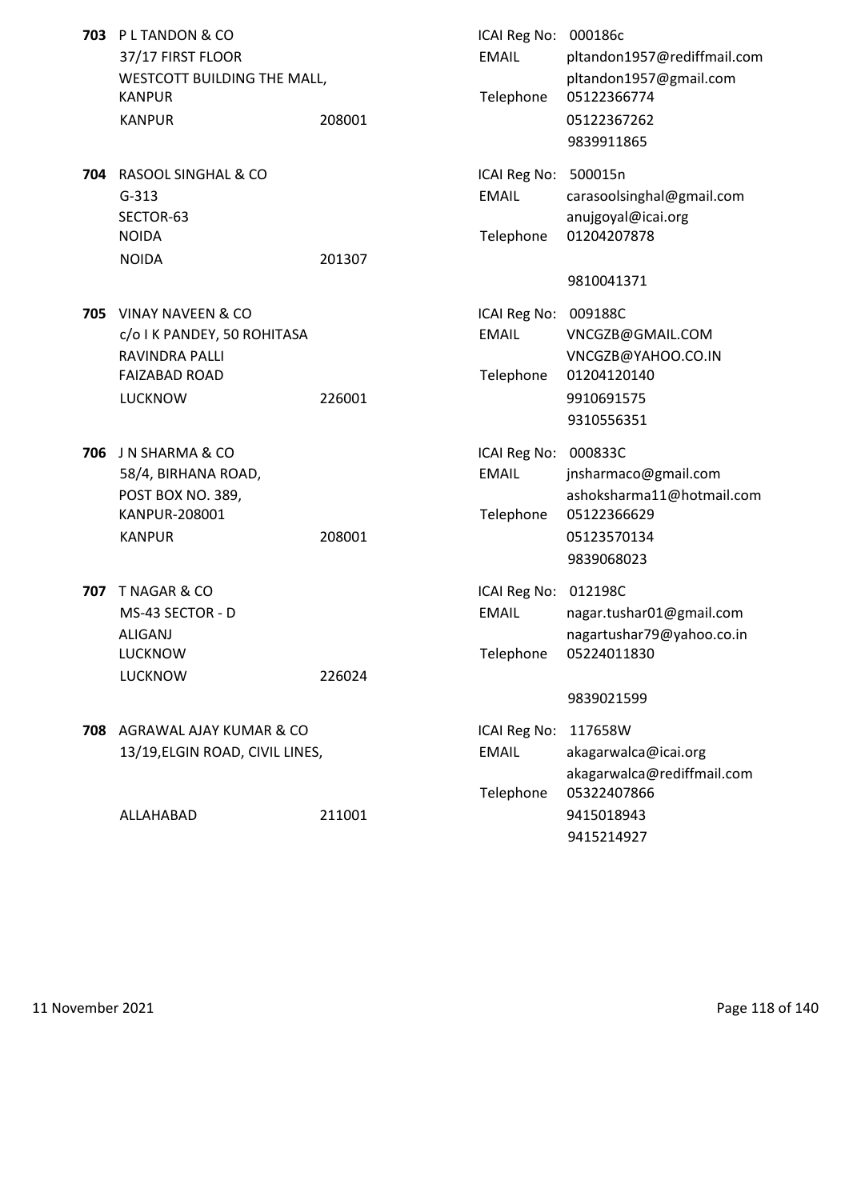**703** P L TANDON & CO
37/17 FIRST FLOOR
WESTCOTT BUILDING THE MALL,
KANPUR
KANPUR 208001

ICAI Reg No: 000186c
EMAIL pltandon1957@rediffmail.com
pltandon1957@gmail.com
Telephone 05122366774
05122367262
9839911865

**704** RASOOL SINGHAL & CO
G-313
SECTOR-63
NOIDA
NOIDA 201307

ICAI Reg No: 500015n
EMAIL carasoolsinghal@gmail.com
anujgoyal@icai.org
Telephone 01204207878
9810041371

**705** VINAY NAVEEN & CO
c/o I K PANDEY, 50 ROHITASA
RAVINDRA PALLI
FAIZABAD ROAD
LUCKNOW 226001

ICAI Reg No: 009188C
EMAIL VNCGZB@GMAIL.COM
VNCGZB@YAHOO.CO.IN
Telephone 01204120140
9910691575
9310556351

**706** J N SHARMA & CO
58/4, BIRHANA ROAD,
POST BOX NO. 389,
KANPUR-208001
KANPUR 208001

ICAI Reg No: 000833C
EMAIL jnsharmaco@gmail.com
ashoksharma11@hotmail.com
Telephone 05122366629
05123570134
9839068023

**707** T NAGAR & CO
MS-43 SECTOR - D
ALIGANJ
LUCKNOW
LUCKNOW 226024

ICAI Reg No: 012198C
EMAIL nagar.tushar01@gmail.com
nagartushar79@yahoo.co.in
Telephone 05224011830
9839021599

**708** AGRAWAL AJAY KUMAR & CO
13/19,ELGIN ROAD, CIVIL LINES,
ALLAHABAD 211001

ICAI Reg No: 117658W
EMAIL akagarwalca@icai.org
akagarwalca@rediffmail.com
Telephone 05322407866
9415018943
9415214927

11 November 2021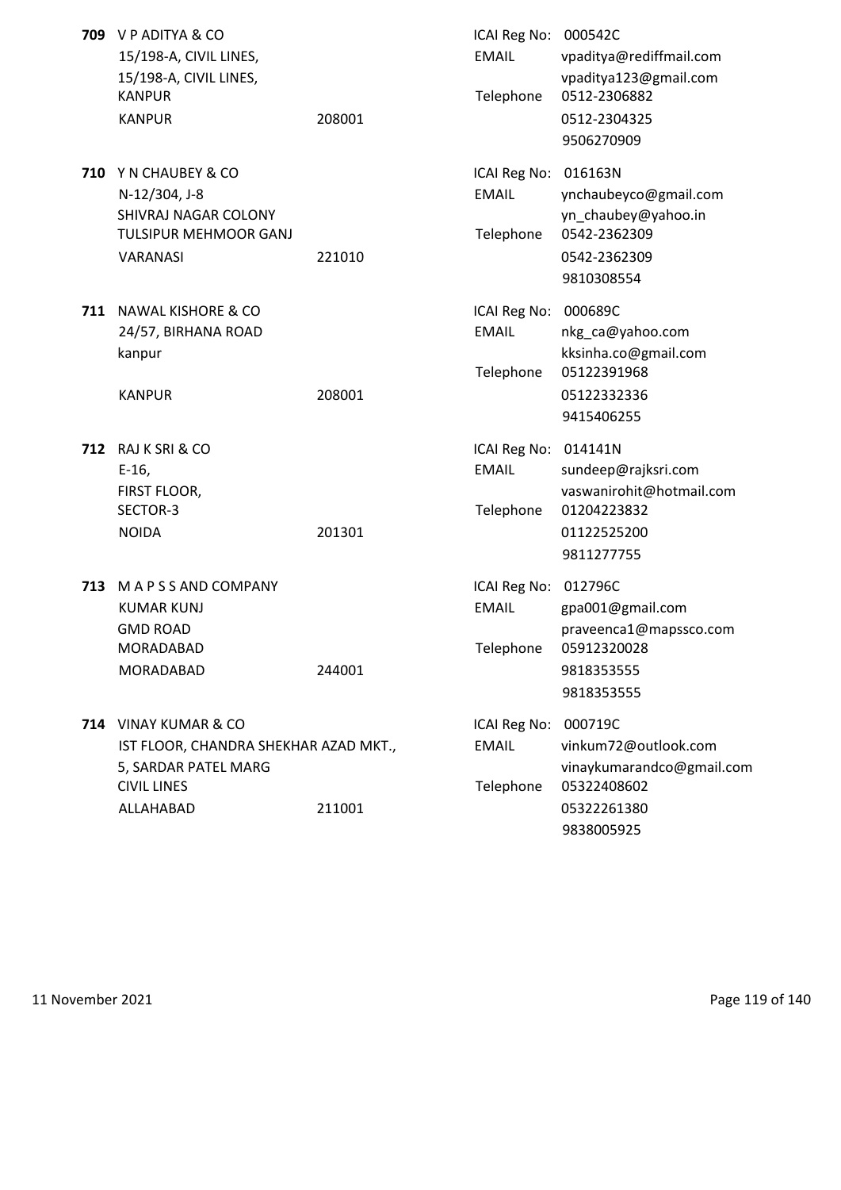**709** V P ADITYA & CO
15/198-A, CIVIL LINES,
15/198-A, CIVIL LINES,
KANPUR
KANPUR 208001

ICAI Reg No: 000542C
EMAIL vpaditya@rediffmail.com
vpaditya123@gmail.com
Telephone 0512-2306882
0512-2304325
9506270909

**710** Y N CHAUBEY & CO
N-12/304, J-8
SHIVRAJ NAGAR COLONY
TULSIPUR MEHMOOR GANJ
VARANASI 221010

ICAI Reg No: 016163N
EMAIL ynchaubeyco@gmail.com
yn_chaubey@yahoo.in
Telephone 0542-2362309
0542-2362309
9810308554

**711** NAWAL KISHORE & CO
24/57, BIRHANA ROAD
kanpur
KANPUR 208001

ICAI Reg No: 000689C
EMAIL nkg_ca@yahoo.com
kksinha.co@gmail.com
Telephone 05122391968
05122332336
9415406255

**712** RAJ K SRI & CO
E-16,
FIRST FLOOR,
SECTOR-3
NOIDA 201301

ICAI Reg No: 014141N
EMAIL sundeep@rajksri.com
vaswanirohit@hotmail.com
Telephone 01204223832
01122525200
9811277755

**713** M A P S S AND COMPANY
KUMAR KUNJ
GMD ROAD
MORADABAD
MORADABAD 244001

ICAI Reg No: 012796C
EMAIL gpa001@gmail.com
praveenca1@mapssco.com
Telephone 05912320028
9818353555
9818353555

**714** VINAY KUMAR & CO
IST FLOOR, CHANDRA SHEKHAR AZAD MKT.,
5, SARDAR PATEL MARG
CIVIL LINES
ALLAHABAD 211001

ICAI Reg No: 000719C
EMAIL vinkum72@outlook.com
vinaykumarandco@gmail.com
Telephone 05322408602
05322261380
9838005925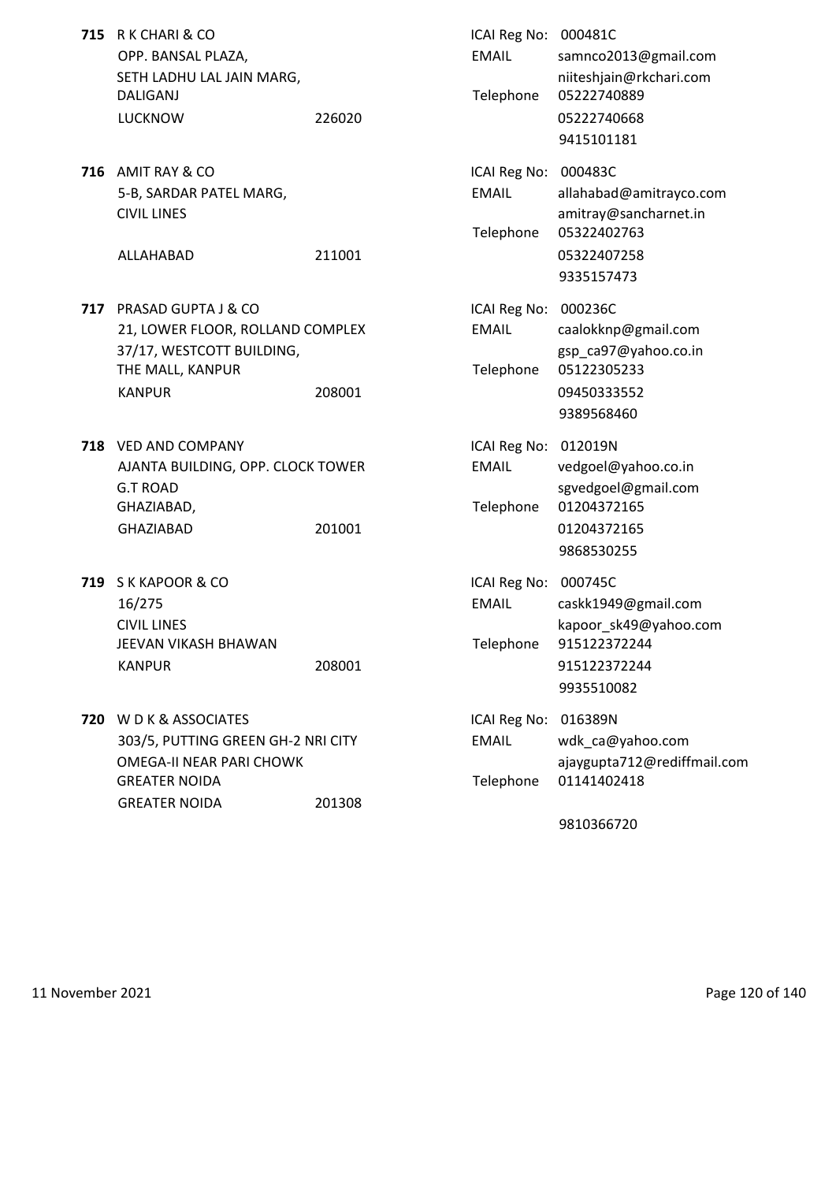**715** R K CHARI & CO
OPP. BANSAL PLAZA,
SETH LADHU LAL JAIN MARG,
DALIGANJ
LUCKNOW 226020

ICAI Reg No: 000481C
EMAIL samnco2013@gmail.com
niiteshjain@rkchari.com
Telephone 05222740889
05222740668
9415101181

**716** AMIT RAY & CO
5-B, SARDAR PATEL MARG,
CIVIL LINES
ALLAHABAD 211001

ICAI Reg No: 000483C
EMAIL allahabad@amitrayco.com
amitray@sancharnet.in
Telephone 05322402763
05322407258
9335157473

**717** PRASAD GUPTA J & CO
21, LOWER FLOOR, ROLLAND COMPLEX
37/17, WESTCOTT BUILDING,
THE MALL, KANPUR
KANPUR 208001

ICAI Reg No: 000236C
EMAIL caalokknp@gmail.com
gsp_ca97@yahoo.co.in
Telephone 05122305233
09450333552
9389568460

**718** VED AND COMPANY
AJANTA BUILDING, OPP. CLOCK TOWER
G.T ROAD
GHAZIABAD,
GHAZIABAD 201001

ICAI Reg No: 012019N
EMAIL vedgoel@yahoo.co.in
sgvedgoel@gmail.com
Telephone 01204372165
01204372165
9868530255

**719** S K KAPOOR & CO
16/275
CIVIL LINES
JEEVAN VIKASH BHAWAN
KANPUR 208001

ICAI Reg No: 000745C
EMAIL caskk1949@gmail.com
kapoor_sk49@yahoo.com
Telephone 915122372244
915122372244
9935510082

**720** W D K & ASSOCIATES
303/5, PUTTING GREEN GH-2 NRI CITY
OMEGA-II NEAR PARI CHOWK
GREATER NOIDA
GREATER NOIDA 201308

ICAI Reg No: 016389N
EMAIL wdk_ca@yahoo.com
ajaygupta712@rediffmail.com
Telephone 01141402418
9810366720

11 November 2021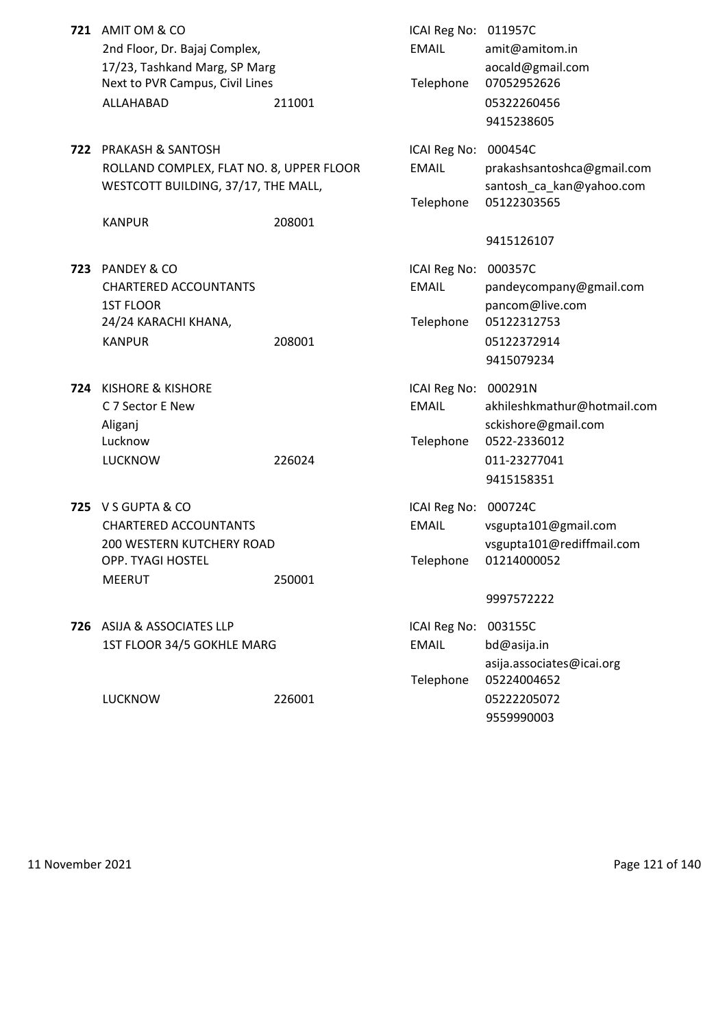**721** AMIT OM & CO
2nd Floor, Dr. Bajaj Complex,
17/23, Tashkand Marg, SP Marg
Next to PVR Campus, Civil Lines
ALLAHABAD 211001

ICAI Reg No: 011957C
EMAIL amit@amitom.in
aocald@gmail.com
Telephone 07052952626
05322260456
9415238605

**722** PRAKASH & SANTOSH
ROLLAND COMPLEX, FLAT NO. 8, UPPER FLOOR
WESTCOTT BUILDING, 37/17, THE MALL,
KANPUR 208001

ICAI Reg No: 000454C
EMAIL prakashsantoshca@gmail.com
santosh_ca_kan@yahoo.com
Telephone 05122303565
9415126107

**723** PANDEY & CO
CHARTERED ACCOUNTANTS
1ST FLOOR
24/24 KARACHI KHANA,
KANPUR 208001

ICAI Reg No: 000357C
EMAIL pandeycompany@gmail.com
pancom@live.com
Telephone 05122312753
05122372914
9415079234

**724** KISHORE & KISHORE
C 7 Sector E New
Aliganj
Lucknow
LUCKNOW 226024

ICAI Reg No: 000291N
EMAIL akhileshkmathur@hotmail.com
sckishore@gmail.com
Telephone 0522-2336012
011-23277041
9415158351

**725** V S GUPTA & CO
CHARTERED ACCOUNTANTS
200 WESTERN KUTCHERY ROAD
OPP. TYAGI HOSTEL
MEERUT 250001

ICAI Reg No: 000724C
EMAIL vsgupta101@gmail.com
vsgupta101@rediffmail.com
Telephone 01214000052
9997572222

**726** ASIJA & ASSOCIATES LLP
1ST FLOOR 34/5 GOKHLE MARG
LUCKNOW 226001

ICAI Reg No: 003155C
EMAIL bd@asija.in
asija.associates@icai.org
Telephone 05224004652
05222205072
9559990003

11 November 2021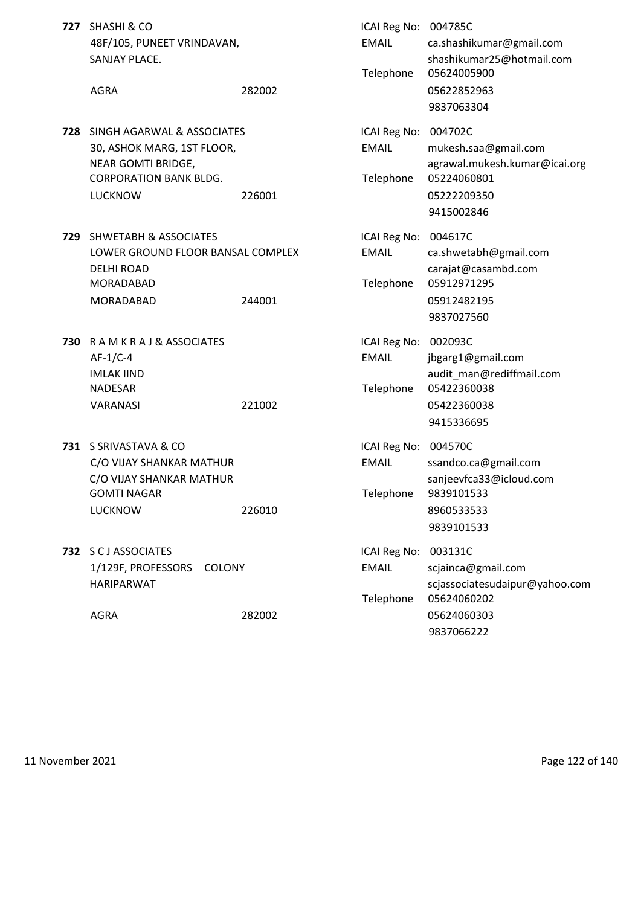**727** SHASHI & CO
48F/105, PUNEET VRINDAVAN,
SANJAY PLACE.
AGRA 282002

ICAI Reg No: 004785C
EMAIL ca.shashikumar@gmail.com
shashikumar25@hotmail.com
Telephone 05624005900
05622852963
9837063304

**728** SINGH AGARWAL & ASSOCIATES
30, ASHOK MARG, 1ST FLOOR,
NEAR GOMTI BRIDGE,
CORPORATION BANK BLDG.
LUCKNOW 226001

ICAI Reg No: 004702C
EMAIL mukesh.saa@gmail.com
agrawal.mukesh.kumar@icai.org
Telephone 05224060801
05222209350
9415002846

**729** SHWETABH & ASSOCIATES
LOWER GROUND FLOOR BANSAL COMPLEX
DELHI ROAD
MORADABAD
MORADABAD 244001

ICAI Reg No: 004617C
EMAIL ca.shwetabh@gmail.com
carajat@casambd.com
Telephone 05912971295
05912482195
9837027560

**730** R A M K R A J & ASSOCIATES
AF-1/C-4
IMLAK IIND
NADESAR
VARANASI 221002

ICAI Reg No: 002093C
EMAIL jbgarg1@gmail.com
audit_man@rediffmail.com
Telephone 05422360038
05422360038
9415336695

**731** S SRIVASTAVA & CO
C/O VIJAY SHANKAR MATHUR
C/O VIJAY SHANKAR MATHUR
GOMTI NAGAR
LUCKNOW 226010

ICAI Reg No: 004570C
EMAIL ssandco.ca@gmail.com
sanjeevfca33@icloud.com
Telephone 9839101533
8960533533
9839101533

**732** S C J ASSOCIATES
1/129F, PROFESSORS COLONY
HARIPARWAT
AGRA 282002

ICAI Reg No: 003131C
EMAIL scjainca@gmail.com
scjassociatesudaipur@yahoo.com
Telephone 05624060202
05624060303
9837066222

11 November 2021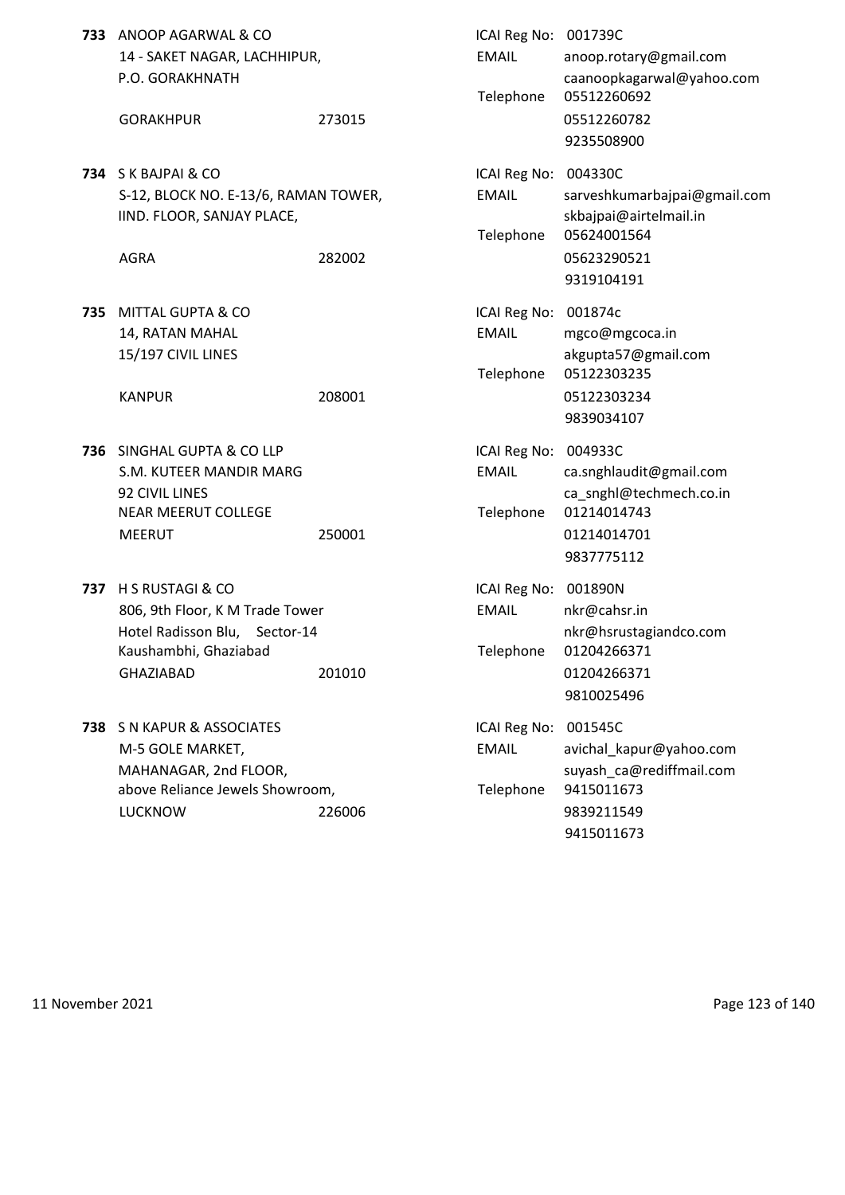**733** ANOOP AGARWAL & CO
14 - SAKET NAGAR, LACHHIPUR,
P.O. GORAKHNATH
GORAKHPUR 273015

ICAI Reg No: 001739C
EMAIL: anoop.rotary@gmail.com
caanoopkagarwal@yahoo.com
Telephone: 05512260692
05512260782
9235508900

**734** S K BAJPAI & CO
S-12, BLOCK NO. E-13/6, RAMAN TOWER,
IIND. FLOOR, SANJAY PLACE,
AGRA 282002

ICAI Reg No: 004330C
EMAIL: sarveshkumarbajpai@gmail.com
skbajpai@airtelmail.in
Telephone: 05624001564
05623290521
9319104191

**735** MITTAL GUPTA & CO
14, RATAN MAHAL
15/197 CIVIL LINES
KANPUR 208001

ICAI Reg No: 001874c
EMAIL: mgco@mgcoca.in
akgupta57@gmail.com
Telephone: 05122303235
05122303234
9839034107

**736** SINGHAL GUPTA & CO LLP
S.M. KUTEER MANDIR MARG
92 CIVIL LINES
NEAR MEERUT COLLEGE
MEERUT 250001

ICAI Reg No: 004933C
EMAIL: ca.snghlaudit@gmail.com
ca_snghl@techmech.co.in
Telephone: 01214014743
01214014701
9837775112

**737** H S RUSTAGI & CO
806, 9th Floor, K M Trade Tower
Hotel Radisson Blu, Sector-14
Kaushambhi, Ghaziabad
GHAZIABAD 201010

ICAI Reg No: 001890N
EMAIL: nkr@cahsr.in
nkr@hsrustagiandco.com
Telephone: 01204266371
01204266371
9810025496

**738** S N KAPUR & ASSOCIATES
M-5 GOLE MARKET,
MAHANAGAR, 2nd FLOOR,
above Reliance Jewels Showroom,
LUCKNOW 226006

ICAI Reg No: 001545C
EMAIL: avichal_kapur@yahoo.com
suyash_ca@rediffmail.com
Telephone: 9415011673
9839211549
9415011673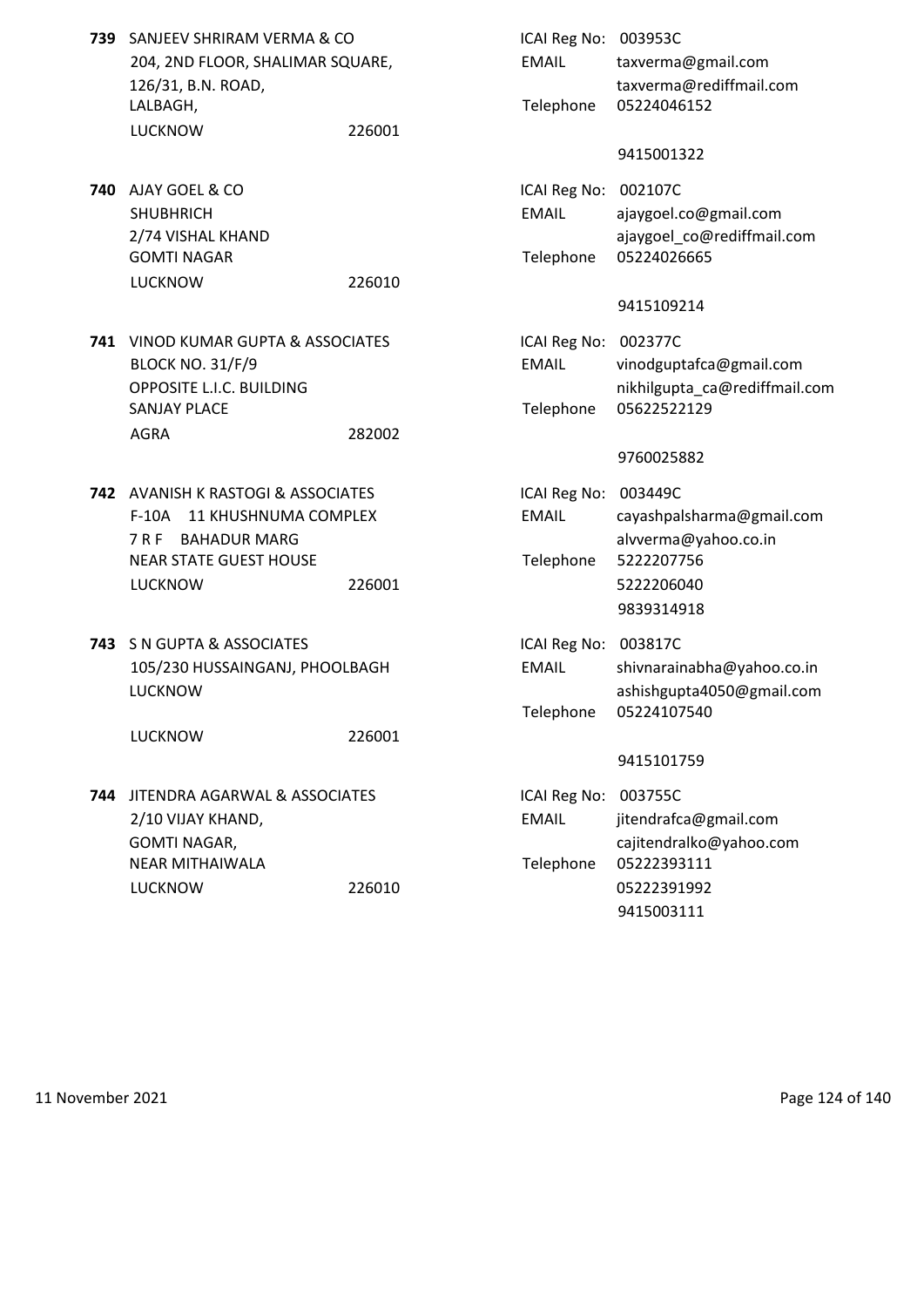**739** SANJEEV SHRIRAM VERMA & CO
204, 2ND FLOOR, SHALIMAR SQUARE,
126/31, B.N. ROAD,
LALBAGH,
LUCKNOW 226001

ICAI Reg No: 003953C
EMAIL taxverma@gmail.com
taxverma@rediffmail.com
Telephone 05224046152
9415001322

**740** AJAY GOEL & CO
SHUBHRICH
2/74 VISHAL KHAND
GOMTI NAGAR
LUCKNOW 226010

ICAI Reg No: 002107C
EMAIL ajaygoel.co@gmail.com
ajaygoel_co@rediffmail.com
Telephone 05224026665
9415109214

**741** VINOD KUMAR GUPTA & ASSOCIATES
BLOCK NO. 31/F/9
OPPOSITE L.I.C. BUILDING
SANJAY PLACE
AGRA 282002

ICAI Reg No: 002377C
EMAIL vinodguptafca@gmail.com
nikhilgupta_ca@rediffmail.com
Telephone 05622522129
9760025882

**742** AVANISH K RASTOGI & ASSOCIATES
F-10A 11 KHUSHNUMA COMPLEX
7 R F BAHADUR MARG
NEAR STATE GUEST HOUSE
LUCKNOW 226001

ICAI Reg No: 003449C
EMAIL cayashpalsharma@gmail.com
alvverma@yahoo.co.in
Telephone 5222207756
5222206040
9839314918

**743** S N GUPTA & ASSOCIATES
105/230 HUSSAINGANJ, PHOOLBAGH
LUCKNOW
LUCKNOW 226001

ICAI Reg No: 003817C
EMAIL shivnarainabha@yahoo.co.in
ashishgupta4050@gmail.com
Telephone 05224107540
9415101759

**744** JITENDRA AGARWAL & ASSOCIATES
2/10 VIJAY KHAND,
GOMTI NAGAR,
NEAR MITHAIWALA
LUCKNOW 226010

ICAI Reg No: 003755C
EMAIL jitendrafca@gmail.com
cajitendralko@yahoo.com
Telephone 05222393111
05222391992
9415003111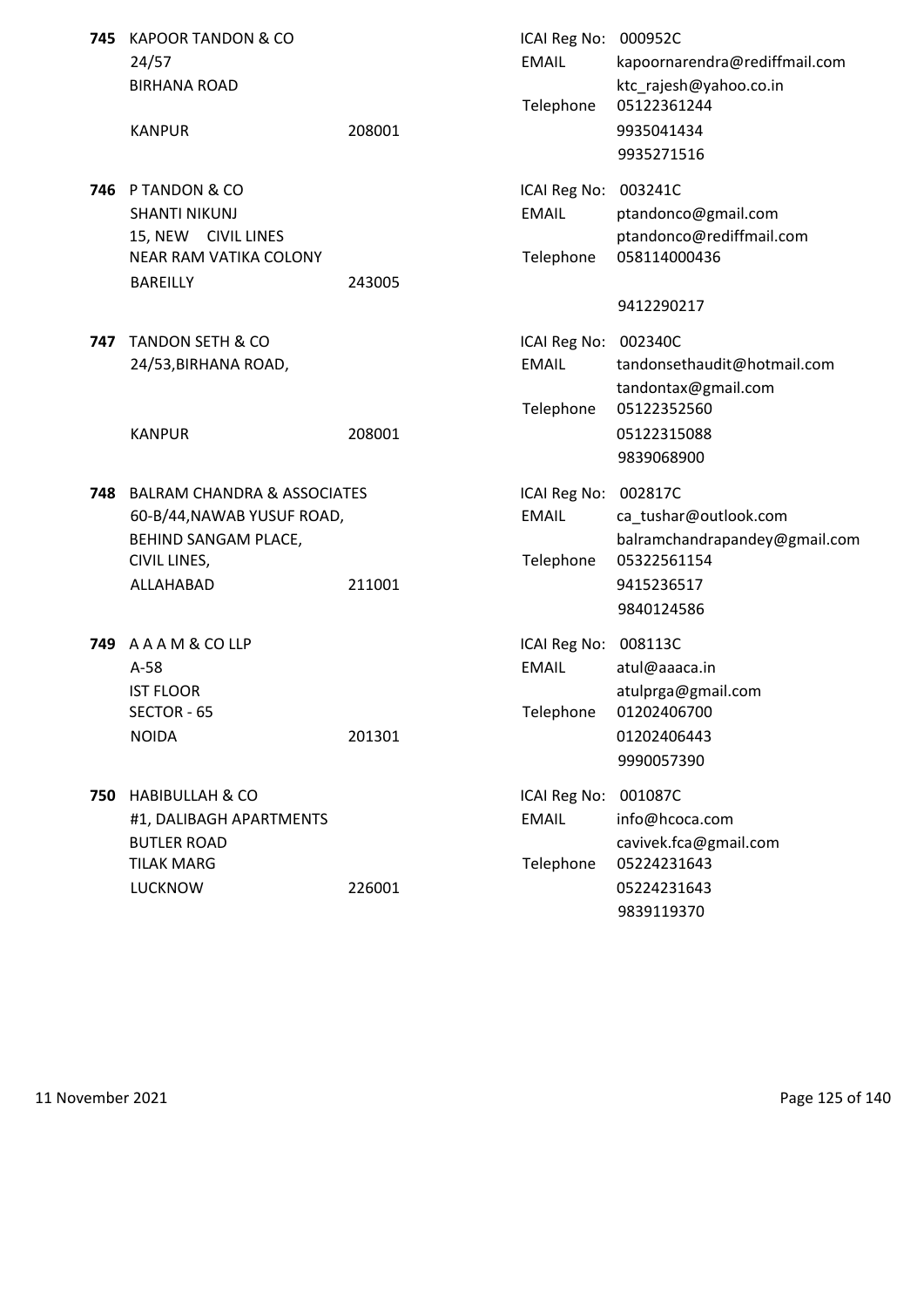**745** KAPOOR TANDON & CO
24/57
BIRHANA ROAD
KANPUR 208001

ICAI Reg No: 000952C
EMAIL kapoornarendra@rediffmail.com
ktc_rajesh@yahoo.co.in
Telephone 05122361244
9935041434
9935271516

**746** P TANDON & CO
SHANTI NIKUNJ
15, NEW CIVIL LINES
NEAR RAM VATIKA COLONY
BAREILLY 243005

ICAI Reg No: 003241C
EMAIL ptandonco@gmail.com
ptandonco@rediffmail.com
Telephone 058114000436
9412290217

**747** TANDON SETH & CO
24/53,BIRHANA ROAD,
KANPUR 208001

ICAI Reg No: 002340C
EMAIL tandonsethaudit@hotmail.com
tandontax@gmail.com
Telephone 05122352560
05122315088
9839068900

**748** BALRAM CHANDRA & ASSOCIATES
60-B/44,NAWAB YUSUF ROAD,
BEHIND SANGAM PLACE,
CIVIL LINES,
ALLAHABAD 211001

ICAI Reg No: 002817C
EMAIL ca_tushar@outlook.com
balramchandrapandey@gmail.com
Telephone 05322561154
9415236517
9840124586

**749** A A A M & CO LLP
A-58
IST FLOOR
SECTOR - 65
NOIDA 201301

ICAI Reg No: 008113C
EMAIL atul@aaaca.in
atulprga@gmail.com
Telephone 01202406700
01202406443
9990057390

**750** HABIBULLAH & CO
#1, DALIBAGH APARTMENTS
BUTLER ROAD
TILAK MARG
LUCKNOW 226001

ICAI Reg No: 001087C
EMAIL info@hcoca.com
cavivek.fca@gmail.com
Telephone 05224231643
05224231643
9839119370

11 November 2021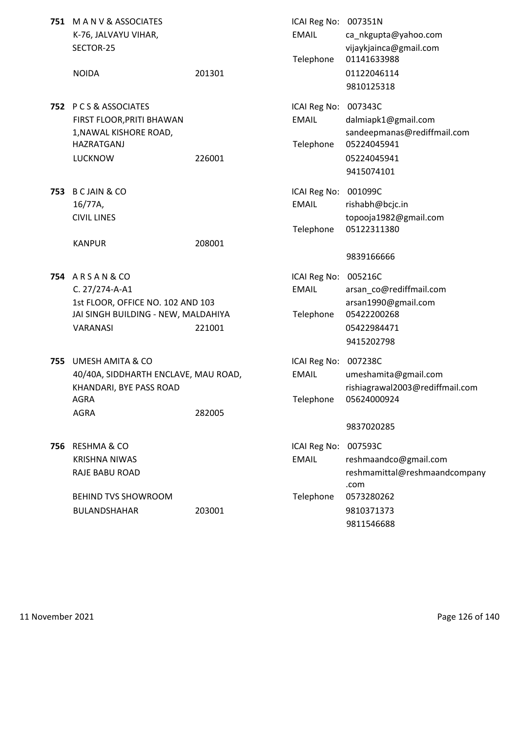**751** M A N V & ASSOCIATES
K-76, JALVAYU VIHAR,
SECTOR-25
NOIDA 201301

ICAI Reg No: 007351N
EMAIL ca_nkgupta@yahoo.com
vijaykjainca@gmail.com
Telephone 01141633988
01122046114
9810125318

**752** P C S & ASSOCIATES
FIRST FLOOR,PRITI BHAWAN
1,NAWAL KISHORE ROAD,
HAZRATGANJ
LUCKNOW 226001

ICAI Reg No: 007343C
EMAIL dalmiapk1@gmail.com
sandeepmanas@rediffmail.com
Telephone 05224045941
05224045941
9415074101

**753** B C JAIN & CO
16/77A,
CIVIL LINES
KANPUR 208001

ICAI Reg No: 001099C
EMAIL rishabh@bcjc.in
topooja1982@gmail.com
Telephone 05122311380
9839166666

**754** A R S A N & CO
C. 27/274-A-A1
1st FLOOR, OFFICE NO. 102 AND 103
JAI SINGH BUILDING - NEW, MALDAHIYA
VARANASI 221001

ICAI Reg No: 005216C
EMAIL arsan_co@rediffmail.com
arsan1990@gmail.com
Telephone 05422200268
05422984471
9415202798

**755** UMESH AMITA & CO
40/40A, SIDDHARTH ENCLAVE, MAU ROAD,
KHANDARI, BYE PASS ROAD
AGRA
AGRA 282005

ICAI Reg No: 007238C
EMAIL umeshamita@gmail.com
rishiagrawal2003@rediffmail.com
Telephone 05624000924
9837020285

**756** RESHMA & CO
KRISHNA NIWAS
RAJE BABU ROAD
BEHIND TVS SHOWROOM
BULANDSHAHAR 203001

ICAI Reg No: 007593C
EMAIL reshmaandco@gmail.com
reshmamittal@reshmaandcompany.com
Telephone 0573280262
9810371373
9811546688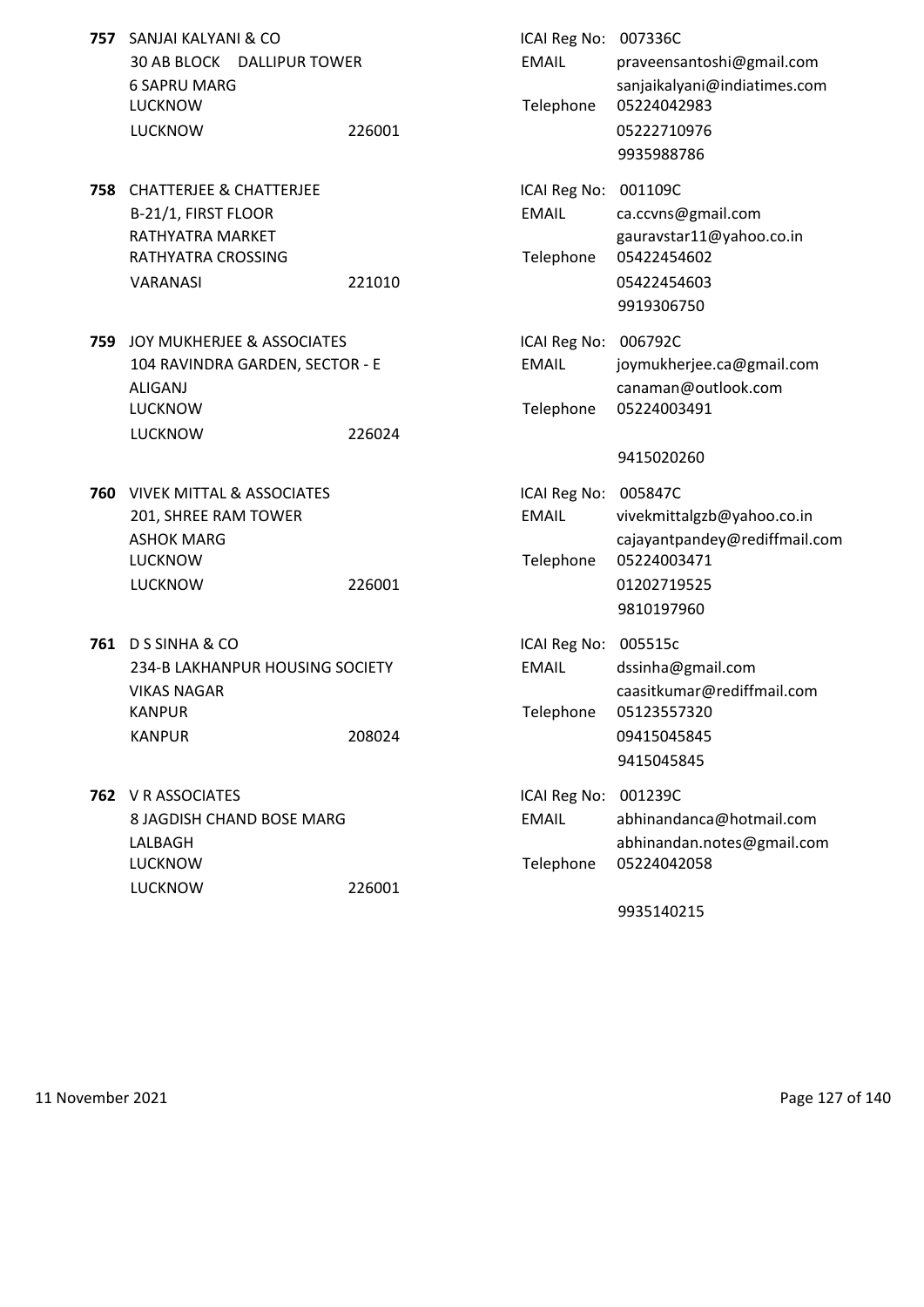**757** SANJAI KALYANI & CO
30 AB BLOCK DALLIPUR TOWER
6 SAPRU MARG
LUCKNOW
LUCKNOW 226001

ICAI Reg No: 007336C
EMAIL praveensantoshi@gmail.com
sanjaikalyani@indiatimes.com
Telephone 05224042983
05222710976
9935988786

**758** CHATTERJEE & CHATTERJEE
B-21/1, FIRST FLOOR
RATHYATRA MARKET
RATHYATRA CROSSING
VARANASI 221010

ICAI Reg No: 001109C
EMAIL ca.ccvns@gmail.com
gauravstar11@yahoo.co.in
Telephone 05422454602
05422454603
9919306750

**759** JOY MUKHERJEE & ASSOCIATES
104 RAVINDRA GARDEN, SECTOR - E
ALIGANJ
LUCKNOW
LUCKNOW 226024

ICAI Reg No: 006792C
EMAIL joymukherjee.ca@gmail.com
canaman@outlook.com
Telephone 05224003491
9415020260

**760** VIVEK MITTAL & ASSOCIATES
201, SHREE RAM TOWER
ASHOK MARG
LUCKNOW
LUCKNOW 226001

ICAI Reg No: 005847C
EMAIL vivekmittalgzb@yahoo.co.in
cajayantpandey@rediffmail.com
Telephone 05224003471
01202719525
9810197960

**761** D S SINHA & CO
234-B LAKHANPUR HOUSING SOCIETY
VIKAS NAGAR
KANPUR
KANPUR 208024

ICAI Reg No: 005515c
EMAIL dssinha@gmail.com
caasitkumar@rediffmail.com
Telephone 05123557320
09415045845
9415045845

**762** V R ASSOCIATES
8 JAGDISH CHAND BOSE MARG
LALBAGH
LUCKNOW
LUCKNOW 226001

ICAI Reg No: 001239C
EMAIL abhinandanca@hotmail.com
abhinandan.notes@gmail.com
Telephone 05224042058
9935140215

11 November 2021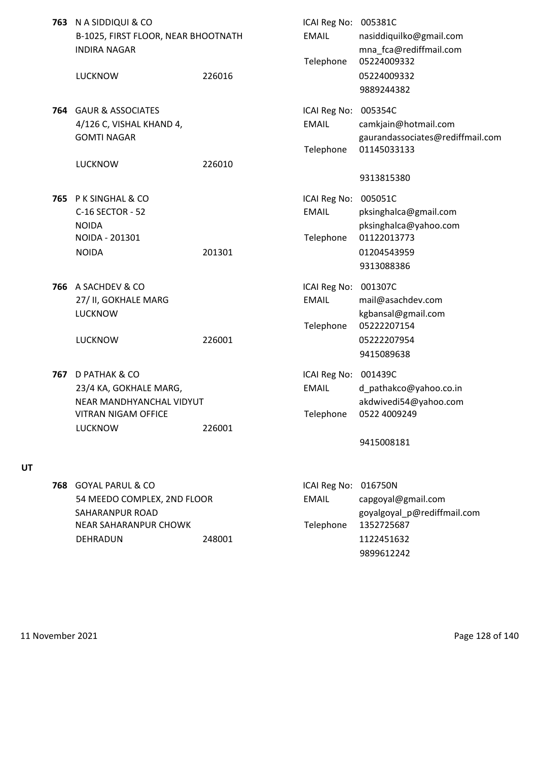**763** N A SIDDIQUI & CO
B-1025, FIRST FLOOR, NEAR BHOOTNATH
INDIRA NAGAR
LUCKNOW 226016

ICAI Reg No: 005381C
EMAIL nasiddiquilko@gmail.com
mna_fca@rediffmail.com
Telephone 05224009332
05224009332
9889244382

**764** GAUR & ASSOCIATES
4/126 C, VISHAL KHAND 4,
GOMTI NAGAR
LUCKNOW 226010

ICAI Reg No: 005354C
EMAIL camkjain@hotmail.com
gaurandassociates@rediffmail.com
Telephone 01145033133
9313815380

**765** P K SINGHAL & CO
C-16 SECTOR - 52
NOIDA
NOIDA - 201301
NOIDA 201301

ICAI Reg No: 005051C
EMAIL pksinghalca@gmail.com
pksinghalca@yahoo.com
Telephone 01122013773
01204543959
9313088386

**766** A SACHDEV & CO
27/ II, GOKHALE MARG
LUCKNOW
LUCKNOW 226001

ICAI Reg No: 001307C
EMAIL mail@asachdev.com
kgbansal@gmail.com
Telephone 05222207154
05222207954
9415089638

**767** D PATHAK & CO
23/4 KA, GOKHALE MARG,
NEAR MANDHYANCHAL VIDYUT
VITRAN NIGAM OFFICE
LUCKNOW 226001

ICAI Reg No: 001439C
EMAIL d_pathakco@yahoo.co.in
akdwivedi54@yahoo.com
Telephone 0522 4009249
9415008181

## UT

**768** GOYAL PARUL & CO
54 MEEDO COMPLEX, 2ND FLOOR
SAHARANPUR ROAD
NEAR SAHARANPUR CHOWK
DEHRADUN 248001

ICAI Reg No: 016750N
EMAIL capgoyal@gmail.com
goyalgoyal_p@rediffmail.com
Telephone 1352725687
1122451632
9899612242

11 November 2021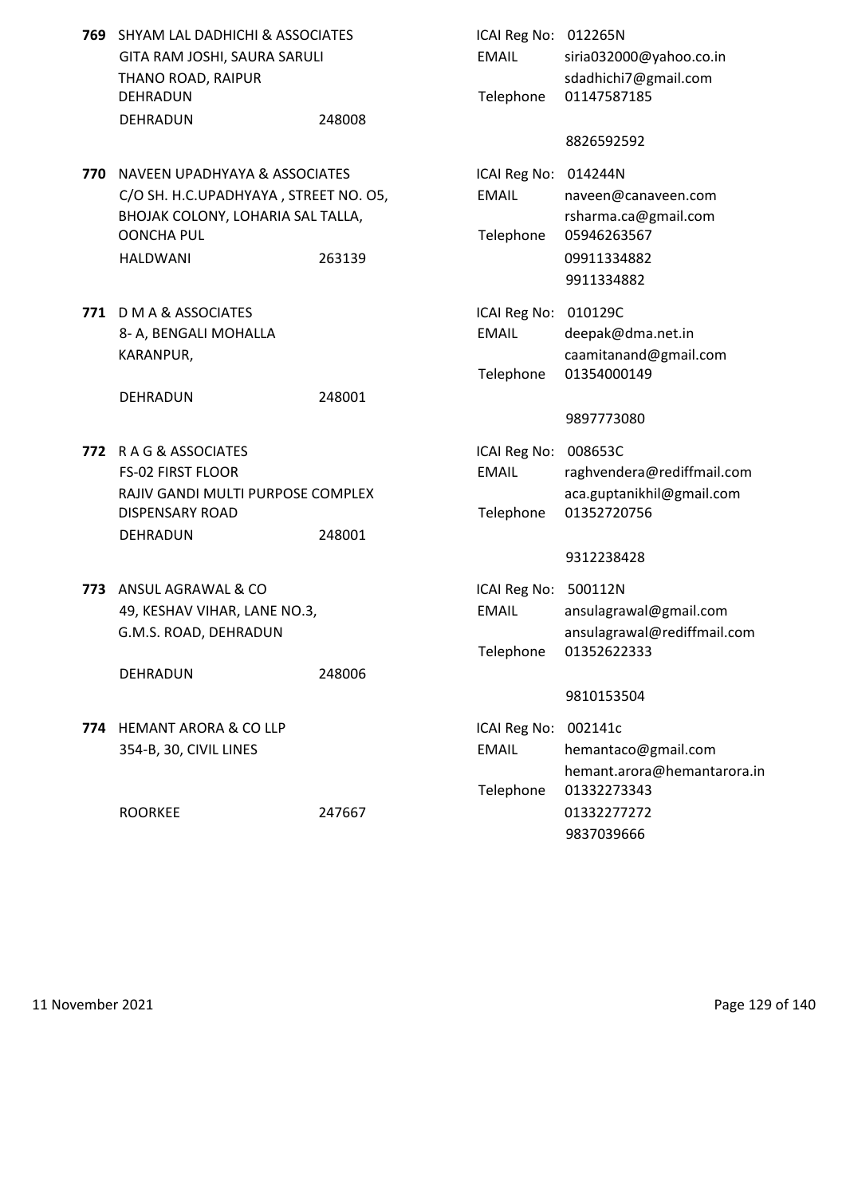**769** SHYAM LAL DADHICHI & ASSOCIATES
GITA RAM JOSHI, SAURA SARULI
THANO ROAD, RAIPUR
DEHRADUN
DEHRADUN 248008

ICAI Reg No: 012265N
EMAIL siria032000@yahoo.co.in
sdadhichi7@gmail.com
Telephone 01147587185
8826592592

**770** NAVEEN UPADHYAYA & ASSOCIATES
C/O SH. H.C.UPADHYAYA , STREET NO. O5,
BHOJAK COLONY, LOHARIA SAL TALLA,
OONCHA PUL
HALDWANI 263139

ICAI Reg No: 014244N
EMAIL naveen@canaveen.com
rsharma.ca@gmail.com
Telephone 05946263567
09911334882
9911334882

**771** D M A & ASSOCIATES
8- A, BENGALI MOHALLA
KARANPUR,
DEHRADUN 248001

ICAI Reg No: 010129C
EMAIL deepak@dma.net.in
caamitanand@gmail.com
Telephone 01354000149
9897773080

**772** R A G & ASSOCIATES
FS-02 FIRST FLOOR
RAJIV GANDI MULTI PURPOSE COMPLEX
DISPENSARY ROAD
DEHRADUN 248001

ICAI Reg No: 008653C
EMAIL raghvendera@rediffmail.com
aca.guptanikhil@gmail.com
Telephone 01352720756
9312238428

**773** ANSUL AGRAWAL & CO
49, KESHAV VIHAR, LANE NO.3,
G.M.S. ROAD, DEHRADUN
DEHRADUN 248006

ICAI Reg No: 500112N
EMAIL ansulagrawal@gmail.com
ansulagrawal@rediffmail.com
Telephone 01352622333
9810153504

**774** HEMANT ARORA & CO LLP
354-B, 30, CIVIL LINES
ROORKEE 247667

ICAI Reg No: 002141c
EMAIL hemantaco@gmail.com
hemant.arora@hemantarora.in
Telephone 01332273343
01332277272
9837039666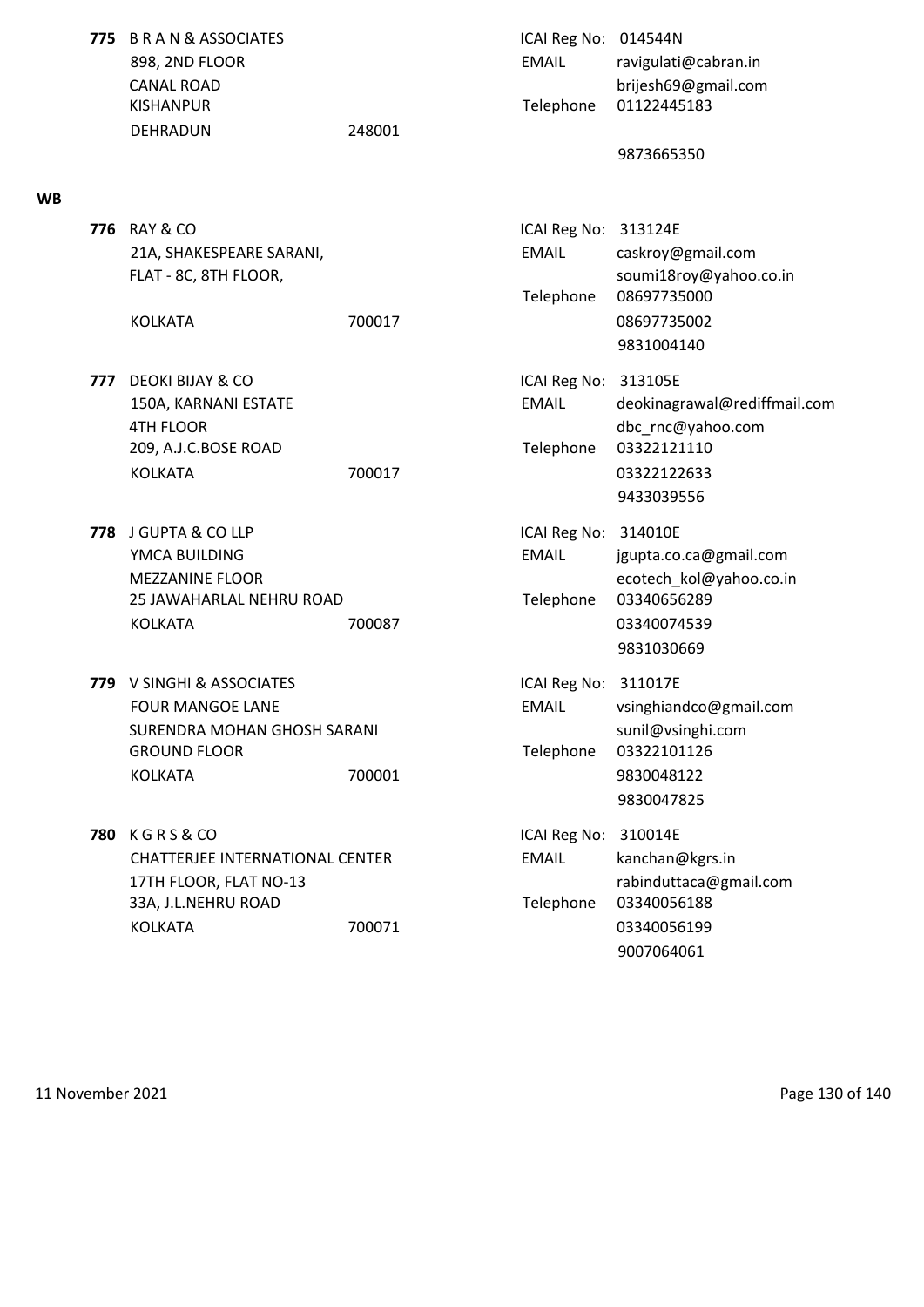**775** B R A N & ASSOCIATES
898, 2ND FLOOR
CANAL ROAD
KISHANPUR
DEHRADUN 248001

ICAI Reg No: 014544N
EMAIL ravigulati@cabran.in
brijesh69@gmail.com
Telephone 01122445183
9873665350

## WB

**776** RAY & CO
21A, SHAKESPEARE SARANI,
FLAT - 8C, 8TH FLOOR,
KOLKATA 700017

ICAI Reg No: 313124E
EMAIL caskroy@gmail.com
soumi18roy@yahoo.co.in
Telephone 08697735000
08697735002
9831004140

**777** DEOKI BIJAY & CO
150A, KARNANI ESTATE
4TH FLOOR
209, A.J.C.BOSE ROAD
KOLKATA 700017

ICAI Reg No: 313105E
EMAIL deokinagrawal@rediffmail.com
dbc_rnc@yahoo.com
Telephone 03322121110
03322122633
9433039556

**778** J GUPTA & CO LLP
YMCA BUILDING
MEZZANINE FLOOR
25 JAWAHARLAL NEHRU ROAD
KOLKATA 700087

ICAI Reg No: 314010E
EMAIL jgupta.co.ca@gmail.com
ecotech_kol@yahoo.co.in
Telephone 03340656289
03340074539
9831030669

**779** V SINGHI & ASSOCIATES
FOUR MANGOE LANE
SURENDRA MOHAN GHOSH SARANI
GROUND FLOOR
KOLKATA 700001

ICAI Reg No: 311017E
EMAIL vsinghiandco@gmail.com
sunil@vsinghi.com
Telephone 03322101126
9830048122
9830047825

**780** K G R S & CO
CHATTERJEE INTERNATIONAL CENTER
17TH FLOOR, FLAT NO-13
33A, J.L.NEHRU ROAD
KOLKATA 700071

ICAI Reg No: 310014E
EMAIL kanchan@kgrs.in
rabinduttaca@gmail.com
Telephone 03340056188
03340056199
9007064061

11 November 2021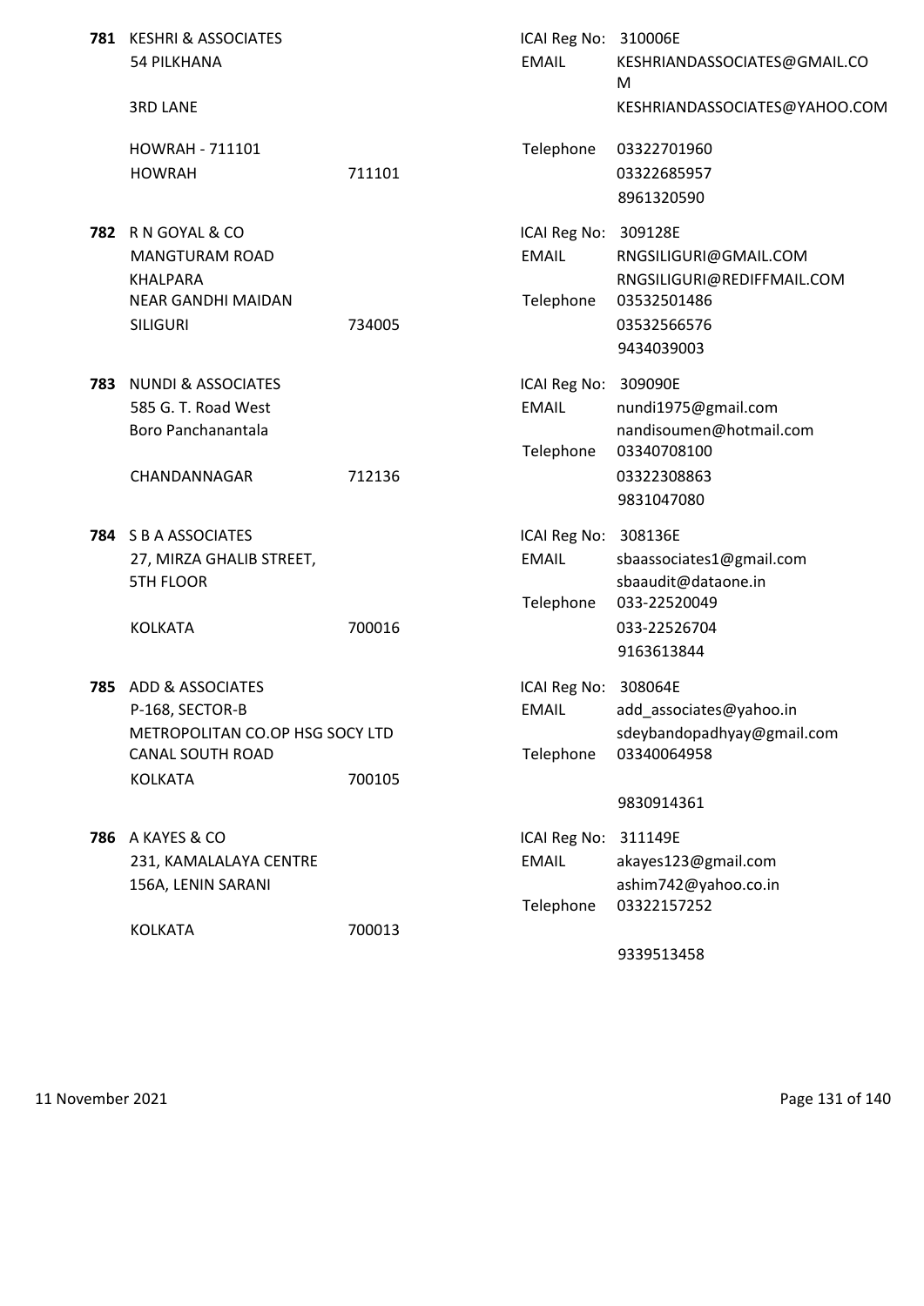**781** KESHRI & ASSOCIATES
54 PILKHANA
3RD LANE
HOWRAH - 711101
HOWRAH 711101

ICAI Reg No: 310006E
EMAIL KESHRIANDASSOCIATES@GMAIL.COM
KESHRIANDASSOCIATES@YAHOO.COM
Telephone 03322701960
03322685957
8961320590

**782** R N GOYAL & CO
MANGTURAM ROAD
KHALPARA
NEAR GANDHI MAIDAN
SILIGURI 734005

ICAI Reg No: 309128E
EMAIL RNGSILIGURI@GMAIL.COM
RNGSILIGURI@REDIFFMAIL.COM
Telephone 03532501486
03532566576
9434039003

**783** NUNDI & ASSOCIATES
585 G. T. Road West
Boro Panchanantala
CHANDANNAGAR 712136

ICAI Reg No: 309090E
EMAIL nundi1975@gmail.com
nandisoumen@hotmail.com
Telephone 03340708100
03322308863
9831047080

**784** S B A ASSOCIATES
27, MIRZA GHALIB STREET,
5TH FLOOR
KOLKATA 700016

ICAI Reg No: 308136E
EMAIL sbaassociates1@gmail.com
sbaaudit@dataone.in
Telephone 033-22520049
033-22526704
9163613844

**785** ADD & ASSOCIATES
P-168, SECTOR-B
METROPOLITAN CO.OP HSG SOCY LTD
CANAL SOUTH ROAD
KOLKATA 700105

ICAI Reg No: 308064E
EMAIL add_associates@yahoo.in
sdeybandopadhyay@gmail.com
Telephone 03340064958
9830914361

**786** A KAYES & CO
231, KAMALALAYA CENTRE
156A, LENIN SARANI
KOLKATA 700013

ICAI Reg No: 311149E
EMAIL akayes123@gmail.com
ashim742@yahoo.co.in
Telephone 03322157252
9339513458

11 November 2021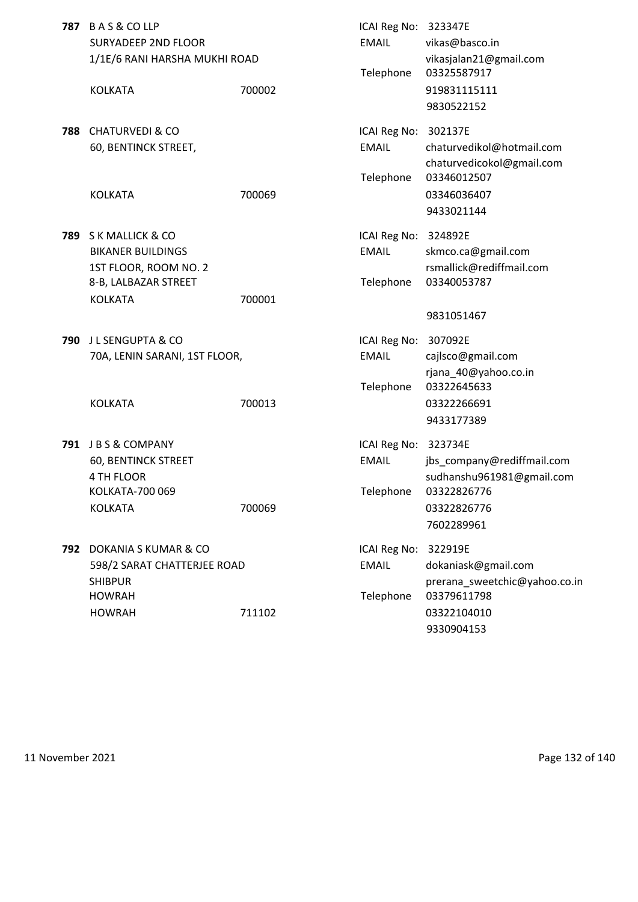**787** B A S & CO LLP
SURYADEEP 2ND FLOOR
1/1E/6 RANI HARSHA MUKHI ROAD
KOLKATA 700002

ICAI Reg No: 323347E
EMAIL vikas@basco.in
vikasjalan21@gmail.com
Telephone 03325587917
919831115111
9830522152

**788** CHATURVEDI & CO
60, BENTINCK STREET,
KOLKATA 700069

ICAI Reg No: 302137E
EMAIL chaturvedikol@hotmail.com
chaturvedicokol@gmail.com
Telephone 03346012507
03346036407
9433021144

**789** S K MALLICK & CO
BIKANER BUILDINGS
1ST FLOOR, ROOM NO. 2
8-B, LALBAZAR STREET
KOLKATA 700001

ICAI Reg No: 324892E
EMAIL skmco.ca@gmail.com
rsmallick@rediffmail.com
Telephone 03340053787
9831051467

**790** J L SENGUPTA & CO
70A, LENIN SARANI, 1ST FLOOR,
KOLKATA 700013

ICAI Reg No: 307092E
EMAIL cajlsco@gmail.com
rjana_40@yahoo.co.in
Telephone 03322645633
03322266691
9433177389

**791** J B S & COMPANY
60, BENTINCK STREET
4 TH FLOOR
KOLKATA-700 069
KOLKATA 700069

ICAI Reg No: 323734E
EMAIL jbs_company@rediffmail.com
sudhanshu961981@gmail.com
Telephone 03322826776
03322826776
7602289961

**792** DOKANIA S KUMAR & CO
598/2 SARAT CHATTERJEE ROAD
SHIBPUR
HOWRAH
HOWRAH 711102

ICAI Reg No: 322919E
EMAIL dokaniask@gmail.com
prerana_sweetchic@yahoo.co.in
Telephone 03379611798
03322104010
9330904153

11 November 2021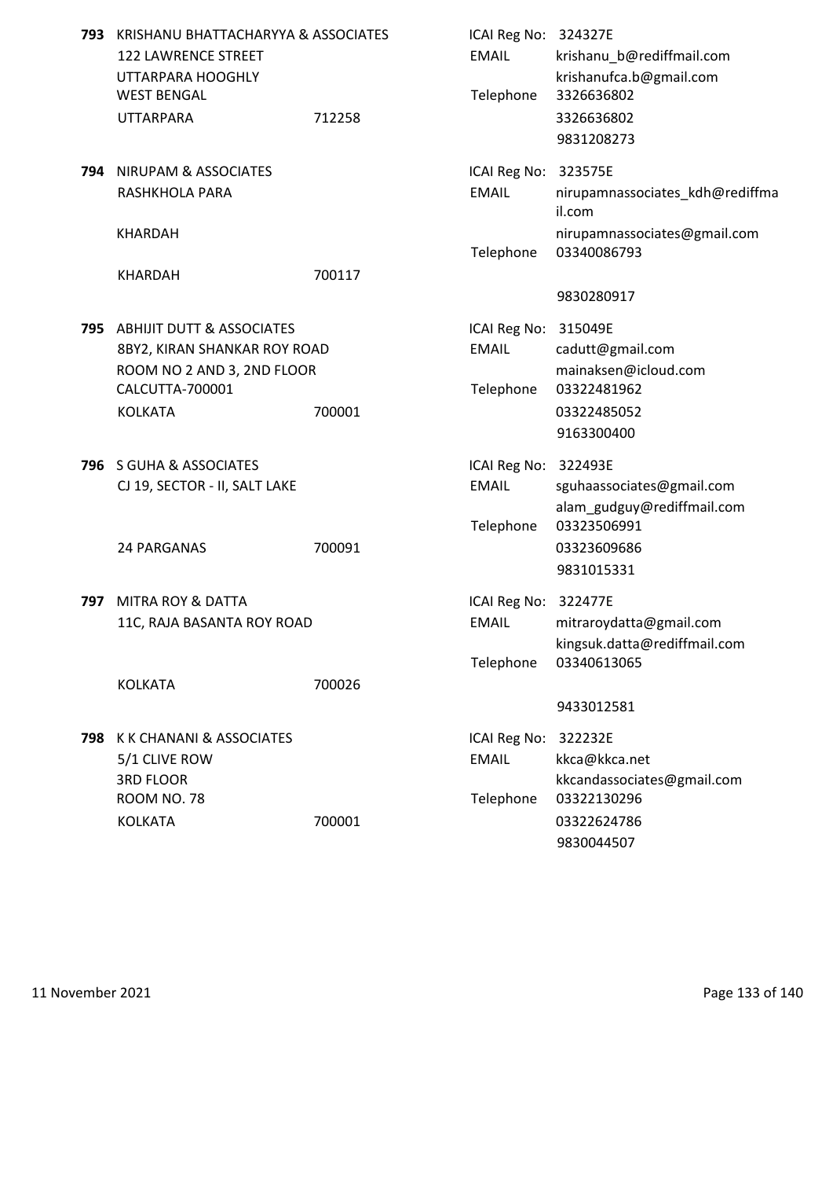**793** KRISHANU BHATTACHARYYA & ASSOCIATES
122 LAWRENCE STREET
UTTARPARA HOOGHLY
WEST BENGAL
UTTARPARA 712258

ICAI Reg No: 324327E
EMAIL krishanu_b@rediffmail.com
krishanufca.b@gmail.com
Telephone 3326636802
3326636802
9831208273

**794** NIRUPAM & ASSOCIATES
RASHKHOLA PARA
KHARDAH
KHARDAH 700117

ICAI Reg No: 323575E
EMAIL nirupamnassociates_kdh@rediffmail.com
nirupamnassociates@gmail.com
Telephone 03340086793
9830280917

**795** ABHIJIT DUTT & ASSOCIATES
8BY2, KIRAN SHANKAR ROY ROAD
ROOM NO 2 AND 3, 2ND FLOOR
CALCUTTA-700001
KOLKATA 700001

ICAI Reg No: 315049E
EMAIL cadutt@gmail.com
mainaksen@icloud.com
Telephone 03322481962
03322485052
9163300400

**796** S GUHA & ASSOCIATES
CJ 19, SECTOR - II, SALT LAKE
24 PARGANAS 700091

ICAI Reg No: 322493E
EMAIL sguhaassociates@gmail.com
alam_gudguy@rediffmail.com
Telephone 03323506991
03323609686
9831015331

**797** MITRA ROY & DATTA
11C, RAJA BASANTA ROY ROAD
KOLKATA 700026

ICAI Reg No: 322477E
EMAIL mitraroydatta@gmail.com
kingsuk.datta@rediffmail.com
Telephone 03340613065
9433012581

**798** K K CHANANI & ASSOCIATES
5/1 CLIVE ROW
3RD FLOOR
ROOM NO. 78
KOLKATA 700001

ICAI Reg No: 322232E
EMAIL kkca@kkca.net
kkcandassociates@gmail.com
Telephone 03322130296
03322624786
9830044507

11 November 2021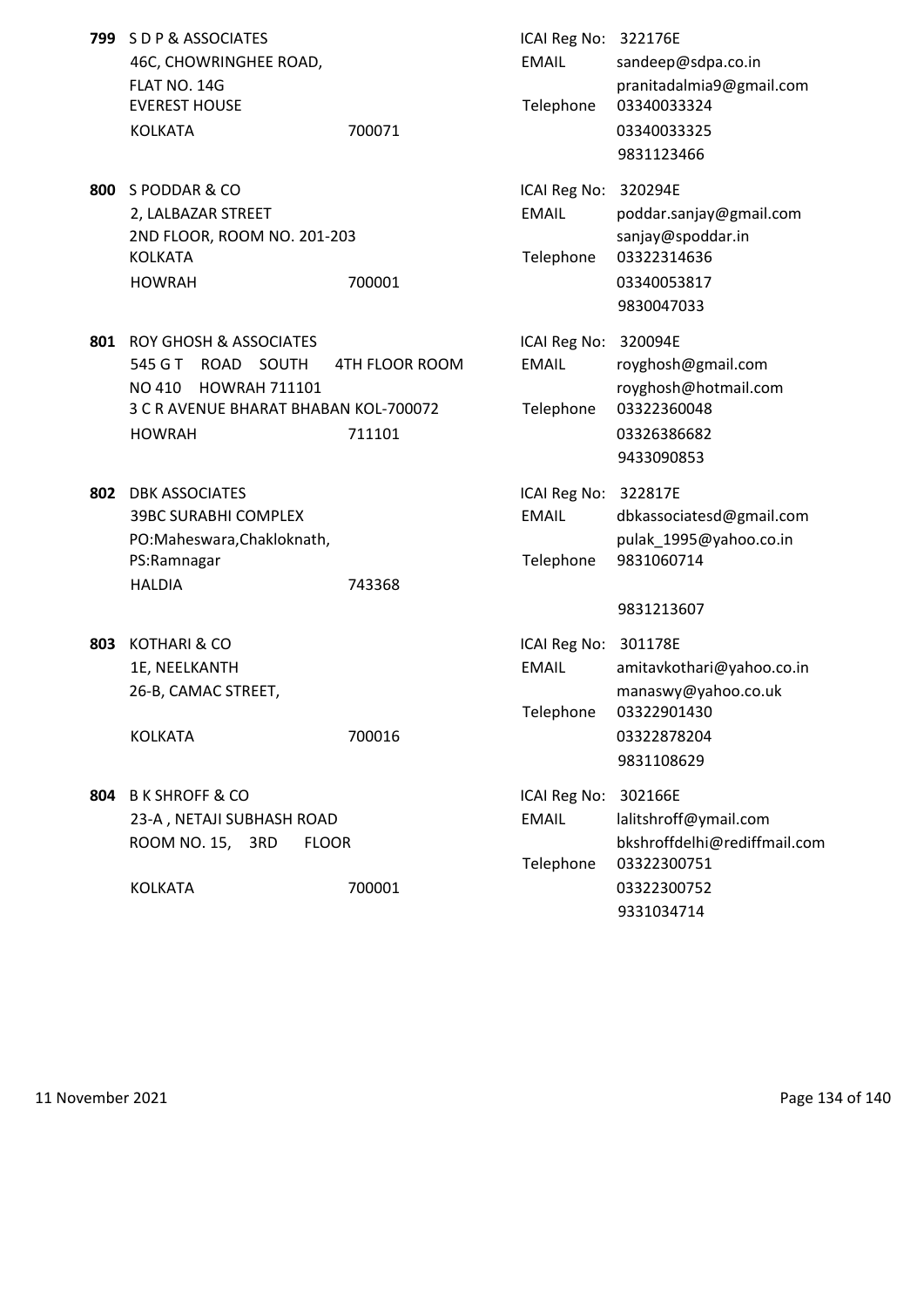**799** S D P & ASSOCIATES
46C, CHOWRINGHEE ROAD,
FLAT NO. 14G
EVEREST HOUSE
KOLKATA 700071

ICAI Reg No: 322176E
EMAIL sandeep@sdpa.co.in
pranitadalmia9@gmail.com
Telephone 03340033324
03340033325
9831123466

**800** S PODDAR & CO
2, LALBAZAR STREET
2ND FLOOR, ROOM NO. 201-203
KOLKATA
HOWRAH 700001

ICAI Reg No: 320294E
EMAIL poddar.sanjay@gmail.com
sanjay@spoddar.in
Telephone 03322314636
03340053817
9830047033

**801** ROY GHOSH & ASSOCIATES
545 G T ROAD SOUTH 4TH FLOOR ROOM NO 410 HOWRAH 711101
3 C R AVENUE BHARAT BHABAN KOL-700072
HOWRAH 711101

ICAI Reg No: 320094E
EMAIL royghosh@gmail.com
royghosh@hotmail.com
Telephone 03322360048
03326386682
9433090853

**802** DBK ASSOCIATES
39BC SURABHI COMPLEX
PO:Maheswara,Chakloknath,
PS:Ramnagar
HALDIA 743368

ICAI Reg No: 322817E
EMAIL dbkassociatesd@gmail.com
pulak_1995@yahoo.co.in
Telephone 9831060714
9831213607

**803** KOTHARI & CO
1E, NEELKANTH
26-B, CAMAC STREET,
KOLKATA 700016

ICAI Reg No: 301178E
EMAIL amitavkothari@yahoo.co.in
manaswy@yahoo.co.uk
Telephone 03322901430
03322878204
9831108629

**804** B K SHROFF & CO
23-A , NETAJI SUBHASH ROAD
ROOM NO. 15, 3RD FLOOR
KOLKATA 700001

ICAI Reg No: 302166E
EMAIL lalitshroff@ymail.com
bkshroffdelhi@rediffmail.com
Telephone 03322300751
03322300752
9331034714

11 November 2021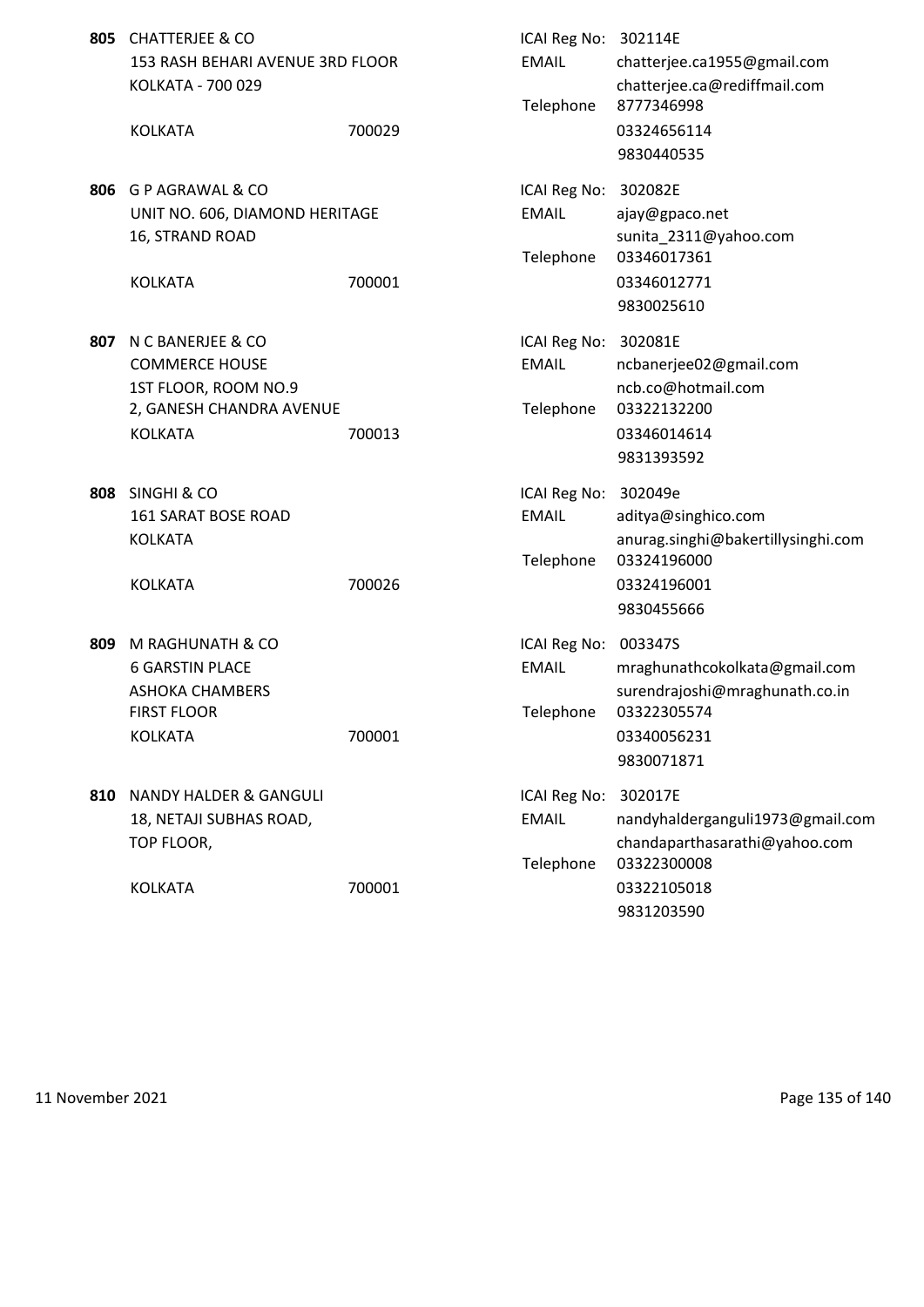**805** CHATTERJEE & CO
153 RASH BEHARI AVENUE 3RD FLOOR
KOLKATA - 700 029

KOLKATA 700029

ICAI Reg No: 302114E
EMAIL chatterjee.ca1955@gmail.com
chatterjee.ca@rediffmail.com
Telephone 8777346998
03324656114
9830440535

**806** G P AGRAWAL & CO
UNIT NO. 606, DIAMOND HERITAGE
16, STRAND ROAD

KOLKATA 700001

ICAI Reg No: 302082E
EMAIL ajay@gpaco.net
sunita_2311@yahoo.com
Telephone 03346017361
03346012771
9830025610

**807** N C BANERJEE & CO
COMMERCE HOUSE
1ST FLOOR, ROOM NO.9
2, GANESH CHANDRA AVENUE
KOLKATA 700013

ICAI Reg No: 302081E
EMAIL ncbanerjee02@gmail.com
ncb.co@hotmail.com
Telephone 03322132200
03346014614
9831393592

**808** SINGHI & CO
161 SARAT BOSE ROAD
KOLKATA

KOLKATA 700026

ICAI Reg No: 302049e
EMAIL aditya@singhico.com
anurag.singhi@bakertillysinghi.com
Telephone 03324196000
03324196001
9830455666

**809** M RAGHUNATH & CO
6 GARSTIN PLACE
ASHOKA CHAMBERS
FIRST FLOOR
KOLKATA 700001

ICAI Reg No: 003347S
EMAIL mraghunathcokolkata@gmail.com
surendrajoshi@mraghunath.co.in
Telephone 03322305574
03340056231
9830071871

**810** NANDY HALDER & GANGULI
18, NETAJI SUBHAS ROAD,
TOP FLOOR,

KOLKATA 700001

ICAI Reg No: 302017E
EMAIL nandyhalderganguli1973@gmail.com
chandaparthasarathi@yahoo.com
Telephone 03322300008
03322105018
9831203590

11 November 2021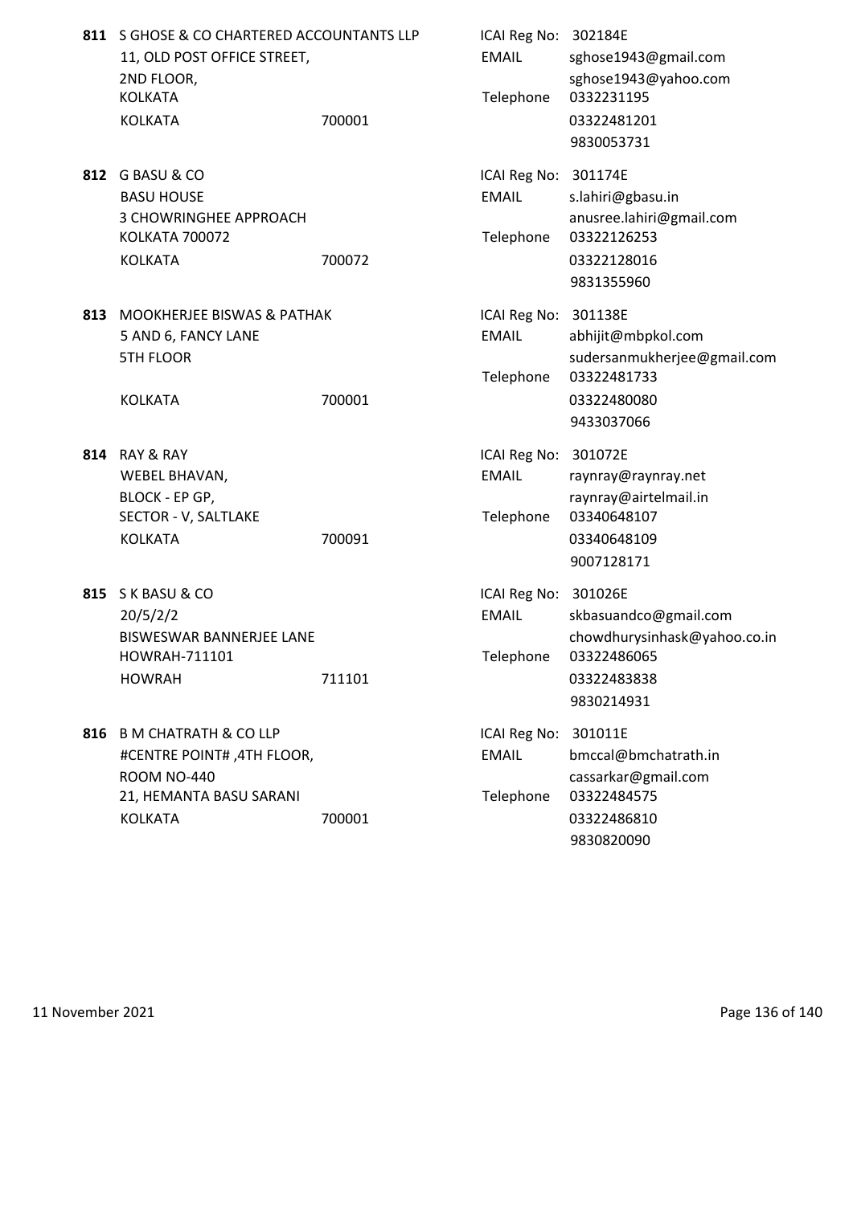**811** S GHOSE & CO CHARTERED ACCOUNTANTS LLP
11, OLD POST OFFICE STREET,
2ND FLOOR,
KOLKATA
KOLKATA 700001

ICAI Reg No: 302184E
EMAIL sghose1943@gmail.com
sghose1943@yahoo.com
Telephone 0332231195
03322481201
9830053731

**812** G BASU & CO
BASU HOUSE
3 CHOWRINGHEE APPROACH
KOLKATA 700072
KOLKATA 700072

ICAI Reg No: 301174E
EMAIL s.lahiri@gbasu.in
anusree.lahiri@gmail.com
Telephone 03322126253
03322128016
9831355960

**813** MOOKHERJEE BISWAS & PATHAK
5 AND 6, FANCY LANE
5TH FLOOR
KOLKATA 700001

ICAI Reg No: 301138E
EMAIL abhijit@mbpkol.com
sudersanmukherjee@gmail.com
Telephone 03322481733
03322480080
9433037066

**814** RAY & RAY
WEBEL BHAVAN,
BLOCK - EP GP,
SECTOR - V, SALTLAKE
KOLKATA 700091

ICAI Reg No: 301072E
EMAIL raynray@raynray.net
raynray@airtelmail.in
Telephone 03340648107
03340648109
9007128171

**815** S K BASU & CO
20/5/2/2
BISWESWAR BANNERJEE LANE
HOWRAH-711101
HOWRAH 711101

ICAI Reg No: 301026E
EMAIL skbasuandco@gmail.com
chowdhurysinhask@yahoo.co.in
Telephone 03322486065
03322483838
9830214931

**816** B M CHATRATH & CO LLP
#CENTRE POINT# ,4TH FLOOR,
ROOM NO-440
21, HEMANTA BASU SARANI
KOLKATA 700001

ICAI Reg No: 301011E
EMAIL bmccal@bmchatrath.in
cassarkar@gmail.com
Telephone 03322484575
03322486810
9830820090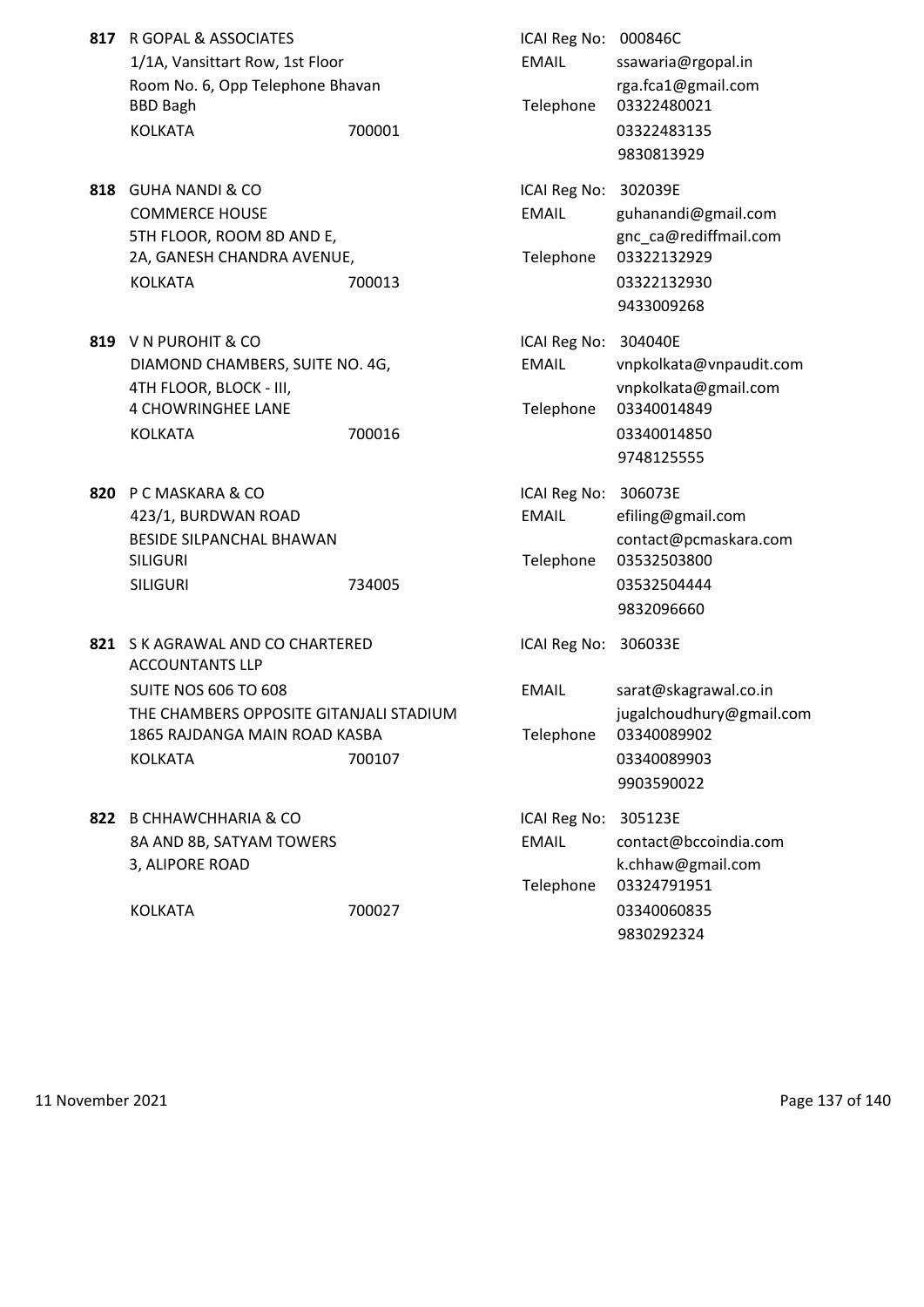**817** R GOPAL & ASSOCIATES
1/1A, Vansittart Row, 1st Floor
Room No. 6, Opp Telephone Bhavan
BBD Bagh
KOLKATA 700001

ICAI Reg No: 000846C
EMAIL ssawaria@rgopal.in
rga.fca1@gmail.com
Telephone 03322480021
03322483135
9830813929

**818** GUHA NANDI & CO
COMMERCE HOUSE
5TH FLOOR, ROOM 8D AND E,
2A, GANESH CHANDRA AVENUE,
KOLKATA 700013

ICAI Reg No: 302039E
EMAIL guhanandi@gmail.com
gnc_ca@rediffmail.com
Telephone 03322132929
03322132930
9433009268

**819** V N PUROHIT & CO
DIAMOND CHAMBERS, SUITE NO. 4G,
4TH FLOOR, BLOCK - III,
4 CHOWRINGHEE LANE
KOLKATA 700016

ICAI Reg No: 304040E
EMAIL vnpkolkata@vnpaudit.com
vnpkolkata@gmail.com
Telephone 03340014849
03340014850
9748125555

**820** P C MASKARA & CO
423/1, BURDWAN ROAD
BESIDE SILPANCHAL BHAWAN
SILIGURI
SILIGURI 734005

ICAI Reg No: 306073E
EMAIL efiling@gmail.com
contact@pcmaskara.com
Telephone 03532503800
03532504444
9832096660

**821** S K AGRAWAL AND CO CHARTERED ACCOUNTANTS LLP
SUITE NOS 606 TO 608
THE CHAMBERS OPPOSITE GITANJALI STADIUM
1865 RAJDANGA MAIN ROAD KASBA
KOLKATA 700107

ICAI Reg No: 306033E
EMAIL sarat@skagrawal.co.in
jugalchoudhury@gmail.com
Telephone 03340089902
03340089903
9903590022

**822** B CHHAWCHHARIA & CO
8A AND 8B, SATYAM TOWERS
3, ALIPORE ROAD
KOLKATA 700027

ICAI Reg No: 305123E
EMAIL contact@bccoindia.com
k.chhaw@gmail.com
Telephone 03324791951
03340060835
9830292324

11 November 2021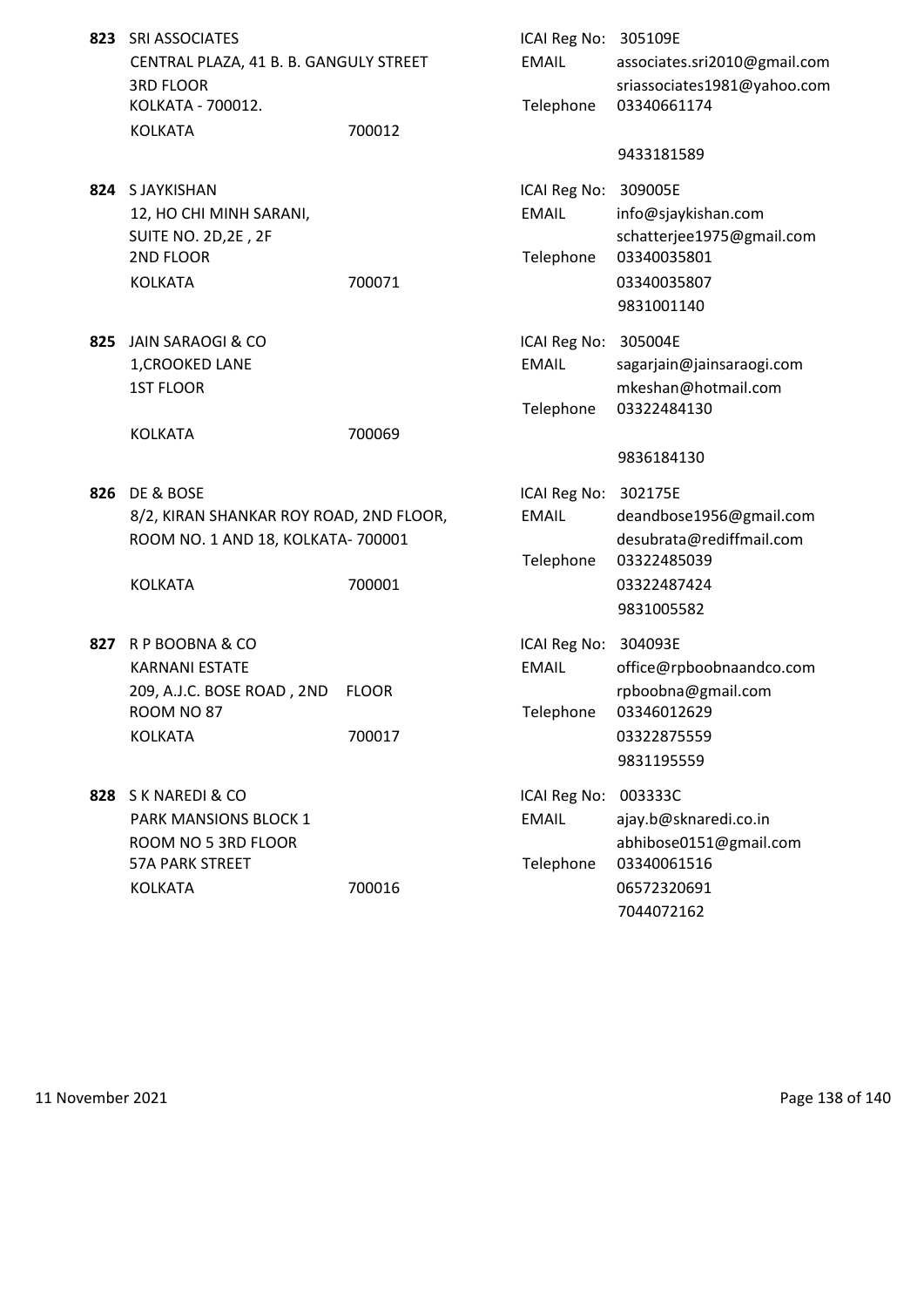**823** SRI ASSOCIATES
CENTRAL PLAZA, 41 B. B. GANGULY STREET
3RD FLOOR
KOLKATA - 700012.
KOLKATA 700012

ICAI Reg No: 305109E
EMAIL associates.sri2010@gmail.com
sriassociates1981@yahoo.com
Telephone 03340661174
9433181589

**824** S JAYKISHAN
12, HO CHI MINH SARANI,
SUITE NO. 2D,2E , 2F
2ND FLOOR
KOLKATA 700071

ICAI Reg No: 309005E
EMAIL info@sjaykishan.com
schatterjee1975@gmail.com
Telephone 03340035801
03340035807
9831001140

**825** JAIN SARAOGI & CO
1,CROOKED LANE
1ST FLOOR
KOLKATA 700069

ICAI Reg No: 305004E
EMAIL sagarjain@jainsaraogi.com
mkeshan@hotmail.com
Telephone 03322484130
9836184130

**826** DE & BOSE
8/2, KIRAN SHANKAR ROY ROAD, 2ND FLOOR,
ROOM NO. 1 AND 18, KOLKATA- 700001
KOLKATA 700001

ICAI Reg No: 302175E
EMAIL deandbose1956@gmail.com
desubrata@rediffmail.com
Telephone 03322485039
03322487424
9831005582

**827** R P BOOBNA & CO
KARNANI ESTATE
209, A.J.C. BOSE ROAD , 2ND FLOOR
ROOM NO 87
KOLKATA 700017

ICAI Reg No: 304093E
EMAIL office@rpboobnaandco.com
rpboobna@gmail.com
Telephone 03346012629
03322875559
9831195559

**828** S K NAREDI & CO
PARK MANSIONS BLOCK 1
ROOM NO 5 3RD FLOOR
57A PARK STREET
KOLKATA 700016

ICAI Reg No: 003333C
EMAIL ajay.b@sknaredi.co.in
abhibose0151@gmail.com
Telephone 03340061516
06572320691
7044072162

11 November 2021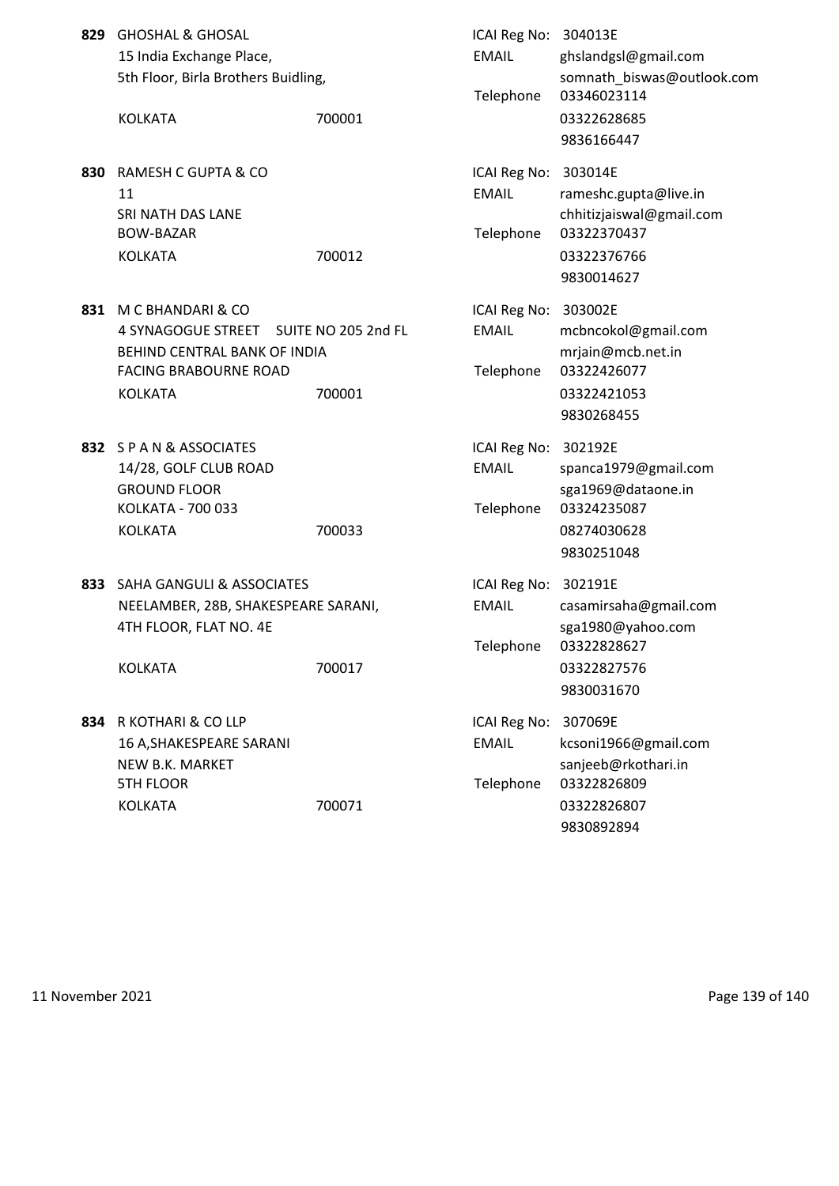**829** GHOSHAL & GHOSAL
15 India Exchange Place,
5th Floor, Birla Brothers Buidling,
KOLKATA 700001

ICAI Reg No: 304013E
EMAIL ghslandgsl@gmail.com
somnath_biswas@outlook.com
Telephone 03346023114
03322628685
9836166447

**830** RAMESH C GUPTA & CO
11
SRI NATH DAS LANE
BOW-BAZAR
KOLKATA 700012

ICAI Reg No: 303014E
EMAIL rameshc.gupta@live.in
chhitizjaiswal@gmail.com
Telephone 03322370437
03322376766
9830014627

**831** M C BHANDARI & CO
4 SYNAGOGUE STREET SUITE NO 205 2nd FL
BEHIND CENTRAL BANK OF INDIA
FACING BRABOURNE ROAD
KOLKATA 700001

ICAI Reg No: 303002E
EMAIL mcbncokol@gmail.com
mrjain@mcb.net.in
Telephone 03322426077
03322421053
9830268455

**832** S P A N & ASSOCIATES
14/28, GOLF CLUB ROAD
GROUND FLOOR
KOLKATA - 700 033
KOLKATA 700033

ICAI Reg No: 302192E
EMAIL spanca1979@gmail.com
sga1969@dataone.in
Telephone 03324235087
08274030628
9830251048

**833** SAHA GANGULI & ASSOCIATES
NEELAMBER, 28B, SHAKESPEARE SARANI,
4TH FLOOR, FLAT NO. 4E
KOLKATA 700017

ICAI Reg No: 302191E
EMAIL casamirsaha@gmail.com
sga1980@yahoo.com
Telephone 03322828627
03322827576
9830031670

**834** R KOTHARI & CO LLP
16 A,SHAKESPEARE SARANI
NEW B.K. MARKET
5TH FLOOR
KOLKATA 700071

ICAI Reg No: 307069E
EMAIL kcsoni1966@gmail.com
sanjeeb@rkothari.in
Telephone 03322826809
03322826807
9830892894

11 November 2021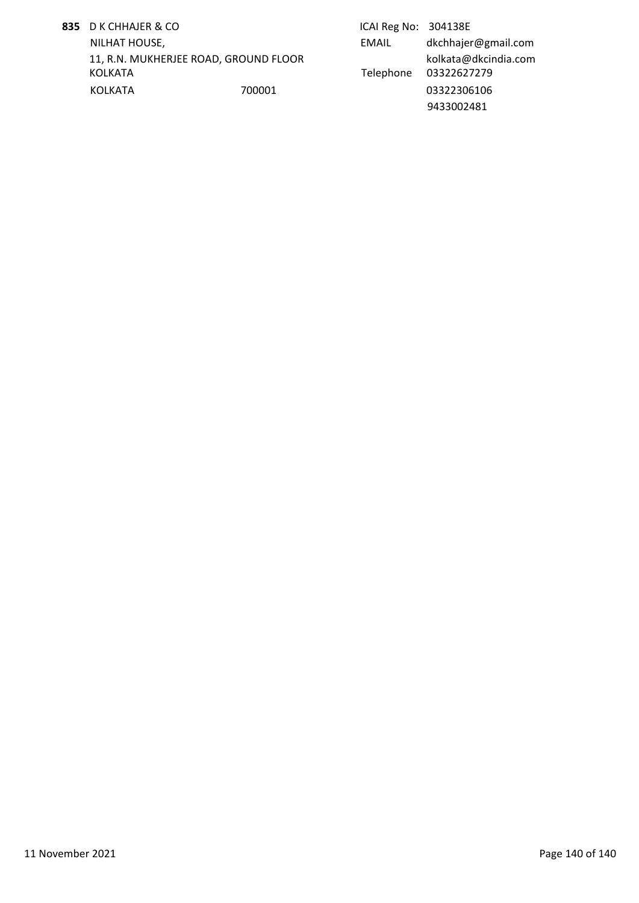**835** D K CHHAJER & CO
NILHAT HOUSE,
11, R.N. MUKHERJEE ROAD, GROUND FLOOR
KOLKATA
KOLKATA 700001

ICAI Reg No: 304138E
EMAIL dkchhajer@gmail.com
kolkata@dkcindia.com
Telephone 03322627279
03322306106
9433002481